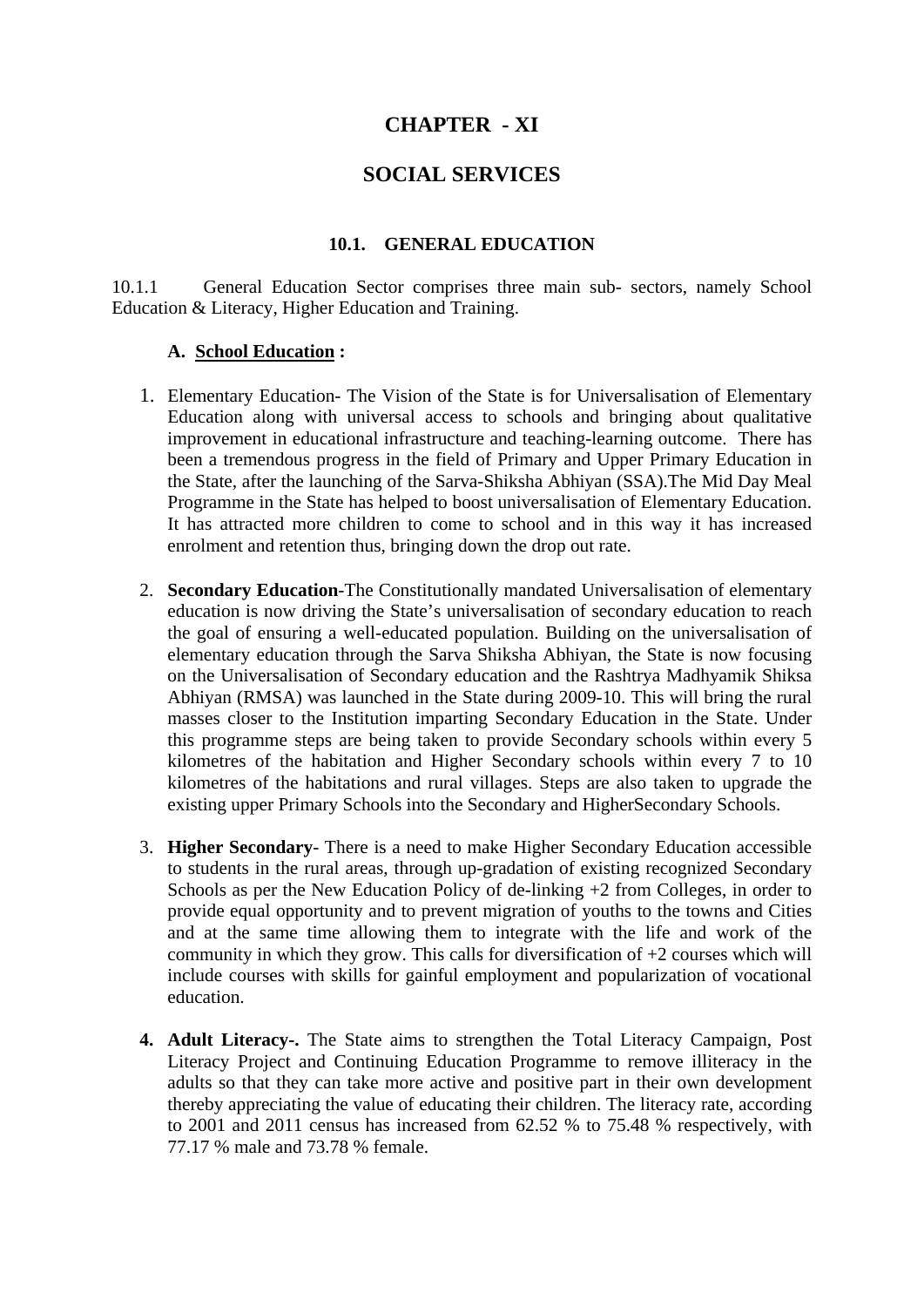# CHAPTER - XI

# SOCIAL SERVICES

## 10.1. GENERAL EDUCATION

10.1.1 General Education Sector comprises three main sub- sectors, namely School Education & Literacy, Higher Education and Training.

### A. <u>School Education</u> :

1. Elementary Education- The Vision of the State is for Universalisation of Elementary Education along with universal access to schools and bringing about qualitative improvement in educational infrastructure and teaching-learning outcome. There has been a tremendous progress in the field of Primary and Upper Primary Education in the State, after the launching of the Sarva-Shiksha Abhiyan (SSA).The Mid Day Meal Programme in the State has helped to boost universalisation of Elementary Education. It has attracted more children to come to school and in this way it has increased enrolment and retention thus, bringing down the drop out rate.

2. **Secondary Education**-The Constitutionally mandated Universalisation of elementary education is now driving the State's universalisation of secondary education to reach the goal of ensuring a well-educated population. Building on the universalisation of elementary education through the Sarva Shiksha Abhiyan, the State is now focusing on the Universalisation of Secondary education and the Rashtrya Madhyamik Shiksa Abhiyan (RMSA) was launched in the State during 2009-10. This will bring the rural masses closer to the Institution imparting Secondary Education in the State. Under this programme steps are being taken to provide Secondary schools within every 5 kilometres of the habitation and Higher Secondary schools within every 7 to 10 kilometres of the habitations and rural villages. Steps are also taken to upgrade the existing upper Primary Schools into the Secondary and HigherSecondary Schools.

3. **Higher Secondary**- There is a need to make Higher Secondary Education accessible to students in the rural areas, through up-gradation of existing recognized Secondary Schools as per the New Education Policy of de-linking +2 from Colleges, in order to provide equal opportunity and to prevent migration of youths to the towns and Cities and at the same time allowing them to integrate with the life and work of the community in which they grow. This calls for diversification of +2 courses which will include courses with skills for gainful employment and popularization of vocational education.

4. **Adult Literacy-.** The State aims to strengthen the Total Literacy Campaign, Post Literacy Project and Continuing Education Programme to remove illiteracy in the adults so that they can take more active and positive part in their own development thereby appreciating the value of educating their children. The literacy rate, according to 2001 and 2011 census has increased from 62.52 % to 75.48 % respectively, with 77.17 % male and 73.78 % female.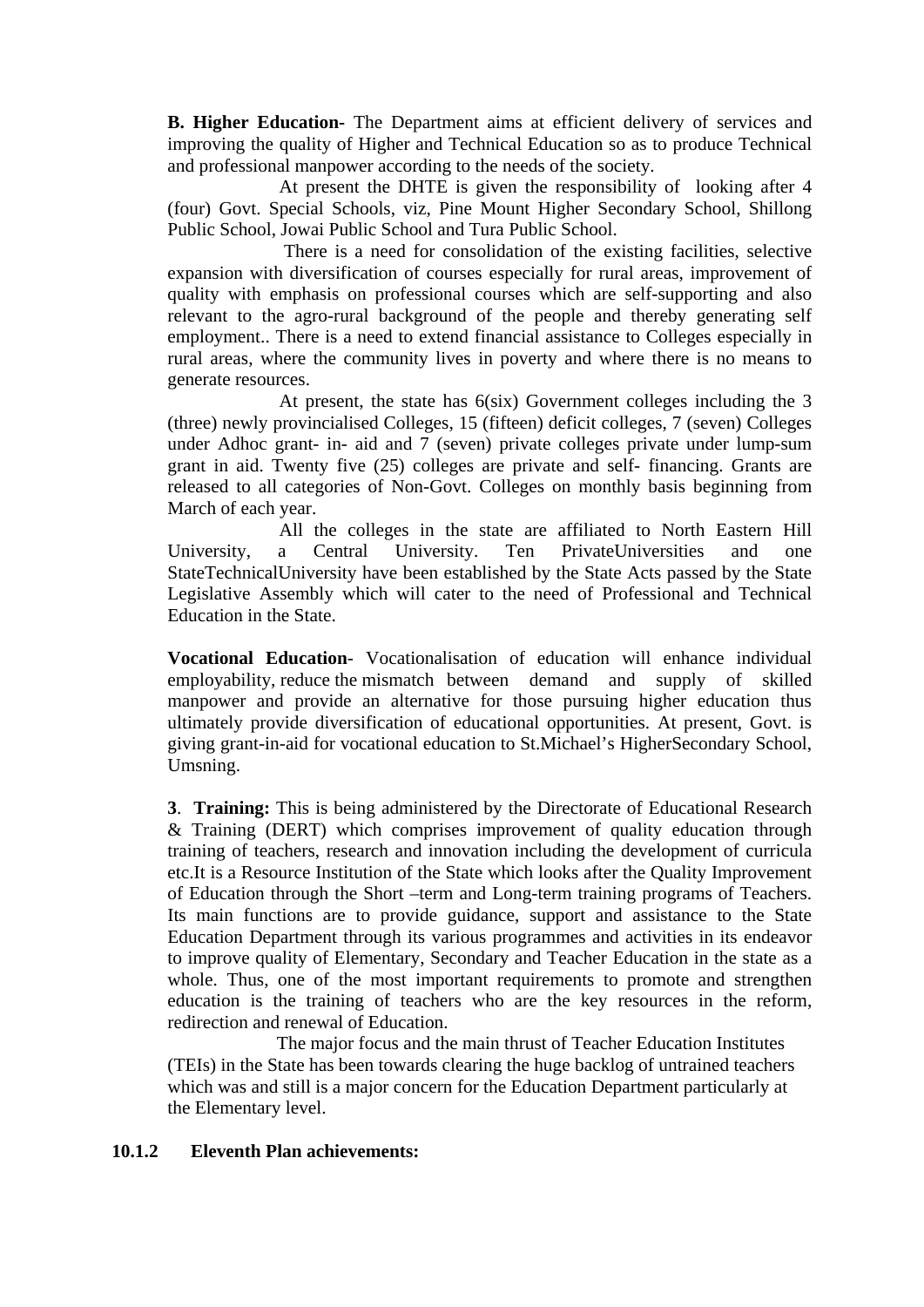**B. Higher Education-** The Department aims at efficient delivery of services and improving the quality of Higher and Technical Education so as to produce Technical and professional manpower according to the needs of the society.

At present the DHTE is given the responsibility of looking after 4 (four) Govt. Special Schools, viz, Pine Mount Higher Secondary School, Shillong Public School, Jowai Public School and Tura Public School.

There is a need for consolidation of the existing facilities, selective expansion with diversification of courses especially for rural areas, improvement of quality with emphasis on professional courses which are self-supporting and also relevant to the agro-rural background of the people and thereby generating self employment.. There is a need to extend financial assistance to Colleges especially in rural areas, where the community lives in poverty and where there is no means to generate resources.

At present, the state has 6(six) Government colleges including the 3 (three) newly provincialised Colleges, 15 (fifteen) deficit colleges, 7 (seven) Colleges under Adhoc grant- in- aid and 7 (seven) private colleges private under lump-sum grant in aid. Twenty five (25) colleges are private and self- financing. Grants are released to all categories of Non-Govt. Colleges on monthly basis beginning from March of each year.

All the colleges in the state are affiliated to North Eastern Hill University, a Central University. Ten PrivateUniversities and one StateTechnicalUniversity have been established by the State Acts passed by the State Legislative Assembly which will cater to the need of Professional and Technical Education in the State.

**Vocational Education**- Vocationalisation of education will enhance individual employability, reduce the mismatch between demand and supply of skilled manpower and provide an alternative for those pursuing higher education thus ultimately provide diversification of educational opportunities. At present, Govt. is giving grant-in-aid for vocational education to St.Michael's HigherSecondary School, Umsning.

**3**. **Training:** This is being administered by the Directorate of Educational Research & Training (DERT) which comprises improvement of quality education through training of teachers, research and innovation including the development of curricula etc.It is a Resource Institution of the State which looks after the Quality Improvement of Education through the Short –term and Long-term training programs of Teachers. Its main functions are to provide guidance, support and assistance to the State Education Department through its various programmes and activities in its endeavor to improve quality of Elementary, Secondary and Teacher Education in the state as a whole. Thus, one of the most important requirements to promote and strengthen education is the training of teachers who are the key resources in the reform, redirection and renewal of Education.

The major focus and the main thrust of Teacher Education Institutes (TEIs) in the State has been towards clearing the huge backlog of untrained teachers which was and still is a major concern for the Education Department particularly at the Elementary level.

**10.1.2 Eleventh Plan achievements:**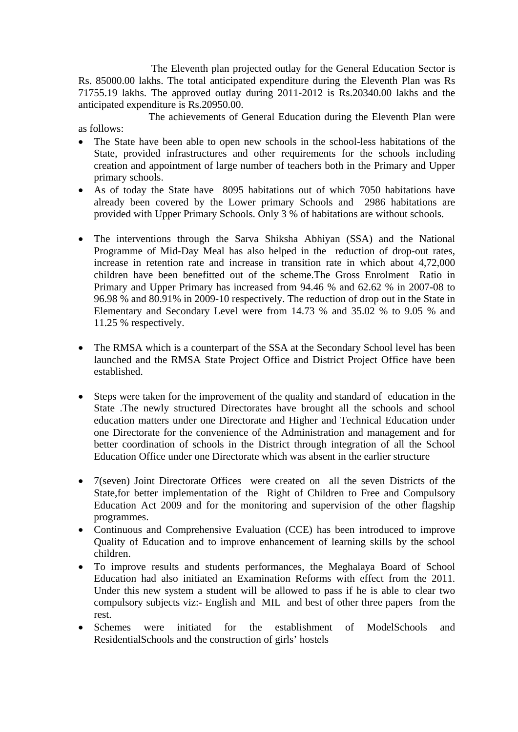The Eleventh plan projected outlay for the General Education Sector is Rs. 85000.00 lakhs. The total anticipated expenditure during the Eleventh Plan was Rs 71755.19 lakhs. The approved outlay during 2011-2012 is Rs.20340.00 lakhs and the anticipated expenditure is Rs.20950.00.

The achievements of General Education during the Eleventh Plan were as follows:

- The State have been able to open new schools in the school-less habitations of the State, provided infrastructures and other requirements for the schools including creation and appointment of large number of teachers both in the Primary and Upper primary schools.
- As of today the State have 8095 habitations out of which 7050 habitations have already been covered by the Lower primary Schools and 2986 habitations are provided with Upper Primary Schools. Only 3 % of habitations are without schools.
- The interventions through the Sarva Shiksha Abhiyan (SSA) and the National Programme of Mid-Day Meal has also helped in the reduction of drop-out rates, increase in retention rate and increase in transition rate in which about 4,72,000 children have been benefitted out of the scheme.The Gross Enrolment Ratio in Primary and Upper Primary has increased from 94.46 % and 62.62 % in 2007-08 to 96.98 % and 80.91% in 2009-10 respectively. The reduction of drop out in the State in Elementary and Secondary Level were from 14.73 % and 35.02 % to 9.05 % and 11.25 % respectively.
- The RMSA which is a counterpart of the SSA at the Secondary School level has been launched and the RMSA State Project Office and District Project Office have been established.
- Steps were taken for the improvement of the quality and standard of education in the State .The newly structured Directorates have brought all the schools and school education matters under one Directorate and Higher and Technical Education under one Directorate for the convenience of the Administration and management and for better coordination of schools in the District through integration of all the School Education Office under one Directorate which was absent in the earlier structure
- 7(seven) Joint Directorate Offices were created on all the seven Districts of the State,for better implementation of the Right of Children to Free and Compulsory Education Act 2009 and for the monitoring and supervision of the other flagship programmes.
- Continuous and Comprehensive Evaluation (CCE) has been introduced to improve Quality of Education and to improve enhancement of learning skills by the school children.
- To improve results and students performances, the Meghalaya Board of School Education had also initiated an Examination Reforms with effect from the 2011. Under this new system a student will be allowed to pass if he is able to clear two compulsory subjects viz:- English and MIL and best of other three papers from the rest.
- Schemes were initiated for the establishment of ModelSchools and ResidentialSchools and the construction of girls' hostels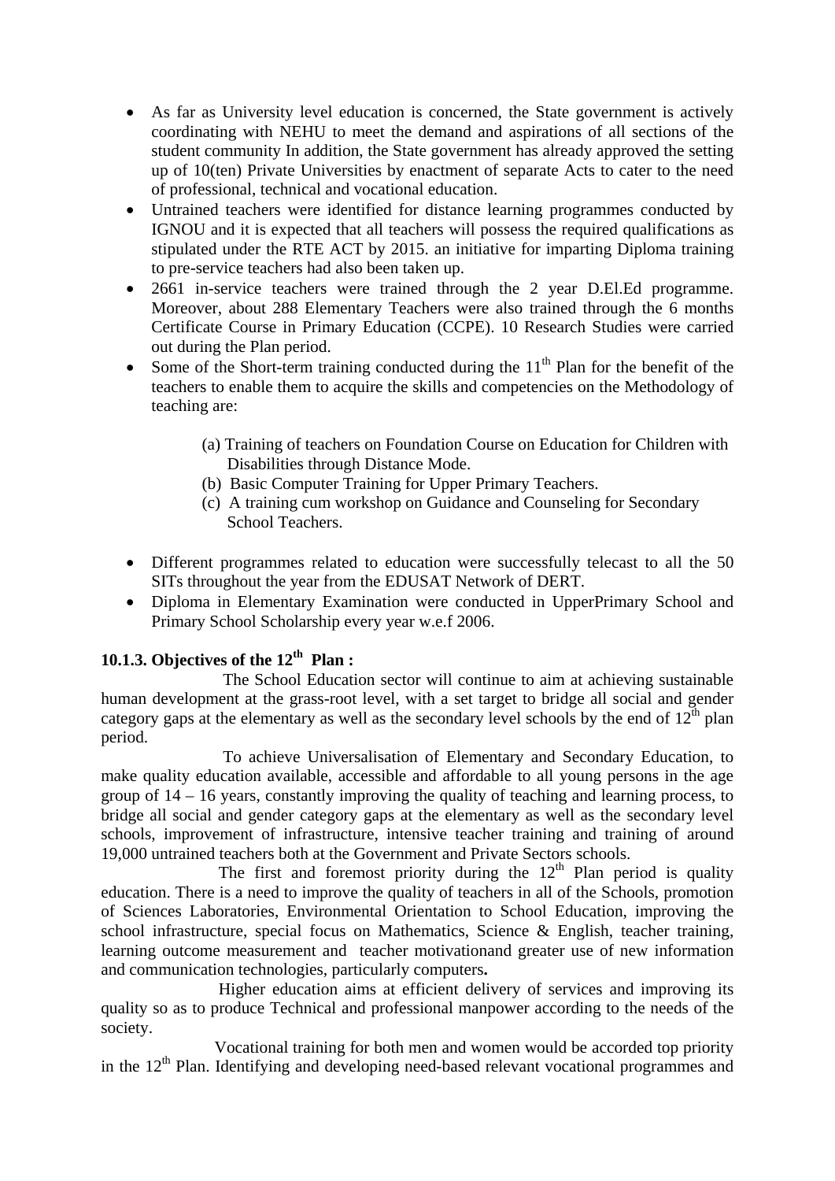- As far as University level education is concerned, the State government is actively coordinating with NEHU to meet the demand and aspirations of all sections of the student community In addition, the State government has already approved the setting up of 10(ten) Private Universities by enactment of separate Acts to cater to the need of professional, technical and vocational education.
- Untrained teachers were identified for distance learning programmes conducted by IGNOU and it is expected that all teachers will possess the required qualifications as stipulated under the RTE ACT by 2015. an initiative for imparting Diploma training to pre-service teachers had also been taken up.
- 2661 in-service teachers were trained through the 2 year D.El.Ed programme. Moreover, about 288 Elementary Teachers were also trained through the 6 months Certificate Course in Primary Education (CCPE). 10 Research Studies were carried out during the Plan period.
- Some of the Short-term training conducted during the 11th Plan for the benefit of the teachers to enable them to acquire the skills and competencies on the Methodology of teaching are:

  (a) Training of teachers on Foundation Course on Education for Children with Disabilities through Distance Mode.
  (b) Basic Computer Training for Upper Primary Teachers.
  (c) A training cum workshop on Guidance and Counseling for Secondary School Teachers.

- Different programmes related to education were successfully telecast to all the 50 SITs throughout the year from the EDUSAT Network of DERT.
- Diploma in Elementary Examination were conducted in UpperPrimary School and Primary School Scholarship every year w.e.f 2006.

### 10.1.3. Objectives of the 12th Plan :

The School Education sector will continue to aim at achieving sustainable human development at the grass-root level, with a set target to bridge all social and gender category gaps at the elementary as well as the secondary level schools by the end of 12th plan period.

To achieve Universalisation of Elementary and Secondary Education, to make quality education available, accessible and affordable to all young persons in the age group of 14 – 16 years, constantly improving the quality of teaching and learning process, to bridge all social and gender category gaps at the elementary as well as the secondary level schools, improvement of infrastructure, intensive teacher training and training of around 19,000 untrained teachers both at the Government and Private Sectors schools.

The first and foremost priority during the 12th Plan period is quality education. There is a need to improve the quality of teachers in all of the Schools, promotion of Sciences Laboratories, Environmental Orientation to School Education, improving the school infrastructure, special focus on Mathematics, Science & English, teacher training, learning outcome measurement and teacher motivationand greater use of new information and communication technologies, particularly computers**.**

Higher education aims at efficient delivery of services and improving its quality so as to produce Technical and professional manpower according to the needs of the society.

Vocational training for both men and women would be accorded top priority in the 12th Plan. Identifying and developing need-based relevant vocational programmes and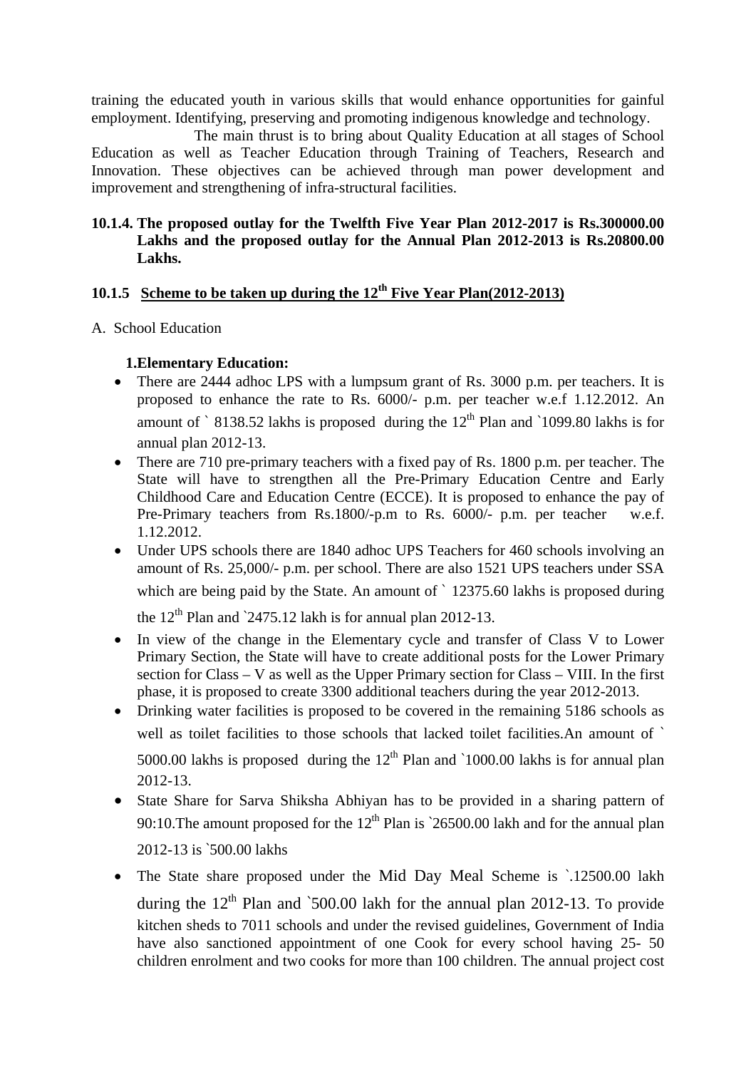training the educated youth in various skills that would enhance opportunities for gainful employment. Identifying, preserving and promoting indigenous knowledge and technology.

The main thrust is to bring about Quality Education at all stages of School Education as well as Teacher Education through Training of Teachers, Research and Innovation. These objectives can be achieved through man power development and improvement and strengthening of infra-structural facilities.

**10.1.4. The proposed outlay for the Twelfth Five Year Plan 2012-2017 is Rs.300000.00 Lakhs and the proposed outlay for the Annual Plan 2012-2013 is Rs.20800.00 Lakhs.**

## 10.1.5 Scheme to be taken up during the 12th Five Year Plan(2012-2013)

A. School Education

**1.Elementary Education:**

- There are 2444 adhoc LPS with a lumpsum grant of Rs. 3000 p.m. per teachers. It is proposed to enhance the rate to Rs. 6000/- p.m. per teacher w.e.f 1.12.2012. An amount of ` 8138.52 lakhs is proposed during the 12th Plan and `1099.80 lakhs is for annual plan 2012-13.
- There are 710 pre-primary teachers with a fixed pay of Rs. 1800 p.m. per teacher. The State will have to strengthen all the Pre-Primary Education Centre and Early Childhood Care and Education Centre (ECCE). It is proposed to enhance the pay of Pre-Primary teachers from Rs.1800/-p.m to Rs. 6000/- p.m. per teacher w.e.f. 1.12.2012.
- Under UPS schools there are 1840 adhoc UPS Teachers for 460 schools involving an amount of Rs. 25,000/- p.m. per school. There are also 1521 UPS teachers under SSA which are being paid by the State. An amount of ` 12375.60 lakhs is proposed during the 12th Plan and `2475.12 lakh is for annual plan 2012-13.
- In view of the change in the Elementary cycle and transfer of Class V to Lower Primary Section, the State will have to create additional posts for the Lower Primary section for Class – V as well as the Upper Primary section for Class – VIII. In the first phase, it is proposed to create 3300 additional teachers during the year 2012-2013.
- Drinking water facilities is proposed to be covered in the remaining 5186 schools as well as toilet facilities to those schools that lacked toilet facilities.An amount of ` 5000.00 lakhs is proposed during the 12th Plan and `1000.00 lakhs is for annual plan 2012-13.
- State Share for Sarva Shiksha Abhiyan has to be provided in a sharing pattern of 90:10.The amount proposed for the 12th Plan is `26500.00 lakh and for the annual plan 2012-13 is `500.00 lakhs
- The State share proposed under the Mid Day Meal Scheme is `.12500.00 lakh during the 12th Plan and `500.00 lakh for the annual plan 2012-13. To provide kitchen sheds to 7011 schools and under the revised guidelines, Government of India have also sanctioned appointment of one Cook for every school having 25- 50 children enrolment and two cooks for more than 100 children. The annual project cost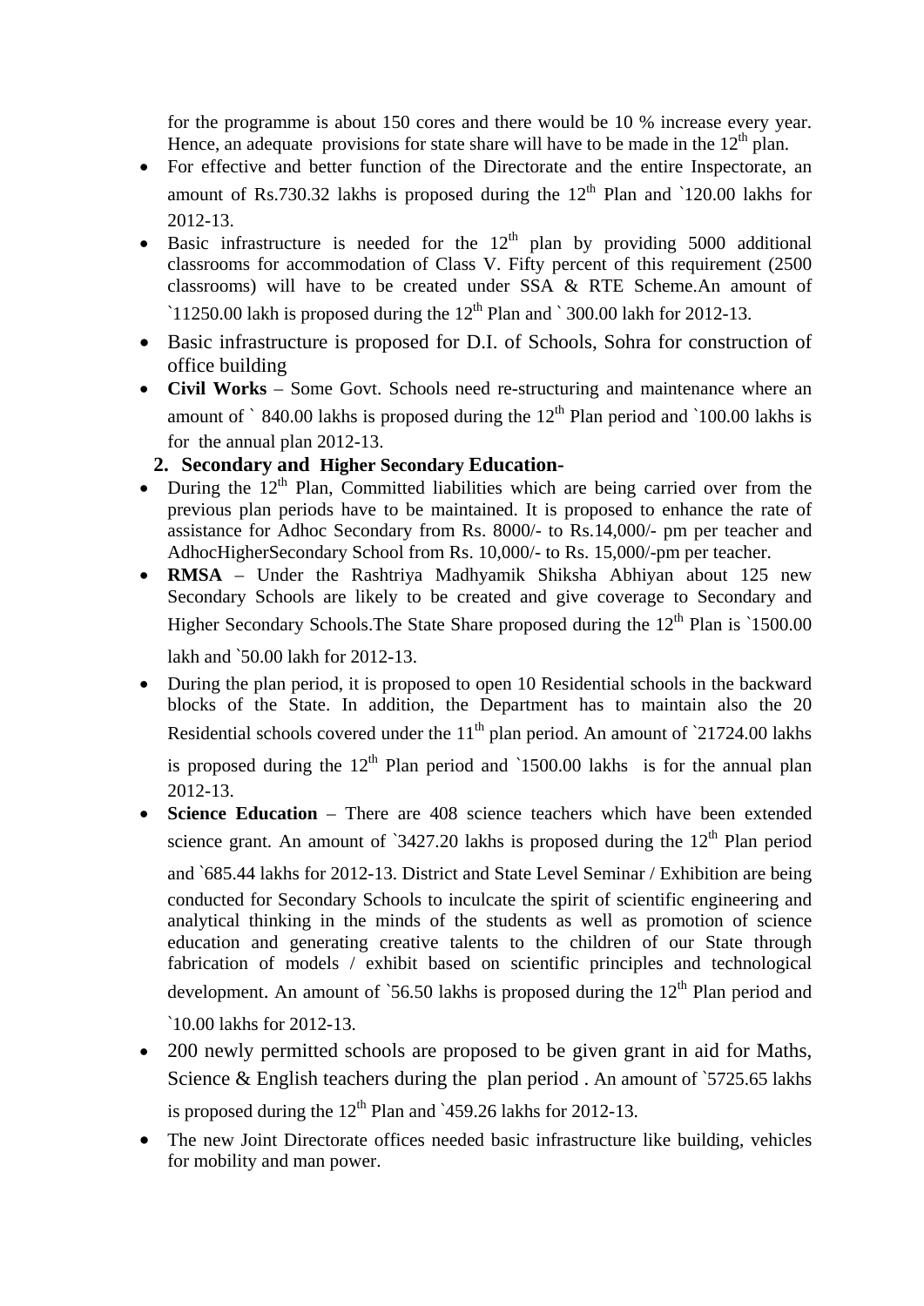for the programme is about 150 cores and there would be 10 % increase every year. Hence, an adequate provisions for state share will have to be made in the 12th plan.

- For effective and better function of the Directorate and the entire Inspectorate, an amount of Rs.730.32 lakhs is proposed during the 12th Plan and `120.00 lakhs for 2012-13.
- Basic infrastructure is needed for the 12th plan by providing 5000 additional classrooms for accommodation of Class V. Fifty percent of this requirement (2500 classrooms) will have to be created under SSA & RTE Scheme.An amount of `11250.00 lakh is proposed during the 12th Plan and ` 300.00 lakh for 2012-13.
- Basic infrastructure is proposed for D.I. of Schools, Sohra for construction of office building
- **Civil Works** – Some Govt. Schools need re-structuring and maintenance where an amount of ` 840.00 lakhs is proposed during the 12th Plan period and `100.00 lakhs is for the annual plan 2012-13.

**2. Secondary and Higher Secondary Education-**

- During the 12th Plan, Committed liabilities which are being carried over from the previous plan periods have to be maintained. It is proposed to enhance the rate of assistance for Adhoc Secondary from Rs. 8000/- to Rs.14,000/- pm per teacher and AdhocHigherSecondary School from Rs. 10,000/- to Rs. 15,000/-pm per teacher.
- **RMSA** – Under the Rashtriya Madhyamik Shiksha Abhiyan about 125 new Secondary Schools are likely to be created and give coverage to Secondary and Higher Secondary Schools.The State Share proposed during the 12th Plan is `1500.00 lakh and `50.00 lakh for 2012-13.
- During the plan period, it is proposed to open 10 Residential schools in the backward blocks of the State. In addition, the Department has to maintain also the 20 Residential schools covered under the 11th plan period. An amount of `21724.00 lakhs is proposed during the 12th Plan period and `1500.00 lakhs is for the annual plan 2012-13.
- **Science Education** – There are 408 science teachers which have been extended science grant. An amount of `3427.20 lakhs is proposed during the 12th Plan period and `685.44 lakhs for 2012-13. District and State Level Seminar / Exhibition are being conducted for Secondary Schools to inculcate the spirit of scientific engineering and analytical thinking in the minds of the students as well as promotion of science education and generating creative talents to the children of our State through fabrication of models / exhibit based on scientific principles and technological development. An amount of `56.50 lakhs is proposed during the 12th Plan period and `10.00 lakhs for 2012-13.
- 200 newly permitted schools are proposed to be given grant in aid for Maths, Science & English teachers during the plan period . An amount of `5725.65 lakhs is proposed during the 12th Plan and `459.26 lakhs for 2012-13.
- The new Joint Directorate offices needed basic infrastructure like building, vehicles for mobility and man power.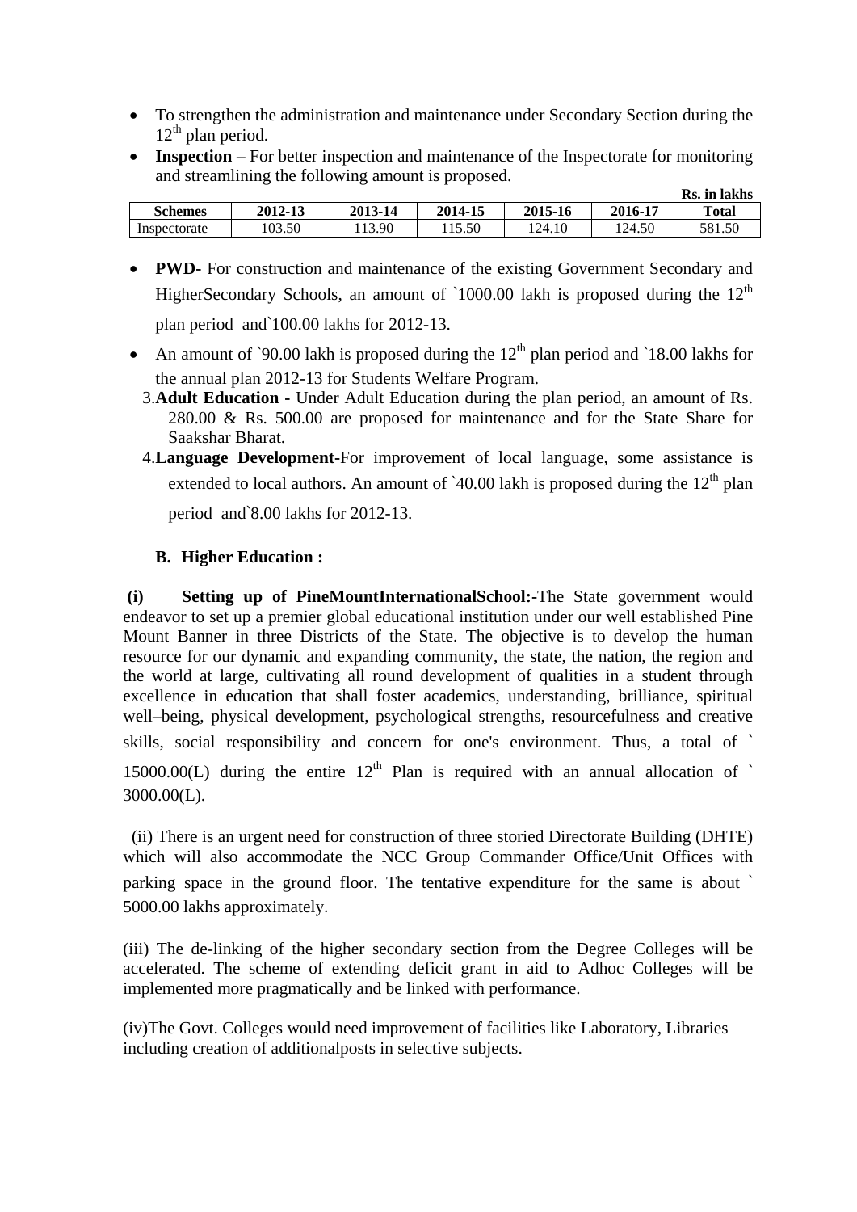- To strengthen the administration and maintenance under Secondary Section during the 12th plan period.
- **Inspection** – For better inspection and maintenance of the Inspectorate for monitoring and streamlining the following amount is proposed.

**Rs. in lakhs**

| Schemes | 2012-13 | 2013-14 | 2014-15 | 2015-16 | 2016-17 | Total |
|---|---|---|---|---|---|---|
| Inspectorate | 103.50 | 113.90 | 115.50 | 124.10 | 124.50 | 581.50 |

- **PWD-** For construction and maintenance of the existing Government Secondary and HigherSecondary Schools, an amount of `1000.00 lakh is proposed during the 12th plan period and`100.00 lakhs for 2012-13.
- An amount of `90.00 lakh is proposed during the 12th plan period and `18.00 lakhs for the annual plan 2012-13 for Students Welfare Program.

3. **Adult Education -** Under Adult Education during the plan period, an amount of Rs. 280.00 & Rs. 500.00 are proposed for maintenance and for the State Share for Saakshar Bharat.
4. **Language Development**-For improvement of local language, some assistance is extended to local authors. An amount of `40.00 lakh is proposed during the 12th plan period and`8.00 lakhs for 2012-13.

**B. Higher Education :**

**(i) Setting up of PineMountInternationalSchool:-**The State government would endeavor to set up a premier global educational institution under our well established Pine Mount Banner in three Districts of the State. The objective is to develop the human resource for our dynamic and expanding community, the state, the nation, the region and the world at large, cultivating all round development of qualities in a student through excellence in education that shall foster academics, understanding, brilliance, spiritual well–being, physical development, psychological strengths, resourcefulness and creative skills, social responsibility and concern for one's environment. Thus, a total of ` 15000.00(L) during the entire 12th Plan is required with an annual allocation of ` 3000.00(L).

(ii) There is an urgent need for construction of three storied Directorate Building (DHTE) which will also accommodate the NCC Group Commander Office/Unit Offices with parking space in the ground floor. The tentative expenditure for the same is about ` 5000.00 lakhs approximately.

(iii) The de-linking of the higher secondary section from the Degree Colleges will be accelerated. The scheme of extending deficit grant in aid to Adhoc Colleges will be implemented more pragmatically and be linked with performance.

(iv)The Govt. Colleges would need improvement of facilities like Laboratory, Libraries including creation of additionalposts in selective subjects.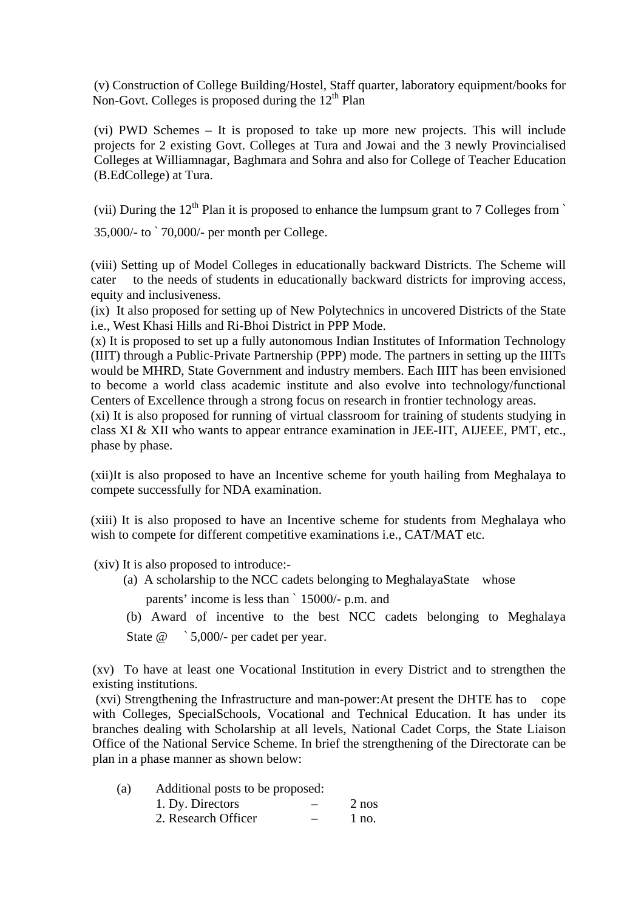(v) Construction of College Building/Hostel, Staff quarter, laboratory equipment/books for Non-Govt. Colleges is proposed during the 12th Plan

(vi) PWD Schemes – It is proposed to take up more new projects. This will include projects for 2 existing Govt. Colleges at Tura and Jowai and the 3 newly Provincialised Colleges at Williamnagar, Baghmara and Sohra and also for College of Teacher Education (B.EdCollege) at Tura.

(vii) During the 12th Plan it is proposed to enhance the lumpsum grant to 7 Colleges from ` 35,000/- to ` 70,000/- per month per College.

(viii) Setting up of Model Colleges in educationally backward Districts. The Scheme will cater to the needs of students in educationally backward districts for improving access, equity and inclusiveness.

(ix) It also proposed for setting up of New Polytechnics in uncovered Districts of the State i.e., West Khasi Hills and Ri-Bhoi District in PPP Mode.

(x) It is proposed to set up a fully autonomous Indian Institutes of Information Technology (IIIT) through a Public-Private Partnership (PPP) mode. The partners in setting up the IIITs would be MHRD, State Government and industry members. Each IIIT has been envisioned to become a world class academic institute and also evolve into technology/functional Centers of Excellence through a strong focus on research in frontier technology areas.

(xi) It is also proposed for running of virtual classroom for training of students studying in class XI & XII who wants to appear entrance examination in JEE-IIT, AIJEEE, PMT, etc., phase by phase.

(xii)It is also proposed to have an Incentive scheme for youth hailing from Meghalaya to compete successfully for NDA examination.

(xiii) It is also proposed to have an Incentive scheme for students from Meghalaya who wish to compete for different competitive examinations i.e., CAT/MAT etc.

(xiv) It is also proposed to introduce:-

(a) A scholarship to the NCC cadets belonging to MeghalayaState whose parents' income is less than ` 15000/- p.m. and

(b) Award of incentive to the best NCC cadets belonging to Meghalaya State @ ` 5,000/- per cadet per year.

(xv) To have at least one Vocational Institution in every District and to strengthen the existing institutions.

(xvi) Strengthening the Infrastructure and man-power:At present the DHTE has to cope with Colleges, SpecialSchools, Vocational and Technical Education. It has under its branches dealing with Scholarship at all levels, National Cadet Corps, the State Liaison Office of the National Service Scheme. In brief the strengthening of the Directorate can be plan in a phase manner as shown below:

(a) Additional posts to be proposed:

1. Dy. Directors – 2 nos
2. Research Officer – 1 no.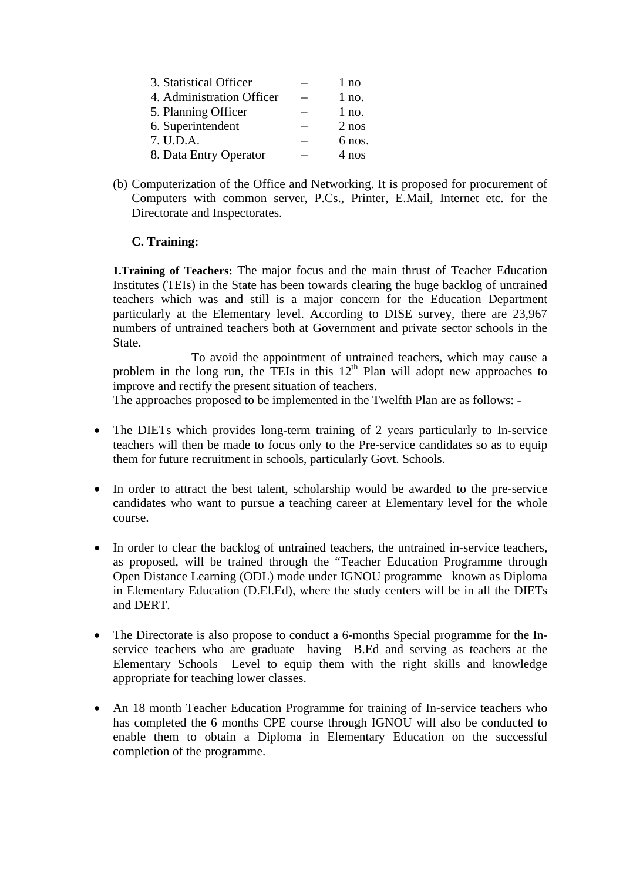3. Statistical Officer – 1 no
4. Administration Officer – 1 no.
5. Planning Officer – 1 no.
6. Superintendent – 2 nos
7. U.D.A. – 6 nos.
8. Data Entry Operator – 4 nos

(b) Computerization of the Office and Networking. It is proposed for procurement of Computers with common server, P.Cs., Printer, E.Mail, Internet etc. for the Directorate and Inspectorates.

**C. Training:**

**1.Training of Teachers:** The major focus and the main thrust of Teacher Education Institutes (TEIs) in the State has been towards clearing the huge backlog of untrained teachers which was and still is a major concern for the Education Department particularly at the Elementary level. According to DISE survey, there are 23,967 numbers of untrained teachers both at Government and private sector schools in the State.

To avoid the appointment of untrained teachers, which may cause a problem in the long run, the TEIs in this 12th Plan will adopt new approaches to improve and rectify the present situation of teachers.

The approaches proposed to be implemented in the Twelfth Plan are as follows: -

- The DIETs which provides long-term training of 2 years particularly to In-service teachers will then be made to focus only to the Pre-service candidates so as to equip them for future recruitment in schools, particularly Govt. Schools.

- In order to attract the best talent, scholarship would be awarded to the pre-service candidates who want to pursue a teaching career at Elementary level for the whole course.

- In order to clear the backlog of untrained teachers, the untrained in-service teachers, as proposed, will be trained through the "Teacher Education Programme through Open Distance Learning (ODL) mode under IGNOU programme known as Diploma in Elementary Education (D.El.Ed), where the study centers will be in all the DIETs and DERT.

- The Directorate is also propose to conduct a 6-months Special programme for the In-service teachers who are graduate having B.Ed and serving as teachers at the Elementary Schools Level to equip them with the right skills and knowledge appropriate for teaching lower classes.

- An 18 month Teacher Education Programme for training of In-service teachers who has completed the 6 months CPE course through IGNOU will also be conducted to enable them to obtain a Diploma in Elementary Education on the successful completion of the programme.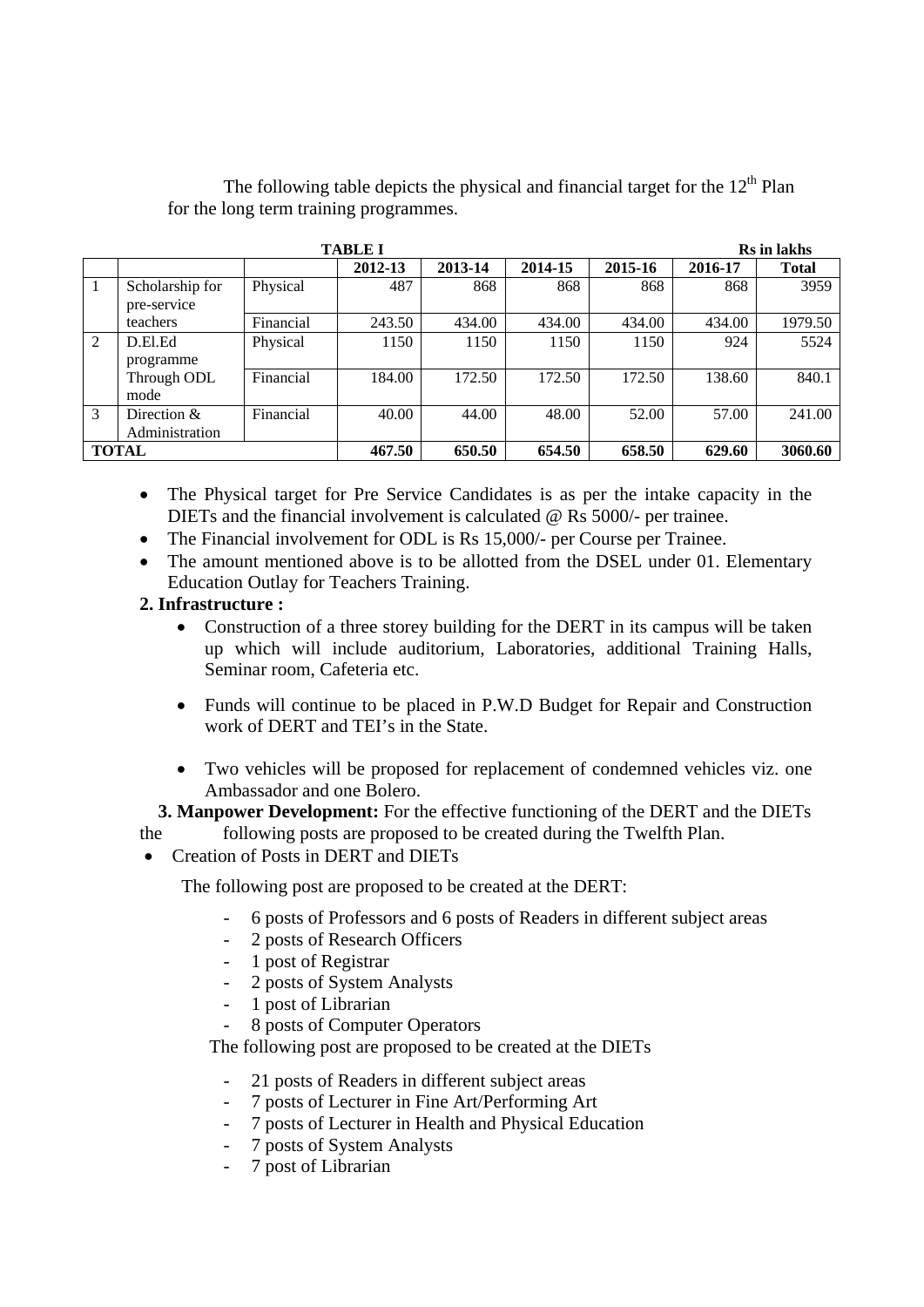The following table depicts the physical and financial target for the 12th Plan for the long term training programmes.

**TABLE I** — Rs in lakhs

| | | | 2012-13 | 2013-14 | 2014-15 | 2015-16 | 2016-17 | Total |
|---|---|---|---|---|---|---|---|---|
| 1 | Scholarship for pre-service teachers | Physical | 487 | 868 | 868 | 868 | 868 | 3959 |
| | | Financial | 243.50 | 434.00 | 434.00 | 434.00 | 434.00 | 1979.50 |
| 2 | D.El.Ed programme Through ODL mode | Physical | 1150 | 1150 | 1150 | 1150 | 924 | 5524 |
| | | Financial | 184.00 | 172.50 | 172.50 | 172.50 | 138.60 | 840.1 |
| 3 | Direction & Administration | Financial | 40.00 | 44.00 | 48.00 | 52.00 | 57.00 | 241.00 |
| **TOTAL** | | | **467.50** | **650.50** | **654.50** | **658.50** | **629.60** | **3060.60** |

- The Physical target for Pre Service Candidates is as per the intake capacity in the DIETs and the financial involvement is calculated @ Rs 5000/- per trainee.
- The Financial involvement for ODL is Rs 15,000/- per Course per Trainee.
- The amount mentioned above is to be allotted from the DSEL under 01. Elementary Education Outlay for Teachers Training.

**2. Infrastructure :**

- Construction of a three storey building for the DERT in its campus will be taken up which will include auditorium, Laboratories, additional Training Halls, Seminar room, Cafeteria etc.
- Funds will continue to be placed in P.W.D Budget for Repair and Construction work of DERT and TEI's in the State.
- Two vehicles will be proposed for replacement of condemned vehicles viz. one Ambassador and one Bolero.

**3. Manpower Development:** For the effective functioning of the DERT and the DIETs the following posts are proposed to be created during the Twelfth Plan.

- Creation of Posts in DERT and DIETs

The following post are proposed to be created at the DERT:

- 6 posts of Professors and 6 posts of Readers in different subject areas
- 2 posts of Research Officers
- 1 post of Registrar
- 2 posts of System Analysts
- 1 post of Librarian
- 8 posts of Computer Operators

The following post are proposed to be created at the DIETs

- 21 posts of Readers in different subject areas
- 7 posts of Lecturer in Fine Art/Performing Art
- 7 posts of Lecturer in Health and Physical Education
- 7 posts of System Analysts
- 7 post of Librarian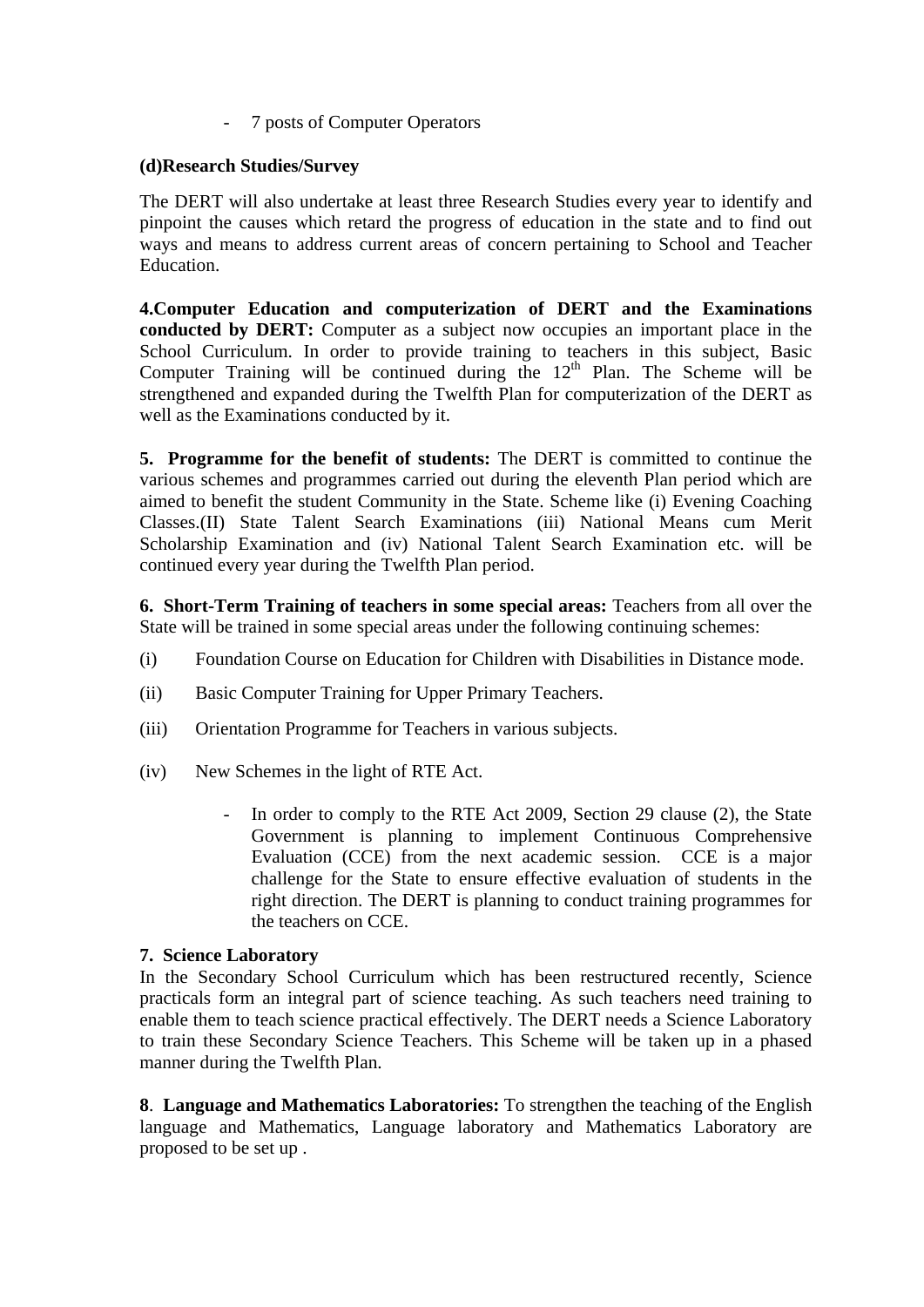- 7 posts of Computer Operators

**(d)Research Studies/Survey**

The DERT will also undertake at least three Research Studies every year to identify and pinpoint the causes which retard the progress of education in the state and to find out ways and means to address current areas of concern pertaining to School and Teacher Education.

**4.Computer Education and computerization of DERT and the Examinations conducted by DERT:** Computer as a subject now occupies an important place in the School Curriculum. In order to provide training to teachers in this subject, Basic Computer Training will be continued during the 12th Plan. The Scheme will be strengthened and expanded during the Twelfth Plan for computerization of the DERT as well as the Examinations conducted by it.

**5. Programme for the benefit of students:** The DERT is committed to continue the various schemes and programmes carried out during the eleventh Plan period which are aimed to benefit the student Community in the State. Scheme like (i) Evening Coaching Classes.(II) State Talent Search Examinations (iii) National Means cum Merit Scholarship Examination and (iv) National Talent Search Examination etc. will be continued every year during the Twelfth Plan period.

**6. Short-Term Training of teachers in some special areas:** Teachers from all over the State will be trained in some special areas under the following continuing schemes:

(i) Foundation Course on Education for Children with Disabilities in Distance mode.

(ii) Basic Computer Training for Upper Primary Teachers.

(iii) Orientation Programme for Teachers in various subjects.

(iv) New Schemes in the light of RTE Act.

- In order to comply to the RTE Act 2009, Section 29 clause (2), the State Government is planning to implement Continuous Comprehensive Evaluation (CCE) from the next academic session. CCE is a major challenge for the State to ensure effective evaluation of students in the right direction. The DERT is planning to conduct training programmes for the teachers on CCE.

**7. Science Laboratory**

In the Secondary School Curriculum which has been restructured recently, Science practicals form an integral part of science teaching. As such teachers need training to enable them to teach science practical effectively. The DERT needs a Science Laboratory to train these Secondary Science Teachers. This Scheme will be taken up in a phased manner during the Twelfth Plan.

**8**. **Language and Mathematics Laboratories:** To strengthen the teaching of the English language and Mathematics, Language laboratory and Mathematics Laboratory are proposed to be set up .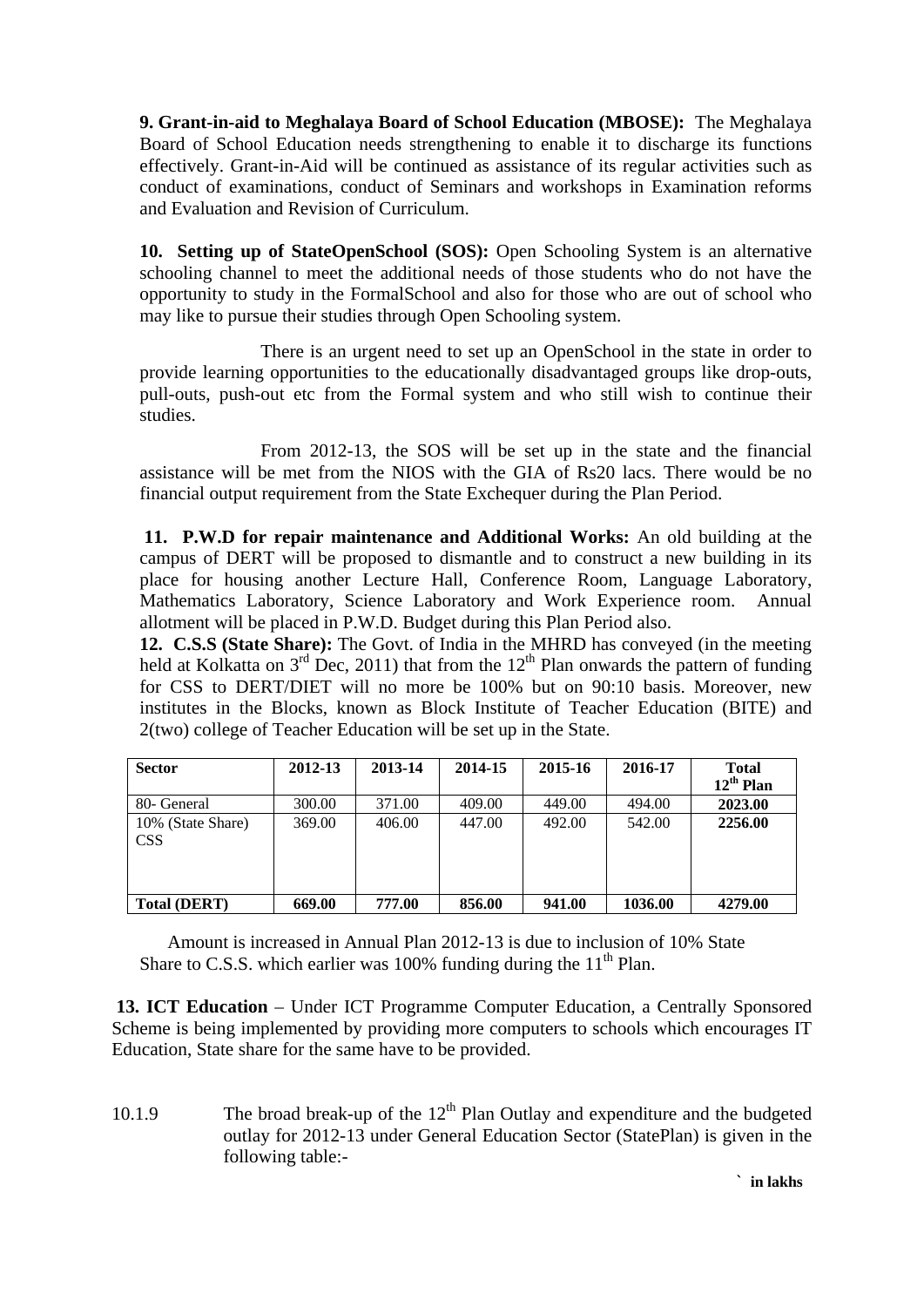**9. Grant-in-aid to Meghalaya Board of School Education (MBOSE):** The Meghalaya Board of School Education needs strengthening to enable it to discharge its functions effectively. Grant-in-Aid will be continued as assistance of its regular activities such as conduct of examinations, conduct of Seminars and workshops in Examination reforms and Evaluation and Revision of Curriculum.

**10. Setting up of StateOpenSchool (SOS):** Open Schooling System is an alternative schooling channel to meet the additional needs of those students who do not have the opportunity to study in the FormalSchool and also for those who are out of school who may like to pursue their studies through Open Schooling system.

There is an urgent need to set up an OpenSchool in the state in order to provide learning opportunities to the educationally disadvantaged groups like drop-outs, pull-outs, push-out etc from the Formal system and who still wish to continue their studies.

From 2012-13, the SOS will be set up in the state and the financial assistance will be met from the NIOS with the GIA of Rs20 lacs. There would be no financial output requirement from the State Exchequer during the Plan Period.

**11. P.W.D for repair maintenance and Additional Works:** An old building at the campus of DERT will be proposed to dismantle and to construct a new building in its place for housing another Lecture Hall, Conference Room, Language Laboratory, Mathematics Laboratory, Science Laboratory and Work Experience room. Annual allotment will be placed in P.W.D. Budget during this Plan Period also.

**12. C.S.S (State Share):** The Govt. of India in the MHRD has conveyed (in the meeting held at Kolkatta on 3rd Dec, 2011) that from the 12th Plan onwards the pattern of funding for CSS to DERT/DIET will no more be 100% but on 90:10 basis. Moreover, new institutes in the Blocks, known as Block Institute of Teacher Education (BITE) and 2(two) college of Teacher Education will be set up in the State.

| Sector | 2012-13 | 2013-14 | 2014-15 | 2015-16 | 2016-17 | Total 12th Plan |
|---|---|---|---|---|---|---|
| 80- General | 300.00 | 371.00 | 409.00 | 449.00 | 494.00 | **2023.00** |
| 10% (State Share) CSS | 369.00 | 406.00 | 447.00 | 492.00 | 542.00 | **2256.00** |
| **Total (DERT)** | **669.00** | **777.00** | **856.00** | **941.00** | **1036.00** | **4279.00** |

Amount is increased in Annual Plan 2012-13 is due to inclusion of 10% State Share to C.S.S. which earlier was 100% funding during the 11th Plan.

**13. ICT Education** – Under ICT Programme Computer Education, a Centrally Sponsored Scheme is being implemented by providing more computers to schools which encourages IT Education, State share for the same have to be provided.

10.1.9 The broad break-up of the 12th Plan Outlay and expenditure and the budgeted outlay for 2012-13 under General Education Sector (StatePlan) is given in the following table:-

**` in lakhs**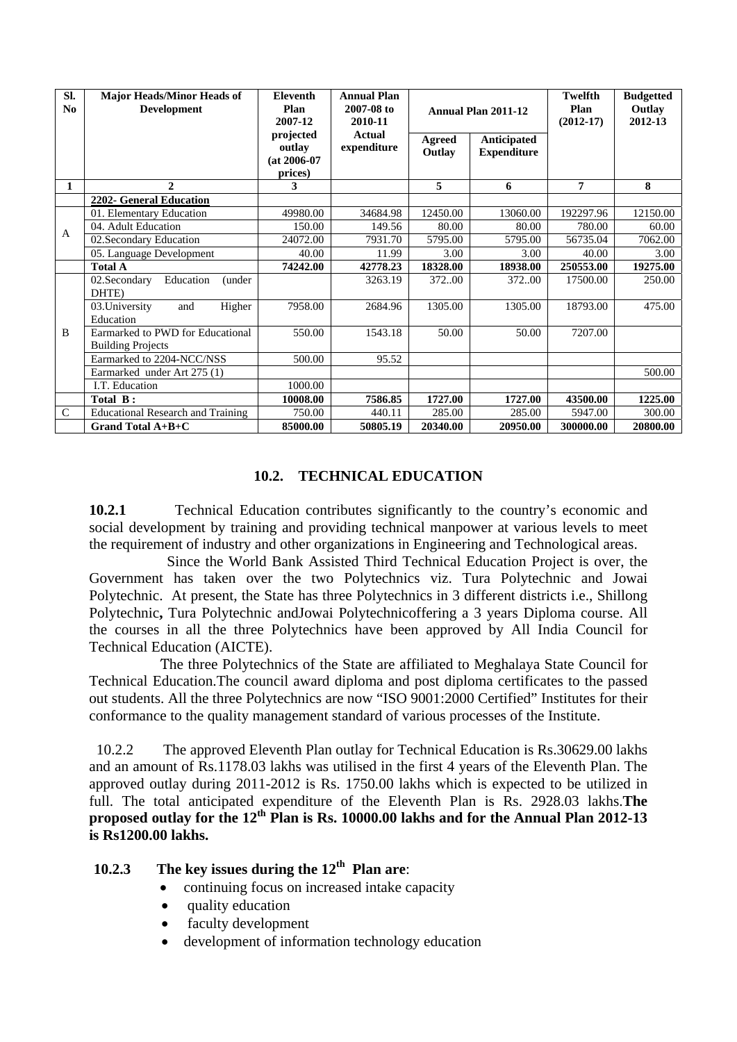| Sl. No | Major Heads/Minor Heads of Development | Eleventh Plan 2007-12 projected outlay (at 2006-07 prices) | Annual Plan 2007-08 to 2010-11 Actual expenditure | Annual Plan 2011-12 | | Twelfth Plan (2012-17) | Budgetted Outlay 2012-13 |
|---|---|---|---|---|---|---|---|
| | | | | Agreed Outlay | Anticipated Expenditure | | |
| 1 | 2 | 3 | | 5 | 6 | 7 | 8 |
| | **2202- General Education** | | | | | | |
| A | 01. Elementary Education | 49980.00 | 34684.98 | 12450.00 | 13060.00 | 192297.96 | 12150.00 |
| | 04. Adult Education | 150.00 | 149.56 | 80.00 | 80.00 | 780.00 | 60.00 |
| | 02.Secondary Education | 24072.00 | 7931.70 | 5795.00 | 5795.00 | 56735.04 | 7062.00 |
| | 05. Language Development | 40.00 | 11.99 | 3.00 | 3.00 | 40.00 | 3.00 |
| | **Total A** | **74242.00** | **42778.23** | **18328.00** | **18938.00** | **250553.00** | **19275.00** |
| B | 02.Secondary Education (under DHTE) | | 3263.19 | 372..00 | 372..00 | 17500.00 | 250.00 |
| | 03.University and Higher Education | 7958.00 | 2684.96 | 1305.00 | 1305.00 | 18793.00 | 475.00 |
| | Earmarked to PWD for Educational Building Projects | 550.00 | 1543.18 | 50.00 | 50.00 | 7207.00 | |
| | Earmarked to 2204-NCC/NSS | 500.00 | 95.52 | | | | |
| | Earmarked under Art 275 (1) | | | | | | 500.00 |
| | I.T. Education | 1000.00 | | | | | |
| | **Total B :** | **10008.00** | **7586.85** | **1727.00** | **1727.00** | **43500.00** | **1225.00** |
| C | Educational Research and Training | 750.00 | 440.11 | 285.00 | 285.00 | 5947.00 | 300.00 |
| | **Grand Total A+B+C** | **85000.00** | **50805.19** | **20340.00** | **20950.00** | **300000.00** | **20800.00** |

## 10.2. TECHNICAL EDUCATION

**10.2.1** Technical Education contributes significantly to the country's economic and social development by training and providing technical manpower at various levels to meet the requirement of industry and other organizations in Engineering and Technological areas.

Since the World Bank Assisted Third Technical Education Project is over, the Government has taken over the two Polytechnics viz. Tura Polytechnic and Jowai Polytechnic. At present, the State has three Polytechnics in 3 different districts i.e., Shillong Polytechnic**,** Tura Polytechnic andJowai Polytechnicoffering a 3 years Diploma course. All the courses in all the three Polytechnics have been approved by All India Council for Technical Education (AICTE).

The three Polytechnics of the State are affiliated to Meghalaya State Council for Technical Education.The council award diploma and post diploma certificates to the passed out students. All the three Polytechnics are now "ISO 9001:2000 Certified" Institutes for their conformance to the quality management standard of various processes of the Institute.

10.2.2 The approved Eleventh Plan outlay for Technical Education is Rs.30629.00 lakhs and an amount of Rs.1178.03 lakhs was utilised in the first 4 years of the Eleventh Plan. The approved outlay during 2011-2012 is Rs. 1750.00 lakhs which is expected to be utilized in full. The total anticipated expenditure of the Eleventh Plan is Rs. 2928.03 lakhs.**The proposed outlay for the 12th Plan is Rs. 10000.00 lakhs and for the Annual Plan 2012-13 is Rs1200.00 lakhs.**

**10.2.3 The key issues during the 12th Plan are**:

- continuing focus on increased intake capacity
- quality education
- faculty development
- development of information technology education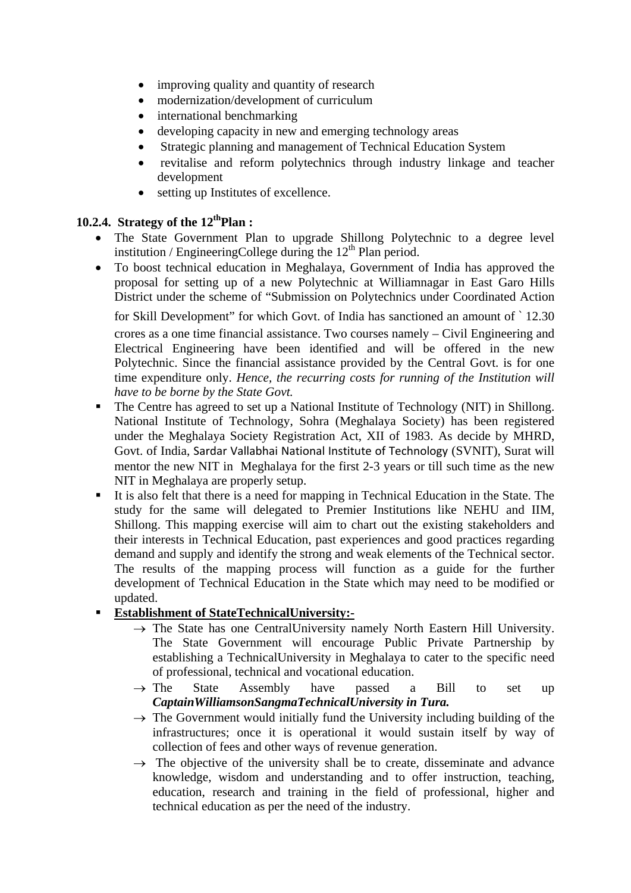- improving quality and quantity of research
- modernization/development of curriculum
- international benchmarking
- developing capacity in new and emerging technology areas
- Strategic planning and management of Technical Education System
- revitalise and reform polytechnics through industry linkage and teacher development
- setting up Institutes of excellence.

### 10.2.4. Strategy of the 12thPlan :

- The State Government Plan to upgrade Shillong Polytechnic to a degree level institution / EngineeringCollege during the 12th Plan period.
- To boost technical education in Meghalaya, Government of India has approved the proposal for setting up of a new Polytechnic at Williamnagar in East Garo Hills District under the scheme of "Submission on Polytechnics under Coordinated Action for Skill Development" for which Govt. of India has sanctioned an amount of ` 12.30 crores as a one time financial assistance. Two courses namely – Civil Engineering and Electrical Engineering have been identified and will be offered in the new Polytechnic. Since the financial assistance provided by the Central Govt. is for one time expenditure only. *Hence, the recurring costs for running of the Institution will have to be borne by the State Govt.*
- The Centre has agreed to set up a National Institute of Technology (NIT) in Shillong. National Institute of Technology, Sohra (Meghalaya Society) has been registered under the Meghalaya Society Registration Act, XII of 1983. As decide by MHRD, Govt. of India, Sardar Vallabhai National Institute of Technology (SVNIT), Surat will mentor the new NIT in Meghalaya for the first 2-3 years or till such time as the new NIT in Meghalaya are properly setup.
- It is also felt that there is a need for mapping in Technical Education in the State. The study for the same will delegated to Premier Institutions like NEHU and IIM, Shillong. This mapping exercise will aim to chart out the existing stakeholders and their interests in Technical Education, past experiences and good practices regarding demand and supply and identify the strong and weak elements of the Technical sector. The results of the mapping process will function as a guide for the further development of Technical Education in the State which may need to be modified or updated.
- **<u>Establishment of StateTechnicalUniversity:-</u>**
  - → The State has one CentralUniversity namely North Eastern Hill University. The State Government will encourage Public Private Partnership by establishing a TechnicalUniversity in Meghalaya to cater to the specific need of professional, technical and vocational education.
  - → The State Assembly have passed a Bill to set up ***CaptainWilliamsonSangmaTechnicalUniversity in Tura.***
  - → The Government would initially fund the University including building of the infrastructures; once it is operational it would sustain itself by way of collection of fees and other ways of revenue generation.
  - → The objective of the university shall be to create, disseminate and advance knowledge, wisdom and understanding and to offer instruction, teaching, education, research and training in the field of professional, higher and technical education as per the need of the industry.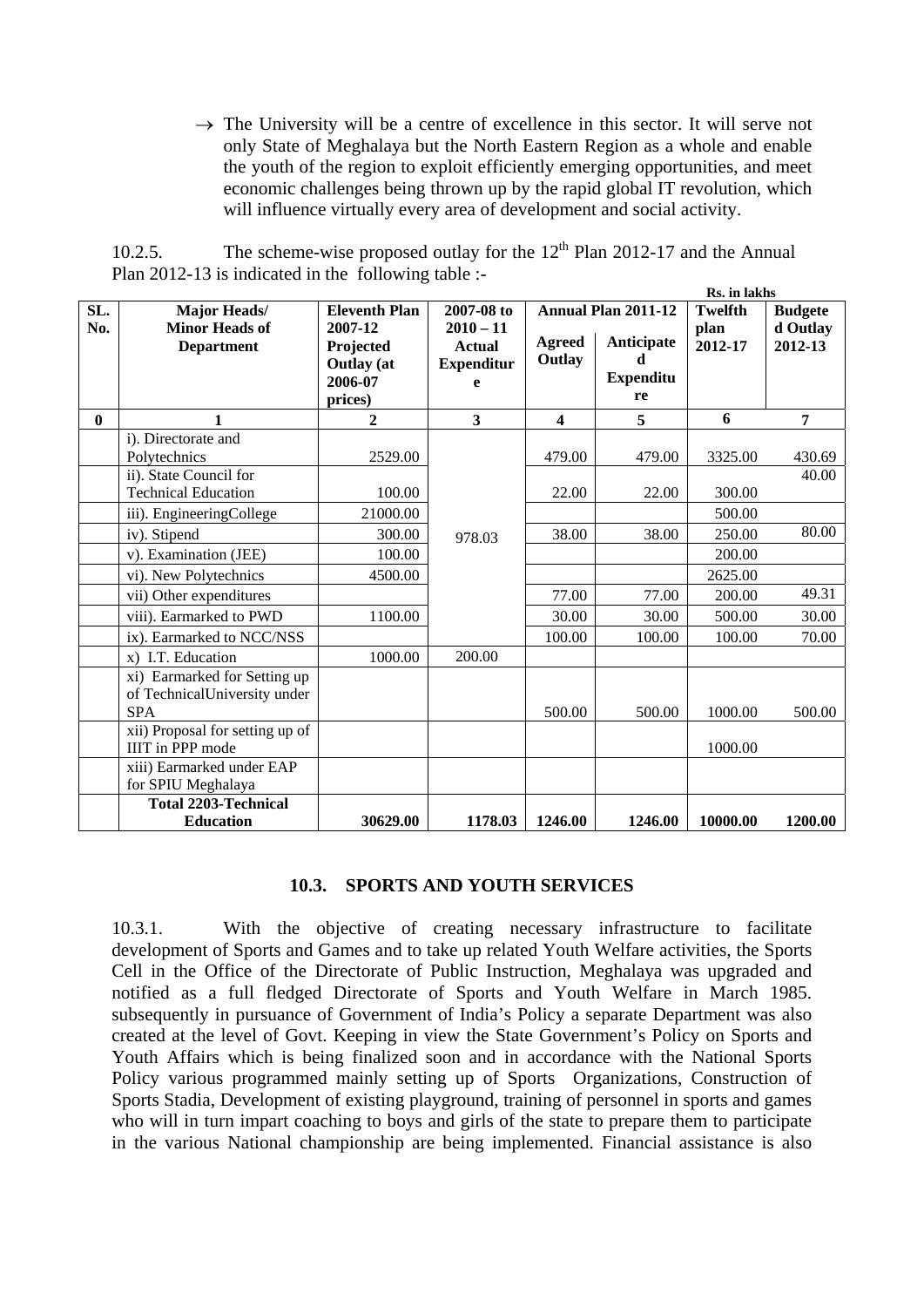→ The University will be a centre of excellence in this sector. It will serve not only State of Meghalaya but the North Eastern Region as a whole and enable the youth of the region to exploit efficiently emerging opportunities, and meet economic challenges being thrown up by the rapid global IT revolution, which will influence virtually every area of development and social activity.

10.2.5. The scheme-wise proposed outlay for the 12[th] Plan 2012-17 and the Annual Plan 2012-13 is indicated in the following table :-

Rs. in lakhs

| SL. No. | Major Heads/ Minor Heads of Department | Eleventh Plan 2007-12 Projected Outlay (at 2006-07 prices) | 2007-08 to 2010 – 11 Actual Expenditure | Annual Plan 2011-12 | | Twelfth plan 2012-17 | Budgeted Outlay 2012-13 |
|---|---|---|---|---|---|---|---|
| | | | | Agreed Outlay | Anticipated Expenditure | | |
| 0 | 1 | 2 | 3 | 4 | 5 | 6 | 7 |
| | i). Directorate and Polytechnics | 2529.00 | 978.03 | 479.00 | 479.00 | 3325.00 | 430.69 |
| | ii). State Council for Technical Education | 100.00 | | 22.00 | 22.00 | 300.00 | 40.00 |
| | iii). EngineeringCollege | 21000.00 | | | | 500.00 | |
| | iv). Stipend | 300.00 | | 38.00 | 38.00 | 250.00 | 80.00 |
| | v). Examination (JEE) | 100.00 | | | | 200.00 | |
| | vi). New Polytechnics | 4500.00 | | | | 2625.00 | |
| | vii) Other expenditures | | | 77.00 | 77.00 | 200.00 | 49.31 |
| | viii). Earmarked to PWD | 1100.00 | | 30.00 | 30.00 | 500.00 | 30.00 |
| | ix). Earmarked to NCC/NSS | | | 100.00 | 100.00 | 100.00 | 70.00 |
| | x) I.T. Education | 1000.00 | 200.00 | | | | |
| | xi) Earmarked for Setting up of TechnicalUniversity under SPA | | | 500.00 | 500.00 | 1000.00 | 500.00 |
| | xii) Proposal for setting up of IIIT in PPP mode | | | | | 1000.00 | |
| | xiii) Earmarked under EAP for SPIU Meghalaya | | | | | | |
| | **Total 2203-Technical Education** | **30629.00** | **1178.03** | **1246.00** | **1246.00** | **10000.00** | **1200.00** |

### 10.3. SPORTS AND YOUTH SERVICES

10.3.1. With the objective of creating necessary infrastructure to facilitate development of Sports and Games and to take up related Youth Welfare activities, the Sports Cell in the Office of the Directorate of Public Instruction, Meghalaya was upgraded and notified as a full fledged Directorate of Sports and Youth Welfare in March 1985. subsequently in pursuance of Government of India's Policy a separate Department was also created at the level of Govt. Keeping in view the State Government's Policy on Sports and Youth Affairs which is being finalized soon and in accordance with the National Sports Policy various programmed mainly setting up of Sports Organizations, Construction of Sports Stadia, Development of existing playground, training of personnel in sports and games who will in turn impart coaching to boys and girls of the state to prepare them to participate in the various National championship are being implemented. Financial assistance is also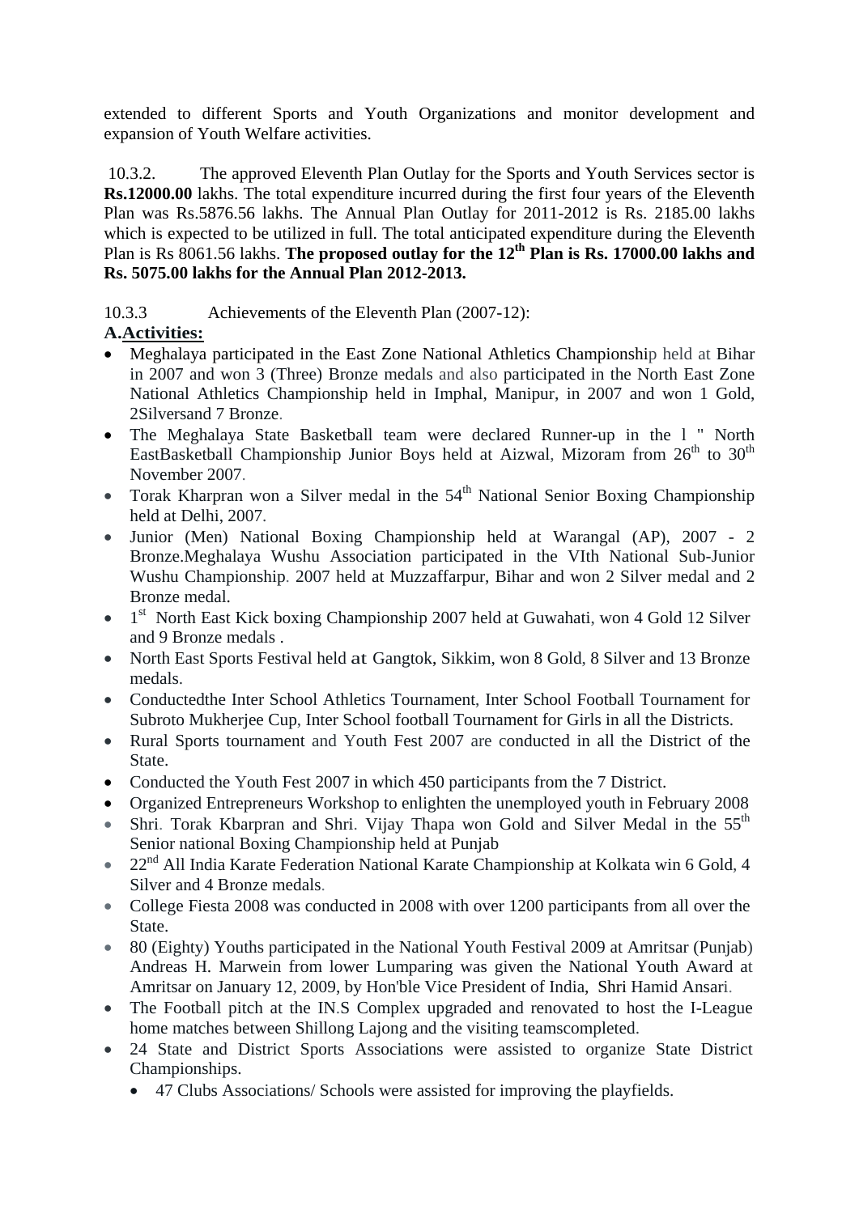extended to different Sports and Youth Organizations and monitor development and expansion of Youth Welfare activities.

10.3.2. The approved Eleventh Plan Outlay for the Sports and Youth Services sector is **Rs.12000.00** lakhs. The total expenditure incurred during the first four years of the Eleventh Plan was Rs.5876.56 lakhs. The Annual Plan Outlay for 2011-2012 is Rs. 2185.00 lakhs which is expected to be utilized in full. The total anticipated expenditure during the Eleventh Plan is Rs 8061.56 lakhs. **The proposed outlay for the 12th Plan is Rs. 17000.00 lakhs and Rs. 5075.00 lakhs for the Annual Plan 2012-2013.**

10.3.3 Achievements of the Eleventh Plan (2007-12):

**A.Activities:**

- Meghalaya participated in the East Zone National Athletics Championship held at Bihar in 2007 and won 3 (Three) Bronze medals and also participated in the North East Zone National Athletics Championship held in Imphal, Manipur, in 2007 and won 1 Gold, 2Silversand 7 Bronze.
- The Meghalaya State Basketball team were declared Runner-up in the l " North EastBasketball Championship Junior Boys held at Aizwal, Mizoram from 26th to 30th November 2007.
- Torak Kharpran won a Silver medal in the 54th National Senior Boxing Championship held at Delhi, 2007.
- Junior (Men) National Boxing Championship held at Warangal (AP), 2007 - 2 Bronze.Meghalaya Wushu Association participated in the VIth National Sub-Junior Wushu Championship. 2007 held at Muzzaffarpur, Bihar and won 2 Silver medal and 2 Bronze medal.
- 1st North East Kick boxing Championship 2007 held at Guwahati, won 4 Gold 12 Silver and 9 Bronze medals .
- North East Sports Festival held at Gangtok, Sikkim, won 8 Gold, 8 Silver and 13 Bronze medals.
- Conductedthe Inter School Athletics Tournament, Inter School Football Tournament for Subroto Mukherjee Cup, Inter School football Tournament for Girls in all the Districts.
- Rural Sports tournament and Youth Fest 2007 are conducted in all the District of the State.
- Conducted the Youth Fest 2007 in which 450 participants from the 7 District.
- Organized Entrepreneurs Workshop to enlighten the unemployed youth in February 2008
- Shri. Torak Kbarpran and Shri. Vijay Thapa won Gold and Silver Medal in the 55th Senior national Boxing Championship held at Punjab
- 22nd All India Karate Federation National Karate Championship at Kolkata win 6 Gold, 4 Silver and 4 Bronze medals.
- College Fiesta 2008 was conducted in 2008 with over 1200 participants from all over the State.
- 80 (Eighty) Youths participated in the National Youth Festival 2009 at Amritsar (Punjab) Andreas H. Marwein from lower Lumparing was given the National Youth Award at Amritsar on January 12, 2009, by Hon'ble Vice President of India, Shri Hamid Ansari.
- The Football pitch at the IN.S Complex upgraded and renovated to host the I-League home matches between Shillong Lajong and the visiting teamscompleted.
- 24 State and District Sports Associations were assisted to organize State District Championships.
    - 47 Clubs Associations/ Schools were assisted for improving the playfields.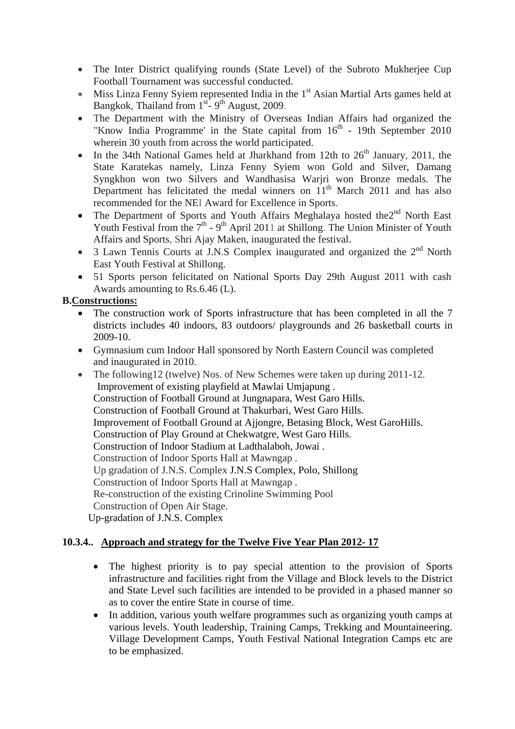- The Inter District qualifying rounds (State Level) of the Subroto Mukherjee Cup Football Tournament was successful conducted.
- Miss Linza Fenny Syiem represented India in the 1st Asian Martial Arts games held at Bangkok, Thailand from 1st- 9th August, 2009.
- The Department with the Ministry of Overseas Indian Affairs had organized the "Know India Programme' in the State capital from 16th - 19th September 2010 wherein 30 youth from across the world participated.
- In the 34th National Games held at Jharkhand from 12th to 26th January, 2011, the State Karatekas namely, Linza Fenny Syiem won Gold and Silver, Damang Syngkhon won two Silvers and Wandhasisa Warjri won Bronze medals. The Department has felicitated the medal winners on 11th March 2011 and has also recommended for the NEI Award for Excellence in Sports.
- The Department of Sports and Youth Affairs Meghalaya hosted the2nd North East Youth Festival from the 7th - 9th April 2011 at Shillong. The Union Minister of Youth Affairs and Sports, Shri Ajay Maken, inaugurated the festival.
- 3 Lawn Tennis Courts at J.N.S Complex inaugurated and organized the 2nd North East Youth Festival at Shillong.
- 51 Sports person felicitated on National Sports Day 29th August 2011 with cash Awards amounting to Rs.6.46 (L).

**B.<u>Constructions:</u>**

- The construction work of Sports infrastructure that has been completed in all the 7 districts includes 40 indoors, 83 outdoors/ playgrounds and 26 basketball courts in 2009-10.
- Gymnasium cum Indoor Hall sponsored by North Eastern Council was completed and inaugurated in 2010.
- The following12 (twelve) Nos. of New Schemes were taken up during 2011-12.

  Improvement of existing playfield at Mawlai Umjapung .  
  Construction of Football Ground at Jungnapara, West Garo Hills.  
  Construction of Football Ground at Thakurbari, West Garo Hills.  
  Improvement of Football Ground at Ajjongre, Betasing Block, West GaroHills.  
  Construction of Play Ground at Chekwatgre, West Garo Hills.  
  Construction of Indoor Stadium at Ladthalaboh, Jowai .  
  Construction of Indoor Sports Hall at Mawngap .  
  Up gradation of J.N.S. Complex J.N.S Complex, Polo, Shillong  
  Construction of Indoor Sports Hall at Mawngap .  
  Re-construction of the existing Crinoline Swimming Pool  
  Construction of Open Air Stage.  
  Up-gradation of J.N.S. Complex

### 10.3.4.. <u>Approach and strategy for the Twelve Five Year Plan 2012- 17</u>

- The highest priority is to pay special attention to the provision of Sports infrastructure and facilities right from the Village and Block levels to the District and State Level such facilities are intended to be provided in a phased manner so as to cover the entire State in course of time.
- In addition, various youth welfare programmes such as organizing youth camps at various levels. Youth leadership, Training Camps, Trekking and Mountaineering. Village Development Camps, Youth Festival National Integration Camps etc are to be emphasized.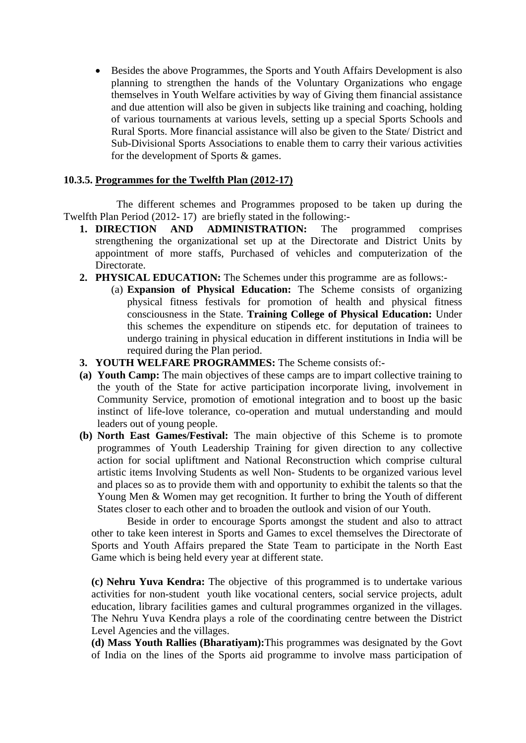- Besides the above Programmes, the Sports and Youth Affairs Development is also planning to strengthen the hands of the Voluntary Organizations who engage themselves in Youth Welfare activities by way of Giving them financial assistance and due attention will also be given in subjects like training and coaching, holding of various tournaments at various levels, setting up a special Sports Schools and Rural Sports. More financial assistance will also be given to the State/ District and Sub-Divisional Sports Associations to enable them to carry their various activities for the development of Sports & games.

**10.3.5. <u>Programmes for the Twelfth Plan (2012-17)</u>**

The different schemes and Programmes proposed to be taken up during the Twelfth Plan Period (2012- 17) are briefly stated in the following:-

1. **DIRECTION AND ADMINISTRATION:** The programmed comprises strengthening the organizational set up at the Directorate and District Units by appointment of more staffs, Purchased of vehicles and computerization of the Directorate.
2. **PHYSICAL EDUCATION:** The Schemes under this programme are as follows:-
   (a) **Expansion of Physical Education:** The Scheme consists of organizing physical fitness festivals for promotion of health and physical fitness consciousness in the State. **Training College of Physical Education:** Under this schemes the expenditure on stipends etc. for deputation of trainees to undergo training in physical education in different institutions in India will be required during the Plan period.
3. **YOUTH WELFARE PROGRAMMES:** The Scheme consists of:-

**(a) Youth Camp:** The main objectives of these camps are to impart collective training to the youth of the State for active participation incorporate living, involvement in Community Service, promotion of emotional integration and to boost up the basic instinct of life-love tolerance, co-operation and mutual understanding and mould leaders out of young people.

**(b) North East Games/Festival:** The main objective of this Scheme is to promote programmes of Youth Leadership Training for given direction to any collective action for social upliftment and National Reconstruction which comprise cultural artistic items Involving Students as well Non- Students to be organized various level and places so as to provide them with and opportunity to exhibit the talents so that the Young Men & Women may get recognition. It further to bring the Youth of different States closer to each other and to broaden the outlook and vision of our Youth.

Beside in order to encourage Sports amongst the student and also to attract other to take keen interest in Sports and Games to excel themselves the Directorate of Sports and Youth Affairs prepared the State Team to participate in the North East Game which is being held every year at different state.

**(c) Nehru Yuva Kendra:** The objective of this programmed is to undertake various activities for non-student youth like vocational centers, social service projects, adult education, library facilities games and cultural programmes organized in the villages. The Nehru Yuva Kendra plays a role of the coordinating centre between the District Level Agencies and the villages.

**(d) Mass Youth Rallies (Bharatiyam):**This programmes was designated by the Govt of India on the lines of the Sports aid programme to involve mass participation of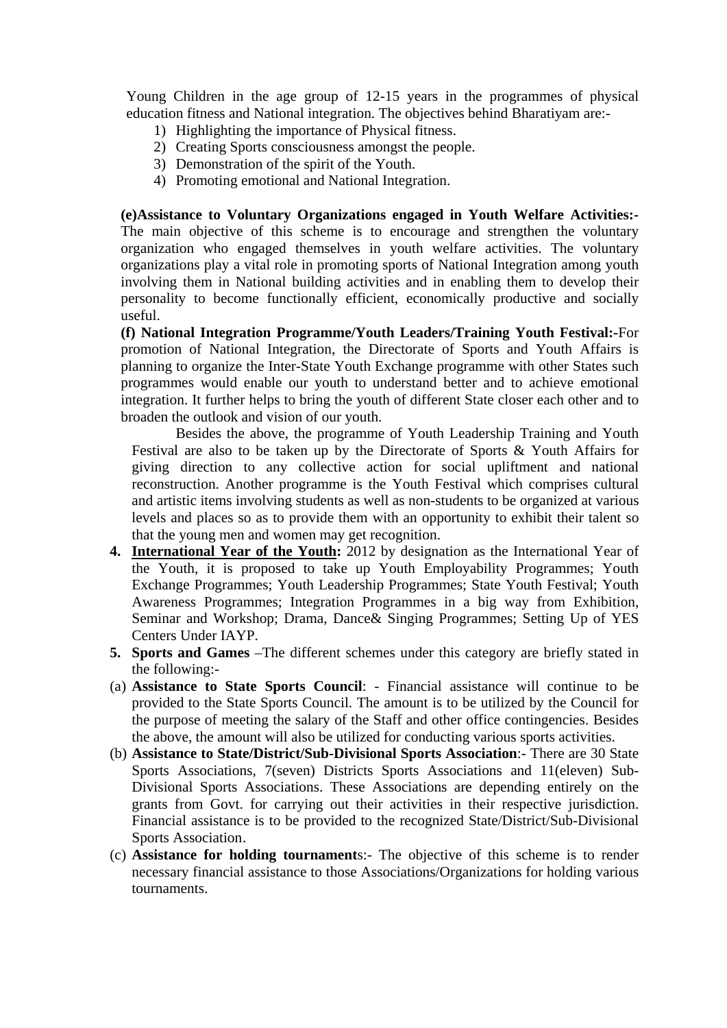Young Children in the age group of 12-15 years in the programmes of physical education fitness and National integration. The objectives behind Bharatiyam are:-

1) Highlighting the importance of Physical fitness.
2) Creating Sports consciousness amongst the people.
3) Demonstration of the spirit of the Youth.
4) Promoting emotional and National Integration.

**(e)Assistance to Voluntary Organizations engaged in Youth Welfare Activities:-** The main objective of this scheme is to encourage and strengthen the voluntary organization who engaged themselves in youth welfare activities. The voluntary organizations play a vital role in promoting sports of National Integration among youth involving them in National building activities and in enabling them to develop their personality to become functionally efficient, economically productive and socially useful.

**(f) National Integration Programme/Youth Leaders/Training Youth Festival:-**For promotion of National Integration, the Directorate of Sports and Youth Affairs is planning to organize the Inter-State Youth Exchange programme with other States such programmes would enable our youth to understand better and to achieve emotional integration. It further helps to bring the youth of different State closer each other and to broaden the outlook and vision of our youth.

Besides the above, the programme of Youth Leadership Training and Youth Festival are also to be taken up by the Directorate of Sports & Youth Affairs for giving direction to any collective action for social upliftment and national reconstruction. Another programme is the Youth Festival which comprises cultural and artistic items involving students as well as non-students to be organized at various levels and places so as to provide them with an opportunity to exhibit their talent so that the young men and women may get recognition.

4. **<u>International Year of the Youth:</u>** 2012 by designation as the International Year of the Youth, it is proposed to take up Youth Employability Programmes; Youth Exchange Programmes; Youth Leadership Programmes; State Youth Festival; Youth Awareness Programmes; Integration Programmes in a big way from Exhibition, Seminar and Workshop; Drama, Dance& Singing Programmes; Setting Up of YES Centers Under IAYP.
5. **Sports and Games** –The different schemes under this category are briefly stated in the following:-

(a) **Assistance to State Sports Council**: - Financial assistance will continue to be provided to the State Sports Council. The amount is to be utilized by the Council for the purpose of meeting the salary of the Staff and other office contingencies. Besides the above, the amount will also be utilized for conducting various sports activities.

(b) **Assistance to State/District/Sub-Divisional Sports Association**:- There are 30 State Sports Associations, 7(seven) Districts Sports Associations and 11(eleven) Sub-Divisional Sports Associations. These Associations are depending entirely on the grants from Govt. for carrying out their activities in their respective jurisdiction. Financial assistance is to be provided to the recognized State/District/Sub-Divisional Sports Association.

(c) **Assistance for holding tournament**s:- The objective of this scheme is to render necessary financial assistance to those Associations/Organizations for holding various tournaments.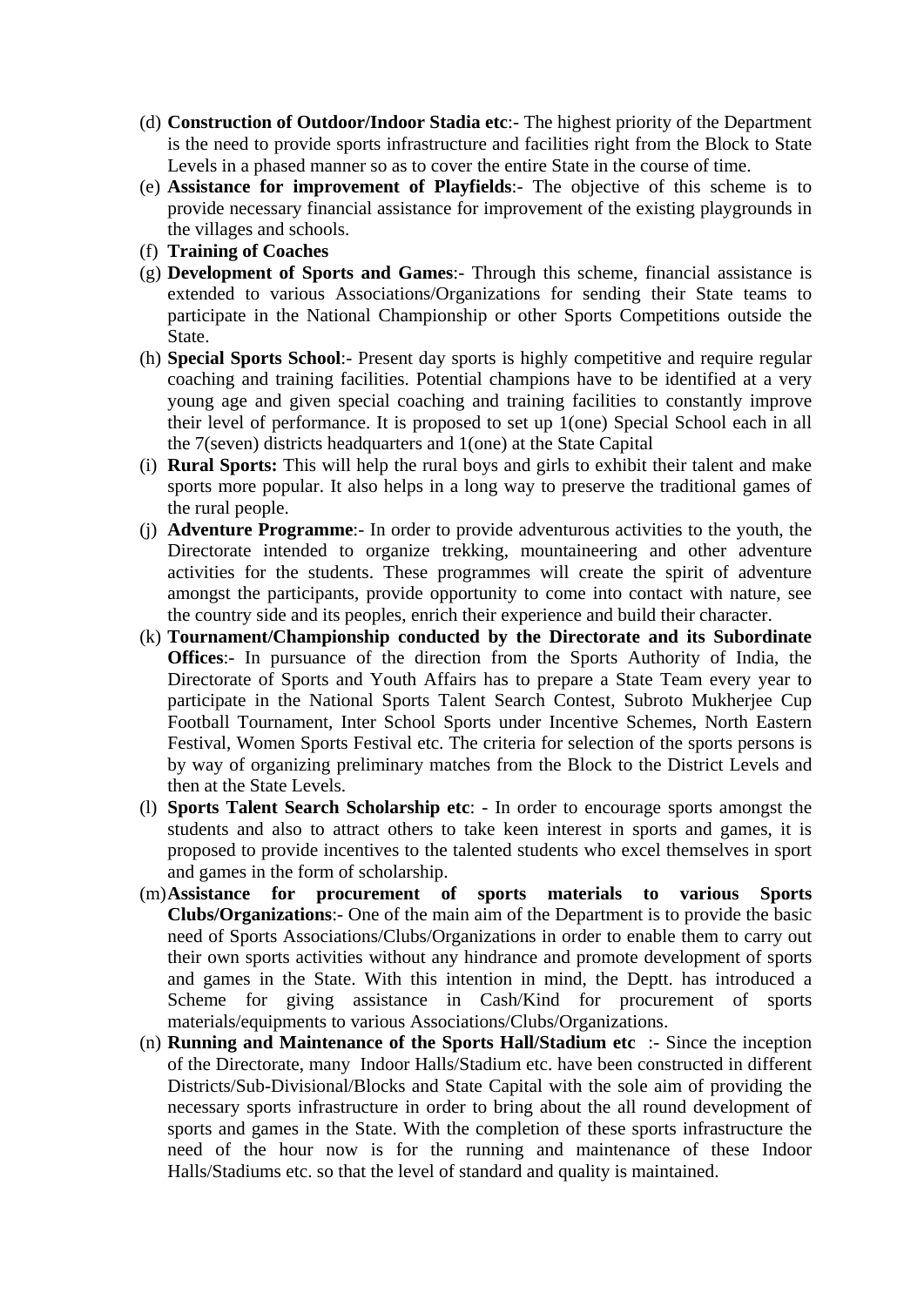(d) **Construction of Outdoor/Indoor Stadia etc**:- The highest priority of the Department is the need to provide sports infrastructure and facilities right from the Block to State Levels in a phased manner so as to cover the entire State in the course of time.

(e) **Assistance for improvement of Playfields**:- The objective of this scheme is to provide necessary financial assistance for improvement of the existing playgrounds in the villages and schools.

(f) **Training of Coaches**

(g) **Development of Sports and Games**:- Through this scheme, financial assistance is extended to various Associations/Organizations for sending their State teams to participate in the National Championship or other Sports Competitions outside the State.

(h) **Special Sports School**:- Present day sports is highly competitive and require regular coaching and training facilities. Potential champions have to be identified at a very young age and given special coaching and training facilities to constantly improve their level of performance. It is proposed to set up 1(one) Special School each in all the 7(seven) districts headquarters and 1(one) at the State Capital

(i) **Rural Sports:** This will help the rural boys and girls to exhibit their talent and make sports more popular. It also helps in a long way to preserve the traditional games of the rural people.

(j) **Adventure Programme**:- In order to provide adventurous activities to the youth, the Directorate intended to organize trekking, mountaineering and other adventure activities for the students. These programmes will create the spirit of adventure amongst the participants, provide opportunity to come into contact with nature, see the country side and its peoples, enrich their experience and build their character.

(k) **Tournament/Championship conducted by the Directorate and its Subordinate Offices**:- In pursuance of the direction from the Sports Authority of India, the Directorate of Sports and Youth Affairs has to prepare a State Team every year to participate in the National Sports Talent Search Contest, Subroto Mukherjee Cup Football Tournament, Inter School Sports under Incentive Schemes, North Eastern Festival, Women Sports Festival etc. The criteria for selection of the sports persons is by way of organizing preliminary matches from the Block to the District Levels and then at the State Levels.

(l) **Sports Talent Search Scholarship etc**: - In order to encourage sports amongst the students and also to attract others to take keen interest in sports and games, it is proposed to provide incentives to the talented students who excel themselves in sport and games in the form of scholarship.

(m) **Assistance for procurement of sports materials to various Sports Clubs/Organizations**:- One of the main aim of the Department is to provide the basic need of Sports Associations/Clubs/Organizations in order to enable them to carry out their own sports activities without any hindrance and promote development of sports and games in the State. With this intention in mind, the Deptt. has introduced a Scheme for giving assistance in Cash/Kind for procurement of sports materials/equipments to various Associations/Clubs/Organizations.

(n) **Running and Maintenance of the Sports Hall/Stadium etc** :- Since the inception of the Directorate, many Indoor Halls/Stadium etc. have been constructed in different Districts/Sub-Divisional/Blocks and State Capital with the sole aim of providing the necessary sports infrastructure in order to bring about the all round development of sports and games in the State. With the completion of these sports infrastructure the need of the hour now is for the running and maintenance of these Indoor Halls/Stadiums etc. so that the level of standard and quality is maintained.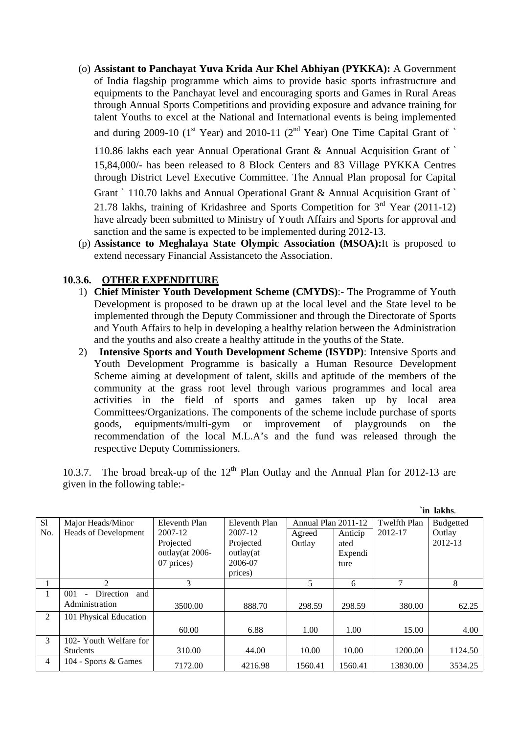(o) **Assistant to Panchayat Yuva Krida Aur Khel Abhiyan (PYKKA):** A Government of India flagship programme which aims to provide basic sports infrastructure and equipments to the Panchayat level and encouraging sports and Games in Rural Areas through Annual Sports Competitions and providing exposure and advance training for talent Youths to excel at the National and International events is being implemented and during 2009-10 (1st Year) and 2010-11 (2nd Year) One Time Capital Grant of ` 110.86 lakhs each year Annual Operational Grant & Annual Acquisition Grant of ` 15,84,000/- has been released to 8 Block Centers and 83 Village PYKKA Centres through District Level Executive Committee. The Annual Plan proposal for Capital Grant ` 110.70 lakhs and Annual Operational Grant & Annual Acquisition Grant of ` 21.78 lakhs, training of Kridashree and Sports Competition for 3rd Year (2011-12) have already been submitted to Ministry of Youth Affairs and Sports for approval and sanction and the same is expected to be implemented during 2012-13.

(p) **Assistance to Meghalaya State Olympic Association (MSOA):**It is proposed to extend necessary Financial Assistanceto the Association.

### 10.3.6. OTHER EXPENDITURE

1) **Chief Minister Youth Development Scheme (CMYDS)**:- The Programme of Youth Development is proposed to be drawn up at the local level and the State level to be implemented through the Deputy Commissioner and through the Directorate of Sports and Youth Affairs to help in developing a healthy relation between the Administration and the youths and also create a healthy attitude in the youths of the State.
2) **Intensive Sports and Youth Development Scheme (ISYDP)**: Intensive Sports and Youth Development Programme is basically a Human Resource Development Scheme aiming at development of talent, skills and aptitude of the members of the community at the grass root level through various programmes and local area activities in the field of sports and games taken up by local area Committees/Organizations. The components of the scheme include purchase of sports goods, equipments/multi-gym or improvement of playgrounds on the recommendation of the local M.L.A's and the fund was released through the respective Deputy Commissioners.

10.3.7. The broad break-up of the 12th Plan Outlay and the Annual Plan for 2012-13 are given in the following table:-

`in lakhs.

| Sl No. | Major Heads/Minor Heads of Development | Eleventh Plan 2007-12 Projected outlay(at 2006-07 prices) | Eleventh Plan 2007-12 Projected outlay(at 2006-07 prices) | Annual Plan 2011-12 | | Twelfth Plan 2012-17 | Budgetted Outlay 2012-13 |
|---|---|---|---|---|---|---|---|
| | | | | Agreed Outlay | Anticipated Expenditure | | |
| 1 | 2 | 3 | | 5 | 6 | 7 | 8 |
| 1 | 001 - Direction and Administration | 3500.00 | 888.70 | 298.59 | 298.59 | 380.00 | 62.25 |
| 2 | 101 Physical Education | 60.00 | 6.88 | 1.00 | 1.00 | 15.00 | 4.00 |
| 3 | 102- Youth Welfare for Students | 310.00 | 44.00 | 10.00 | 10.00 | 1200.00 | 1124.50 |
| 4 | 104 - Sports & Games | 7172.00 | 4216.98 | 1560.41 | 1560.41 | 13830.00 | 3534.25 |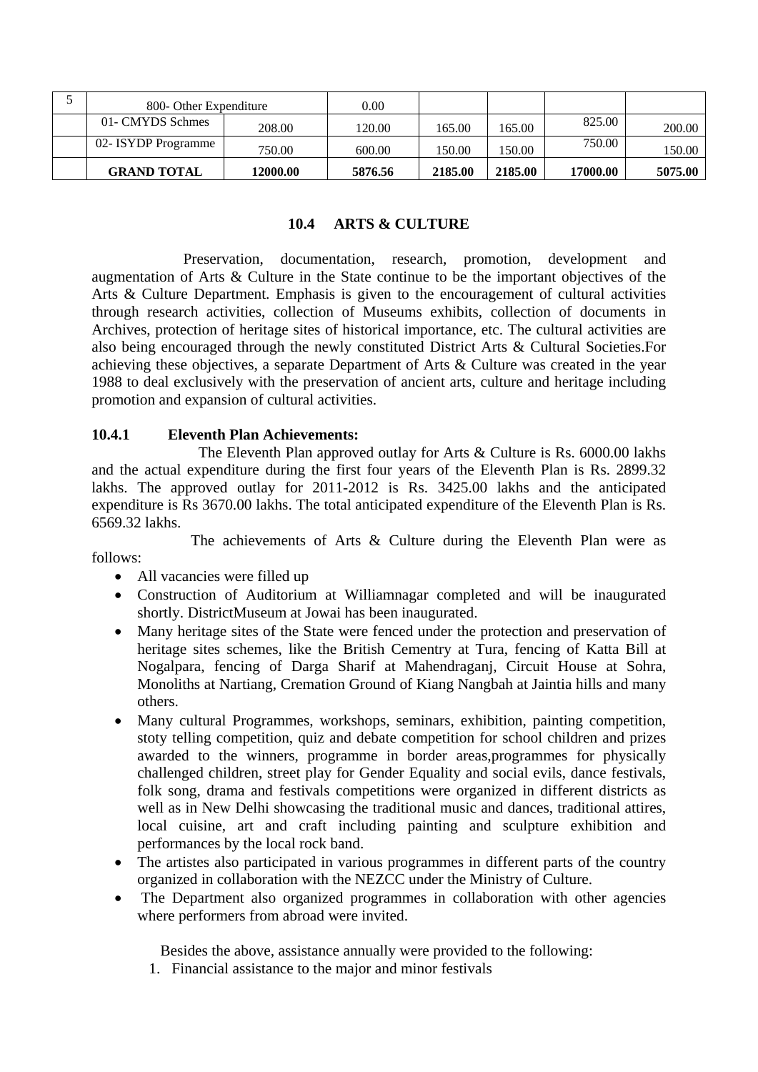| 5 | 800- Other Expenditure | | 0.00 | | | | |
|---|---|---|---|---|---|---|---|
| | 01- CMYDS Schmes | 208.00 | 120.00 | 165.00 | 165.00 | 825.00 | 200.00 |
| | 02- ISYDP Programme | 750.00 | 600.00 | 150.00 | 150.00 | 750.00 | 150.00 |
| | **GRAND TOTAL** | **12000.00** | **5876.56** | **2185.00** | **2185.00** | **17000.00** | **5075.00** |

## 10.4 ARTS & CULTURE

Preservation, documentation, research, promotion, development and augmentation of Arts & Culture in the State continue to be the important objectives of the Arts & Culture Department. Emphasis is given to the encouragement of cultural activities through research activities, collection of Museums exhibits, collection of documents in Archives, protection of heritage sites of historical importance, etc. The cultural activities are also being encouraged through the newly constituted District Arts & Cultural Societies.For achieving these objectives, a separate Department of Arts & Culture was created in the year 1988 to deal exclusively with the preservation of ancient arts, culture and heritage including promotion and expansion of cultural activities.

### 10.4.1 Eleventh Plan Achievements:

The Eleventh Plan approved outlay for Arts & Culture is Rs. 6000.00 lakhs and the actual expenditure during the first four years of the Eleventh Plan is Rs. 2899.32 lakhs. The approved outlay for 2011-2012 is Rs. 3425.00 lakhs and the anticipated expenditure is Rs 3670.00 lakhs. The total anticipated expenditure of the Eleventh Plan is Rs. 6569.32 lakhs.

The achievements of Arts & Culture during the Eleventh Plan were as follows:

- All vacancies were filled up
- Construction of Auditorium at Williamnagar completed and will be inaugurated shortly. DistrictMuseum at Jowai has been inaugurated.
- Many heritage sites of the State were fenced under the protection and preservation of heritage sites schemes, like the British Cementry at Tura, fencing of Katta Bill at Nogalpara, fencing of Darga Sharif at Mahendraganj, Circuit House at Sohra, Monoliths at Nartiang, Cremation Ground of Kiang Nangbah at Jaintia hills and many others.
- Many cultural Programmes, workshops, seminars, exhibition, painting competition, stoty telling competition, quiz and debate competition for school children and prizes awarded to the winners, programme in border areas,programmes for physically challenged children, street play for Gender Equality and social evils, dance festivals, folk song, drama and festivals competitions were organized in different districts as well as in New Delhi showcasing the traditional music and dances, traditional attires, local cuisine, art and craft including painting and sculpture exhibition and performances by the local rock band.
- The artistes also participated in various programmes in different parts of the country organized in collaboration with the NEZCC under the Ministry of Culture.
- The Department also organized programmes in collaboration with other agencies where performers from abroad were invited.

Besides the above, assistance annually were provided to the following:

1. Financial assistance to the major and minor festivals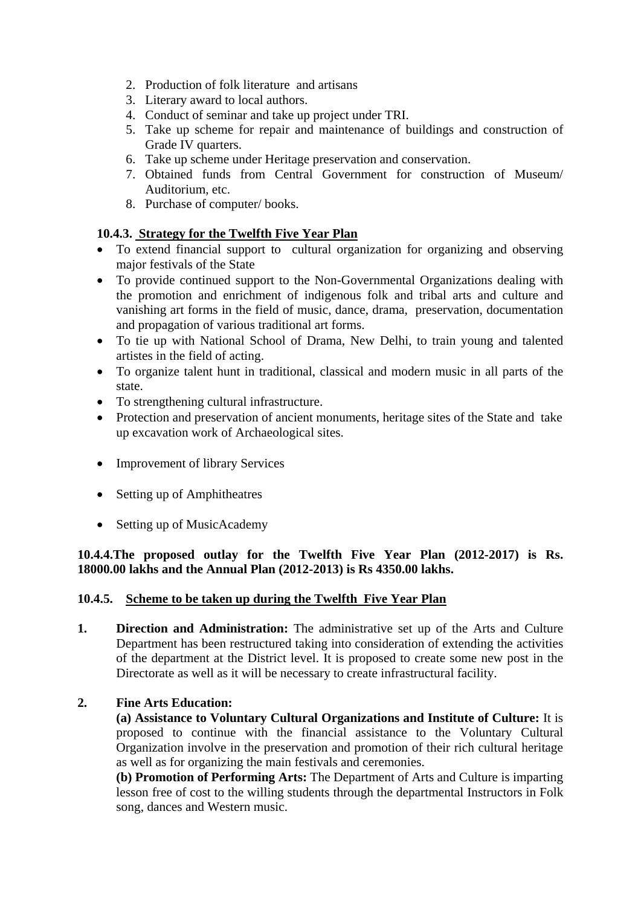2. Production of folk literature and artisans
3. Literary award to local authors.
4. Conduct of seminar and take up project under TRI.
5. Take up scheme for repair and maintenance of buildings and construction of Grade IV quarters.
6. Take up scheme under Heritage preservation and conservation.
7. Obtained funds from Central Government for construction of Museum/ Auditorium, etc.
8. Purchase of computer/ books.

### 10.4.3. Strategy for the Twelfth Five Year Plan

- To extend financial support to cultural organization for organizing and observing major festivals of the State
- To provide continued support to the Non-Governmental Organizations dealing with the promotion and enrichment of indigenous folk and tribal arts and culture and vanishing art forms in the field of music, dance, drama, preservation, documentation and propagation of various traditional art forms.
- To tie up with National School of Drama, New Delhi, to train young and talented artistes in the field of acting.
- To organize talent hunt in traditional, classical and modern music in all parts of the state.
- To strengthening cultural infrastructure.
- Protection and preservation of ancient monuments, heritage sites of the State and take up excavation work of Archaeological sites.
- Improvement of library Services
- Setting up of Amphitheatres
- Setting up of MusicAcademy

**10.4.4.The proposed outlay for the Twelfth Five Year Plan (2012-2017) is Rs. 18000.00 lakhs and the Annual Plan (2012-2013) is Rs 4350.00 lakhs.**

### 10.4.5. Scheme to be taken up during the Twelfth Five Year Plan

**1. Direction and Administration:** The administrative set up of the Arts and Culture Department has been restructured taking into consideration of extending the activities of the department at the District level. It is proposed to create some new post in the Directorate as well as it will be necessary to create infrastructural facility.

**2. Fine Arts Education:**

**(a) Assistance to Voluntary Cultural Organizations and Institute of Culture:** It is proposed to continue with the financial assistance to the Voluntary Cultural Organization involve in the preservation and promotion of their rich cultural heritage as well as for organizing the main festivals and ceremonies.

**(b) Promotion of Performing Arts:** The Department of Arts and Culture is imparting lesson free of cost to the willing students through the departmental Instructors in Folk song, dances and Western music.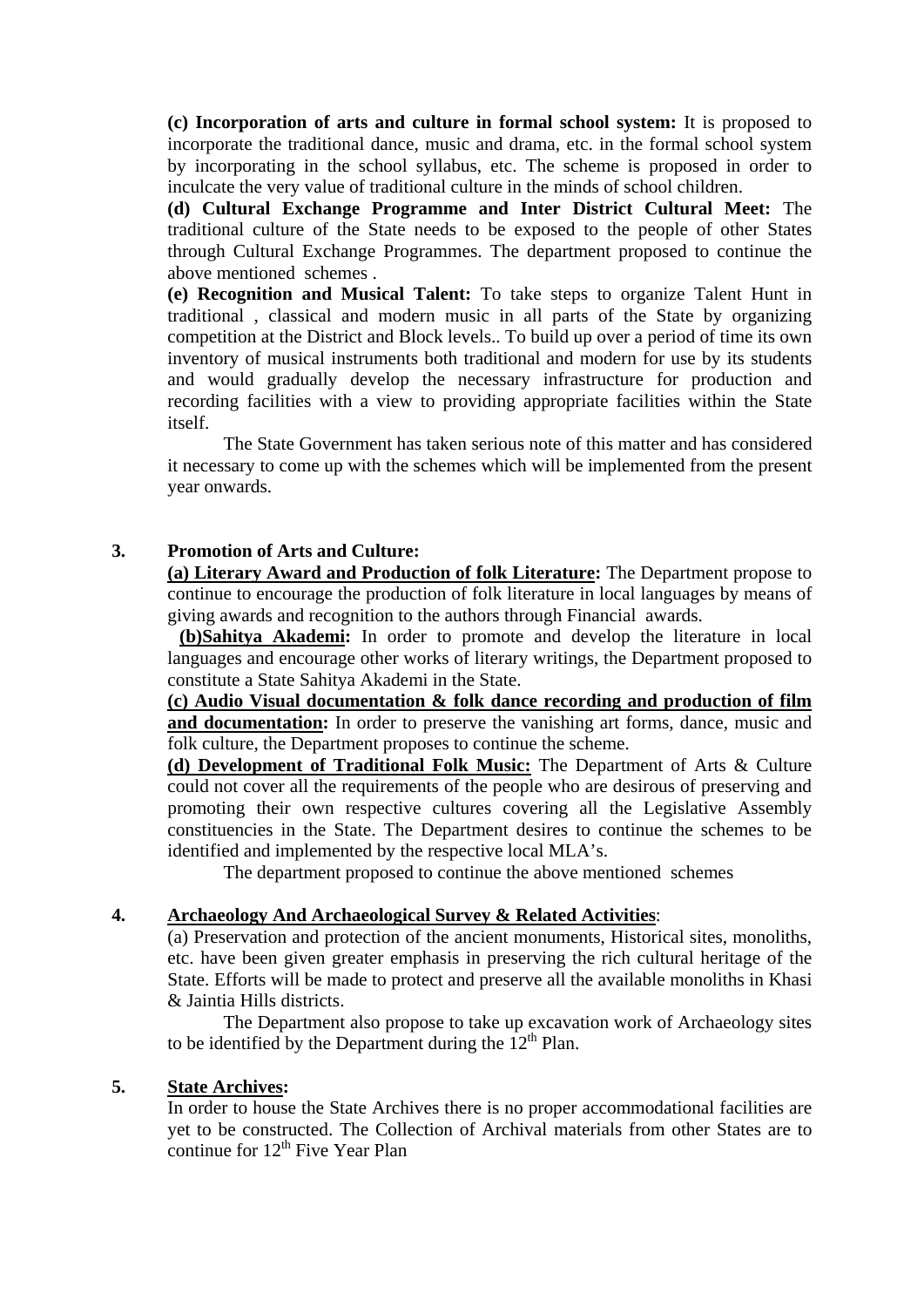**(c) Incorporation of arts and culture in formal school system:** It is proposed to incorporate the traditional dance, music and drama, etc. in the formal school system by incorporating in the school syllabus, etc. The scheme is proposed in order to inculcate the very value of traditional culture in the minds of school children.

**(d) Cultural Exchange Programme and Inter District Cultural Meet:** The traditional culture of the State needs to be exposed to the people of other States through Cultural Exchange Programmes. The department proposed to continue the above mentioned schemes .

**(e) Recognition and Musical Talent:** To take steps to organize Talent Hunt in traditional , classical and modern music in all parts of the State by organizing competition at the District and Block levels.. To build up over a period of time its own inventory of musical instruments both traditional and modern for use by its students and would gradually develop the necessary infrastructure for production and recording facilities with a view to providing appropriate facilities within the State itself.

The State Government has taken serious note of this matter and has considered it necessary to come up with the schemes which will be implemented from the present year onwards.

**3. Promotion of Arts and Culture:**

**(a) Literary Award and Production of folk Literature:** The Department propose to continue to encourage the production of folk literature in local languages by means of giving awards and recognition to the authors through Financial awards.

**(b)Sahitya Akademi:** In order to promote and develop the literature in local languages and encourage other works of literary writings, the Department proposed to constitute a State Sahitya Akademi in the State.

**(c) Audio Visual documentation & folk dance recording and production of film and documentation:** In order to preserve the vanishing art forms, dance, music and folk culture, the Department proposes to continue the scheme.

**(d) Development of Traditional Folk Music:** The Department of Arts & Culture could not cover all the requirements of the people who are desirous of preserving and promoting their own respective cultures covering all the Legislative Assembly constituencies in the State. The Department desires to continue the schemes to be identified and implemented by the respective local MLA's.

The department proposed to continue the above mentioned schemes

**4. Archaeology And Archaeological Survey & Related Activities**:

(a) Preservation and protection of the ancient monuments, Historical sites, monoliths, etc. have been given greater emphasis in preserving the rich cultural heritage of the State. Efforts will be made to protect and preserve all the available monoliths in Khasi & Jaintia Hills districts.

The Department also propose to take up excavation work of Archaeology sites to be identified by the Department during the 12th Plan.

**5. State Archives:**

In order to house the State Archives there is no proper accommodational facilities are yet to be constructed. The Collection of Archival materials from other States are to continue for 12th Five Year Plan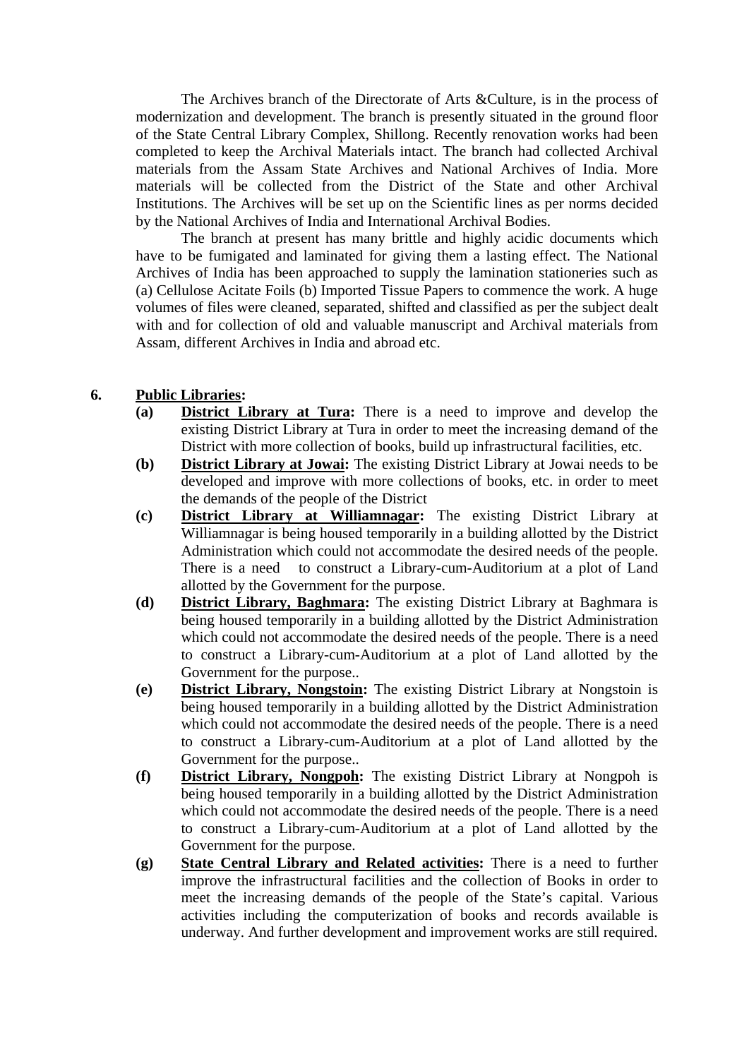The Archives branch of the Directorate of Arts &Culture, is in the process of modernization and development. The branch is presently situated in the ground floor of the State Central Library Complex, Shillong. Recently renovation works had been completed to keep the Archival Materials intact. The branch had collected Archival materials from the Assam State Archives and National Archives of India. More materials will be collected from the District of the State and other Archival Institutions. The Archives will be set up on the Scientific lines as per norms decided by the National Archives of India and International Archival Bodies.

The branch at present has many brittle and highly acidic documents which have to be fumigated and laminated for giving them a lasting effect. The National Archives of India has been approached to supply the lamination stationeries such as (a) Cellulose Acitate Foils (b) Imported Tissue Papers to commence the work. A huge volumes of files were cleaned, separated, shifted and classified as per the subject dealt with and for collection of old and valuable manuscript and Archival materials from Assam, different Archives in India and abroad etc.

**6. <u>Public Libraries</u>:**

**(a) <u>District Library at Tura</u>:** There is a need to improve and develop the existing District Library at Tura in order to meet the increasing demand of the District with more collection of books, build up infrastructural facilities, etc.

**(b) <u>District Library at Jowai</u>:** The existing District Library at Jowai needs to be developed and improve with more collections of books, etc. in order to meet the demands of the people of the District

**(c) <u>District Library at Williamnagar</u>:** The existing District Library at Williamnagar is being housed temporarily in a building allotted by the District Administration which could not accommodate the desired needs of the people. There is a need to construct a Library-cum-Auditorium at a plot of Land allotted by the Government for the purpose.

**(d) <u>District Library, Baghmara</u>:** The existing District Library at Baghmara is being housed temporarily in a building allotted by the District Administration which could not accommodate the desired needs of the people. There is a need to construct a Library-cum-Auditorium at a plot of Land allotted by the Government for the purpose..

**(e) <u>District Library, Nongstoin</u>:** The existing District Library at Nongstoin is being housed temporarily in a building allotted by the District Administration which could not accommodate the desired needs of the people. There is a need to construct a Library-cum-Auditorium at a plot of Land allotted by the Government for the purpose..

**(f) <u>District Library, Nongpoh</u>:** The existing District Library at Nongpoh is being housed temporarily in a building allotted by the District Administration which could not accommodate the desired needs of the people. There is a need to construct a Library-cum-Auditorium at a plot of Land allotted by the Government for the purpose.

**(g) <u>State Central Library and Related activities</u>:** There is a need to further improve the infrastructural facilities and the collection of Books in order to meet the increasing demands of the people of the State's capital. Various activities including the computerization of books and records available is underway. And further development and improvement works are still required.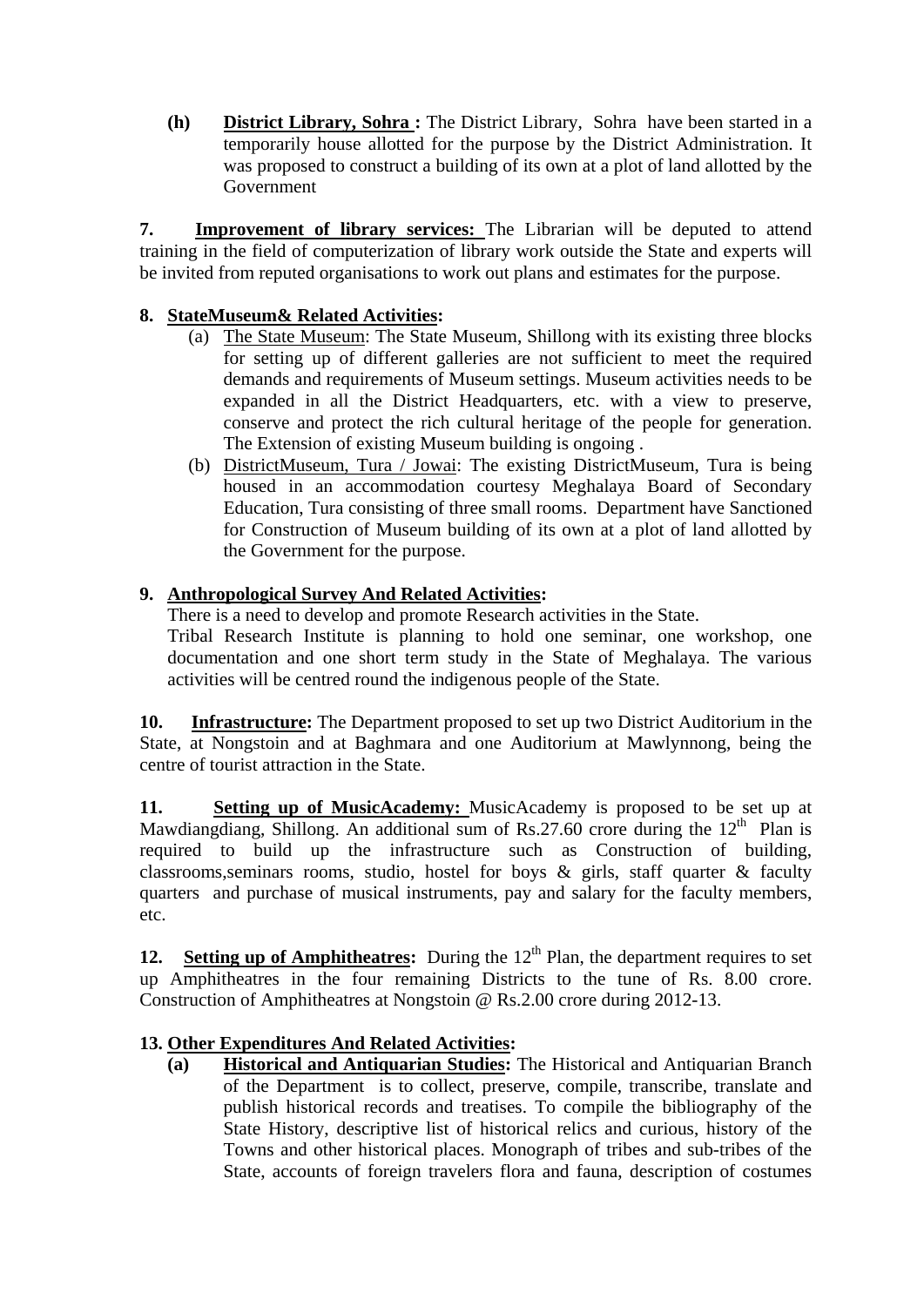**(h)** **District Library, Sohra :** The District Library, Sohra have been started in a temporarily house allotted for the purpose by the District Administration. It was proposed to construct a building of its own at a plot of land allotted by the Government

**7. Improvement of library services:** The Librarian will be deputed to attend training in the field of computerization of library work outside the State and experts will be invited from reputed organisations to work out plans and estimates for the purpose.

**8. StateMuseum& Related Activities:**

(a) The State Museum: The State Museum, Shillong with its existing three blocks for setting up of different galleries are not sufficient to meet the required demands and requirements of Museum settings. Museum activities needs to be expanded in all the District Headquarters, etc. with a view to preserve, conserve and protect the rich cultural heritage of the people for generation. The Extension of existing Museum building is ongoing .

(b) DistrictMuseum, Tura / Jowai: The existing DistrictMuseum, Tura is being housed in an accommodation courtesy Meghalaya Board of Secondary Education, Tura consisting of three small rooms. Department have Sanctioned for Construction of Museum building of its own at a plot of land allotted by the Government for the purpose.

**9. Anthropological Survey And Related Activities:**

There is a need to develop and promote Research activities in the State.
Tribal Research Institute is planning to hold one seminar, one workshop, one documentation and one short term study in the State of Meghalaya. The various activities will be centred round the indigenous people of the State.

**10. Infrastructure:** The Department proposed to set up two District Auditorium in the State, at Nongstoin and at Baghmara and one Auditorium at Mawlynnong, being the centre of tourist attraction in the State.

**11. Setting up of MusicAcademy:** MusicAcademy is proposed to be set up at Mawdiangdiang, Shillong. An additional sum of Rs.27.60 crore during the 12th Plan is required to build up the infrastructure such as Construction of building, classrooms,seminars rooms, studio, hostel for boys & girls, staff quarter & faculty quarters and purchase of musical instruments, pay and salary for the faculty members, etc.

**12. Setting up of Amphitheatres:** During the 12th Plan, the department requires to set up Amphitheatres in the four remaining Districts to the tune of Rs. 8.00 crore. Construction of Amphitheatres at Nongstoin @ Rs.2.00 crore during 2012-13.

**13. Other Expenditures And Related Activities:**

**(a)** **Historical and Antiquarian Studies:** The Historical and Antiquarian Branch of the Department is to collect, preserve, compile, transcribe, translate and publish historical records and treatises. To compile the bibliography of the State History, descriptive list of historical relics and curious, history of the Towns and other historical places. Monograph of tribes and sub-tribes of the State, accounts of foreign travelers flora and fauna, description of costumes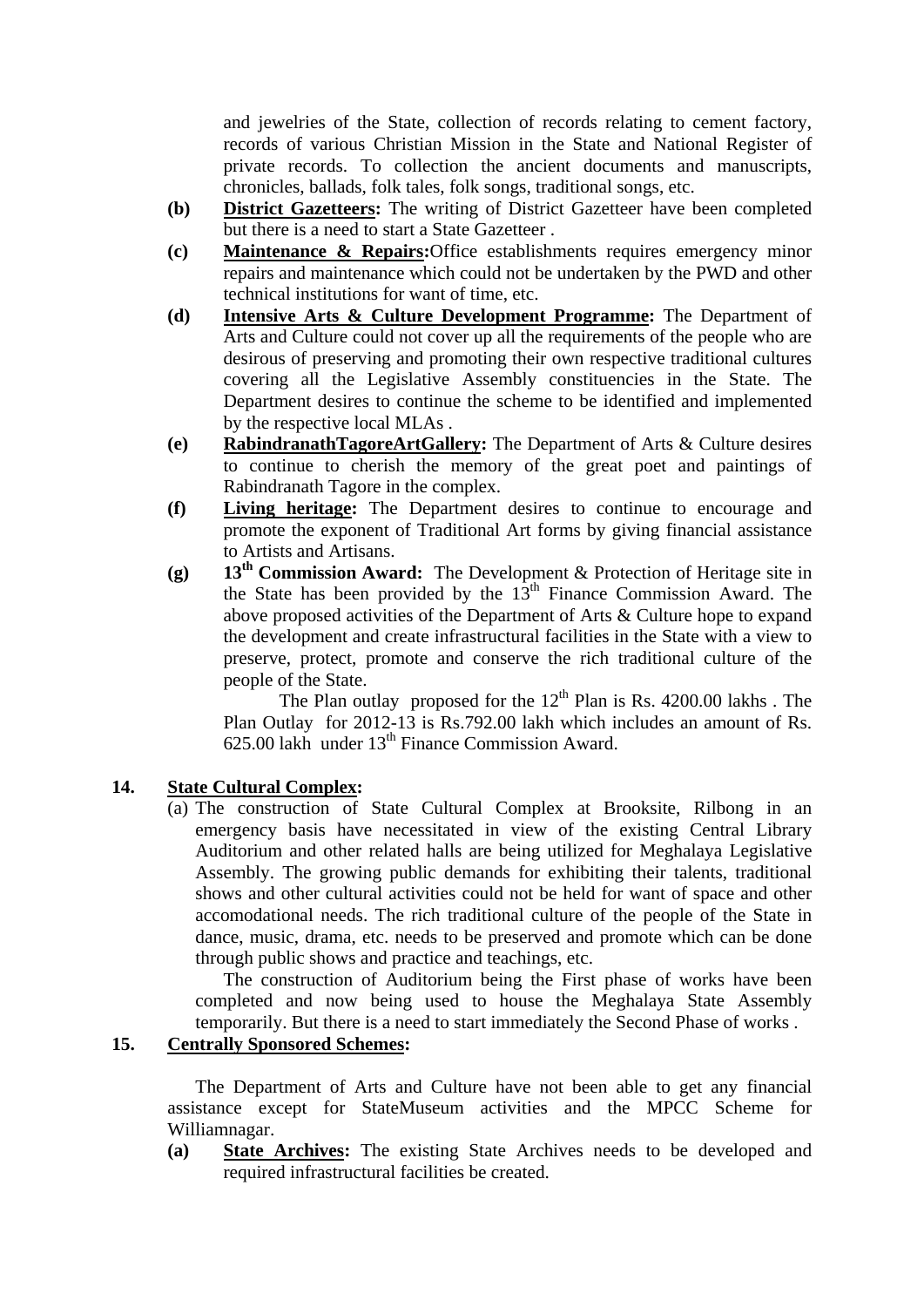and jewelries of the State, collection of records relating to cement factory, records of various Christian Mission in the State and National Register of private records. To collection the ancient documents and manuscripts, chronicles, ballads, folk tales, folk songs, traditional songs, etc.

**(b)** **District Gazetteers:** The writing of District Gazetteer have been completed but there is a need to start a State Gazetteer .

**(c)** **Maintenance & Repairs:**Office establishments requires emergency minor repairs and maintenance which could not be undertaken by the PWD and other technical institutions for want of time, etc.

**(d)** **Intensive Arts & Culture Development Programme:** The Department of Arts and Culture could not cover up all the requirements of the people who are desirous of preserving and promoting their own respective traditional cultures covering all the Legislative Assembly constituencies in the State. The Department desires to continue the scheme to be identified and implemented by the respective local MLAs .

**(e)** **RabindranathTagoreArtGallery:** The Department of Arts & Culture desires to continue to cherish the memory of the great poet and paintings of Rabindranath Tagore in the complex.

**(f)** **Living heritage:** The Department desires to continue to encourage and promote the exponent of Traditional Art forms by giving financial assistance to Artists and Artisans.

**(g)** **13th Commission Award:** The Development & Protection of Heritage site in the State has been provided by the 13th Finance Commission Award. The above proposed activities of the Department of Arts & Culture hope to expand the development and create infrastructural facilities in the State with a view to preserve, protect, promote and conserve the rich traditional culture of the people of the State.

The Plan outlay proposed for the 12th Plan is Rs. 4200.00 lakhs . The Plan Outlay for 2012-13 is Rs.792.00 lakh which includes an amount of Rs. 625.00 lakh under 13th Finance Commission Award.

**14. State Cultural Complex:**

(a) The construction of State Cultural Complex at Brooksite, Rilbong in an emergency basis have necessitated in view of the existing Central Library Auditorium and other related halls are being utilized for Meghalaya Legislative Assembly. The growing public demands for exhibiting their talents, traditional shows and other cultural activities could not be held for want of space and other accomodational needs. The rich traditional culture of the people of the State in dance, music, drama, etc. needs to be preserved and promote which can be done through public shows and practice and teachings, etc.

The construction of Auditorium being the First phase of works have been completed and now being used to house the Meghalaya State Assembly temporarily. But there is a need to start immediately the Second Phase of works .

**15. Centrally Sponsored Schemes:**

The Department of Arts and Culture have not been able to get any financial assistance except for StateMuseum activities and the MPCC Scheme for Williamnagar.

**(a)** **State Archives:** The existing State Archives needs to be developed and required infrastructural facilities be created.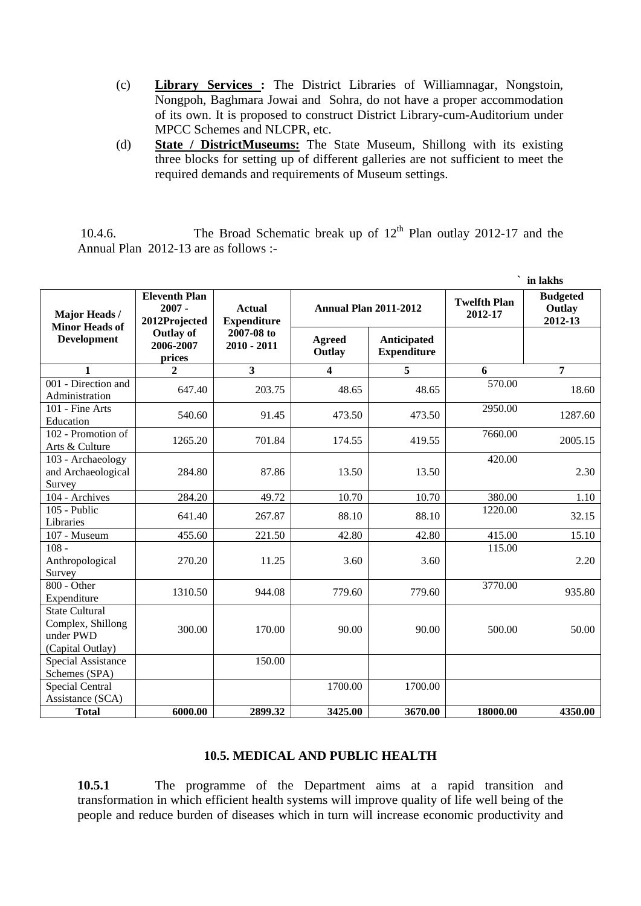(c) **Library Services :** The District Libraries of Williamnagar, Nongstoin, Nongpoh, Baghmara Jowai and Sohra, do not have a proper accommodation of its own. It is proposed to construct District Library-cum-Auditorium under MPCC Schemes and NLCPR, etc.

(d) **State / DistrictMuseums:** The State Museum, Shillong with its existing three blocks for setting up of different galleries are not sufficient to meet the required demands and requirements of Museum settings.

10.4.6. The Broad Schematic break up of 12th Plan outlay 2012-17 and the Annual Plan 2012-13 are as follows :-

` in lakhs

| Major Heads / Minor Heads of Development | Eleventh Plan 2007 - 2012Projected Outlay of 2006-2007 prices | Actual Expenditure 2007-08 to 2010 - 2011 | Annual Plan 2011-2012 | | Twelfth Plan 2012-17 | Budgeted Outlay 2012-13 |
|---|---|---|---|---|---|---|
| | | | Agreed Outlay | Anticipated Expenditure | | |
| 1 | 2 | 3 | 4 | 5 | 6 | 7 |
| 001 - Direction and Administration | 647.40 | 203.75 | 48.65 | 48.65 | 570.00 | 18.60 |
| 101 - Fine Arts Education | 540.60 | 91.45 | 473.50 | 473.50 | 2950.00 | 1287.60 |
| 102 - Promotion of Arts & Culture | 1265.20 | 701.84 | 174.55 | 419.55 | 7660.00 | 2005.15 |
| 103 - Archaeology and Archaeological Survey | 284.80 | 87.86 | 13.50 | 13.50 | 420.00 | 2.30 |
| 104 - Archives | 284.20 | 49.72 | 10.70 | 10.70 | 380.00 | 1.10 |
| 105 - Public Libraries | 641.40 | 267.87 | 88.10 | 88.10 | 1220.00 | 32.15 |
| 107 - Museum | 455.60 | 221.50 | 42.80 | 42.80 | 415.00 | 15.10 |
| 108 - Anthropological Survey | 270.20 | 11.25 | 3.60 | 3.60 | 115.00 | 2.20 |
| 800 - Other Expenditure | 1310.50 | 944.08 | 779.60 | 779.60 | 3770.00 | 935.80 |
| State Cultural Complex, Shillong under PWD (Capital Outlay) | 300.00 | 170.00 | 90.00 | 90.00 | 500.00 | 50.00 |
| Special Assistance Schemes (SPA) | | 150.00 | | | | |
| Special Central Assistance (SCA) | | | 1700.00 | 1700.00 | | |
| **Total** | **6000.00** | **2899.32** | **3425.00** | **3670.00** | **18000.00** | **4350.00** |

### 10.5. MEDICAL AND PUBLIC HEALTH

**10.5.1** The programme of the Department aims at a rapid transition and transformation in which efficient health systems will improve quality of life well being of the people and reduce burden of diseases which in turn will increase economic productivity and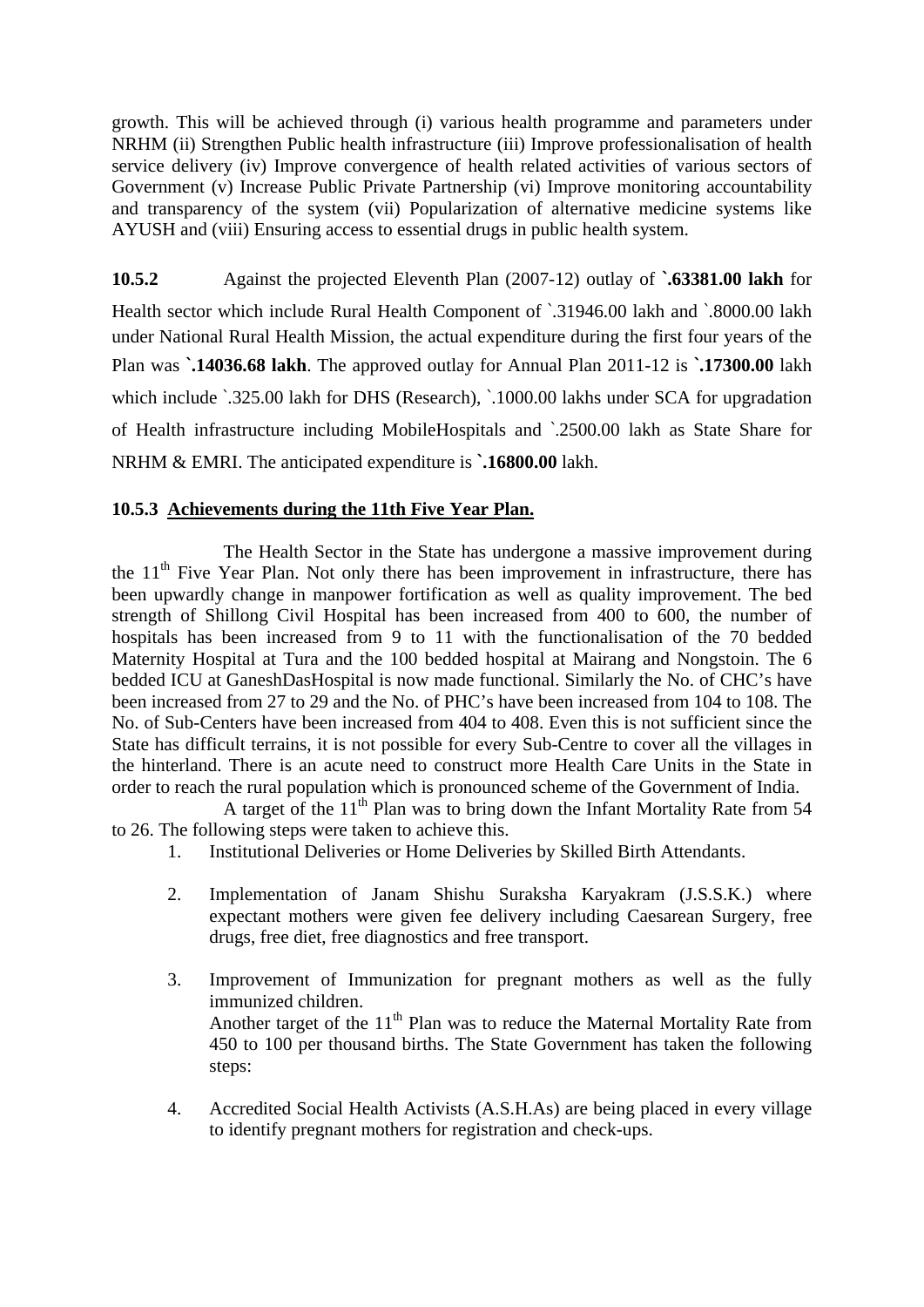growth. This will be achieved through (i) various health programme and parameters under NRHM (ii) Strengthen Public health infrastructure (iii) Improve professionalisation of health service delivery (iv) Improve convergence of health related activities of various sectors of Government (v) Increase Public Private Partnership (vi) Improve monitoring accountability and transparency of the system (vii) Popularization of alternative medicine systems like AYUSH and (viii) Ensuring access to essential drugs in public health system.

**10.5.2** Against the projected Eleventh Plan (2007-12) outlay of **`.63381.00 lakh** for Health sector which include Rural Health Component of `.31946.00 lakh and `.8000.00 lakh under National Rural Health Mission, the actual expenditure during the first four years of the Plan was **`.14036.68 lakh**. The approved outlay for Annual Plan 2011-12 is **`.17300.00** lakh which include `.325.00 lakh for DHS (Research), `.1000.00 lakhs under SCA for upgradation of Health infrastructure including MobileHospitals and `.2500.00 lakh as State Share for NRHM & EMRI. The anticipated expenditure is **`.16800.00** lakh.

### 10.5.3 Achievements during the 11th Five Year Plan.

The Health Sector in the State has undergone a massive improvement during the 11th Five Year Plan. Not only there has been improvement in infrastructure, there has been upwardly change in manpower fortification as well as quality improvement. The bed strength of Shillong Civil Hospital has been increased from 400 to 600, the number of hospitals has been increased from 9 to 11 with the functionalisation of the 70 bedded Maternity Hospital at Tura and the 100 bedded hospital at Mairang and Nongstoin. The 6 bedded ICU at GaneshDasHospital is now made functional. Similarly the No. of CHC's have been increased from 27 to 29 and the No. of PHC's have been increased from 104 to 108. The No. of Sub-Centers have been increased from 404 to 408. Even this is not sufficient since the State has difficult terrains, it is not possible for every Sub-Centre to cover all the villages in the hinterland. There is an acute need to construct more Health Care Units in the State in order to reach the rural population which is pronounced scheme of the Government of India.

A target of the 11th Plan was to bring down the Infant Mortality Rate from 54 to 26. The following steps were taken to achieve this.

1. Institutional Deliveries or Home Deliveries by Skilled Birth Attendants.

2. Implementation of Janam Shishu Suraksha Karyakram (J.S.S.K.) where expectant mothers were given fee delivery including Caesarean Surgery, free drugs, free diet, free diagnostics and free transport.

3. Improvement of Immunization for pregnant mothers as well as the fully immunized children.
   Another target of the 11th Plan was to reduce the Maternal Mortality Rate from 450 to 100 per thousand births. The State Government has taken the following steps:

4. Accredited Social Health Activists (A.S.H.As) are being placed in every village to identify pregnant mothers for registration and check-ups.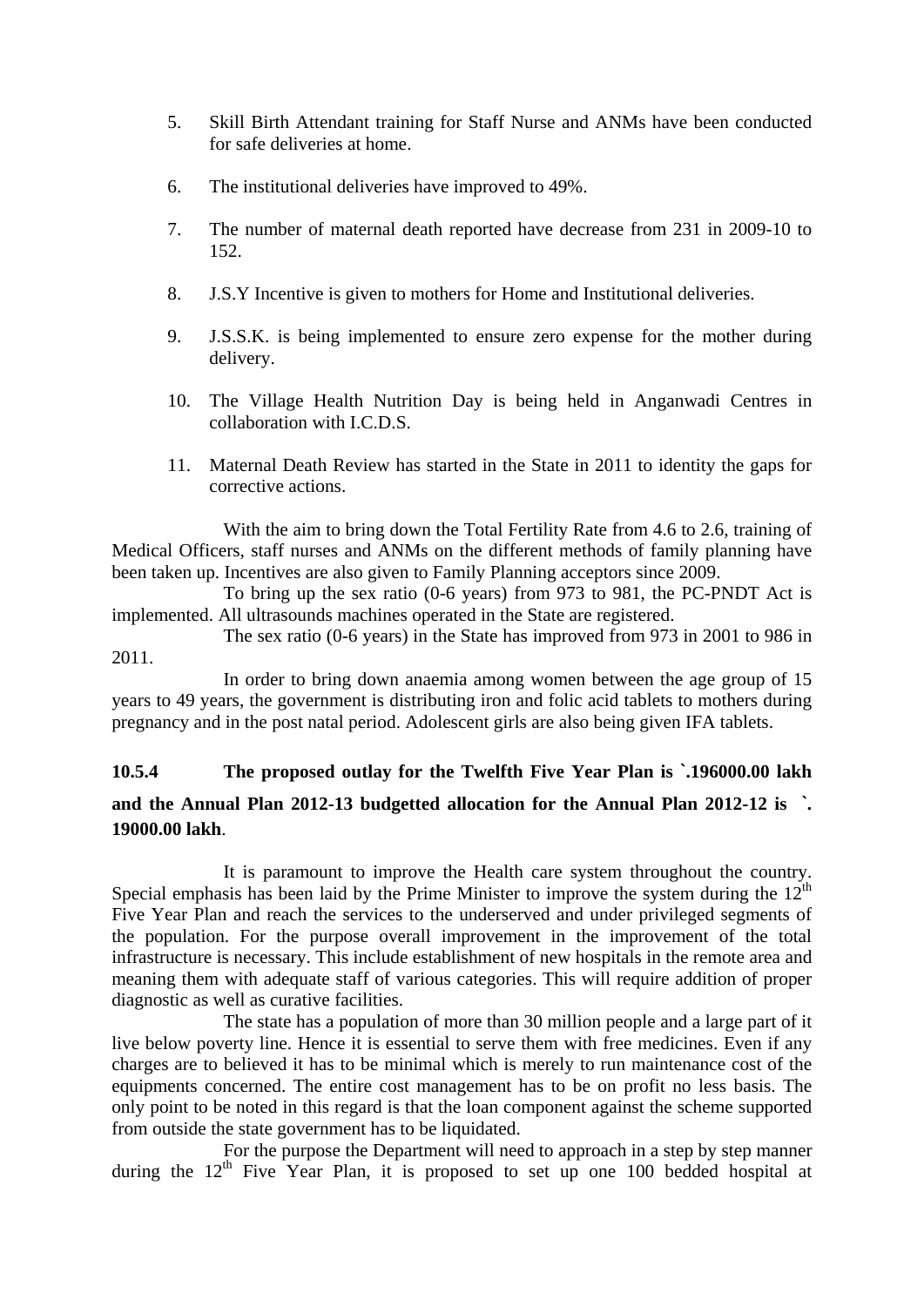5. Skill Birth Attendant training for Staff Nurse and ANMs have been conducted for safe deliveries at home.

6. The institutional deliveries have improved to 49%.

7. The number of maternal death reported have decrease from 231 in 2009-10 to 152.

8. J.S.Y Incentive is given to mothers for Home and Institutional deliveries.

9. J.S.S.K. is being implemented to ensure zero expense for the mother during delivery.

10. The Village Health Nutrition Day is being held in Anganwadi Centres in collaboration with I.C.D.S.

11. Maternal Death Review has started in the State in 2011 to identity the gaps for corrective actions.

With the aim to bring down the Total Fertility Rate from 4.6 to 2.6, training of Medical Officers, staff nurses and ANMs on the different methods of family planning have been taken up. Incentives are also given to Family Planning acceptors since 2009.

To bring up the sex ratio (0-6 years) from 973 to 981, the PC-PNDT Act is implemented. All ultrasounds machines operated in the State are registered.

The sex ratio (0-6 years) in the State has improved from 973 in 2001 to 986 in 2011.

In order to bring down anaemia among women between the age group of 15 years to 49 years, the government is distributing iron and folic acid tablets to mothers during pregnancy and in the post natal period. Adolescent girls are also being given IFA tablets.

**10.5.4 The proposed outlay for the Twelfth Five Year Plan is `.196000.00 lakh and the Annual Plan 2012-13 budgetted allocation for the Annual Plan 2012-12 is `. 19000.00 lakh**.

It is paramount to improve the Health care system throughout the country. Special emphasis has been laid by the Prime Minister to improve the system during the 12th Five Year Plan and reach the services to the underserved and under privileged segments of the population. For the purpose overall improvement in the improvement of the total infrastructure is necessary. This include establishment of new hospitals in the remote area and meaning them with adequate staff of various categories. This will require addition of proper diagnostic as well as curative facilities.

The state has a population of more than 30 million people and a large part of it live below poverty line. Hence it is essential to serve them with free medicines. Even if any charges are to believed it has to be minimal which is merely to run maintenance cost of the equipments concerned. The entire cost management has to be on profit no less basis. The only point to be noted in this regard is that the loan component against the scheme supported from outside the state government has to be liquidated.

For the purpose the Department will need to approach in a step by step manner during the 12th Five Year Plan, it is proposed to set up one 100 bedded hospital at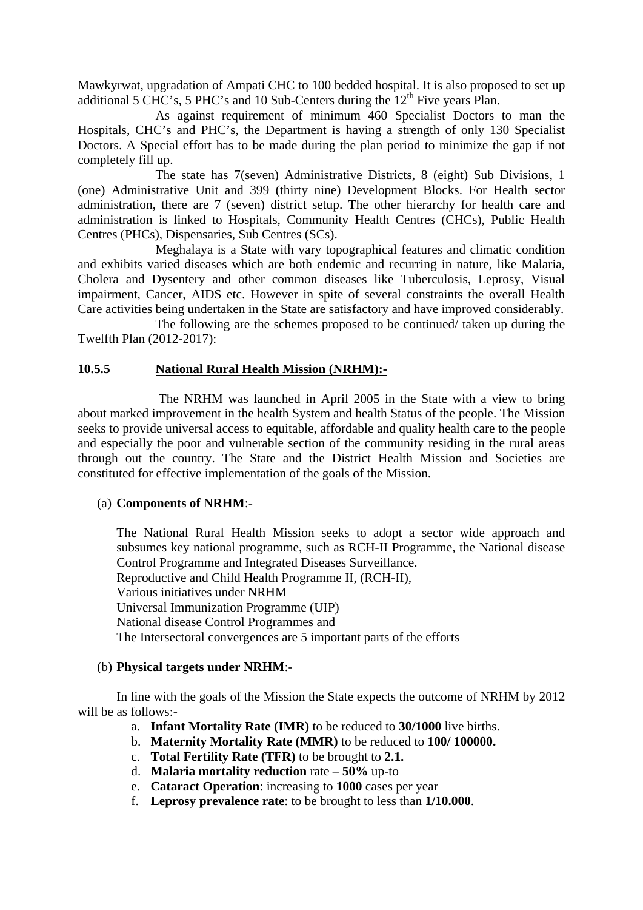Mawkyrwat, upgradation of Ampati CHC to 100 bedded hospital. It is also proposed to set up additional 5 CHC's, 5 PHC's and 10 Sub-Centers during the $12^{th}$ Five years Plan.

As against requirement of minimum 460 Specialist Doctors to man the Hospitals, CHC's and PHC's, the Department is having a strength of only 130 Specialist Doctors. A Special effort has to be made during the plan period to minimize the gap if not completely fill up.

The state has 7(seven) Administrative Districts, 8 (eight) Sub Divisions, 1 (one) Administrative Unit and 399 (thirty nine) Development Blocks. For Health sector administration, there are 7 (seven) district setup. The other hierarchy for health care and administration is linked to Hospitals, Community Health Centres (CHCs), Public Health Centres (PHCs), Dispensaries, Sub Centres (SCs).

Meghalaya is a State with vary topographical features and climatic condition and exhibits varied diseases which are both endemic and recurring in nature, like Malaria, Cholera and Dysentery and other common diseases like Tuberculosis, Leprosy, Visual impairment, Cancer, AIDS etc. However in spite of several constraints the overall Health Care activities being undertaken in the State are satisfactory and have improved considerably.

The following are the schemes proposed to be continued/ taken up during the Twelfth Plan (2012-2017):

### 10.5.5 National Rural Health Mission (NRHM):-

The NRHM was launched in April 2005 in the State with a view to bring about marked improvement in the health System and health Status of the people. The Mission seeks to provide universal access to equitable, affordable and quality health care to the people and especially the poor and vulnerable section of the community residing in the rural areas through out the country. The State and the District Health Mission and Societies are constituted for effective implementation of the goals of the Mission.

(a) **Components of NRHM**:-

The National Rural Health Mission seeks to adopt a sector wide approach and subsumes key national programme, such as RCH-II Programme, the National disease Control Programme and Integrated Diseases Surveillance.
Reproductive and Child Health Programme II, (RCH-II),
Various initiatives under NRHM
Universal Immunization Programme (UIP)
National disease Control Programmes and
The Intersectoral convergences are 5 important parts of the efforts

(b) **Physical targets under NRHM**:-

In line with the goals of the Mission the State expects the outcome of NRHM by 2012 will be as follows:-

a. **Infant Mortality Rate (IMR)** to be reduced to **30/1000** live births.
b. **Maternity Mortality Rate (MMR)** to be reduced to **100/ 100000.**
c. **Total Fertility Rate (TFR)** to be brought to **2.1.**
d. **Malaria mortality reduction** rate – **50%** up-to
e. **Cataract Operation**: increasing to **1000** cases per year
f. **Leprosy prevalence rate**: to be brought to less than **1/10.000**.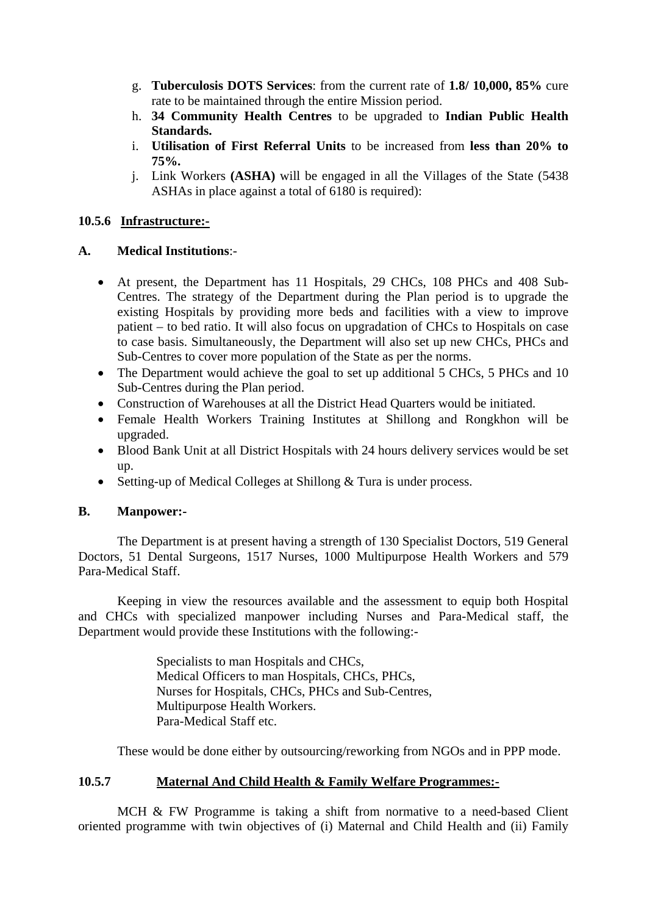g. **Tuberculosis DOTS Services**: from the current rate of **1.8/ 10,000, 85%** cure rate to be maintained through the entire Mission period.
h. **34 Community Health Centres** to be upgraded to **Indian Public Health Standards.**
i. **Utilisation of First Referral Units** to be increased from **less than 20% to 75%.**
j. Link Workers **(ASHA)** will be engaged in all the Villages of the State (5438 ASHAs in place against a total of 6180 is required):

### 10.5.6 Infrastructure:-

**A. Medical Institutions**:-

- At present, the Department has 11 Hospitals, 29 CHCs, 108 PHCs and 408 Sub-Centres. The strategy of the Department during the Plan period is to upgrade the existing Hospitals by providing more beds and facilities with a view to improve patient – to bed ratio. It will also focus on upgradation of CHCs to Hospitals on case to case basis. Simultaneously, the Department will also set up new CHCs, PHCs and Sub-Centres to cover more population of the State as per the norms.
- The Department would achieve the goal to set up additional 5 CHCs, 5 PHCs and 10 Sub-Centres during the Plan period.
- Construction of Warehouses at all the District Head Quarters would be initiated.
- Female Health Workers Training Institutes at Shillong and Rongkhon will be upgraded.
- Blood Bank Unit at all District Hospitals with 24 hours delivery services would be set up.
- Setting-up of Medical Colleges at Shillong & Tura is under process.

**B. Manpower:-**

The Department is at present having a strength of 130 Specialist Doctors, 519 General Doctors, 51 Dental Surgeons, 1517 Nurses, 1000 Multipurpose Health Workers and 579 Para-Medical Staff.

Keeping in view the resources available and the assessment to equip both Hospital and CHCs with specialized manpower including Nurses and Para-Medical staff, the Department would provide these Institutions with the following:-

Specialists to man Hospitals and CHCs,
Medical Officers to man Hospitals, CHCs, PHCs,
Nurses for Hospitals, CHCs, PHCs and Sub-Centres,
Multipurpose Health Workers.
Para-Medical Staff etc.

These would be done either by outsourcing/reworking from NGOs and in PPP mode.

### 10.5.7 Maternal And Child Health & Family Welfare Programmes:-

MCH & FW Programme is taking a shift from normative to a need-based Client oriented programme with twin objectives of (i) Maternal and Child Health and (ii) Family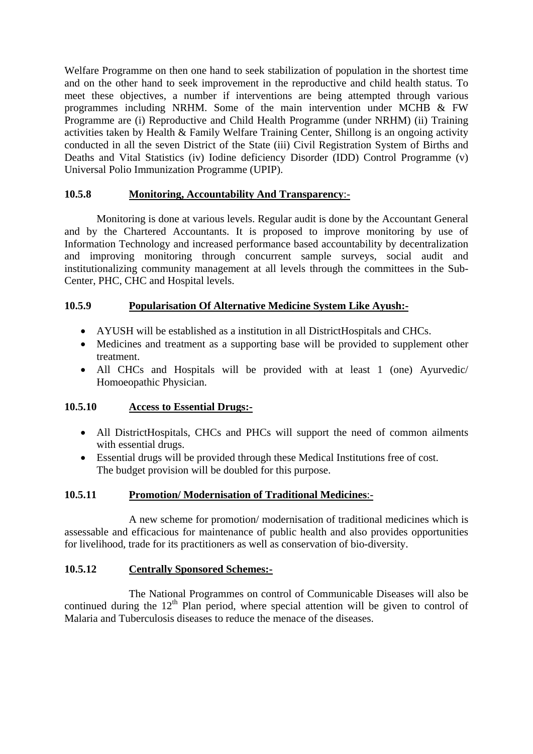Welfare Programme on then one hand to seek stabilization of population in the shortest time and on the other hand to seek improvement in the reproductive and child health status. To meet these objectives, a number if interventions are being attempted through various programmes including NRHM. Some of the main intervention under MCHB & FW Programme are (i) Reproductive and Child Health Programme (under NRHM) (ii) Training activities taken by Health & Family Welfare Training Center, Shillong is an ongoing activity conducted in all the seven District of the State (iii) Civil Registration System of Births and Deaths and Vital Statistics (iv) Iodine deficiency Disorder (IDD) Control Programme (v) Universal Polio Immunization Programme (UPIP).

### 10.5.8 Monitoring, Accountability And Transparency:-

Monitoring is done at various levels. Regular audit is done by the Accountant General and by the Chartered Accountants. It is proposed to improve monitoring by use of Information Technology and increased performance based accountability by decentralization and improving monitoring through concurrent sample surveys, social audit and institutionalizing community management at all levels through the committees in the Sub-Center, PHC, CHC and Hospital levels.

### 10.5.9 Popularisation Of Alternative Medicine System Like Ayush:-

- AYUSH will be established as a institution in all DistrictHospitals and CHCs.
- Medicines and treatment as a supporting base will be provided to supplement other treatment.
- All CHCs and Hospitals will be provided with at least 1 (one) Ayurvedic/ Homoeopathic Physician.

### 10.5.10 Access to Essential Drugs:-

- All DistrictHospitals, CHCs and PHCs will support the need of common ailments with essential drugs.
- Essential drugs will be provided through these Medical Institutions free of cost. The budget provision will be doubled for this purpose.

### 10.5.11 Promotion/ Modernisation of Traditional Medicines:-

A new scheme for promotion/ modernisation of traditional medicines which is assessable and efficacious for maintenance of public health and also provides opportunities for livelihood, trade for its practitioners as well as conservation of bio-diversity.

### 10.5.12 Centrally Sponsored Schemes:-

The National Programmes on control of Communicable Diseases will also be continued during the 12th Plan period, where special attention will be given to control of Malaria and Tuberculosis diseases to reduce the menace of the diseases.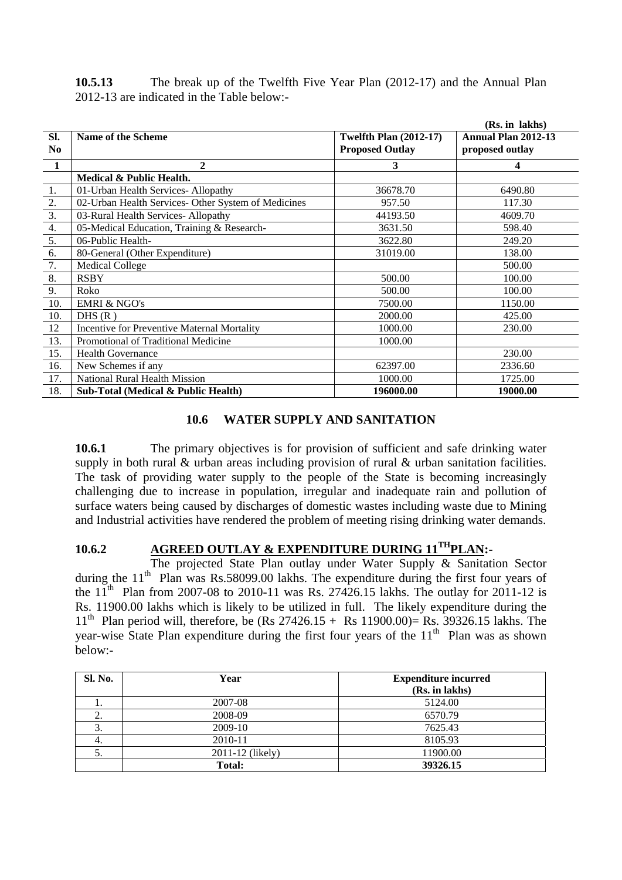**10.5.13** The break up of the Twelfth Five Year Plan (2012-17) and the Annual Plan 2012-13 are indicated in the Table below:-

(Rs. in lakhs)

| Sl. No | Name of the Scheme | Twelfth Plan (2012-17) Proposed Outlay | Annual Plan 2012-13 proposed outlay |
|---|---|---|---|
| 1 | 2 | 3 | 4 |
| | **Medical & Public Health.** | | |
| 1. | 01-Urban Health Services- Allopathy | 36678.70 | 6490.80 |
| 2. | 02-Urban Health Services- Other System of Medicines | 957.50 | 117.30 |
| 3. | 03-Rural Health Services- Allopathy | 44193.50 | 4609.70 |
| 4. | 05-Medical Education, Training & Research- | 3631.50 | 598.40 |
| 5. | 06-Public Health- | 3622.80 | 249.20 |
| 6. | 80-General (Other Expenditure) | 31019.00 | 138.00 |
| 7. | Medical College | | 500.00 |
| 8. | RSBY | 500.00 | 100.00 |
| 9. | Roko | 500.00 | 100.00 |
| 10. | EMRI & NGO's | 7500.00 | 1150.00 |
| 10. | DHS (R ) | 2000.00 | 425.00 |
| 12 | Incentive for Preventive Maternal Mortality | 1000.00 | 230.00 |
| 13. | Promotional of Traditional Medicine | 1000.00 | |
| 15. | Health Governance | | 230.00 |
| 16. | New Schemes if any | 62397.00 | 2336.60 |
| 17. | National Rural Health Mission | 1000.00 | 1725.00 |
| 18. | **Sub-Total (Medical & Public Health)** | **196000.00** | **19000.00** |

## 10.6 WATER SUPPLY AND SANITATION

**10.6.1** The primary objectives is for provision of sufficient and safe drinking water supply in both rural & urban areas including provision of rural & urban sanitation facilities. The task of providing water supply to the people of the State is becoming increasingly challenging due to increase in population, irregular and inadequate rain and pollution of surface waters being caused by discharges of domestic wastes including waste due to Mining and Industrial activities have rendered the problem of meeting rising drinking water demands.

### 10.6.2 AGREED OUTLAY & EXPENDITURE DURING 11TH PLAN:-

The projected State Plan outlay under Water Supply & Sanitation Sector during the 11th Plan was Rs.58099.00 lakhs. The expenditure during the first four years of the 11th Plan from 2007-08 to 2010-11 was Rs. 27426.15 lakhs. The outlay for 2011-12 is Rs. 11900.00 lakhs which is likely to be utilized in full. The likely expenditure during the 11th Plan period will, therefore, be (Rs 27426.15 + Rs 11900.00)= Rs. 39326.15 lakhs. The year-wise State Plan expenditure during the first four years of the 11th Plan was as shown below:-

| Sl. No. | Year | Expenditure incurred (Rs. in lakhs) |
|---|---|---|
| 1. | 2007-08 | 5124.00 |
| 2. | 2008-09 | 6570.79 |
| 3. | 2009-10 | 7625.43 |
| 4. | 2010-11 | 8105.93 |
| 5. | 2011-12 (likely) | 11900.00 |
| | **Total:** | **39326.15** |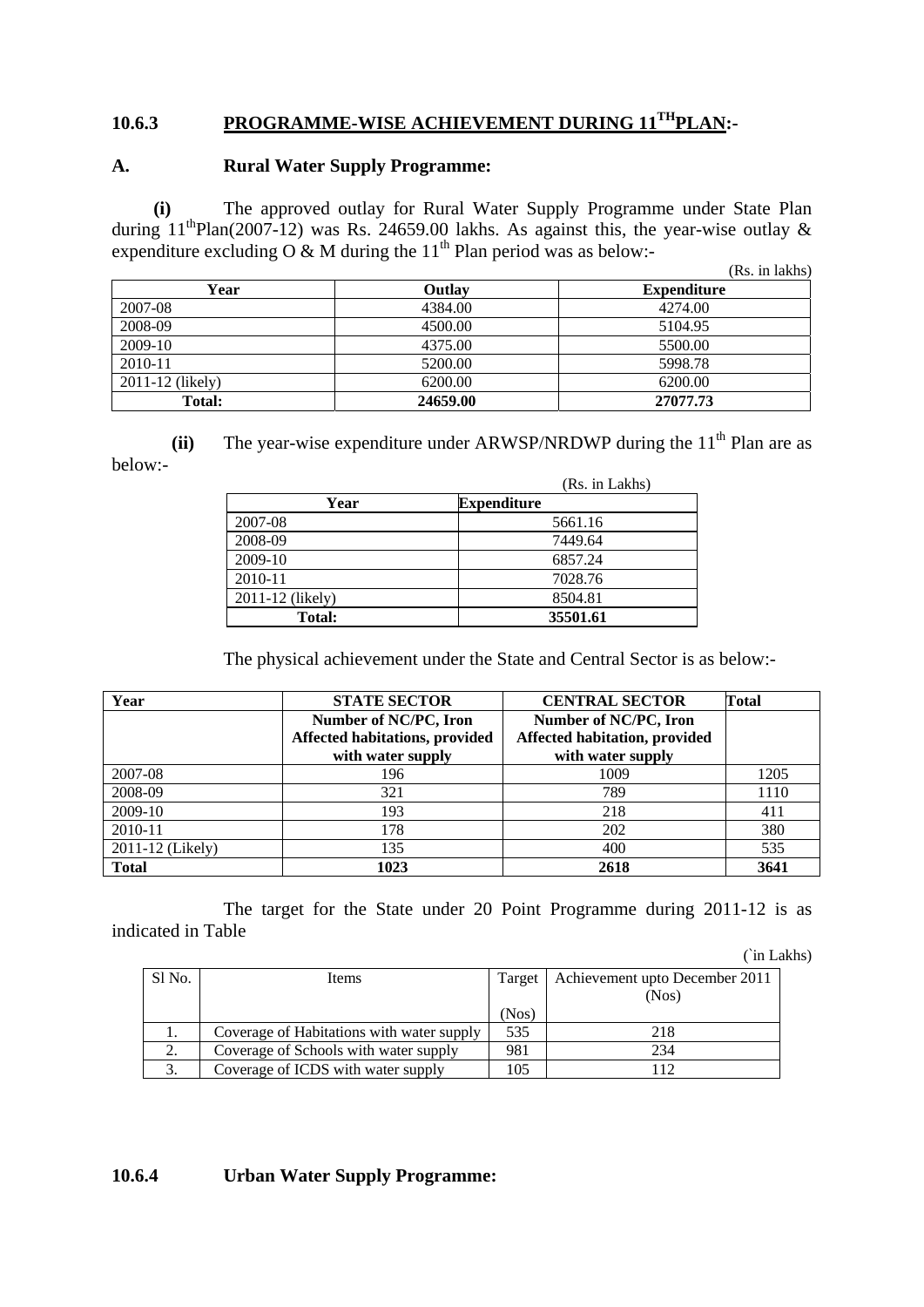## 10.6.3 PROGRAMME-WISE ACHIEVEMENT DURING 11^TH PLAN:-

### A. Rural Water Supply Programme:

**(i)** The approved outlay for Rural Water Supply Programme under State Plan during 11th Plan(2007-12) was Rs. 24659.00 lakhs. As against this, the year-wise outlay & expenditure excluding O & M during the 11th Plan period was as below:-

(Rs. in lakhs)

| Year | Outlay | Expenditure |
|---|---|---|
| 2007-08 | 4384.00 | 4274.00 |
| 2008-09 | 4500.00 | 5104.95 |
| 2009-10 | 4375.00 | 5500.00 |
| 2010-11 | 5200.00 | 5998.78 |
| 2011-12 (likely) | 6200.00 | 6200.00 |
| **Total:** | **24659.00** | **27077.73** |

**(ii)** The year-wise expenditure under ARWSP/NRDWP during the 11th Plan are as below:-

(Rs. in Lakhs)

| Year | Expenditure |
|---|---|
| 2007-08 | 5661.16 |
| 2008-09 | 7449.64 |
| 2009-10 | 6857.24 |
| 2010-11 | 7028.76 |
| 2011-12 (likely) | 8504.81 |
| **Total:** | **35501.61** |

The physical achievement under the State and Central Sector is as below:-

| Year | STATE SECTOR | CENTRAL SECTOR | Total |
|---|---|---|---|
| | **Number of NC/PC, Iron Affected habitations, provided with water supply** | **Number of NC/PC, Iron Affected habitation, provided with water supply** | |
| 2007-08 | 196 | 1009 | 1205 |
| 2008-09 | 321 | 789 | 1110 |
| 2009-10 | 193 | 218 | 411 |
| 2010-11 | 178 | 202 | 380 |
| 2011-12 (Likely) | 135 | 400 | 535 |
| **Total** | **1023** | **2618** | **3641** |

The target for the State under 20 Point Programme during 2011-12 is as indicated in Table

(`in Lakhs)

| Sl No. | Items | Target (Nos) | Achievement upto December 2011 (Nos) |
|---|---|---|---|
| 1. | Coverage of Habitations with water supply | 535 | 218 |
| 2. | Coverage of Schools with water supply | 981 | 234 |
| 3. | Coverage of ICDS with water supply | 105 | 112 |

## 10.6.4 Urban Water Supply Programme: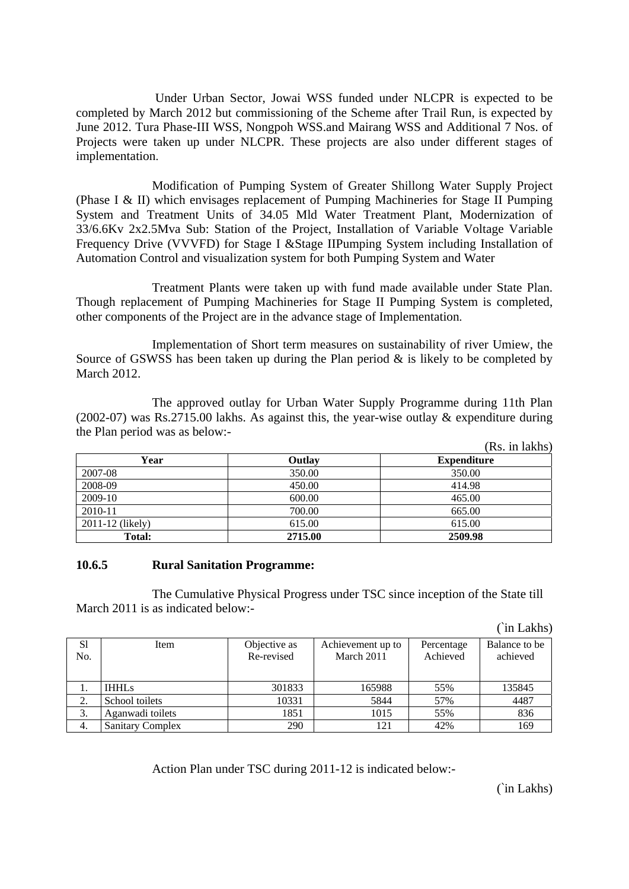Under Urban Sector, Jowai WSS funded under NLCPR is expected to be completed by March 2012 but commissioning of the Scheme after Trail Run, is expected by June 2012. Tura Phase-III WSS, Nongpoh WSS.and Mairang WSS and Additional 7 Nos. of Projects were taken up under NLCPR. These projects are also under different stages of implementation.

Modification of Pumping System of Greater Shillong Water Supply Project (Phase I & II) which envisages replacement of Pumping Machineries for Stage II Pumping System and Treatment Units of 34.05 Mld Water Treatment Plant, Modernization of 33/6.6Kv 2x2.5Mva Sub: Station of the Project, Installation of Variable Voltage Variable Frequency Drive (VVVFD) for Stage I &Stage IIPumping System including Installation of Automation Control and visualization system for both Pumping System and Water

Treatment Plants were taken up with fund made available under State Plan. Though replacement of Pumping Machineries for Stage II Pumping System is completed, other components of the Project are in the advance stage of Implementation.

Implementation of Short term measures on sustainability of river Umiew, the Source of GSWSS has been taken up during the Plan period & is likely to be completed by March 2012.

The approved outlay for Urban Water Supply Programme during 11th Plan (2002-07) was Rs.2715.00 lakhs. As against this, the year-wise outlay & expenditure during the Plan period was as below:-

(Rs. in lakhs)

| Year | Outlay | Expenditure |
|---|---|---|
| 2007-08 | 350.00 | 350.00 |
| 2008-09 | 450.00 | 414.98 |
| 2009-10 | 600.00 | 465.00 |
| 2010-11 | 700.00 | 665.00 |
| 2011-12 (likely) | 615.00 | 615.00 |
| **Total:** | **2715.00** | **2509.98** |

### 10.6.5 Rural Sanitation Programme:

The Cumulative Physical Progress under TSC since inception of the State till March 2011 is as indicated below:-

(`in Lakhs)

| Sl No. | Item | Objective as Re-revised | Achievement up to March 2011 | Percentage Achieved | Balance to be achieved |
|---|---|---|---|---|---|
| 1. | IHHLs | 301833 | 165988 | 55% | 135845 |
| 2. | School toilets | 10331 | 5844 | 57% | 4487 |
| 3. | Aganwadi toilets | 1851 | 1015 | 55% | 836 |
| 4. | Sanitary Complex | 290 | 121 | 42% | 169 |

Action Plan under TSC during 2011-12 is indicated below:-

(`in Lakhs)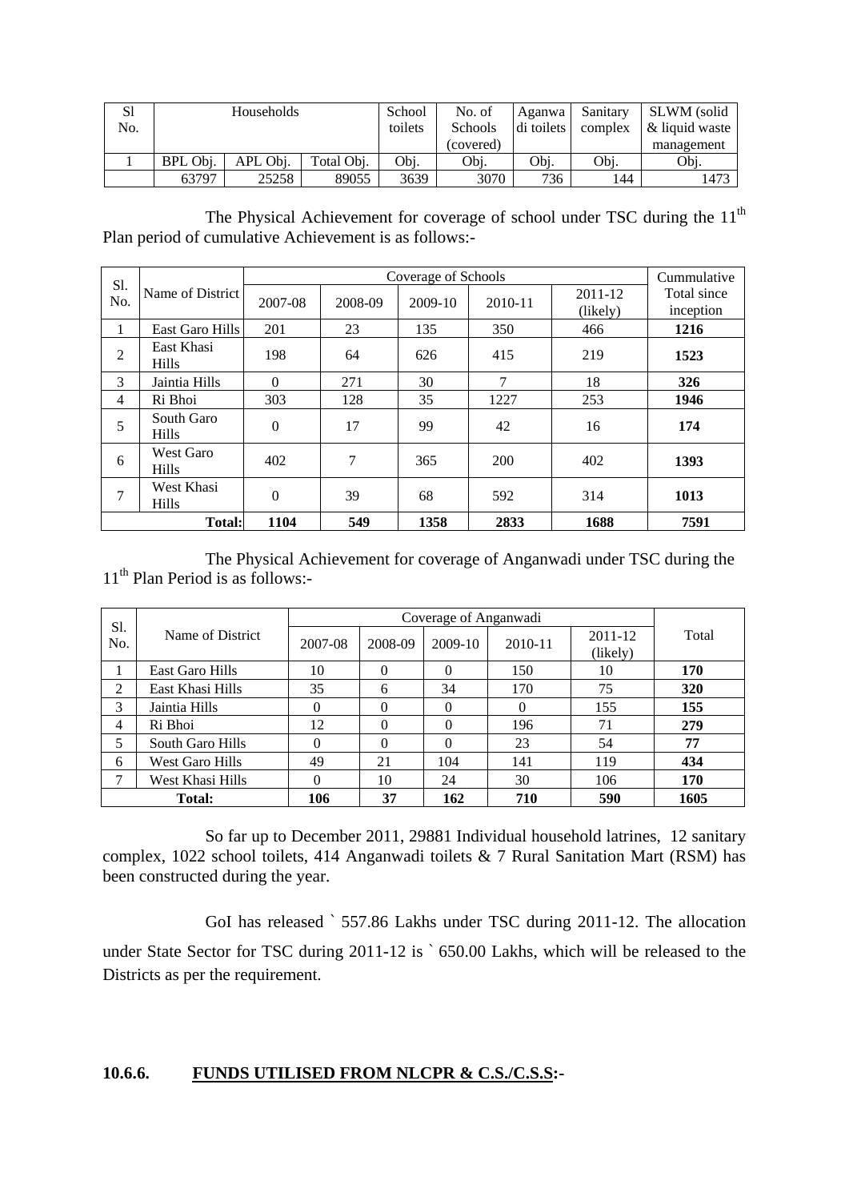| Sl No. | Households | | | School toilets | No. of Schools (covered) | Aganwadi toilets | Sanitary complex | SLWM (solid & liquid waste management |
|---|---|---|---|---|---|---|---|---|
| 1 | BPL Obj. | APL Obj. | Total Obj. | Obj. | Obj. | Obj. | Obj. | Obj. |
| | 63797 | 25258 | 89055 | 3639 | 3070 | 736 | 144 | 1473 |

The Physical Achievement for coverage of school under TSC during the 11th Plan period of cumulative Achievement is as follows:-

| Sl. No. | Name of District | Coverage of Schools | | | | | Cummulative Total since inception |
|---|---|---|---|---|---|---|---|
| | | 2007-08 | 2008-09 | 2009-10 | 2010-11 | 2011-12 (likely) | |
| 1 | East Garo Hills | 201 | 23 | 135 | 350 | 466 | **1216** |
| 2 | East Khasi Hills | 198 | 64 | 626 | 415 | 219 | **1523** |
| 3 | Jaintia Hills | 0 | 271 | 30 | 7 | 18 | **326** |
| 4 | Ri Bhoi | 303 | 128 | 35 | 1227 | 253 | **1946** |
| 5 | South Garo Hills | 0 | 17 | 99 | 42 | 16 | **174** |
| 6 | West Garo Hills | 402 | 7 | 365 | 200 | 402 | **1393** |
| 7 | West Khasi Hills | 0 | 39 | 68 | 592 | 314 | **1013** |
| | **Total:** | **1104** | **549** | **1358** | **2833** | **1688** | **7591** |

The Physical Achievement for coverage of Anganwadi under TSC during the 11th Plan Period is as follows:-

| Sl. No. | Name of District | Coverage of Anganwadi | | | | | Total |
|---|---|---|---|---|---|---|---|
| | | 2007-08 | 2008-09 | 2009-10 | 2010-11 | 2011-12 (likely) | |
| 1 | East Garo Hills | 10 | 0 | 0 | 150 | 10 | **170** |
| 2 | East Khasi Hills | 35 | 6 | 34 | 170 | 75 | **320** |
| 3 | Jaintia Hills | 0 | 0 | 0 | 0 | 155 | **155** |
| 4 | Ri Bhoi | 12 | 0 | 0 | 196 | 71 | **279** |
| 5 | South Garo Hills | 0 | 0 | 0 | 23 | 54 | **77** |
| 6 | West Garo Hills | 49 | 21 | 104 | 141 | 119 | **434** |
| 7 | West Khasi Hills | 0 | 10 | 24 | 30 | 106 | **170** |
| | **Total:** | **106** | **37** | **162** | **710** | **590** | **1605** |

So far up to December 2011, 29881 Individual household latrines, 12 sanitary complex, 1022 school toilets, 414 Anganwadi toilets & 7 Rural Sanitation Mart (RSM) has been constructed during the year.

GoI has released ` 557.86 Lakhs under TSC during 2011-12. The allocation under State Sector for TSC during 2011-12 is ` 650.00 Lakhs, which will be released to the Districts as per the requirement.

**10.6.6. <u>FUNDS UTILISED FROM NLCPR & C.S./C.S.S</u>:-**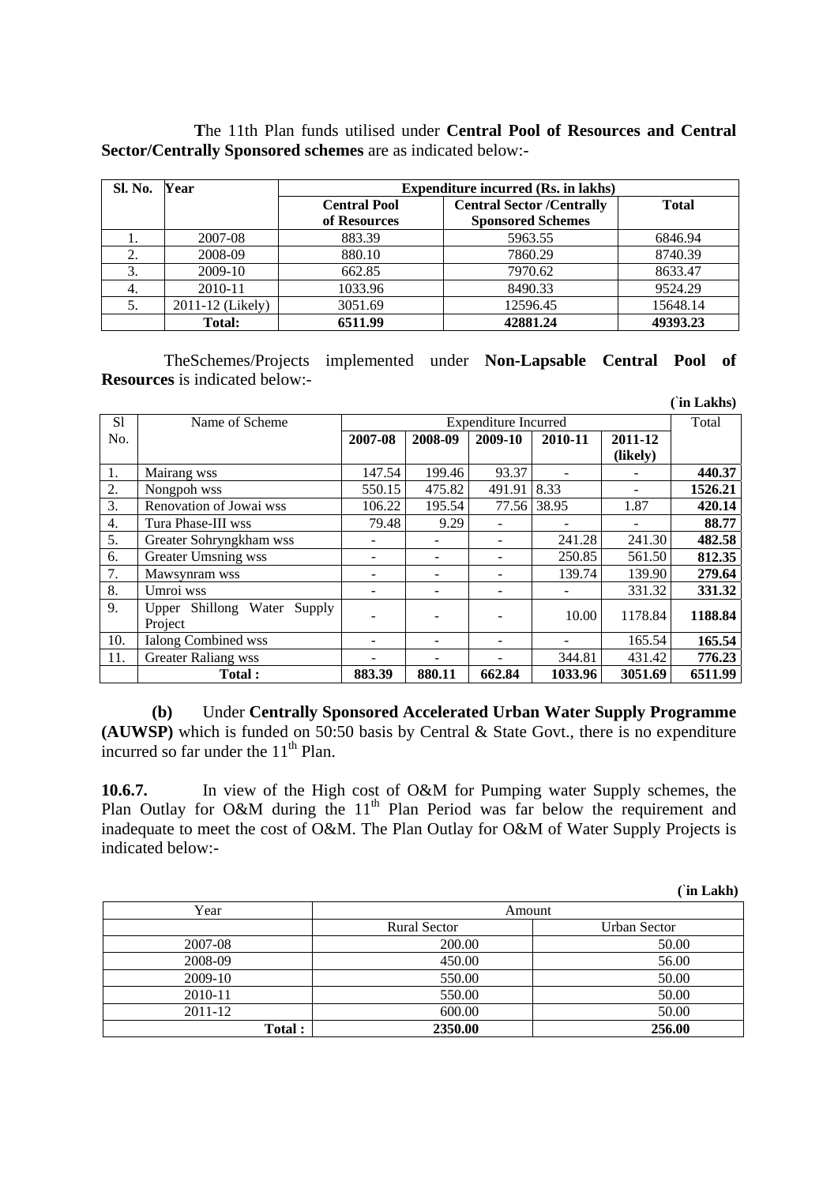**T**he 11th Plan funds utilised under **Central Pool of Resources and Central Sector/Centrally Sponsored schemes** are as indicated below:-

| Sl. No. | Year | Expenditure incurred (Rs. in lakhs) | | |
|---|---|---|---|---|
| | | Central Pool of Resources | Central Sector /Centrally Sponsored Schemes | Total |
| 1. | 2007-08 | 883.39 | 5963.55 | 6846.94 |
| 2. | 2008-09 | 880.10 | 7860.29 | 8740.39 |
| 3. | 2009-10 | 662.85 | 7970.62 | 8633.47 |
| 4. | 2010-11 | 1033.96 | 8490.33 | 9524.29 |
| 5. | 2011-12 (Likely) | 3051.69 | 12596.45 | 15648.14 |
| | **Total:** | **6511.99** | **42881.24** | **49393.23** |

TheSchemes/Projects implemented under **Non-Lapsable Central Pool of Resources** is indicated below:-

**(`in Lakhs)**

| Sl No. | Name of Scheme | Expenditure Incurred | | | | | Total |
|---|---|---|---|---|---|---|---|
| | | **2007-08** | **2008-09** | **2009-10** | **2010-11** | **2011-12 (likely)** | |
| 1. | Mairang wss | 147.54 | 199.46 | 93.37 | - | - | **440.37** |
| 2. | Nongpoh wss | 550.15 | 475.82 | 491.91 | 8.33 | - | **1526.21** |
| 3. | Renovation of Jowai wss | 106.22 | 195.54 | 77.56 | 38.95 | 1.87 | **420.14** |
| 4. | Tura Phase-III wss | 79.48 | 9.29 | - | - | - | **88.77** |
| 5. | Greater Sohryngkham wss | - | - | - | 241.28 | 241.30 | **482.58** |
| 6. | Greater Umsning wss | - | - | - | 250.85 | 561.50 | **812.35** |
| 7. | Mawsynram wss | - | - | - | 139.74 | 139.90 | **279.64** |
| 8. | Umroi wss | - | - | - | - | 331.32 | **331.32** |
| 9. | Upper Shillong Water Supply Project | - | - | - | 10.00 | 1178.84 | **1188.84** |
| 10. | Ialong Combined wss | - | - | - | - | 165.54 | **165.54** |
| 11. | Greater Raliang wss | - | - | - | 344.81 | 431.42 | **776.23** |
| | **Total :** | **883.39** | **880.11** | **662.84** | **1033.96** | **3051.69** | **6511.99** |

**(b)** Under **Centrally Sponsored Accelerated Urban Water Supply Programme (AUWSP)** which is funded on 50:50 basis by Central & State Govt., there is no expenditure incurred so far under the 11th Plan.

**10.6.7.** In view of the High cost of O&M for Pumping water Supply schemes, the Plan Outlay for O&M during the 11th Plan Period was far below the requirement and inadequate to meet the cost of O&M. The Plan Outlay for O&M of Water Supply Projects is indicated below:-

**(`in Lakh)**

| Year | Amount | |
|---|---|---|
| | Rural Sector | Urban Sector |
| 2007-08 | 200.00 | 50.00 |
| 2008-09 | 450.00 | 56.00 |
| 2009-10 | 550.00 | 50.00 |
| 2010-11 | 550.00 | 50.00 |
| 2011-12 | 600.00 | 50.00 |
| **Total :** | **2350.00** | **256.00** |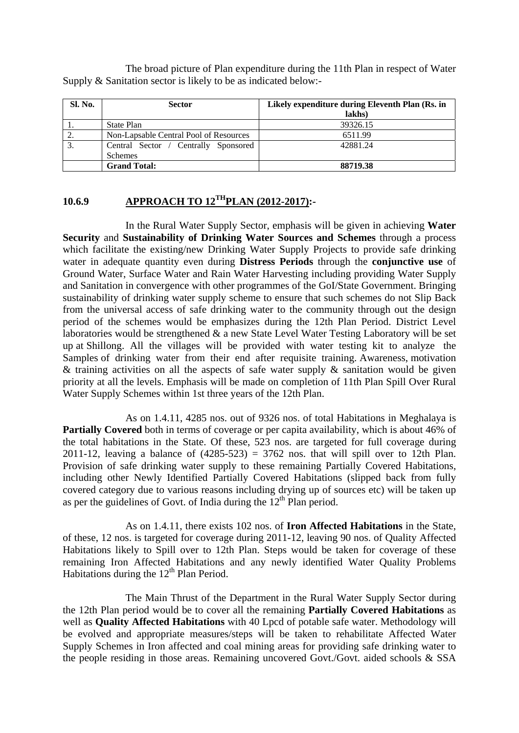The broad picture of Plan expenditure during the 11th Plan in respect of Water Supply & Sanitation sector is likely to be as indicated below:-

| Sl. No. | Sector | Likely expenditure during Eleventh Plan (Rs. in lakhs) |
|---|---|---|
| 1. | State Plan | 39326.15 |
| 2. | Non-Lapsable Central Pool of Resources | 6511.99 |
| 3. | Central Sector / Centrally Sponsored Schemes | 42881.24 |
| | **Grand Total:** | **88719.38** |

## 10.6.9 APPROACH TO 12$^{TH}$PLAN (2012-2017):-

In the Rural Water Supply Sector, emphasis will be given in achieving **Water Security** and **Sustainability of Drinking Water Sources and Schemes** through a process which facilitate the existing/new Drinking Water Supply Projects to provide safe drinking water in adequate quantity even during **Distress Periods** through the **conjunctive use** of Ground Water, Surface Water and Rain Water Harvesting including providing Water Supply and Sanitation in convergence with other programmes of the GoI/State Government. Bringing sustainability of drinking water supply scheme to ensure that such schemes do not Slip Back from the universal access of safe drinking water to the community through out the design period of the schemes would be emphasizes during the 12th Plan Period. District Level laboratories would be strengthened & a new State Level Water Testing Laboratory will be set up at Shillong. All the villages will be provided with water testing kit to analyze the Samples of drinking water from their end after requisite training. Awareness, motivation & training activities on all the aspects of safe water supply & sanitation would be given priority at all the levels. Emphasis will be made on completion of 11th Plan Spill Over Rural Water Supply Schemes within 1st three years of the 12th Plan.

As on 1.4.11, 4285 nos. out of 9326 nos. of total Habitations in Meghalaya is **Partially Covered** both in terms of coverage or per capita availability, which is about 46% of the total habitations in the State. Of these, 523 nos. are targeted for full coverage during 2011-12, leaving a balance of (4285-523) = 3762 nos. that will spill over to 12th Plan. Provision of safe drinking water supply to these remaining Partially Covered Habitations, including other Newly Identified Partially Covered Habitations (slipped back from fully covered category due to various reasons including drying up of sources etc) will be taken up as per the guidelines of Govt. of India during the 12$^{th}$ Plan period.

As on 1.4.11, there exists 102 nos. of **Iron Affected Habitations** in the State, of these, 12 nos. is targeted for coverage during 2011-12, leaving 90 nos. of Quality Affected Habitations likely to Spill over to 12th Plan. Steps would be taken for coverage of these remaining Iron Affected Habitations and any newly identified Water Quality Problems Habitations during the 12$^{th}$ Plan Period.

The Main Thrust of the Department in the Rural Water Supply Sector during the 12th Plan period would be to cover all the remaining **Partially Covered Habitations** as well as **Quality Affected Habitations** with 40 Lpcd of potable safe water. Methodology will be evolved and appropriate measures/steps will be taken to rehabilitate Affected Water Supply Schemes in Iron affected and coal mining areas for providing safe drinking water to the people residing in those areas. Remaining uncovered Govt./Govt. aided schools & SSA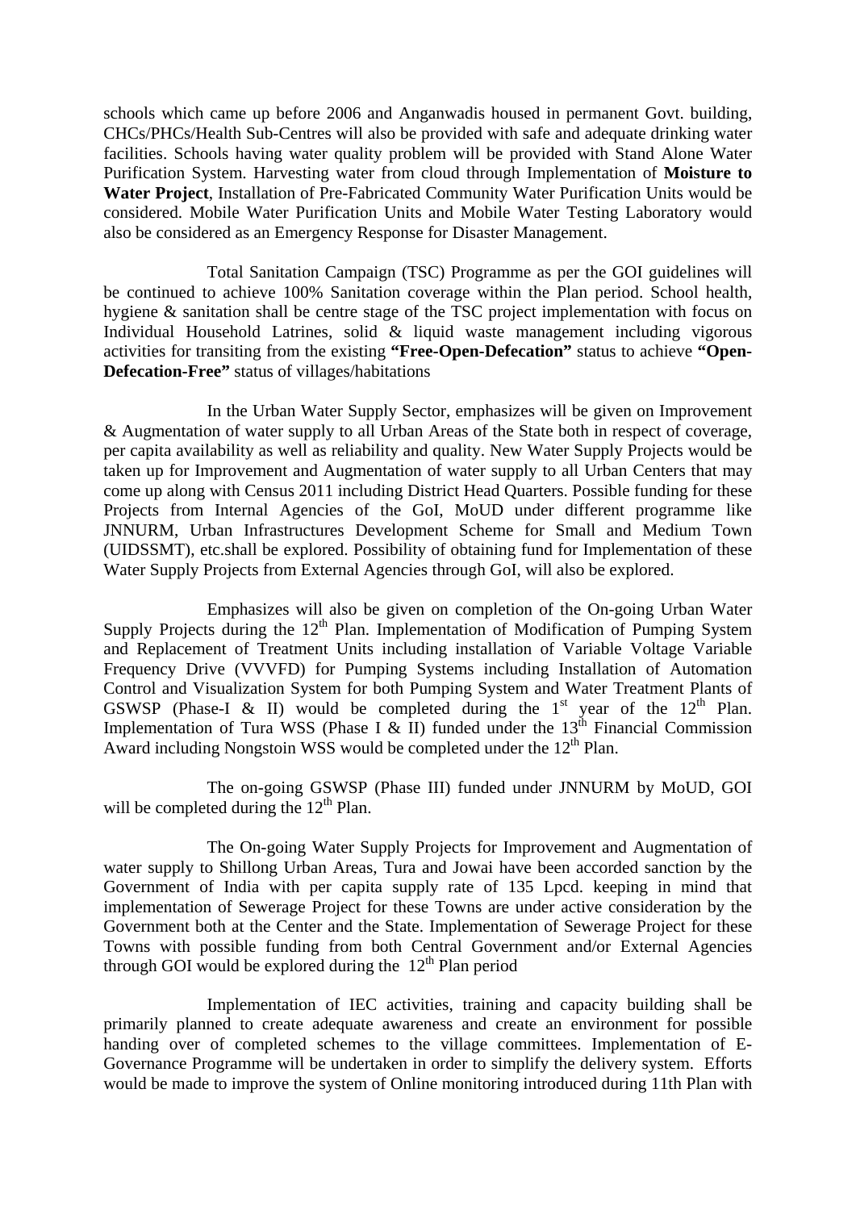schools which came up before 2006 and Anganwadis housed in permanent Govt. building, CHCs/PHCs/Health Sub-Centres will also be provided with safe and adequate drinking water facilities. Schools having water quality problem will be provided with Stand Alone Water Purification System. Harvesting water from cloud through Implementation of **Moisture to Water Project**, Installation of Pre-Fabricated Community Water Purification Units would be considered. Mobile Water Purification Units and Mobile Water Testing Laboratory would also be considered as an Emergency Response for Disaster Management.

Total Sanitation Campaign (TSC) Programme as per the GOI guidelines will be continued to achieve 100% Sanitation coverage within the Plan period. School health, hygiene & sanitation shall be centre stage of the TSC project implementation with focus on Individual Household Latrines, solid & liquid waste management including vigorous activities for transiting from the existing **"Free-Open-Defecation"** status to achieve **"Open-Defecation-Free"** status of villages/habitations

In the Urban Water Supply Sector, emphasizes will be given on Improvement & Augmentation of water supply to all Urban Areas of the State both in respect of coverage, per capita availability as well as reliability and quality. New Water Supply Projects would be taken up for Improvement and Augmentation of water supply to all Urban Centers that may come up along with Census 2011 including District Head Quarters. Possible funding for these Projects from Internal Agencies of the GoI, MoUD under different programme like JNNURM, Urban Infrastructures Development Scheme for Small and Medium Town (UIDSSMT), etc.shall be explored. Possibility of obtaining fund for Implementation of these Water Supply Projects from External Agencies through GoI, will also be explored.

Emphasizes will also be given on completion of the On-going Urban Water Supply Projects during the 12th Plan. Implementation of Modification of Pumping System and Replacement of Treatment Units including installation of Variable Voltage Variable Frequency Drive (VVVFD) for Pumping Systems including Installation of Automation Control and Visualization System for both Pumping System and Water Treatment Plants of GSWSP (Phase-I & II) would be completed during the 1st year of the 12th Plan. Implementation of Tura WSS (Phase I & II) funded under the 13th Financial Commission Award including Nongstoin WSS would be completed under the 12th Plan.

The on-going GSWSP (Phase III) funded under JNNURM by MoUD, GOI will be completed during the 12th Plan.

The On-going Water Supply Projects for Improvement and Augmentation of water supply to Shillong Urban Areas, Tura and Jowai have been accorded sanction by the Government of India with per capita supply rate of 135 Lpcd. keeping in mind that implementation of Sewerage Project for these Towns are under active consideration by the Government both at the Center and the State. Implementation of Sewerage Project for these Towns with possible funding from both Central Government and/or External Agencies through GOI would be explored during the 12th Plan period

Implementation of IEC activities, training and capacity building shall be primarily planned to create adequate awareness and create an environment for possible handing over of completed schemes to the village committees. Implementation of E-Governance Programme will be undertaken in order to simplify the delivery system. Efforts would be made to improve the system of Online monitoring introduced during 11th Plan with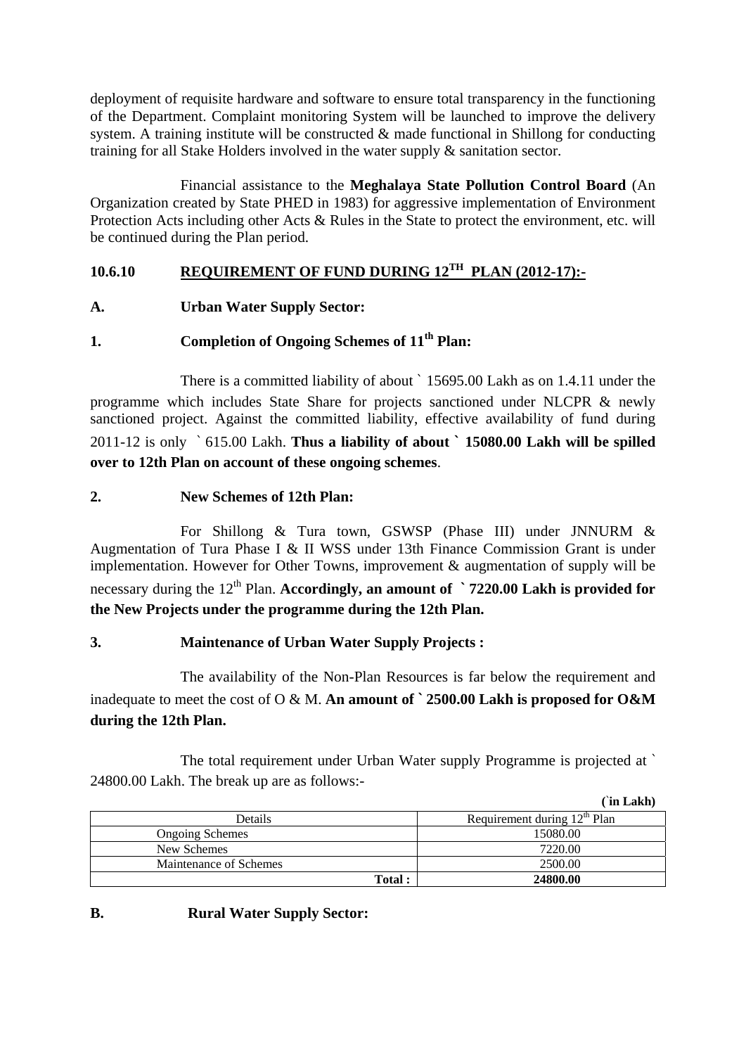deployment of requisite hardware and software to ensure total transparency in the functioning of the Department. Complaint monitoring System will be launched to improve the delivery system. A training institute will be constructed & made functional in Shillong for conducting training for all Stake Holders involved in the water supply & sanitation sector.

Financial assistance to the **Meghalaya State Pollution Control Board** (An Organization created by State PHED in 1983) for aggressive implementation of Environment Protection Acts including other Acts & Rules in the State to protect the environment, etc. will be continued during the Plan period.

## 10.6.10 REQUIREMENT OF FUND DURING 12TH PLAN (2012-17):-

### A. Urban Water Supply Sector:

### 1. Completion of Ongoing Schemes of 11th Plan:

There is a committed liability of about ` 15695.00 Lakh as on 1.4.11 under the programme which includes State Share for projects sanctioned under NLCPR & newly sanctioned project. Against the committed liability, effective availability of fund during 2011-12 is only ` 615.00 Lakh. **Thus a liability of about ` 15080.00 Lakh will be spilled over to 12th Plan on account of these ongoing schemes**.

### 2. New Schemes of 12th Plan:

For Shillong & Tura town, GSWSP (Phase III) under JNNURM & Augmentation of Tura Phase I & II WSS under 13th Finance Commission Grant is under implementation. However for Other Towns, improvement & augmentation of supply will be necessary during the 12th Plan. **Accordingly, an amount of ` 7220.00 Lakh is provided for the New Projects under the programme during the 12th Plan.**

### 3. Maintenance of Urban Water Supply Projects :

The availability of the Non-Plan Resources is far below the requirement and inadequate to meet the cost of O & M. **An amount of ` 2500.00 Lakh is proposed for O&M during the 12th Plan.**

The total requirement under Urban Water supply Programme is projected at ` 24800.00 Lakh. The break up are as follows:-

**(`in Lakh)**

| Details | Requirement during 12th Plan |
|---|---|
| Ongoing Schemes | 15080.00 |
| New Schemes | 7220.00 |
| Maintenance of Schemes | 2500.00 |
| **Total :** | **24800.00** |

### B. Rural Water Supply Sector: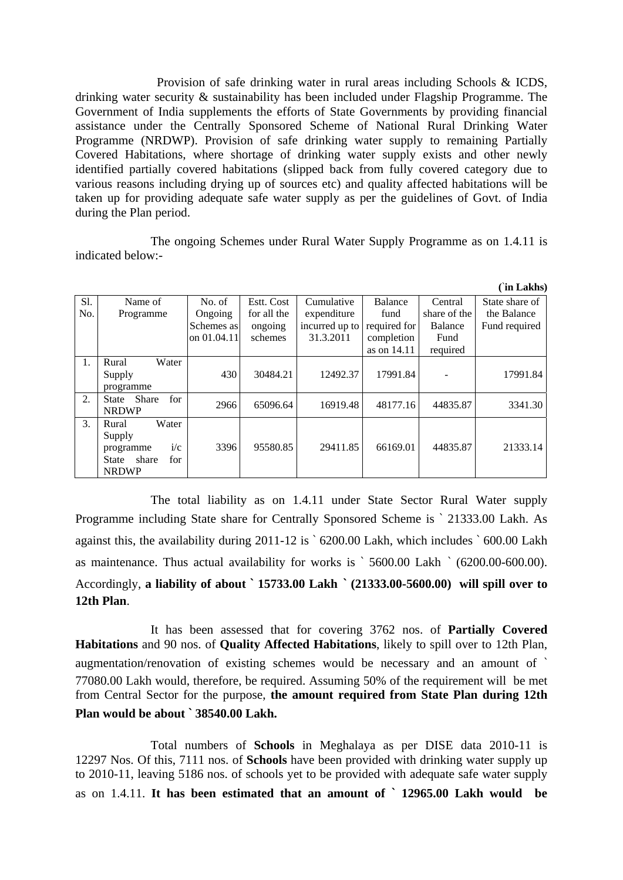Provision of safe drinking water in rural areas including Schools & ICDS, drinking water security & sustainability has been included under Flagship Programme. The Government of India supplements the efforts of State Governments by providing financial assistance under the Centrally Sponsored Scheme of National Rural Drinking Water Programme (NRDWP). Provision of safe drinking water supply to remaining Partially Covered Habitations, where shortage of drinking water supply exists and other newly identified partially covered habitations (slipped back from fully covered category due to various reasons including drying up of sources etc) and quality affected habitations will be taken up for providing adequate safe water supply as per the guidelines of Govt. of India during the Plan period.

The ongoing Schemes under Rural Water Supply Programme as on 1.4.11 is indicated below:-

(`in Lakhs)

| Sl. No. | Name of Programme | No. of Ongoing Schemes as on 01.04.11 | Estt. Cost for all the ongoing schemes | Cumulative expenditure incurred up to 31.3.2011 | Balance fund required for completion as on 14.11 | Central share of the Balance Fund required | State share of the Balance Fund required |
|---|---|---|---|---|---|---|---|
| 1. | Rural Water Supply programme | 430 | 30484.21 | 12492.37 | 17991.84 | - | 17991.84 |
| 2. | State Share for NRDWP | 2966 | 65096.64 | 16919.48 | 48177.16 | 44835.87 | 3341.30 |
| 3. | Rural Water Supply programme i/c State share for NRDWP | 3396 | 95580.85 | 29411.85 | 66169.01 | 44835.87 | 21333.14 |

The total liability as on 1.4.11 under State Sector Rural Water supply Programme including State share for Centrally Sponsored Scheme is ` 21333.00 Lakh. As against this, the availability during 2011-12 is ` 6200.00 Lakh, which includes ` 600.00 Lakh as maintenance. Thus actual availability for works is ` 5600.00 Lakh ` (6200.00-600.00). Accordingly, **a liability of about ` 15733.00 Lakh ` (21333.00-5600.00) will spill over to 12th Plan**.

It has been assessed that for covering 3762 nos. of **Partially Covered Habitations** and 90 nos. of **Quality Affected Habitations**, likely to spill over to 12th Plan, augmentation/renovation of existing schemes would be necessary and an amount of ` 77080.00 Lakh would, therefore, be required. Assuming 50% of the requirement will be met from Central Sector for the purpose, **the amount required from State Plan during 12th Plan would be about ` 38540.00 Lakh.**

Total numbers of **Schools** in Meghalaya as per DISE data 2010-11 is 12297 Nos. Of this, 7111 nos. of **Schools** have been provided with drinking water supply up to 2010-11, leaving 5186 nos. of schools yet to be provided with adequate safe water supply as on 1.4.11. **It has been estimated that an amount of ` 12965.00 Lakh would be**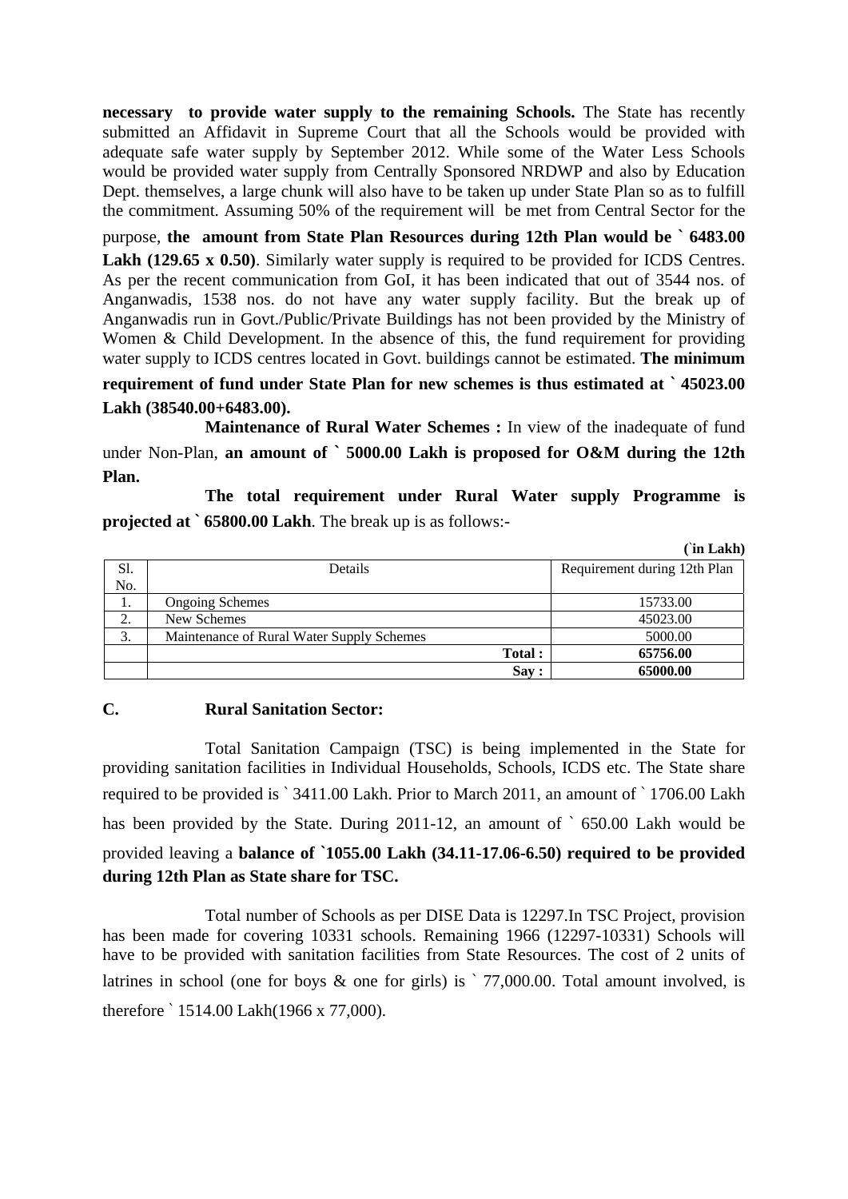**necessary to provide water supply to the remaining Schools.** The State has recently submitted an Affidavit in Supreme Court that all the Schools would be provided with adequate safe water supply by September 2012. While some of the Water Less Schools would be provided water supply from Centrally Sponsored NRDWP and also by Education Dept. themselves, a large chunk will also have to be taken up under State Plan so as to fulfill the commitment. Assuming 50% of the requirement will be met from Central Sector for the purpose, **the amount from State Plan Resources during 12th Plan would be ` 6483.00 Lakh (129.65 x 0.50)**. Similarly water supply is required to be provided for ICDS Centres. As per the recent communication from GoI, it has been indicated that out of 3544 nos. of Anganwadis, 1538 nos. do not have any water supply facility. But the break up of Anganwadis run in Govt./Public/Private Buildings has not been provided by the Ministry of Women & Child Development. In the absence of this, the fund requirement for providing water supply to ICDS centres located in Govt. buildings cannot be estimated. **The minimum requirement of fund under State Plan for new schemes is thus estimated at ` 45023.00 Lakh (38540.00+6483.00).**

**Maintenance of Rural Water Schemes :** In view of the inadequate of fund under Non-Plan, **an amount of ` 5000.00 Lakh is proposed for O&M during the 12th Plan.**

**The total requirement under Rural Water supply Programme is projected at ` 65800.00 Lakh**. The break up is as follows:-

**(`in Lakh)**

| Sl. No. | Details | Requirement during 12th Plan |
|---|---|---|
| 1. | Ongoing Schemes | 15733.00 |
| 2. | New Schemes | 45023.00 |
| 3. | Maintenance of Rural Water Supply Schemes | 5000.00 |
| | **Total :** | **65756.00** |
| | **Say :** | **65000.00** |

**C. Rural Sanitation Sector:**

Total Sanitation Campaign (TSC) is being implemented in the State for providing sanitation facilities in Individual Households, Schools, ICDS etc. The State share required to be provided is ` 3411.00 Lakh. Prior to March 2011, an amount of ` 1706.00 Lakh has been provided by the State. During 2011-12, an amount of ` 650.00 Lakh would be provided leaving a **balance of `1055.00 Lakh (34.11-17.06-6.50) required to be provided during 12th Plan as State share for TSC.**

Total number of Schools as per DISE Data is 12297.In TSC Project, provision has been made for covering 10331 schools. Remaining 1966 (12297-10331) Schools will have to be provided with sanitation facilities from State Resources. The cost of 2 units of latrines in school (one for boys & one for girls) is ` 77,000.00. Total amount involved, is therefore ` 1514.00 Lakh(1966 x 77,000).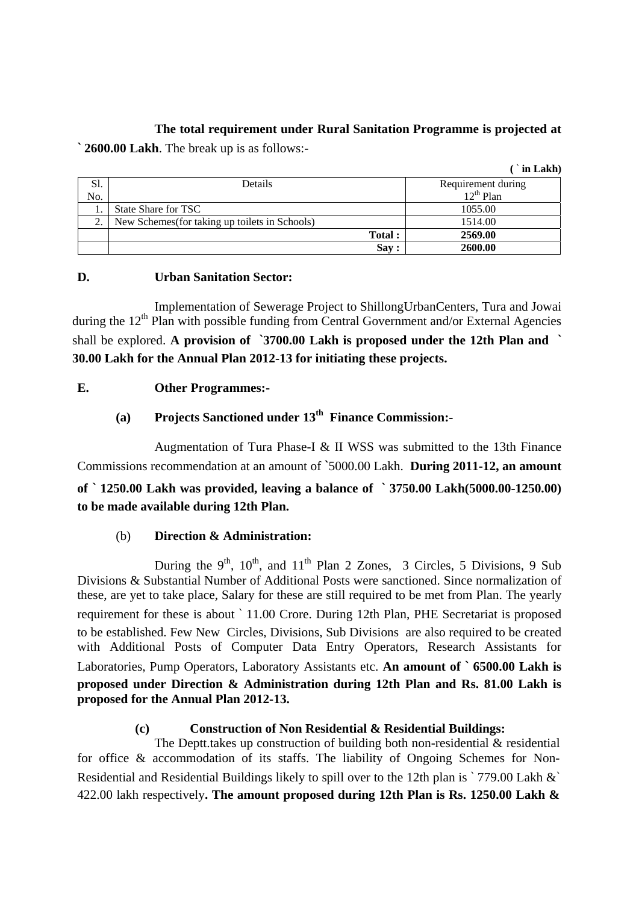**The total requirement under Rural Sanitation Programme is projected at ` 2600.00 Lakh**. The break up is as follows:-

**( ` in Lakh)**

| Sl. No. | Details | Requirement during 12th Plan |
|---|---|---|
| 1. | State Share for TSC | 1055.00 |
| 2. | New Schemes(for taking up toilets in Schools) | 1514.00 |
| | **Total :** | **2569.00** |
| | **Say :** | **2600.00** |

**D. Urban Sanitation Sector:**

Implementation of Sewerage Project to ShillongUrbanCenters, Tura and Jowai during the 12th Plan with possible funding from Central Government and/or External Agencies shall be explored. **A provision of `3700.00 Lakh is proposed under the 12th Plan and ` 30.00 Lakh for the Annual Plan 2012-13 for initiating these projects.**

**E. Other Programmes:-**

**(a) Projects Sanctioned under 13th Finance Commission:-**

Augmentation of Tura Phase-I & II WSS was submitted to the 13th Finance Commissions recommendation at an amount of `5000.00 Lakh. **During 2011-12, an amount of ` 1250.00 Lakh was provided, leaving a balance of ` 3750.00 Lakh(5000.00-1250.00) to be made available during 12th Plan.**

(b) **Direction & Administration:**

During the 9th, 10th, and 11th Plan 2 Zones, 3 Circles, 5 Divisions, 9 Sub Divisions & Substantial Number of Additional Posts were sanctioned. Since normalization of these, are yet to take place, Salary for these are still required to be met from Plan. The yearly requirement for these is about ` 11.00 Crore. During 12th Plan, PHE Secretariat is proposed to be established. Few New Circles, Divisions, Sub Divisions are also required to be created with Additional Posts of Computer Data Entry Operators, Research Assistants for Laboratories, Pump Operators, Laboratory Assistants etc. **An amount of ` 6500.00 Lakh is proposed under Direction & Administration during 12th Plan and Rs. 81.00 Lakh is proposed for the Annual Plan 2012-13.**

**(c) Construction of Non Residential & Residential Buildings:**

The Deptt.takes up construction of building both non-residential & residential for office & accommodation of its staffs. The liability of Ongoing Schemes for Non-Residential and Residential Buildings likely to spill over to the 12th plan is ` 779.00 Lakh &` 422.00 lakh respectively**. The amount proposed during 12th Plan is Rs. 1250.00 Lakh &**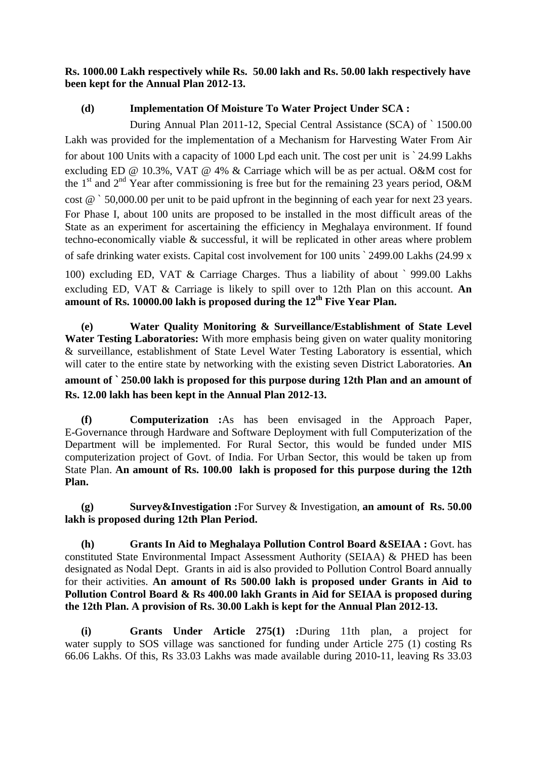**Rs. 1000.00 Lakh respectively while Rs. 50.00 lakh and Rs. 50.00 lakh respectively have been kept for the Annual Plan 2012-13.**

**(d) Implementation Of Moisture To Water Project Under SCA :**

During Annual Plan 2011-12, Special Central Assistance (SCA) of ` 1500.00 Lakh was provided for the implementation of a Mechanism for Harvesting Water From Air for about 100 Units with a capacity of 1000 Lpd each unit. The cost per unit is ` 24.99 Lakhs excluding ED @ 10.3%, VAT @ 4% & Carriage which will be as per actual. O&M cost for the 1st and 2nd Year after commissioning is free but for the remaining 23 years period, O&M cost @ ` 50,000.00 per unit to be paid upfront in the beginning of each year for next 23 years. For Phase I, about 100 units are proposed to be installed in the most difficult areas of the State as an experiment for ascertaining the efficiency in Meghalaya environment. If found techno-economically viable & successful, it will be replicated in other areas where problem of safe drinking water exists. Capital cost involvement for 100 units ` 2499.00 Lakhs (24.99 x 100) excluding ED, VAT & Carriage Charges. Thus a liability of about ` 999.00 Lakhs excluding ED, VAT & Carriage is likely to spill over to 12th Plan on this account. **An amount of Rs. 10000.00 lakh is proposed during the 12th Five Year Plan.**

**(e) Water Quality Monitoring & Surveillance/Establishment of State Level Water Testing Laboratories:** With more emphasis being given on water quality monitoring & surveillance, establishment of State Level Water Testing Laboratory is essential, which will cater to the entire state by networking with the existing seven District Laboratories. **An amount of ` 250.00 lakh is proposed for this purpose during 12th Plan and an amount of Rs. 12.00 lakh has been kept in the Annual Plan 2012-13.**

**(f) Computerization :** As has been envisaged in the Approach Paper, E-Governance through Hardware and Software Deployment with full Computerization of the Department will be implemented. For Rural Sector, this would be funded under MIS computerization project of Govt. of India. For Urban Sector, this would be taken up from State Plan. **An amount of Rs. 100.00 lakh is proposed for this purpose during the 12th Plan.**

**(g) Survey&Investigation :** For Survey & Investigation, **an amount of Rs. 50.00 lakh is proposed during 12th Plan Period.**

**(h) Grants In Aid to Meghalaya Pollution Control Board &SEIAA :** Govt. has constituted State Environmental Impact Assessment Authority (SEIAA) & PHED has been designated as Nodal Dept. Grants in aid is also provided to Pollution Control Board annually for their activities. **An amount of Rs 500.00 lakh is proposed under Grants in Aid to Pollution Control Board & Rs 400.00 lakh Grants in Aid for SEIAA is proposed during the 12th Plan. A provision of Rs. 30.00 Lakh is kept for the Annual Plan 2012-13.**

**(i) Grants Under Article 275(1) :** During 11th plan, a project for water supply to SOS village was sanctioned for funding under Article 275 (1) costing Rs 66.06 Lakhs. Of this, Rs 33.03 Lakhs was made available during 2010-11, leaving Rs 33.03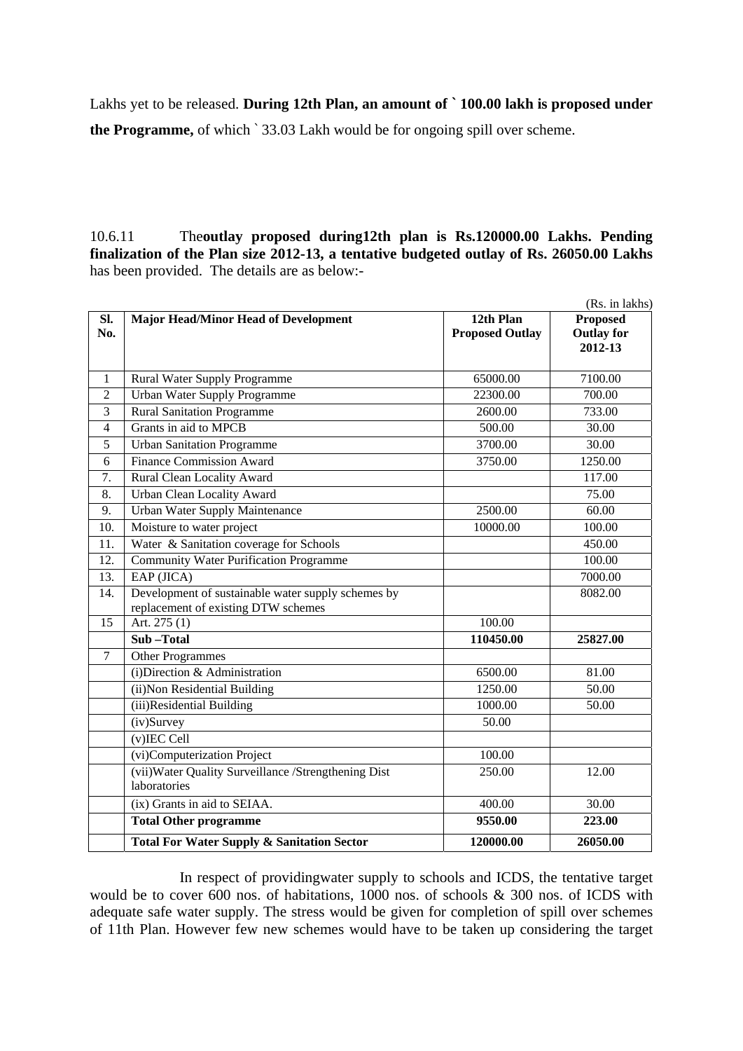Lakhs yet to be released. **During 12th Plan, an amount of ` 100.00 lakh is proposed under the Programme,** of which ` 33.03 Lakh would be for ongoing spill over scheme.

10.6.11 The**outlay proposed during12th plan is Rs.120000.00 Lakhs. Pending finalization of the Plan size 2012-13, a tentative budgeted outlay of Rs. 26050.00 Lakhs** has been provided. The details are as below:-

(Rs. in lakhs)

| Sl. No. | Major Head/Minor Head of Development | 12th Plan Proposed Outlay | Proposed Outlay for 2012-13 |
|---|---|---|---|
| 1 | Rural Water Supply Programme | 65000.00 | 7100.00 |
| 2 | Urban Water Supply Programme | 22300.00 | 700.00 |
| 3 | Rural Sanitation Programme | 2600.00 | 733.00 |
| 4 | Grants in aid to MPCB | 500.00 | 30.00 |
| 5 | Urban Sanitation Programme | 3700.00 | 30.00 |
| 6 | Finance Commission Award | 3750.00 | 1250.00 |
| 7. | Rural Clean Locality Award | | 117.00 |
| 8. | Urban Clean Locality Award | | 75.00 |
| 9. | Urban Water Supply Maintenance | 2500.00 | 60.00 |
| 10. | Moisture to water project | 10000.00 | 100.00 |
| 11. | Water & Sanitation coverage for Schools | | 450.00 |
| 12. | Community Water Purification Programme | | 100.00 |
| 13. | EAP (JICA) | | 7000.00 |
| 14. | Development of sustainable water supply schemes by replacement of existing DTW schemes | | 8082.00 |
| 15 | Art. 275 (1) | 100.00 | |
| | **Sub –Total** | **110450.00** | **25827.00** |
| 7 | Other Programmes | | |
| | (i)Direction & Administration | 6500.00 | 81.00 |
| | (ii)Non Residential Building | 1250.00 | 50.00 |
| | (iii)Residential Building | 1000.00 | 50.00 |
| | (iv)Survey | 50.00 | |
| | (v)IEC Cell | | |
| | (vi)Computerization Project | 100.00 | |
| | (vii)Water Quality Surveillance /Strengthening Dist laboratories | 250.00 | 12.00 |
| | (ix) Grants in aid to SEIAA. | 400.00 | 30.00 |
| | **Total Other programme** | **9550.00** | **223.00** |
| | **Total For Water Supply & Sanitation Sector** | **120000.00** | **26050.00** |

In respect of providingwater supply to schools and ICDS, the tentative target would be to cover 600 nos. of habitations, 1000 nos. of schools & 300 nos. of ICDS with adequate safe water supply. The stress would be given for completion of spill over schemes of 11th Plan. However few new schemes would have to be taken up considering the target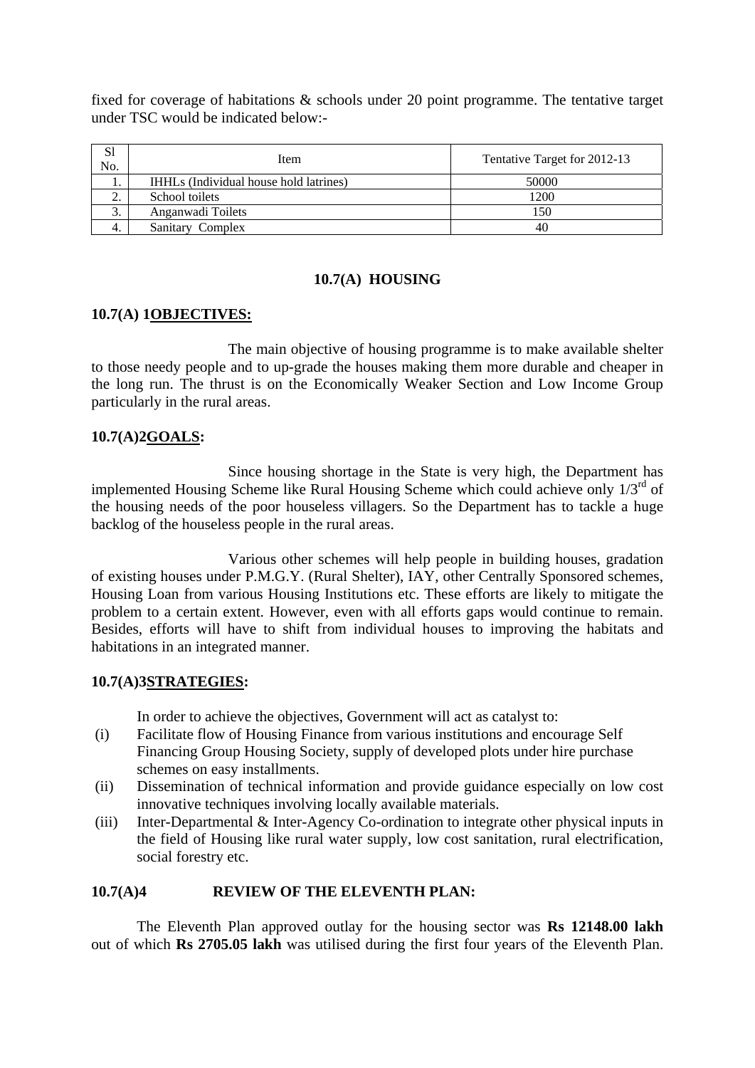fixed for coverage of habitations & schools under 20 point programme. The tentative target under TSC would be indicated below:-

| Sl No. | Item | Tentative Target for 2012-13 |
|---|---|---|
| 1. | IHHLs (Individual house hold latrines) | 50000 |
| 2. | School toilets | 1200 |
| 3. | Anganwadi Toilets | 150 |
| 4. | Sanitary Complex | 40 |

## 10.7(A) HOUSING

### 10.7(A) 1<u>OBJECTIVES:</u>

The main objective of housing programme is to make available shelter to those needy people and to up-grade the houses making them more durable and cheaper in the long run. The thrust is on the Economically Weaker Section and Low Income Group particularly in the rural areas.

### 10.7(A)2<u>GOALS</u>:

Since housing shortage in the State is very high, the Department has implemented Housing Scheme like Rural Housing Scheme which could achieve only 1/3rd of the housing needs of the poor houseless villagers. So the Department has to tackle a huge backlog of the houseless people in the rural areas.

Various other schemes will help people in building houses, gradation of existing houses under P.M.G.Y. (Rural Shelter), IAY, other Centrally Sponsored schemes, Housing Loan from various Housing Institutions etc. These efforts are likely to mitigate the problem to a certain extent. However, even with all efforts gaps would continue to remain. Besides, efforts will have to shift from individual houses to improving the habitats and habitations in an integrated manner.

### 10.7(A)3<u>STRATEGIES</u>:

In order to achieve the objectives, Government will act as catalyst to:

(i) Facilitate flow of Housing Finance from various institutions and encourage Self Financing Group Housing Society, supply of developed plots under hire purchase schemes on easy installments.

(ii) Dissemination of technical information and provide guidance especially on low cost innovative techniques involving locally available materials.

(iii) Inter-Departmental & Inter-Agency Co-ordination to integrate other physical inputs in the field of Housing like rural water supply, low cost sanitation, rural electrification, social forestry etc.

### 10.7(A)4 REVIEW OF THE ELEVENTH PLAN:

The Eleventh Plan approved outlay for the housing sector was **Rs 12148.00 lakh** out of which **Rs 2705.05 lakh** was utilised during the first four years of the Eleventh Plan.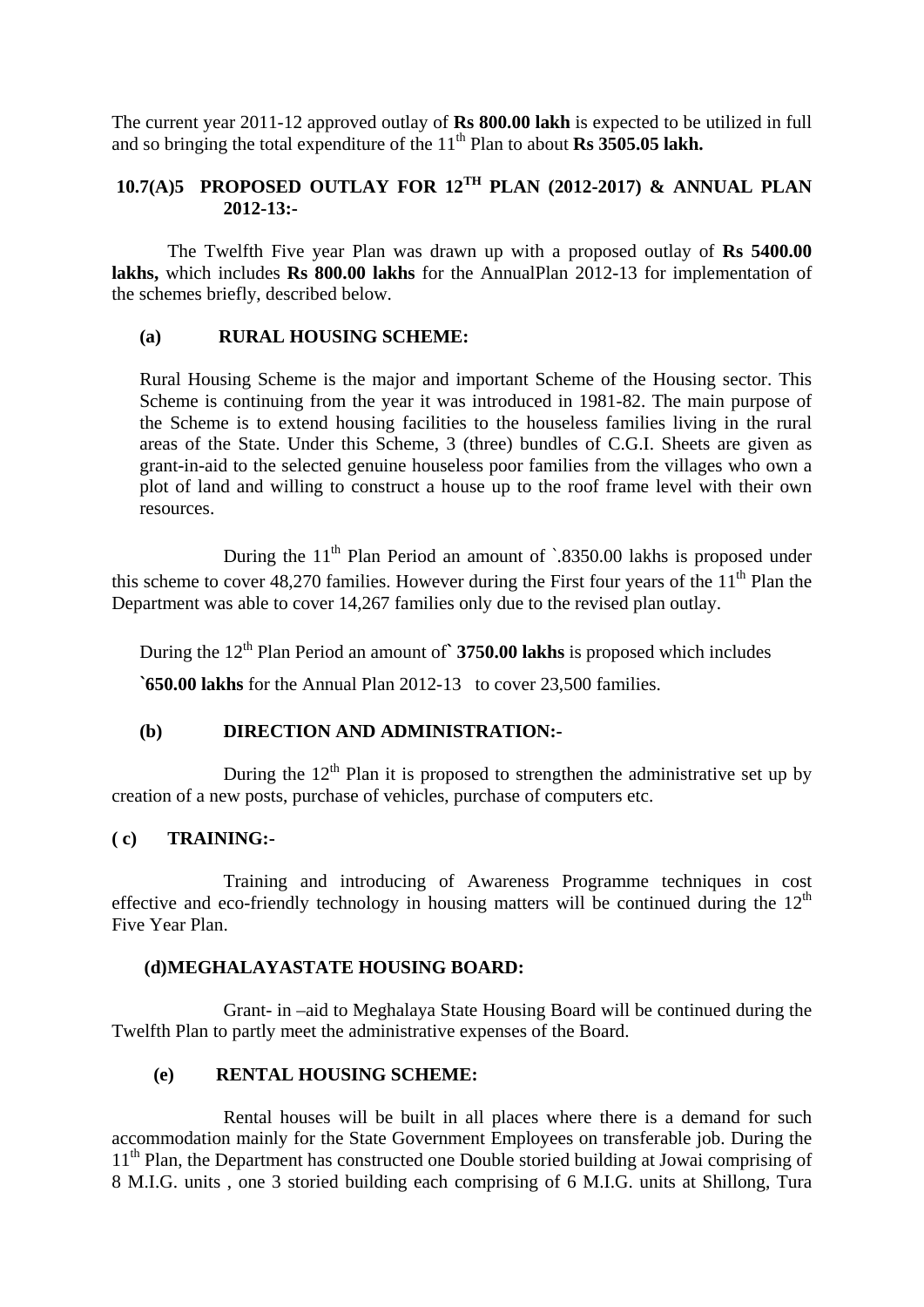The current year 2011-12 approved outlay of **Rs 800.00 lakh** is expected to be utilized in full and so bringing the total expenditure of the 11th Plan to about **Rs 3505.05 lakh.**

### 10.7(A)5 PROPOSED OUTLAY FOR 12TH PLAN (2012-2017) & ANNUAL PLAN 2012-13:-

The Twelfth Five year Plan was drawn up with a proposed outlay of **Rs 5400.00 lakhs,** which includes **Rs 800.00 lakhs** for the AnnualPlan 2012-13 for implementation of the schemes briefly, described below.

#### (a) RURAL HOUSING SCHEME:

Rural Housing Scheme is the major and important Scheme of the Housing sector. This Scheme is continuing from the year it was introduced in 1981-82. The main purpose of the Scheme is to extend housing facilities to the houseless families living in the rural areas of the State. Under this Scheme, 3 (three) bundles of C.G.I. Sheets are given as grant-in-aid to the selected genuine houseless poor families from the villages who own a plot of land and willing to construct a house up to the roof frame level with their own resources.

During the 11th Plan Period an amount of `.8350.00 lakhs is proposed under this scheme to cover 48,270 families. However during the First four years of the 11th Plan the Department was able to cover 14,267 families only due to the revised plan outlay.

During the 12th Plan Period an amount of**` 3750.00 lakhs** is proposed which includes

**`650.00 lakhs** for the Annual Plan 2012-13 to cover 23,500 families.

#### (b) DIRECTION AND ADMINISTRATION:-

During the 12th Plan it is proposed to strengthen the administrative set up by creation of a new posts, purchase of vehicles, purchase of computers etc.

#### ( c) TRAINING:-

Training and introducing of Awareness Programme techniques in cost effective and eco-friendly technology in housing matters will be continued during the 12th Five Year Plan.

#### (d)MEGHALAYASTATE HOUSING BOARD:

Grant- in –aid to Meghalaya State Housing Board will be continued during the Twelfth Plan to partly meet the administrative expenses of the Board.

#### (e) RENTAL HOUSING SCHEME:

Rental houses will be built in all places where there is a demand for such accommodation mainly for the State Government Employees on transferable job. During the 11th Plan, the Department has constructed one Double storied building at Jowai comprising of 8 M.I.G. units , one 3 storied building each comprising of 6 M.I.G. units at Shillong, Tura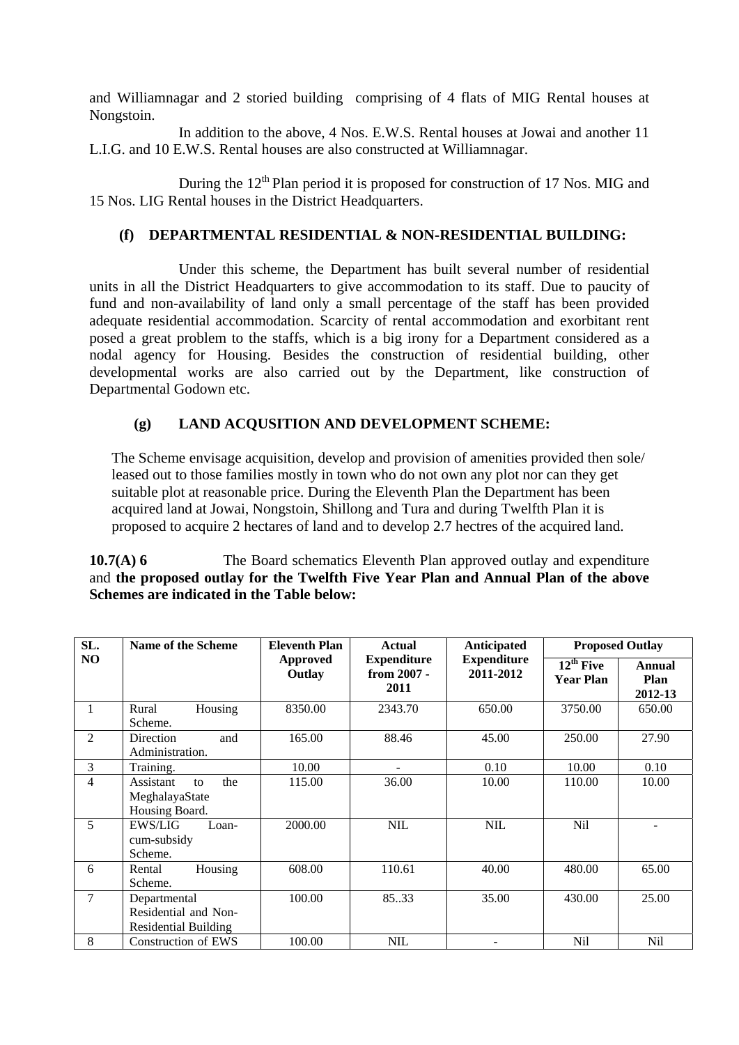and Williamnagar and 2 storied building comprising of 4 flats of MIG Rental houses at Nongstoin.

In addition to the above, 4 Nos. E.W.S. Rental houses at Jowai and another 11 L.I.G. and 10 E.W.S. Rental houses are also constructed at Williamnagar.

During the 12th Plan period it is proposed for construction of 17 Nos. MIG and 15 Nos. LIG Rental houses in the District Headquarters.

### (f) DEPARTMENTAL RESIDENTIAL & NON-RESIDENTIAL BUILDING:

Under this scheme, the Department has built several number of residential units in all the District Headquarters to give accommodation to its staff. Due to paucity of fund and non-availability of land only a small percentage of the staff has been provided adequate residential accommodation. Scarcity of rental accommodation and exorbitant rent posed a great problem to the staffs, which is a big irony for a Department considered as a nodal agency for Housing. Besides the construction of residential building, other developmental works are also carried out by the Department, like construction of Departmental Godown etc.

### (g) LAND ACQUSITION AND DEVELOPMENT SCHEME:

The Scheme envisage acquisition, develop and provision of amenities provided then sole/ leased out to those families mostly in town who do not own any plot nor can they get suitable plot at reasonable price. During the Eleventh Plan the Department has been acquired land at Jowai, Nongstoin, Shillong and Tura and during Twelfth Plan it is proposed to acquire 2 hectares of land and to develop 2.7 hectres of the acquired land.

**10.7(A) 6** The Board schematics Eleventh Plan approved outlay and expenditure and **the proposed outlay for the Twelfth Five Year Plan and Annual Plan of the above Schemes are indicated in the Table below:**

| SL. NO | Name of the Scheme | Eleventh Plan Approved Outlay | Actual Expenditure from 2007 - 2011 | Anticipated Expenditure 2011-2012 | Proposed Outlay | |
|---|---|---|---|---|---|---|
| | | | | | 12th Five Year Plan | Annual Plan 2012-13 |
| 1 | Rural Housing Scheme. | 8350.00 | 2343.70 | 650.00 | 3750.00 | 650.00 |
| 2 | Direction and Administration. | 165.00 | 88.46 | 45.00 | 250.00 | 27.90 |
| 3 | Training. | 10.00 | - | 0.10 | 10.00 | 0.10 |
| 4 | Assistant to the MeghalayaState Housing Board. | 115.00 | 36.00 | 10.00 | 110.00 | 10.00 |
| 5 | EWS/LIG Loan-cum-subsidy Scheme. | 2000.00 | NIL | NIL | Nil | - |
| 6 | Rental Housing Scheme. | 608.00 | 110.61 | 40.00 | 480.00 | 65.00 |
| 7 | Departmental Residential and Non-Residential Building | 100.00 | 85..33 | 35.00 | 430.00 | 25.00 |
| 8 | Construction of EWS | 100.00 | NIL | - | Nil | Nil |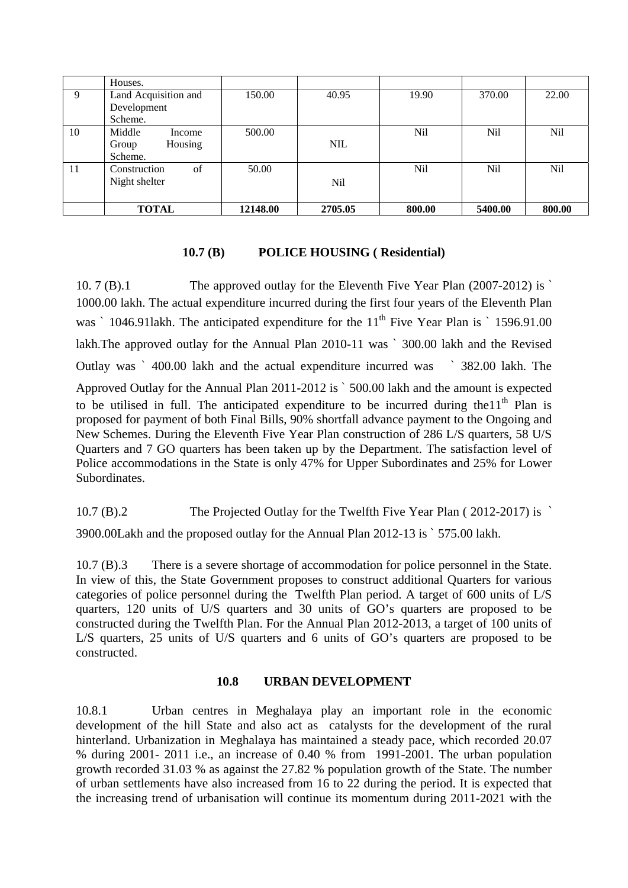|  | Houses. |  |  |  |  |  |
| --- | --- | --- | --- | --- | --- | --- |
| 9 | Land Acquisition and Development Scheme. | 150.00 | 40.95 | 19.90 | 370.00 | 22.00 |
| 10 | Middle Income Group Housing Scheme. | 500.00 | NIL | Nil | Nil | Nil |
| 11 | Construction of Night shelter | 50.00 | Nil | Nil | Nil | Nil |
|  | **TOTAL** | **12148.00** | **2705.05** | **800.00** | **5400.00** | **800.00** |

### 10.7 (B) POLICE HOUSING ( Residential)

10. 7 (B).1 The approved outlay for the Eleventh Five Year Plan (2007-2012) is ` 1000.00 lakh. The actual expenditure incurred during the first four years of the Eleventh Plan was ` 1046.91lakh. The anticipated expenditure for the 11th Five Year Plan is ` 1596.91.00 lakh.The approved outlay for the Annual Plan 2010-11 was ` 300.00 lakh and the Revised Outlay was ` 400.00 lakh and the actual expenditure incurred was ` 382.00 lakh. The Approved Outlay for the Annual Plan 2011-2012 is ` 500.00 lakh and the amount is expected to be utilised in full. The anticipated expenditure to be incurred during the11th Plan is proposed for payment of both Final Bills, 90% shortfall advance payment to the Ongoing and New Schemes. During the Eleventh Five Year Plan construction of 286 L/S quarters, 58 U/S Quarters and 7 GO quarters has been taken up by the Department. The satisfaction level of Police accommodations in the State is only 47% for Upper Subordinates and 25% for Lower Subordinates.

10.7 (B).2 The Projected Outlay for the Twelfth Five Year Plan ( 2012-2017) is ` 3900.00Lakh and the proposed outlay for the Annual Plan 2012-13 is ` 575.00 lakh.

10.7 (B).3 There is a severe shortage of accommodation for police personnel in the State. In view of this, the State Government proposes to construct additional Quarters for various categories of police personnel during the Twelfth Plan period. A target of 600 units of L/S quarters, 120 units of U/S quarters and 30 units of GO's quarters are proposed to be constructed during the Twelfth Plan. For the Annual Plan 2012-2013, a target of 100 units of L/S quarters, 25 units of U/S quarters and 6 units of GO's quarters are proposed to be constructed.

### 10.8 URBAN DEVELOPMENT

10.8.1 Urban centres in Meghalaya play an important role in the economic development of the hill State and also act as catalysts for the development of the rural hinterland. Urbanization in Meghalaya has maintained a steady pace, which recorded 20.07 % during 2001- 2011 i.e., an increase of 0.40 % from 1991-2001. The urban population growth recorded 31.03 % as against the 27.82 % population growth of the State. The number of urban settlements have also increased from 16 to 22 during the period. It is expected that the increasing trend of urbanisation will continue its momentum during 2011-2021 with the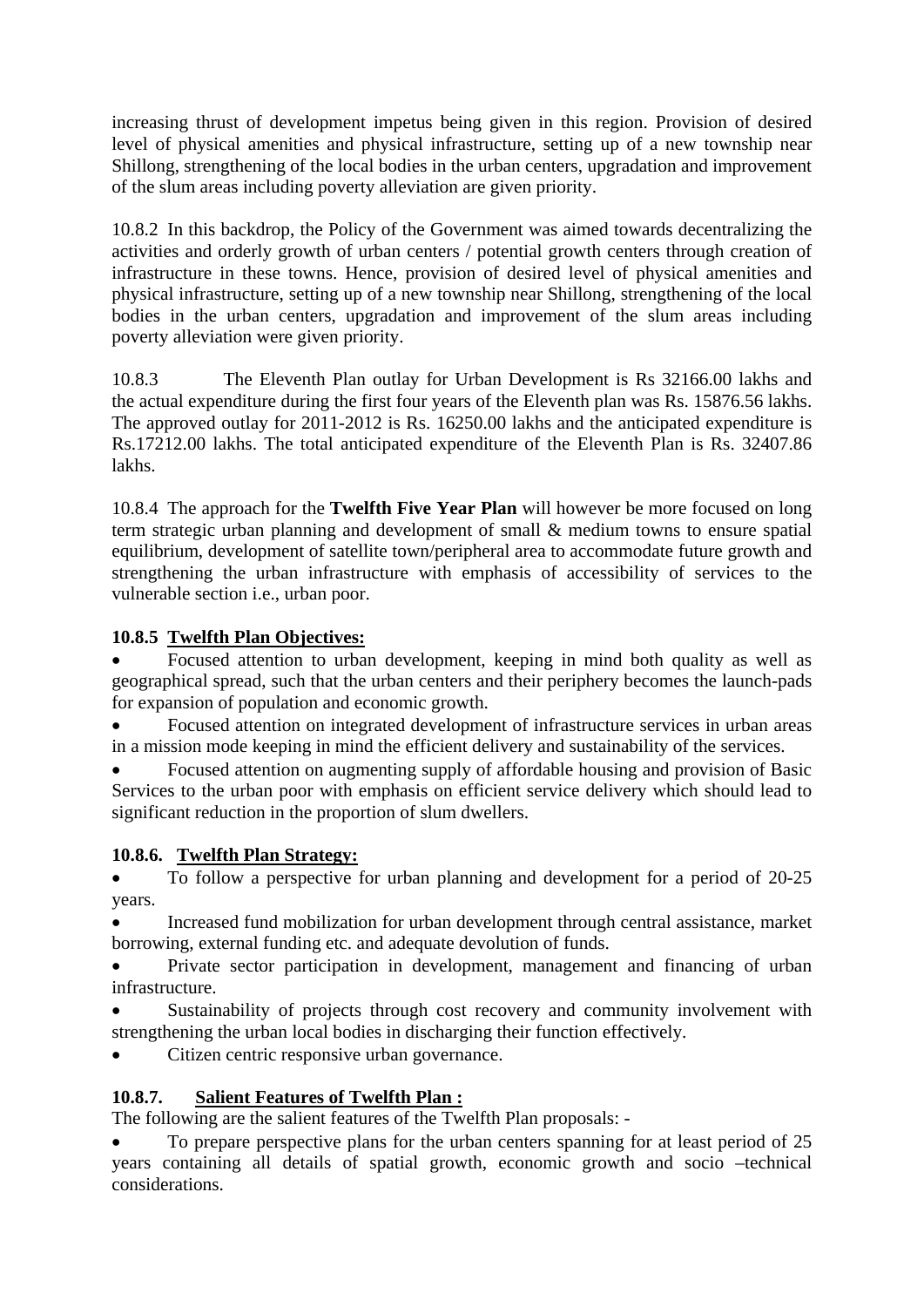increasing thrust of development impetus being given in this region. Provision of desired level of physical amenities and physical infrastructure, setting up of a new township near Shillong, strengthening of the local bodies in the urban centers, upgradation and improvement of the slum areas including poverty alleviation are given priority.

10.8.2 In this backdrop, the Policy of the Government was aimed towards decentralizing the activities and orderly growth of urban centers / potential growth centers through creation of infrastructure in these towns. Hence, provision of desired level of physical amenities and physical infrastructure, setting up of a new township near Shillong, strengthening of the local bodies in the urban centers, upgradation and improvement of the slum areas including poverty alleviation were given priority.

10.8.3 The Eleventh Plan outlay for Urban Development is Rs 32166.00 lakhs and the actual expenditure during the first four years of the Eleventh plan was Rs. 15876.56 lakhs. The approved outlay for 2011-2012 is Rs. 16250.00 lakhs and the anticipated expenditure is Rs.17212.00 lakhs. The total anticipated expenditure of the Eleventh Plan is Rs. 32407.86 lakhs.

10.8.4 The approach for the **Twelfth Five Year Plan** will however be more focused on long term strategic urban planning and development of small & medium towns to ensure spatial equilibrium, development of satellite town/peripheral area to accommodate future growth and strengthening the urban infrastructure with emphasis of accessibility of services to the vulnerable section i.e., urban poor.

**10.8.5 Twelfth Plan Objectives:**

- Focused attention to urban development, keeping in mind both quality as well as geographical spread, such that the urban centers and their periphery becomes the launch-pads for expansion of population and economic growth.
- Focused attention on integrated development of infrastructure services in urban areas in a mission mode keeping in mind the efficient delivery and sustainability of the services.
- Focused attention on augmenting supply of affordable housing and provision of Basic Services to the urban poor with emphasis on efficient service delivery which should lead to significant reduction in the proportion of slum dwellers.

**10.8.6. Twelfth Plan Strategy:**

- To follow a perspective for urban planning and development for a period of 20-25 years.
- Increased fund mobilization for urban development through central assistance, market borrowing, external funding etc. and adequate devolution of funds.
- Private sector participation in development, management and financing of urban infrastructure.
- Sustainability of projects through cost recovery and community involvement with strengthening the urban local bodies in discharging their function effectively.
- Citizen centric responsive urban governance.

**10.8.7. Salient Features of Twelfth Plan :**

The following are the salient features of the Twelfth Plan proposals: -

- To prepare perspective plans for the urban centers spanning for at least period of 25 years containing all details of spatial growth, economic growth and socio –technical considerations.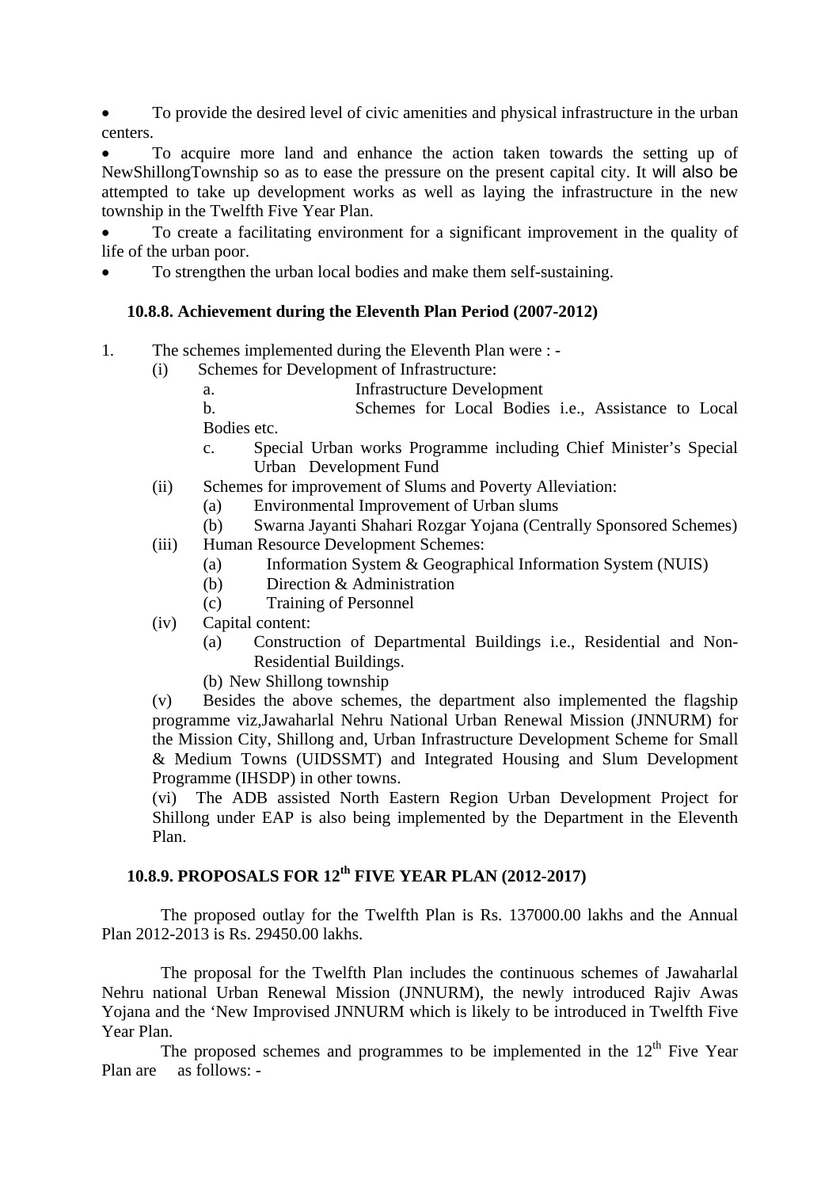- To provide the desired level of civic amenities and physical infrastructure in the urban centers.
- To acquire more land and enhance the action taken towards the setting up of NewShillongTownship so as to ease the pressure on the present capital city. It will also be attempted to take up development works as well as laying the infrastructure in the new township in the Twelfth Five Year Plan.
- To create a facilitating environment for a significant improvement in the quality of life of the urban poor.
- To strengthen the urban local bodies and make them self-sustaining.

### 10.8.8. Achievement during the Eleventh Plan Period (2007-2012)

1. The schemes implemented during the Eleventh Plan were : -
   - (i) Schemes for Development of Infrastructure:
     - a. Infrastructure Development
     - b. Schemes for Local Bodies i.e., Assistance to Local Bodies etc.
     - c. Special Urban works Programme including Chief Minister's Special Urban Development Fund
   - (ii) Schemes for improvement of Slums and Poverty Alleviation:
     - (a) Environmental Improvement of Urban slums
     - (b) Swarna Jayanti Shahari Rozgar Yojana (Centrally Sponsored Schemes)
   - (iii) Human Resource Development Schemes:
     - (a) Information System & Geographical Information System (NUIS)
     - (b) Direction & Administration
     - (c) Training of Personnel
   - (iv) Capital content:
     - (a) Construction of Departmental Buildings i.e., Residential and Non-Residential Buildings.
     - (b) New Shillong township
   - (v) Besides the above schemes, the department also implemented the flagship programme viz,Jawaharlal Nehru National Urban Renewal Mission (JNNURM) for the Mission City, Shillong and, Urban Infrastructure Development Scheme for Small & Medium Towns (UIDSSMT) and Integrated Housing and Slum Development Programme (IHSDP) in other towns.
   - (vi) The ADB assisted North Eastern Region Urban Development Project for Shillong under EAP is also being implemented by the Department in the Eleventh Plan.

### 10.8.9. PROPOSALS FOR 12th FIVE YEAR PLAN (2012-2017)

The proposed outlay for the Twelfth Plan is Rs. 137000.00 lakhs and the Annual Plan 2012-2013 is Rs. 29450.00 lakhs.

The proposal for the Twelfth Plan includes the continuous schemes of Jawaharlal Nehru national Urban Renewal Mission (JNNURM), the newly introduced Rajiv Awas Yojana and the 'New Improvised JNNURM which is likely to be introduced in Twelfth Five Year Plan.

The proposed schemes and programmes to be implemented in the 12th Five Year Plan are as follows: -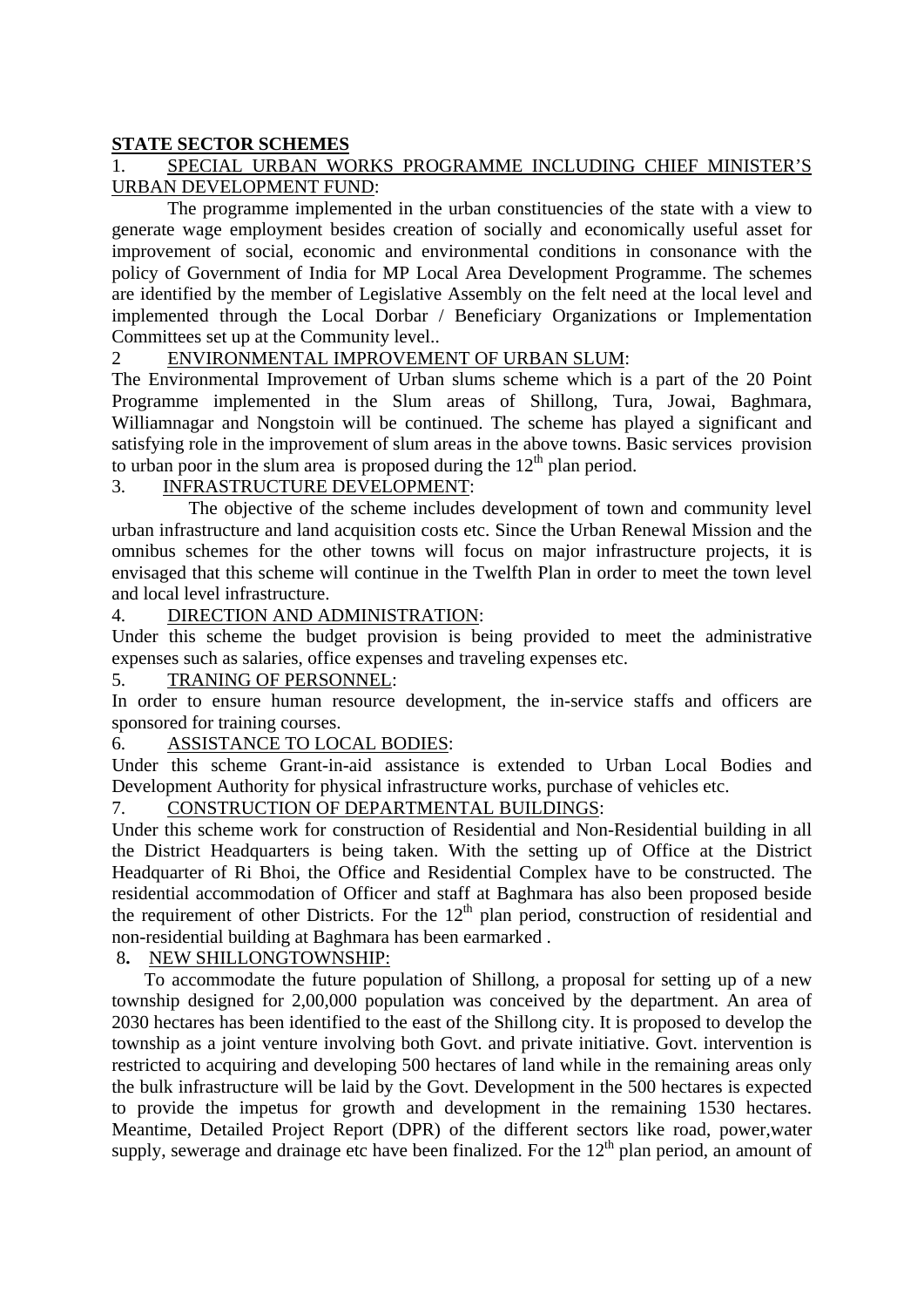**STATE SECTOR SCHEMES**

1. SPECIAL URBAN WORKS PROGRAMME INCLUDING CHIEF MINISTER'S URBAN DEVELOPMENT FUND:

The programme implemented in the urban constituencies of the state with a view to generate wage employment besides creation of socially and economically useful asset for improvement of social, economic and environmental conditions in consonance with the policy of Government of India for MP Local Area Development Programme. The schemes are identified by the member of Legislative Assembly on the felt need at the local level and implemented through the Local Dorbar / Beneficiary Organizations or Implementation Committees set up at the Community level..

2 ENVIRONMENTAL IMPROVEMENT OF URBAN SLUM:

The Environmental Improvement of Urban slums scheme which is a part of the 20 Point Programme implemented in the Slum areas of Shillong, Tura, Jowai, Baghmara, Williamnagar and Nongstoin will be continued. The scheme has played a significant and satisfying role in the improvement of slum areas in the above towns. Basic services provision to urban poor in the slum area is proposed during the 12th plan period.

3. INFRASTRUCTURE DEVELOPMENT:

The objective of the scheme includes development of town and community level urban infrastructure and land acquisition costs etc. Since the Urban Renewal Mission and the omnibus schemes for the other towns will focus on major infrastructure projects, it is envisaged that this scheme will continue in the Twelfth Plan in order to meet the town level and local level infrastructure.

4. DIRECTION AND ADMINISTRATION:

Under this scheme the budget provision is being provided to meet the administrative expenses such as salaries, office expenses and traveling expenses etc.

5. TRANING OF PERSONNEL:

In order to ensure human resource development, the in-service staffs and officers are sponsored for training courses.

6. ASSISTANCE TO LOCAL BODIES:

Under this scheme Grant-in-aid assistance is extended to Urban Local Bodies and Development Authority for physical infrastructure works, purchase of vehicles etc.

7. CONSTRUCTION OF DEPARTMENTAL BUILDINGS:

Under this scheme work for construction of Residential and Non-Residential building in all the District Headquarters is being taken. With the setting up of Office at the District Headquarter of Ri Bhoi, the Office and Residential Complex have to be constructed. The residential accommodation of Officer and staff at Baghmara has also been proposed beside the requirement of other Districts. For the 12th plan period, construction of residential and non-residential building at Baghmara has been earmarked .

8. NEW SHILLONGTOWNSHIP:

To accommodate the future population of Shillong, a proposal for setting up of a new township designed for 2,00,000 population was conceived by the department. An area of 2030 hectares has been identified to the east of the Shillong city. It is proposed to develop the township as a joint venture involving both Govt. and private initiative. Govt. intervention is restricted to acquiring and developing 500 hectares of land while in the remaining areas only the bulk infrastructure will be laid by the Govt. Development in the 500 hectares is expected to provide the impetus for growth and development in the remaining 1530 hectares. Meantime, Detailed Project Report (DPR) of the different sectors like road, power,water supply, sewerage and drainage etc have been finalized. For the 12th plan period, an amount of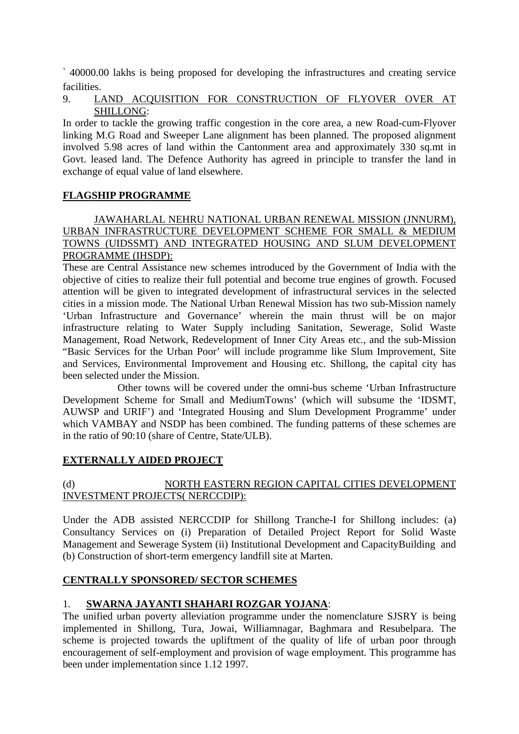` 40000.00 lakhs is being proposed for developing the infrastructures and creating service facilities.

9. LAND ACQUISITION FOR CONSTRUCTION OF FLYOVER OVER AT SHILLONG:

In order to tackle the growing traffic congestion in the core area, a new Road-cum-Flyover linking M.G Road and Sweeper Lane alignment has been planned. The proposed alignment involved 5.98 acres of land within the Cantonment area and approximately 330 sq.mt in Govt. leased land. The Defence Authority has agreed in principle to transfer the land in exchange of equal value of land elsewhere.

**FLAGSHIP PROGRAMME**

JAWAHARLAL NEHRU NATIONAL URBAN RENEWAL MISSION (JNNURM), URBAN INFRASTRUCTURE DEVELOPMENT SCHEME FOR SMALL & MEDIUM TOWNS (UIDSSMT) AND INTEGRATED HOUSING AND SLUM DEVELOPMENT PROGRAMME (IHSDP):

These are Central Assistance new schemes introduced by the Government of India with the objective of cities to realize their full potential and become true engines of growth. Focused attention will be given to integrated development of infrastructural services in the selected cities in a mission mode. The National Urban Renewal Mission has two sub-Mission namely 'Urban Infrastructure and Governance' wherein the main thrust will be on major infrastructure relating to Water Supply including Sanitation, Sewerage, Solid Waste Management, Road Network, Redevelopment of Inner City Areas etc., and the sub-Mission "Basic Services for the Urban Poor' will include programme like Slum Improvement, Site and Services, Environmental Improvement and Housing etc. Shillong, the capital city has been selected under the Mission.

Other towns will be covered under the omni-bus scheme 'Urban Infrastructure Development Scheme for Small and MediumTowns' (which will subsume the 'IDSMT, AUWSP and URIF') and 'Integrated Housing and Slum Development Programme' under which VAMBAY and NSDP has been combined. The funding patterns of these schemes are in the ratio of 90:10 (share of Centre, State/ULB).

**EXTERNALLY AIDED PROJECT**

(d) NORTH EASTERN REGION CAPITAL CITIES DEVELOPMENT INVESTMENT PROJECTS( NERCCDIP):

Under the ADB assisted NERCCDIP for Shillong Tranche-I for Shillong includes: (a) Consultancy Services on (i) Preparation of Detailed Project Report for Solid Waste Management and Sewerage System (ii) Institutional Development and CapacityBuilding and (b) Construction of short-term emergency landfill site at Marten.

**CENTRALLY SPONSORED/ SECTOR SCHEMES**

1. **SWARNA JAYANTI SHAHARI ROZGAR YOJANA**:

The unified urban poverty alleviation programme under the nomenclature SJSRY is being implemented in Shillong, Tura, Jowai, Williamnagar, Baghmara and Resubelpara. The scheme is projected towards the upliftment of the quality of life of urban poor through encouragement of self-employment and provision of wage employment. This programme has been under implementation since 1.12 1997.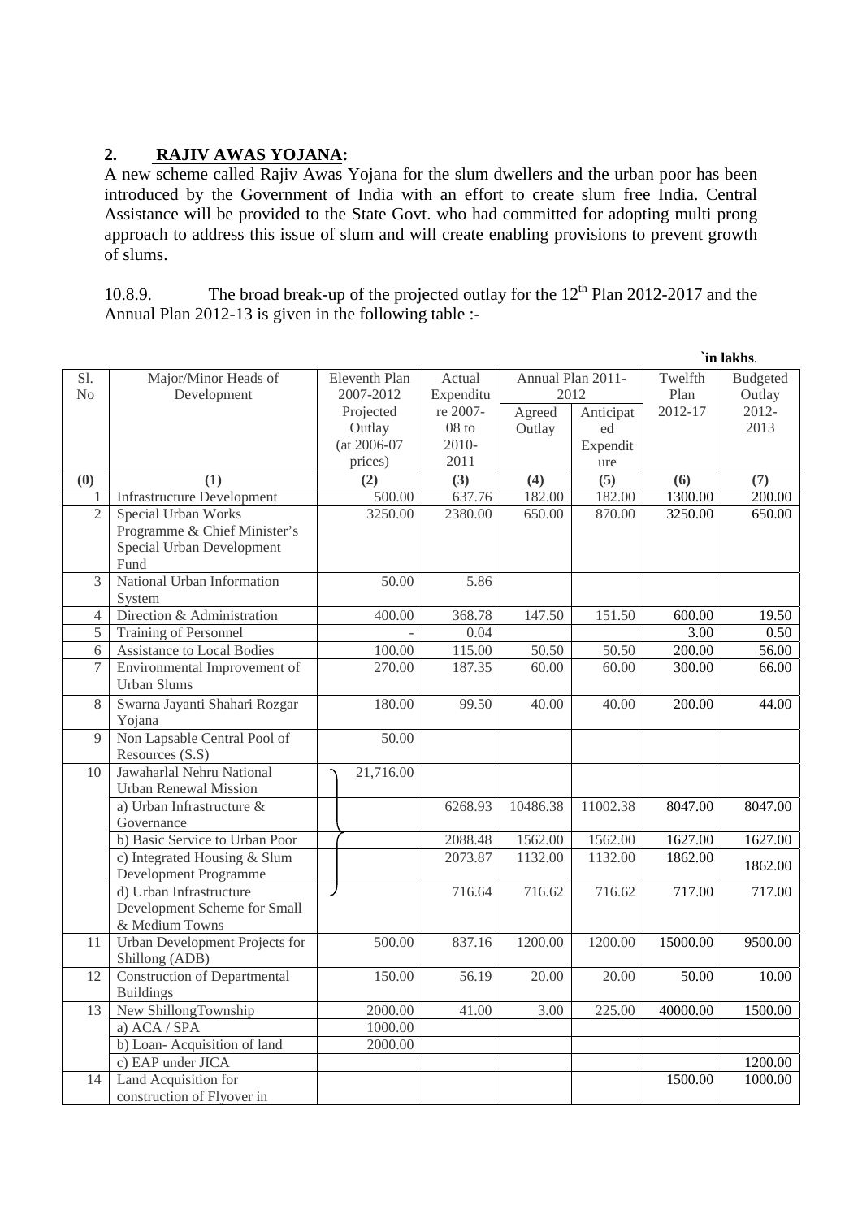## 2. RAJIV AWAS YOJANA:

A new scheme called Rajiv Awas Yojana for the slum dwellers and the urban poor has been introduced by the Government of India with an effort to create slum free India. Central Assistance will be provided to the State Govt. who had committed for adopting multi prong approach to address this issue of slum and will create enabling provisions to prevent growth of slums.

10.8.9. The broad break-up of the projected outlay for the 12th Plan 2012-2017 and the Annual Plan 2012-13 is given in the following table :-

`in lakhs.

| Sl. No | Major/Minor Heads of Development | Eleventh Plan 2007-2012 Projected Outlay (at 2006-07 prices) | Actual Expenditure 2007-08 to 2010-2011 | Annual Plan 2011-2012 | | Twelfth Plan 2012-17 | Budgeted Outlay 2012-2013 |
|---|---|---|---|---|---|---|---|
| | | | | Agreed Outlay | Anticipated Expenditure | | |
| (0) | (1) | (2) | (3) | (4) | (5) | (6) | (7) |
| 1 | Infrastructure Development | 500.00 | 637.76 | 182.00 | 182.00 | 1300.00 | 200.00 |
| 2 | Special Urban Works Programme & Chief Minister's Special Urban Development Fund | 3250.00 | 2380.00 | 650.00 | 870.00 | 3250.00 | 650.00 |
| 3 | National Urban Information System | 50.00 | 5.86 | | | | |
| 4 | Direction & Administration | 400.00 | 368.78 | 147.50 | 151.50 | 600.00 | 19.50 |
| 5 | Training of Personnel | - | 0.04 | | | 3.00 | 0.50 |
| 6 | Assistance to Local Bodies | 100.00 | 115.00 | 50.50 | 50.50 | 200.00 | 56.00 |
| 7 | Environmental Improvement of Urban Slums | 270.00 | 187.35 | 60.00 | 60.00 | 300.00 | 66.00 |
| 8 | Swarna Jayanti Shahari Rozgar Yojana | 180.00 | 99.50 | 40.00 | 40.00 | 200.00 | 44.00 |
| 9 | Non Lapsable Central Pool of Resources (S.S) | 50.00 | | | | | |
| 10 | Jawaharlal Nehru National Urban Renewal Mission | 21,716.00 | | | | | |
| | a) Urban Infrastructure & Governance | | 6268.93 | 10486.38 | 11002.38 | 8047.00 | 8047.00 |
| | b) Basic Service to Urban Poor | | 2088.48 | 1562.00 | 1562.00 | 1627.00 | 1627.00 |
| | c) Integrated Housing & Slum Development Programme | | 2073.87 | 1132.00 | 1132.00 | 1862.00 | 1862.00 |
| | d) Urban Infrastructure Development Scheme for Small & Medium Towns | | 716.64 | 716.62 | 716.62 | 717.00 | 717.00 |
| 11 | Urban Development Projects for Shillong (ADB) | 500.00 | 837.16 | 1200.00 | 1200.00 | 15000.00 | 9500.00 |
| 12 | Construction of Departmental Buildings | 150.00 | 56.19 | 20.00 | 20.00 | 50.00 | 10.00 |
| 13 | New ShillongTownship | 2000.00 | 41.00 | 3.00 | 225.00 | 40000.00 | 1500.00 |
| | a) ACA / SPA | 1000.00 | | | | | |
| | b) Loan- Acquisition of land | 2000.00 | | | | | |
| | c) EAP under JICA | | | | | | 1200.00 |
| 14 | Land Acquisition for construction of Flyover in | | | | | 1500.00 | 1000.00 |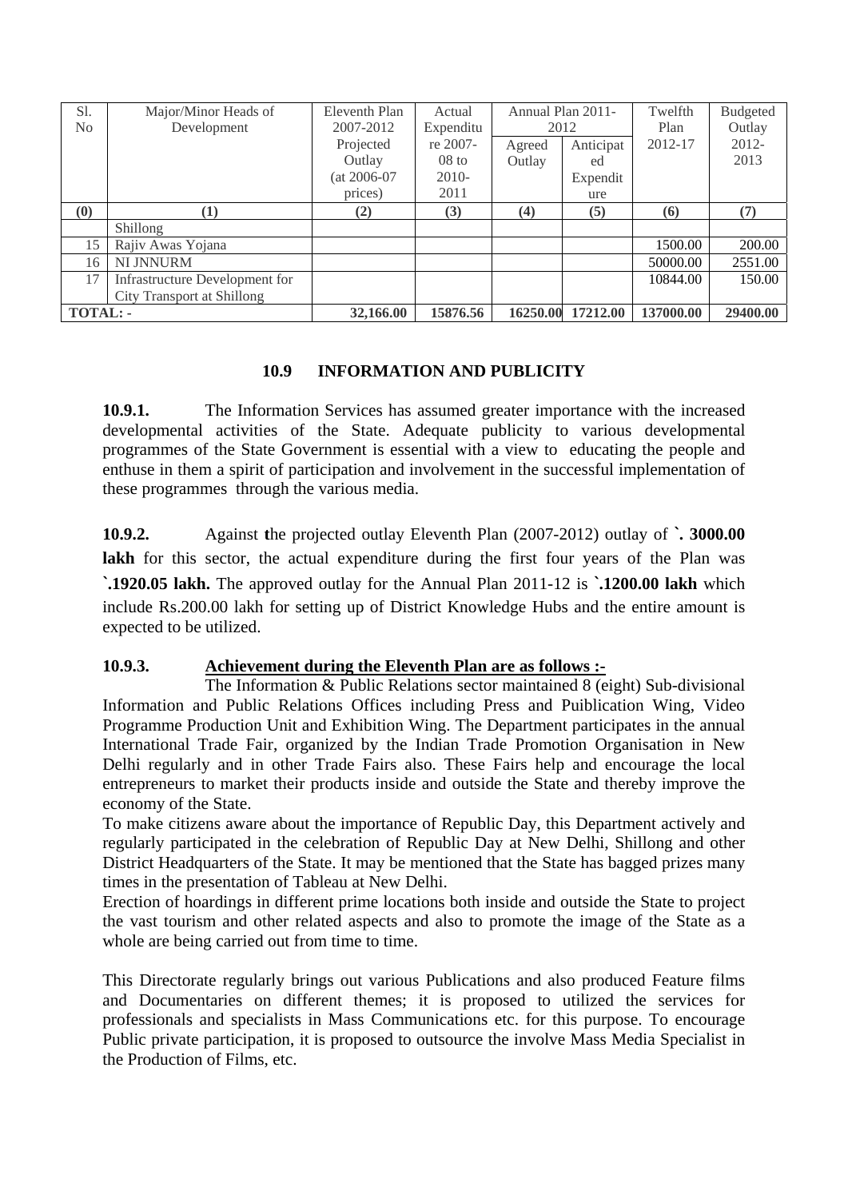| Sl. No | Major/Minor Heads of Development | Eleventh Plan 2007-2012 Projected Outlay (at 2006-07 prices) | Actual Expenditure 2007-08 to 2010-2011 | Annual Plan 2011-2012 | | Twelfth Plan 2012-17 | Budgeted Outlay 2012-2013 |
|---|---|---|---|---|---|---|---|
| | | | | Agreed Outlay | Anticipated Expenditure | | |
| (0) | (1) | (2) | (3) | (4) | (5) | (6) | (7) |
| | Shillong | | | | | | |
| 15 | Rajiv Awas Yojana | | | | | 1500.00 | 200.00 |
| 16 | NI JNNURM | | | | | 50000.00 | 2551.00 |
| 17 | Infrastructure Development for City Transport at Shillong | | | | | 10844.00 | 150.00 |
| **TOTAL: -** | | **32,166.00** | **15876.56** | **16250.00** | **17212.00** | **137000.00** | **29400.00** |

## 10.9 INFORMATION AND PUBLICITY

**10.9.1.** The Information Services has assumed greater importance with the increased developmental activities of the State. Adequate publicity to various developmental programmes of the State Government is essential with a view to educating the people and enthuse in them a spirit of participation and involvement in the successful implementation of these programmes through the various media.

**10.9.2.** Against **t**he projected outlay Eleventh Plan (2007-2012) outlay of **`. 3000.00 lakh** for this sector, the actual expenditure during the first four years of the Plan was **`.1920.05 lakh.** The approved outlay for the Annual Plan 2011-12 is **`.1200.00 lakh** which include Rs.200.00 lakh for setting up of District Knowledge Hubs and the entire amount is expected to be utilized.

**10.9.3.** **<u>Achievement during the Eleventh Plan are as follows :-</u>**

The Information & Public Relations sector maintained 8 (eight) Sub-divisional Information and Public Relations Offices including Press and Puiblication Wing, Video Programme Production Unit and Exhibition Wing. The Department participates in the annual International Trade Fair, organized by the Indian Trade Promotion Organisation in New Delhi regularly and in other Trade Fairs also. These Fairs help and encourage the local entrepreneurs to market their products inside and outside the State and thereby improve the economy of the State.

To make citizens aware about the importance of Republic Day, this Department actively and regularly participated in the celebration of Republic Day at New Delhi, Shillong and other District Headquarters of the State. It may be mentioned that the State has bagged prizes many times in the presentation of Tableau at New Delhi.

Erection of hoardings in different prime locations both inside and outside the State to project the vast tourism and other related aspects and also to promote the image of the State as a whole are being carried out from time to time.

This Directorate regularly brings out various Publications and also produced Feature films and Documentaries on different themes; it is proposed to utilized the services for professionals and specialists in Mass Communications etc. for this purpose. To encourage Public private participation, it is proposed to outsource the involve Mass Media Specialist in the Production of Films, etc.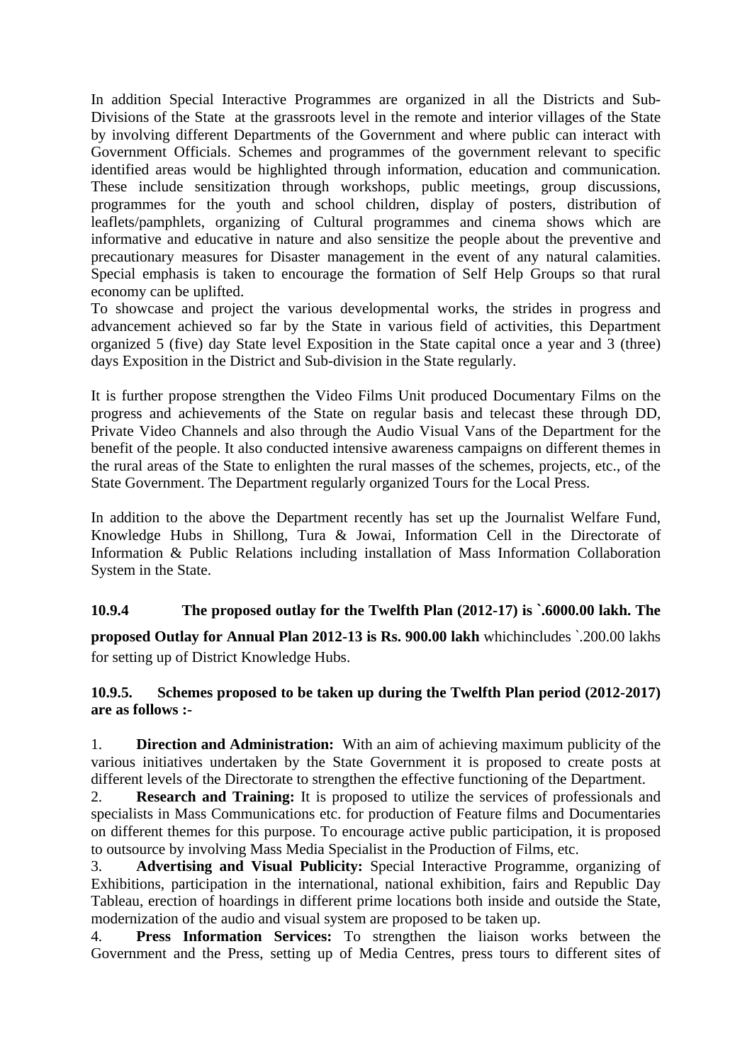In addition Special Interactive Programmes are organized in all the Districts and Sub-Divisions of the State at the grassroots level in the remote and interior villages of the State by involving different Departments of the Government and where public can interact with Government Officials. Schemes and programmes of the government relevant to specific identified areas would be highlighted through information, education and communication. These include sensitization through workshops, public meetings, group discussions, programmes for the youth and school children, display of posters, distribution of leaflets/pamphlets, organizing of Cultural programmes and cinema shows which are informative and educative in nature and also sensitize the people about the preventive and precautionary measures for Disaster management in the event of any natural calamities. Special emphasis is taken to encourage the formation of Self Help Groups so that rural economy can be uplifted.

To showcase and project the various developmental works, the strides in progress and advancement achieved so far by the State in various field of activities, this Department organized 5 (five) day State level Exposition in the State capital once a year and 3 (three) days Exposition in the District and Sub-division in the State regularly.

It is further propose strengthen the Video Films Unit produced Documentary Films on the progress and achievements of the State on regular basis and telecast these through DD, Private Video Channels and also through the Audio Visual Vans of the Department for the benefit of the people. It also conducted intensive awareness campaigns on different themes in the rural areas of the State to enlighten the rural masses of the schemes, projects, etc., of the State Government. The Department regularly organized Tours for the Local Press.

In addition to the above the Department recently has set up the Journalist Welfare Fund, Knowledge Hubs in Shillong, Tura & Jowai, Information Cell in the Directorate of Information & Public Relations including installation of Mass Information Collaboration System in the State.

**10.9.4 The proposed outlay for the Twelfth Plan (2012-17) is `.6000.00 lakh. The proposed Outlay for Annual Plan 2012-13 is Rs. 900.00 lakh** whichincludes `.200.00 lakhs for setting up of District Knowledge Hubs.

**10.9.5. Schemes proposed to be taken up during the Twelfth Plan period (2012-2017) are as follows :-**

1. **Direction and Administration:** With an aim of achieving maximum publicity of the various initiatives undertaken by the State Government it is proposed to create posts at different levels of the Directorate to strengthen the effective functioning of the Department.
2. **Research and Training:** It is proposed to utilize the services of professionals and specialists in Mass Communications etc. for production of Feature films and Documentaries on different themes for this purpose. To encourage active public participation, it is proposed to outsource by involving Mass Media Specialist in the Production of Films, etc.
3. **Advertising and Visual Publicity:** Special Interactive Programme, organizing of Exhibitions, participation in the international, national exhibition, fairs and Republic Day Tableau, erection of hoardings in different prime locations both inside and outside the State, modernization of the audio and visual system are proposed to be taken up.
4. **Press Information Services:** To strengthen the liaison works between the Government and the Press, setting up of Media Centres, press tours to different sites of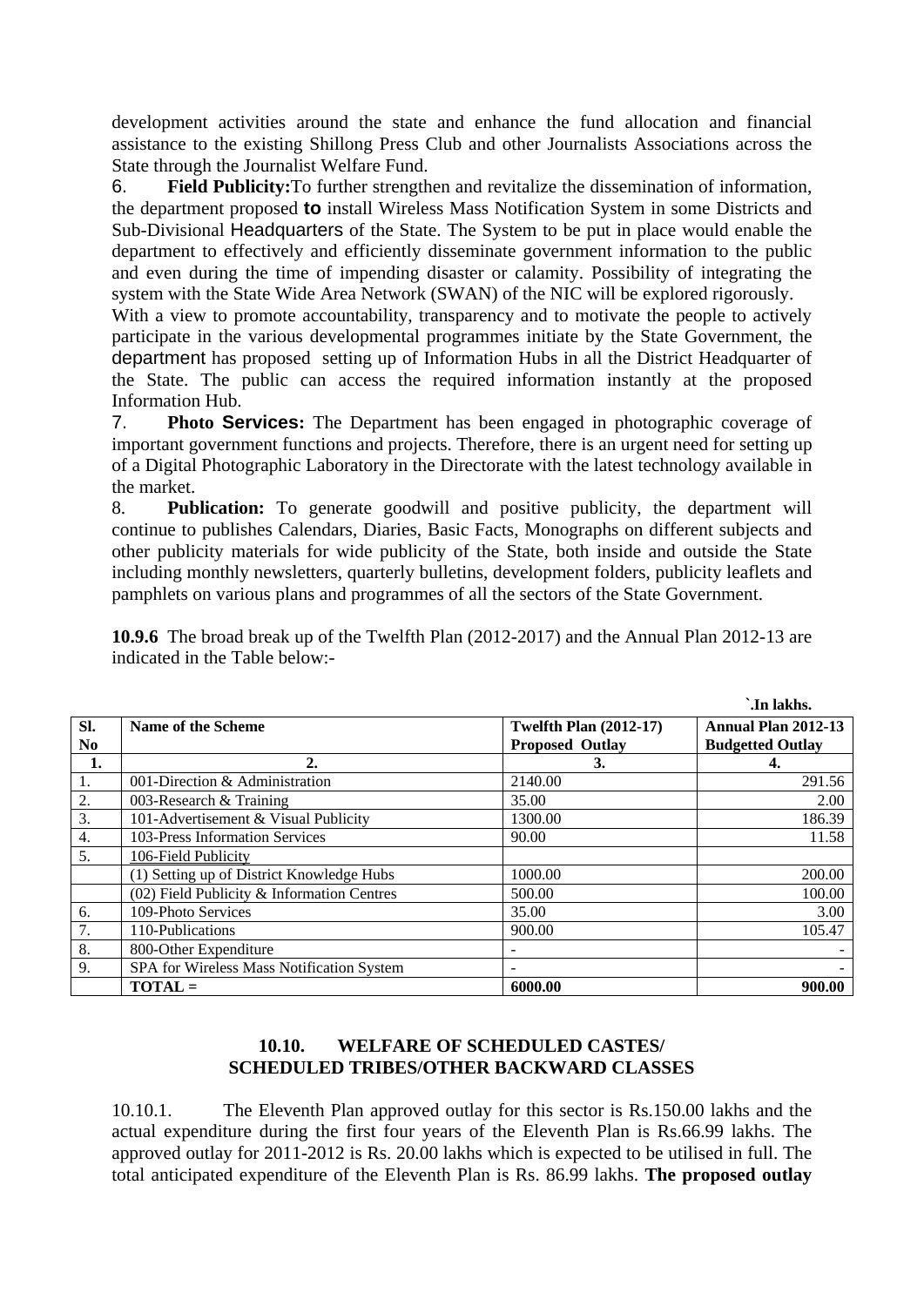development activities around the state and enhance the fund allocation and financial assistance to the existing Shillong Press Club and other Journalists Associations across the State through the Journalist Welfare Fund.

6. **Field Publicity:** To further strengthen and revitalize the dissemination of information, the department proposed **to** install Wireless Mass Notification System in some Districts and Sub-Divisional Headquarters of the State. The System to be put in place would enable the department to effectively and efficiently disseminate government information to the public and even during the time of impending disaster or calamity. Possibility of integrating the system with the State Wide Area Network (SWAN) of the NIC will be explored rigorously.

With a view to promote accountability, transparency and to motivate the people to actively participate in the various developmental programmes initiate by the State Government, the department has proposed setting up of Information Hubs in all the District Headquarter of the State. The public can access the required information instantly at the proposed Information Hub.

7. **Photo Services:** The Department has been engaged in photographic coverage of important government functions and projects. Therefore, there is an urgent need for setting up of a Digital Photographic Laboratory in the Directorate with the latest technology available in the market.

8. **Publication:** To generate goodwill and positive publicity, the department will continue to publishes Calendars, Diaries, Basic Facts, Monographs on different subjects and other publicity materials for wide publicity of the State, both inside and outside the State including monthly newsletters, quarterly bulletins, development folders, publicity leaflets and pamphlets on various plans and programmes of all the sectors of the State Government.

**10.9.6** The broad break up of the Twelfth Plan (2012-2017) and the Annual Plan 2012-13 are indicated in the Table below:-

**`.In lakhs.**

| Sl. No | Name of the Scheme | Twelfth Plan (2012-17) Proposed Outlay | Annual Plan 2012-13 Budgetted Outlay |
|---|---|---|---|
| **1.** | **2.** | **3.** | **4.** |
| 1. | 001-Direction & Administration | 2140.00 | 291.56 |
| 2. | 003-Research & Training | 35.00 | 2.00 |
| 3. | 101-Advertisement & Visual Publicity | 1300.00 | 186.39 |
| 4. | 103-Press Information Services | 90.00 | 11.58 |
| 5. | 106-Field Publicity | | |
| | (1) Setting up of District Knowledge Hubs | 1000.00 | 200.00 |
| | (02) Field Publicity & Information Centres | 500.00 | 100.00 |
| 6. | 109-Photo Services | 35.00 | 3.00 |
| 7. | 110-Publications | 900.00 | 105.47 |
| 8. | 800-Other Expenditure | - | - |
| 9. | SPA for Wireless Mass Notification System | - | - |
| | **TOTAL =** | **6000.00** | **900.00** |

## 10.10. WELFARE OF SCHEDULED CASTES/ SCHEDULED TRIBES/OTHER BACKWARD CLASSES

10.10.1. The Eleventh Plan approved outlay for this sector is Rs.150.00 lakhs and the actual expenditure during the first four years of the Eleventh Plan is Rs.66.99 lakhs. The approved outlay for 2011-2012 is Rs. 20.00 lakhs which is expected to be utilised in full. The total anticipated expenditure of the Eleventh Plan is Rs. 86.99 lakhs. **The proposed outlay**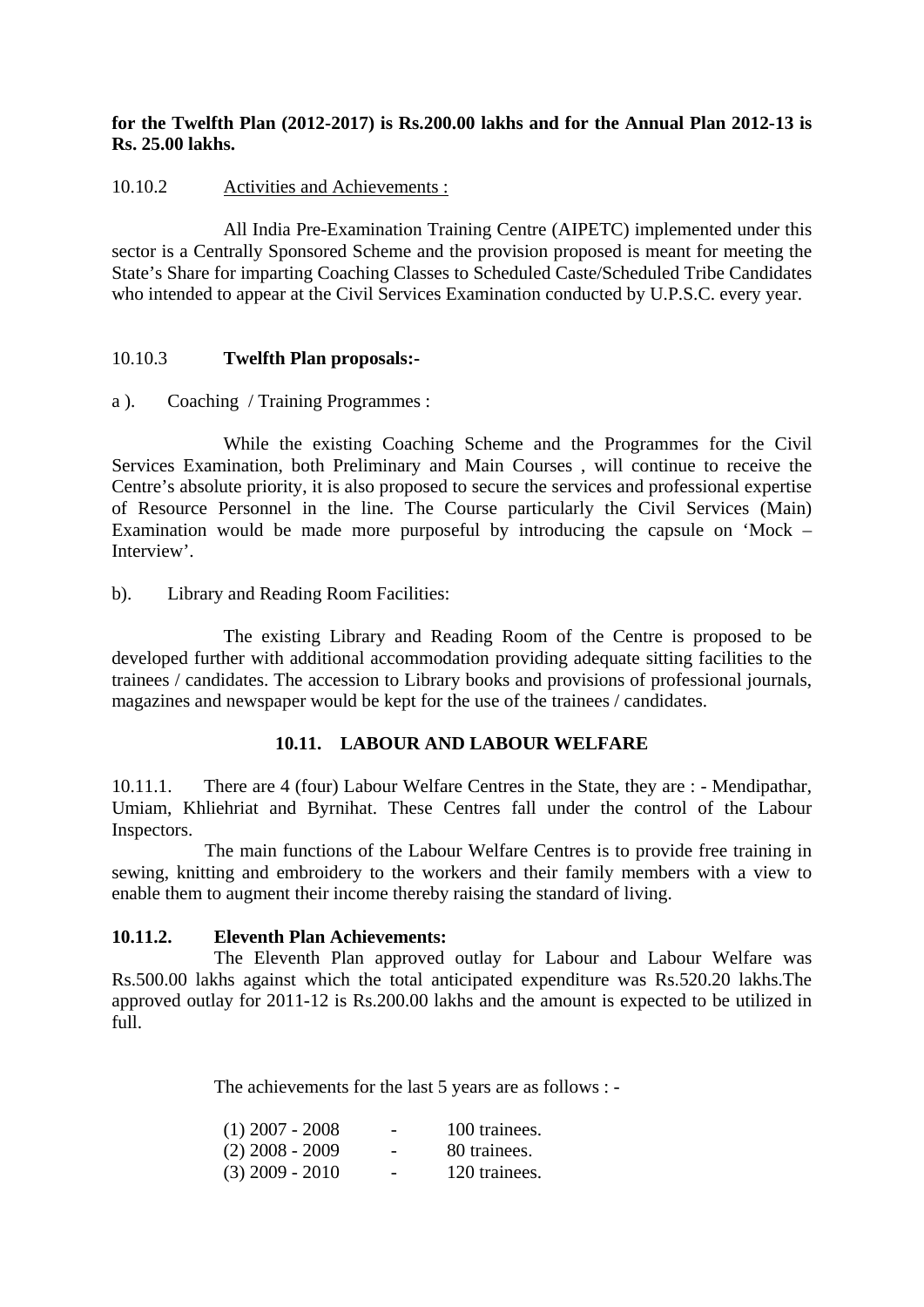**for the Twelfth Plan (2012-2017) is Rs.200.00 lakhs and for the Annual Plan 2012-13 is Rs. 25.00 lakhs.**

10.10.2 Activities and Achievements :

All India Pre-Examination Training Centre (AIPETC) implemented under this sector is a Centrally Sponsored Scheme and the provision proposed is meant for meeting the State's Share for imparting Coaching Classes to Scheduled Caste/Scheduled Tribe Candidates who intended to appear at the Civil Services Examination conducted by U.P.S.C. every year.

10.10.3 **Twelfth Plan proposals:-**

a ). Coaching / Training Programmes :

While the existing Coaching Scheme and the Programmes for the Civil Services Examination, both Preliminary and Main Courses , will continue to receive the Centre's absolute priority, it is also proposed to secure the services and professional expertise of Resource Personnel in the line. The Course particularly the Civil Services (Main) Examination would be made more purposeful by introducing the capsule on 'Mock – Interview'.

b). Library and Reading Room Facilities:

The existing Library and Reading Room of the Centre is proposed to be developed further with additional accommodation providing adequate sitting facilities to the trainees / candidates. The accession to Library books and provisions of professional journals, magazines and newspaper would be kept for the use of the trainees / candidates.

## 10.11. LABOUR AND LABOUR WELFARE

10.11.1. There are 4 (four) Labour Welfare Centres in the State, they are : - Mendipathar, Umiam, Khliehriat and Byrnihat. These Centres fall under the control of the Labour Inspectors.

The main functions of the Labour Welfare Centres is to provide free training in sewing, knitting and embroidery to the workers and their family members with a view to enable them to augment their income thereby raising the standard of living.

**10.11.2. Eleventh Plan Achievements:**

The Eleventh Plan approved outlay for Labour and Labour Welfare was Rs.500.00 lakhs against which the total anticipated expenditure was Rs.520.20 lakhs.The approved outlay for 2011-12 is Rs.200.00 lakhs and the amount is expected to be utilized in full.

The achievements for the last 5 years are as follows : -

(1) 2007 - 2008 - 100 trainees.
(2) 2008 - 2009 - 80 trainees.
(3) 2009 - 2010 - 120 trainees.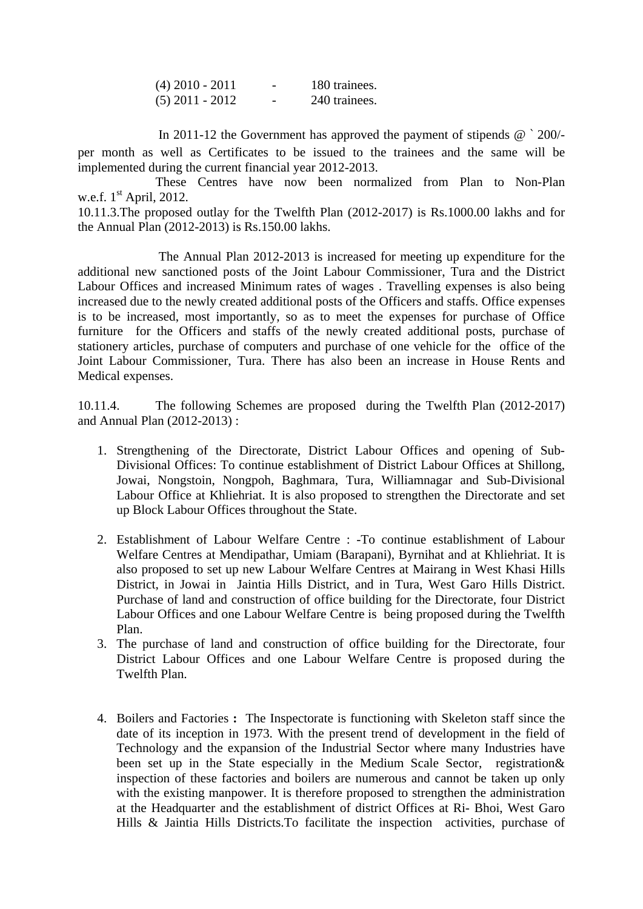(4) 2010 - 2011 - 180 trainees.
(5) 2011 - 2012 - 240 trainees.

In 2011-12 the Government has approved the payment of stipends @ ` 200/- per month as well as Certificates to be issued to the trainees and the same will be implemented during the current financial year 2012-2013.

These Centres have now been normalized from Plan to Non-Plan w.e.f. 1st April, 2012.

10.11.3.The proposed outlay for the Twelfth Plan (2012-2017) is Rs.1000.00 lakhs and for the Annual Plan (2012-2013) is Rs.150.00 lakhs.

The Annual Plan 2012-2013 is increased for meeting up expenditure for the additional new sanctioned posts of the Joint Labour Commissioner, Tura and the District Labour Offices and increased Minimum rates of wages . Travelling expenses is also being increased due to the newly created additional posts of the Officers and staffs. Office expenses is to be increased, most importantly, so as to meet the expenses for purchase of Office furniture for the Officers and staffs of the newly created additional posts, purchase of stationery articles, purchase of computers and purchase of one vehicle for the office of the Joint Labour Commissioner, Tura. There has also been an increase in House Rents and Medical expenses.

10.11.4. The following Schemes are proposed during the Twelfth Plan (2012-2017) and Annual Plan (2012-2013) :

1. Strengthening of the Directorate, District Labour Offices and opening of Sub-Divisional Offices: To continue establishment of District Labour Offices at Shillong, Jowai, Nongstoin, Nongpoh, Baghmara, Tura, Williamnagar and Sub-Divisional Labour Office at Khliehriat. It is also proposed to strengthen the Directorate and set up Block Labour Offices throughout the State.

2. Establishment of Labour Welfare Centre : -To continue establishment of Labour Welfare Centres at Mendipathar, Umiam (Barapani), Byrnihat and at Khliehriat. It is also proposed to set up new Labour Welfare Centres at Mairang in West Khasi Hills District, in Jowai in Jaintia Hills District, and in Tura, West Garo Hills District. Purchase of land and construction of office building for the Directorate, four District Labour Offices and one Labour Welfare Centre is being proposed during the Twelfth Plan.
3. The purchase of land and construction of office building for the Directorate, four District Labour Offices and one Labour Welfare Centre is proposed during the Twelfth Plan.

4. Boilers and Factories **:** The Inspectorate is functioning with Skeleton staff since the date of its inception in 1973. With the present trend of development in the field of Technology and the expansion of the Industrial Sector where many Industries have been set up in the State especially in the Medium Scale Sector, registration& inspection of these factories and boilers are numerous and cannot be taken up only with the existing manpower. It is therefore proposed to strengthen the administration at the Headquarter and the establishment of district Offices at Ri- Bhoi, West Garo Hills & Jaintia Hills Districts.To facilitate the inspection activities, purchase of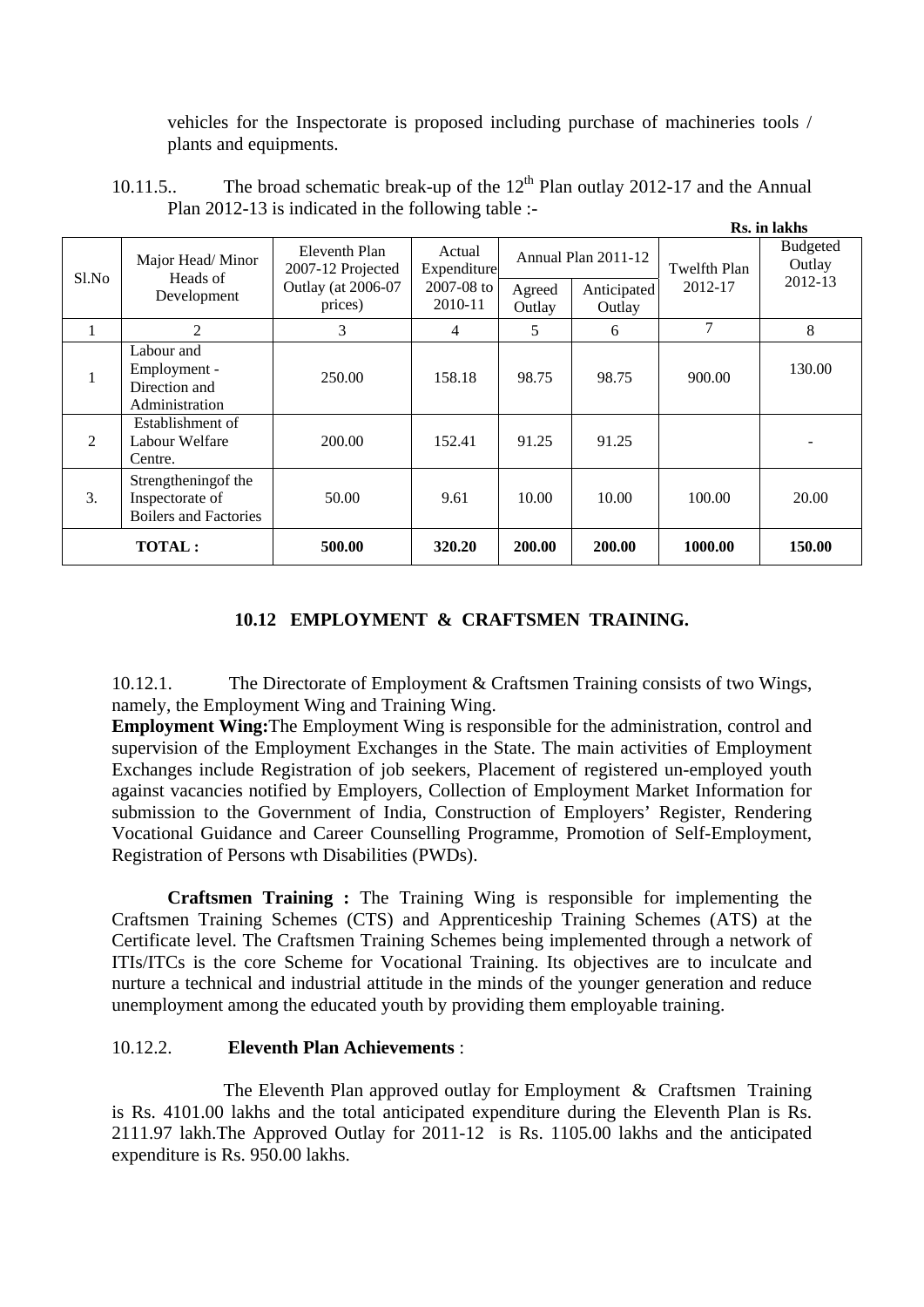vehicles for the Inspectorate is proposed including purchase of machineries tools / plants and equipments.

10.11.5.. The broad schematic break-up of the 12th Plan outlay 2012-17 and the Annual Plan 2012-13 is indicated in the following table :-

**Rs. in lakhs**

| Sl.No | Major Head/ Minor Heads of Development | Eleventh Plan 2007-12 Projected Outlay (at 2006-07 prices) | Actual Expenditure 2007-08 to 2010-11 | Annual Plan 2011-12 | | Twelfth Plan 2012-17 | Budgeted Outlay 2012-13 |
|---|---|---|---|---|---|---|---|
| | | | | Agreed Outlay | Anticipated Outlay | | |
| 1 | 2 | 3 | 4 | 5 | 6 | 7 | 8 |
| 1 | Labour and Employment - Direction and Administration | 250.00 | 158.18 | 98.75 | 98.75 | 900.00 | 130.00 |
| 2 | Establishment of Labour Welfare Centre. | 200.00 | 152.41 | 91.25 | 91.25 | | - |
| 3. | Strengtheningof the Inspectorate of Boilers and Factories | 50.00 | 9.61 | 10.00 | 10.00 | 100.00 | 20.00 |
| **TOTAL :** | | **500.00** | **320.20** | **200.00** | **200.00** | **1000.00** | **150.00** |

## 10.12 EMPLOYMENT & CRAFTSMEN TRAINING.

10.12.1. The Directorate of Employment & Craftsmen Training consists of two Wings, namely, the Employment Wing and Training Wing.

**Employment Wing:**The Employment Wing is responsible for the administration, control and supervision of the Employment Exchanges in the State. The main activities of Employment Exchanges include Registration of job seekers, Placement of registered un-employed youth against vacancies notified by Employers, Collection of Employment Market Information for submission to the Government of India, Construction of Employers' Register, Rendering Vocational Guidance and Career Counselling Programme, Promotion of Self-Employment, Registration of Persons wth Disabilities (PWDs).

**Craftsmen Training :** The Training Wing is responsible for implementing the Craftsmen Training Schemes (CTS) and Apprenticeship Training Schemes (ATS) at the Certificate level. The Craftsmen Training Schemes being implemented through a network of ITIs/ITCs is the core Scheme for Vocational Training. Its objectives are to inculcate and nurture a technical and industrial attitude in the minds of the younger generation and reduce unemployment among the educated youth by providing them employable training.

10.12.2. **Eleventh Plan Achievements** :

The Eleventh Plan approved outlay for Employment & Craftsmen Training is Rs. 4101.00 lakhs and the total anticipated expenditure during the Eleventh Plan is Rs. 2111.97 lakh.The Approved Outlay for 2011-12 is Rs. 1105.00 lakhs and the anticipated expenditure is Rs. 950.00 lakhs.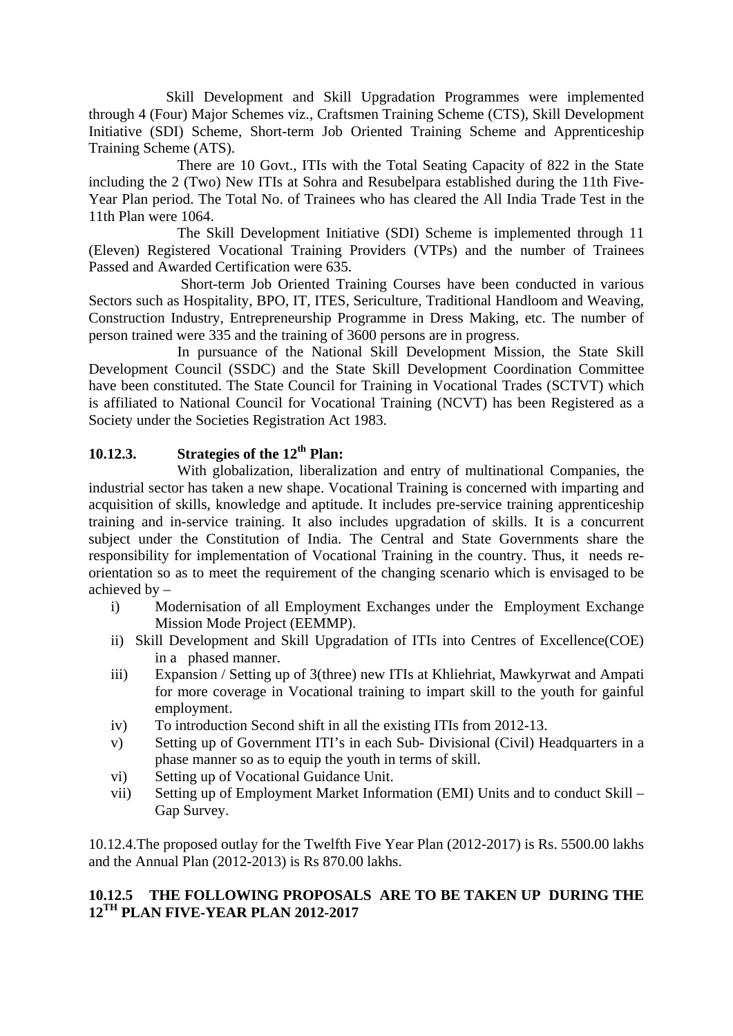Skill Development and Skill Upgradation Programmes were implemented through 4 (Four) Major Schemes viz., Craftsmen Training Scheme (CTS), Skill Development Initiative (SDI) Scheme, Short-term Job Oriented Training Scheme and Apprenticeship Training Scheme (ATS).

There are 10 Govt., ITIs with the Total Seating Capacity of 822 in the State including the 2 (Two) New ITIs at Sohra and Resubelpara established during the 11th Five-Year Plan period. The Total No. of Trainees who has cleared the All India Trade Test in the 11th Plan were 1064.

The Skill Development Initiative (SDI) Scheme is implemented through 11 (Eleven) Registered Vocational Training Providers (VTPs) and the number of Trainees Passed and Awarded Certification were 635.

Short-term Job Oriented Training Courses have been conducted in various Sectors such as Hospitality, BPO, IT, ITES, Sericulture, Traditional Handloom and Weaving, Construction Industry, Entrepreneurship Programme in Dress Making, etc. The number of person trained were 335 and the training of 3600 persons are in progress.

In pursuance of the National Skill Development Mission, the State Skill Development Council (SSDC) and the State Skill Development Coordination Committee have been constituted. The State Council for Training in Vocational Trades (SCTVT) which is affiliated to National Council for Vocational Training (NCVT) has been Registered as a Society under the Societies Registration Act 1983.

### 10.12.3. Strategies of the 12th Plan:

With globalization, liberalization and entry of multinational Companies, the industrial sector has taken a new shape. Vocational Training is concerned with imparting and acquisition of skills, knowledge and aptitude. It includes pre-service training apprenticeship training and in-service training. It also includes upgradation of skills. It is a concurrent subject under the Constitution of India. The Central and State Governments share the responsibility for implementation of Vocational Training in the country. Thus, it needs re-orientation so as to meet the requirement of the changing scenario which is envisaged to be achieved by –

i) Modernisation of all Employment Exchanges under the Employment Exchange Mission Mode Project (EEMMP).
ii) Skill Development and Skill Upgradation of ITIs into Centres of Excellence(COE) in a phased manner.
iii) Expansion / Setting up of 3(three) new ITIs at Khliehriat, Mawkyrwat and Ampati for more coverage in Vocational training to impart skill to the youth for gainful employment.
iv) To introduction Second shift in all the existing ITIs from 2012-13.
v) Setting up of Government ITI's in each Sub- Divisional (Civil) Headquarters in a phase manner so as to equip the youth in terms of skill.
vi) Setting up of Vocational Guidance Unit.
vii) Setting up of Employment Market Information (EMI) Units and to conduct Skill – Gap Survey.

10.12.4.The proposed outlay for the Twelfth Five Year Plan (2012-2017) is Rs. 5500.00 lakhs and the Annual Plan (2012-2013) is Rs 870.00 lakhs.

### 10.12.5 THE FOLLOWING PROPOSALS ARE TO BE TAKEN UP DURING THE 12TH PLAN FIVE-YEAR PLAN 2012-2017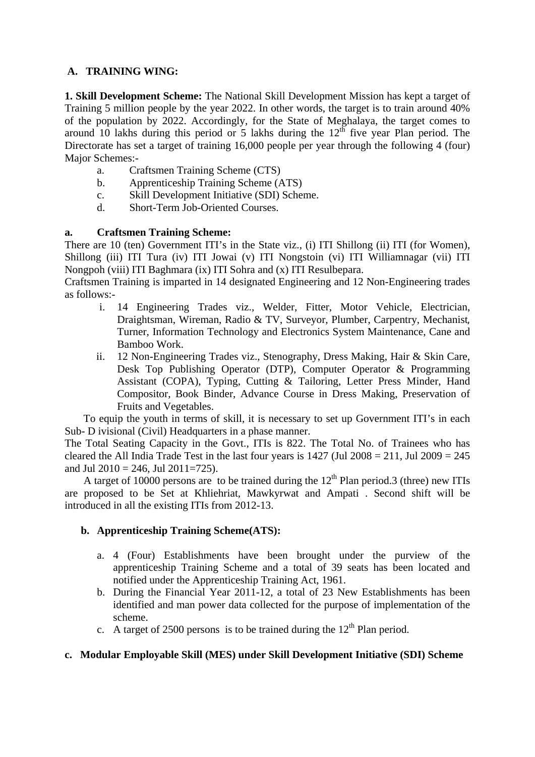## A. TRAINING WING:

**1. Skill Development Scheme:** The National Skill Development Mission has kept a target of Training 5 million people by the year 2022. In other words, the target is to train around 40% of the population by 2022. Accordingly, for the State of Meghalaya, the target comes to around 10 lakhs during this period or 5 lakhs during the 12th five year Plan period. The Directorate has set a target of training 16,000 people per year through the following 4 (four) Major Schemes:-

a. Craftsmen Training Scheme (CTS)
b. Apprenticeship Training Scheme (ATS)
c. Skill Development Initiative (SDI) Scheme.
d. Short-Term Job-Oriented Courses.

**a. Craftsmen Training Scheme:**

There are 10 (ten) Government ITI's in the State viz., (i) ITI Shillong (ii) ITI (for Women), Shillong (iii) ITI Tura (iv) ITI Jowai (v) ITI Nongstoin (vi) ITI Williamnagar (vii) ITI Nongpoh (viii) ITI Baghmara (ix) ITI Sohra and (x) ITI Resulbepara.

Craftsmen Training is imparted in 14 designated Engineering and 12 Non-Engineering trades as follows:-

i. 14 Engineering Trades viz., Welder, Fitter, Motor Vehicle, Electrician, Draightsman, Wireman, Radio & TV, Surveyor, Plumber, Carpentry, Mechanist, Turner, Information Technology and Electronics System Maintenance, Cane and Bamboo Work.
ii. 12 Non-Engineering Trades viz., Stenography, Dress Making, Hair & Skin Care, Desk Top Publishing Operator (DTP), Computer Operator & Programming Assistant (COPA), Typing, Cutting & Tailoring, Letter Press Minder, Hand Compositor, Book Binder, Advance Course in Dress Making, Preservation of Fruits and Vegetables.

To equip the youth in terms of skill, it is necessary to set up Government ITI's in each Sub- D ivisional (Civil) Headquarters in a phase manner.

The Total Seating Capacity in the Govt., ITIs is 822. The Total No. of Trainees who has cleared the All India Trade Test in the last four years is 1427 (Jul 2008 = 211, Jul 2009 = 245 and Jul 2010 = 246, Jul 2011=725).

A target of 10000 persons are to be trained during the 12th Plan period.3 (three) new ITIs are proposed to be Set at Khliehriat, Mawkyrwat and Ampati . Second shift will be introduced in all the existing ITIs from 2012-13.

**b. Apprenticeship Training Scheme(ATS):**

a. 4 (Four) Establishments have been brought under the purview of the apprenticeship Training Scheme and a total of 39 seats has been located and notified under the Apprenticeship Training Act, 1961.
b. During the Financial Year 2011-12, a total of 23 New Establishments has been identified and man power data collected for the purpose of implementation of the scheme.
c. A target of 2500 persons is to be trained during the 12th Plan period.

**c. Modular Employable Skill (MES) under Skill Development Initiative (SDI) Scheme**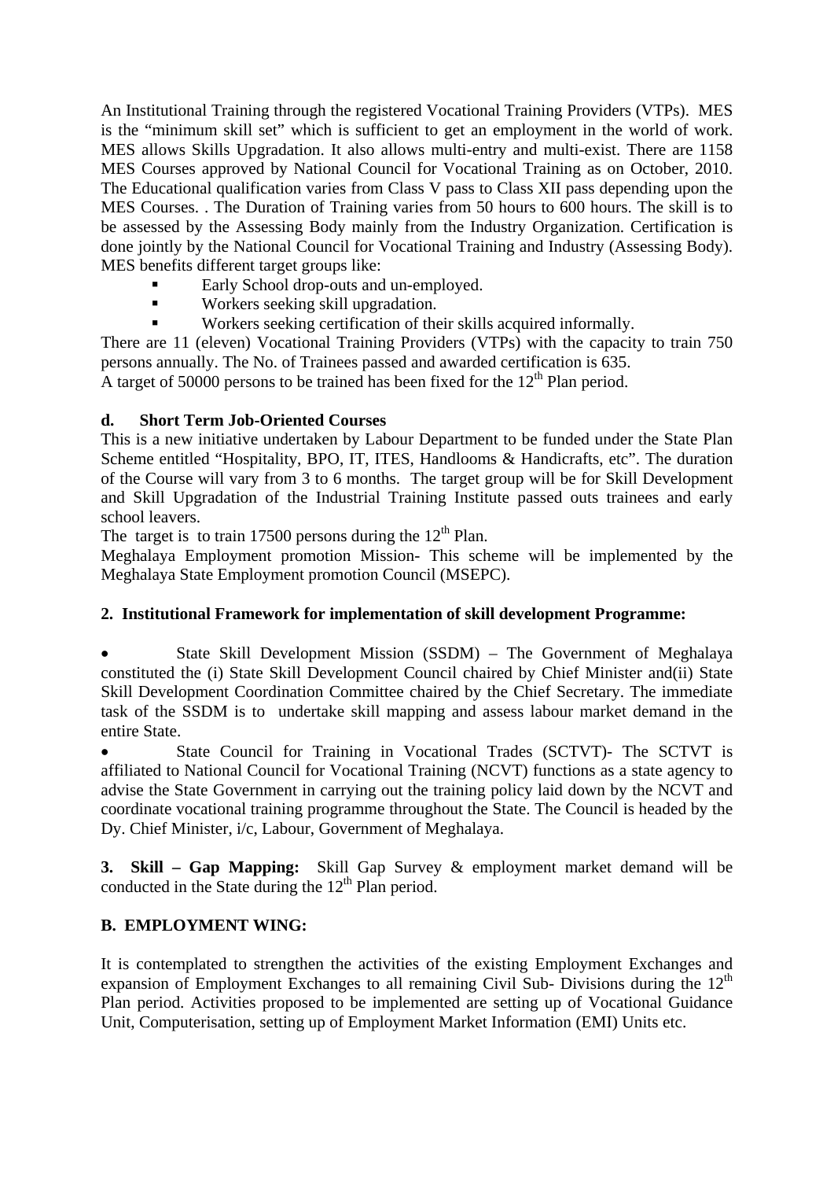An Institutional Training through the registered Vocational Training Providers (VTPs). MES is the "minimum skill set" which is sufficient to get an employment in the world of work. MES allows Skills Upgradation. It also allows multi-entry and multi-exist. There are 1158 MES Courses approved by National Council for Vocational Training as on October, 2010. The Educational qualification varies from Class V pass to Class XII pass depending upon the MES Courses. . The Duration of Training varies from 50 hours to 600 hours. The skill is to be assessed by the Assessing Body mainly from the Industry Organization. Certification is done jointly by the National Council for Vocational Training and Industry (Assessing Body). MES benefits different target groups like:

- Early School drop-outs and un-employed.
- Workers seeking skill upgradation.
- Workers seeking certification of their skills acquired informally.

There are 11 (eleven) Vocational Training Providers (VTPs) with the capacity to train 750 persons annually. The No. of Trainees passed and awarded certification is 635.
A target of 50000 persons to be trained has been fixed for the 12th Plan period.

**d. Short Term Job-Oriented Courses**

This is a new initiative undertaken by Labour Department to be funded under the State Plan Scheme entitled "Hospitality, BPO, IT, ITES, Handlooms & Handicrafts, etc". The duration of the Course will vary from 3 to 6 months. The target group will be for Skill Development and Skill Upgradation of the Industrial Training Institute passed outs trainees and early school leavers.

The target is to train 17500 persons during the 12th Plan.

Meghalaya Employment promotion Mission- This scheme will be implemented by the Meghalaya State Employment promotion Council (MSEPC).

**2. Institutional Framework for implementation of skill development Programme:**

- State Skill Development Mission (SSDM) – The Government of Meghalaya constituted the (i) State Skill Development Council chaired by Chief Minister and(ii) State Skill Development Coordination Committee chaired by the Chief Secretary. The immediate task of the SSDM is to undertake skill mapping and assess labour market demand in the entire State.
- State Council for Training in Vocational Trades (SCTVT)- The SCTVT is affiliated to National Council for Vocational Training (NCVT) functions as a state agency to advise the State Government in carrying out the training policy laid down by the NCVT and coordinate vocational training programme throughout the State. The Council is headed by the Dy. Chief Minister, i/c, Labour, Government of Meghalaya.

**3. Skill – Gap Mapping:** Skill Gap Survey & employment market demand will be conducted in the State during the 12th Plan period.

**B. EMPLOYMENT WING:**

It is contemplated to strengthen the activities of the existing Employment Exchanges and expansion of Employment Exchanges to all remaining Civil Sub- Divisions during the 12th Plan period. Activities proposed to be implemented are setting up of Vocational Guidance Unit, Computerisation, setting up of Employment Market Information (EMI) Units etc.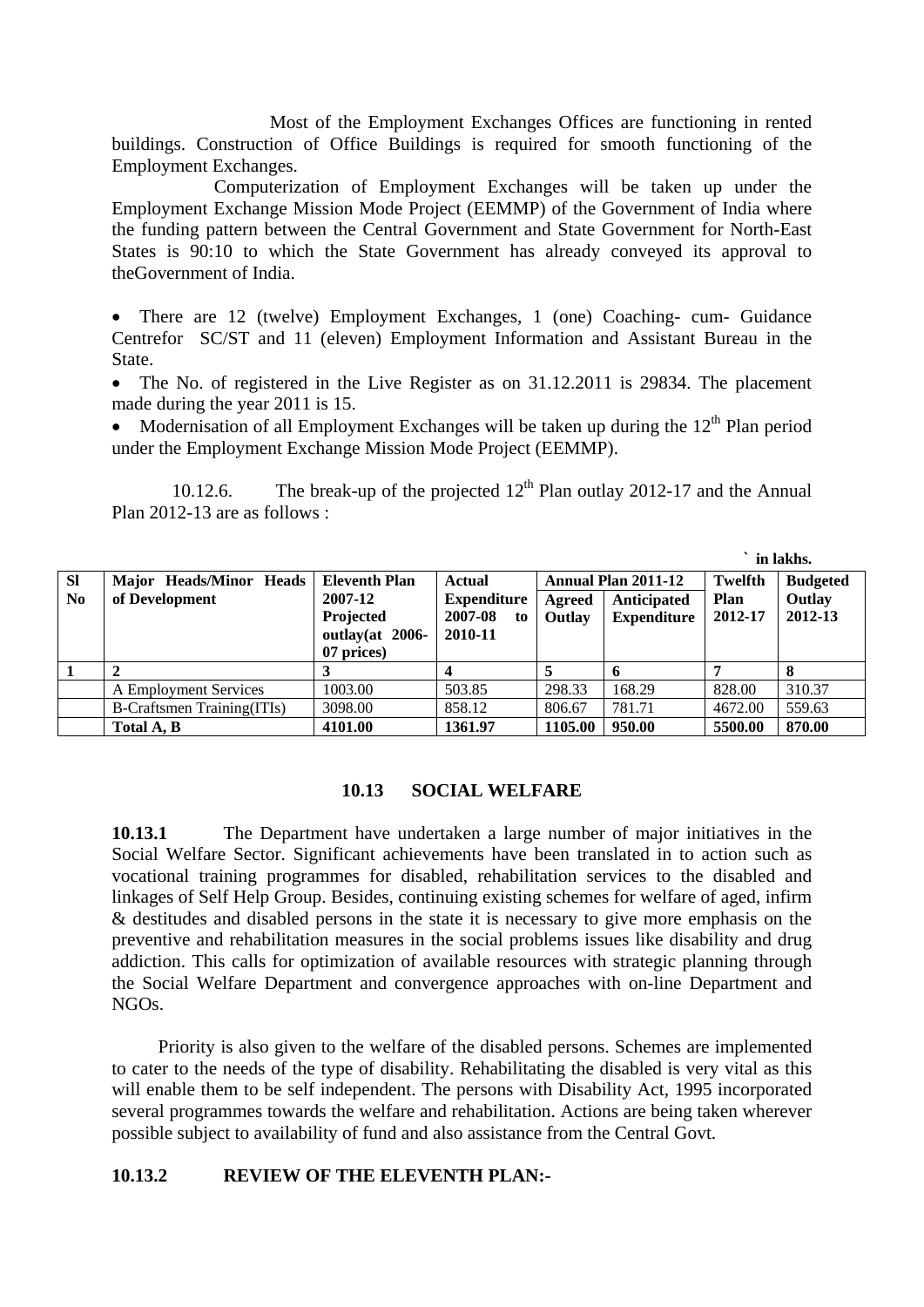Most of the Employment Exchanges Offices are functioning in rented buildings. Construction of Office Buildings is required for smooth functioning of the Employment Exchanges.

Computerization of Employment Exchanges will be taken up under the Employment Exchange Mission Mode Project (EEMMP) of the Government of India where the funding pattern between the Central Government and State Government for North-East States is 90:10 to which the State Government has already conveyed its approval to theGovernment of India.

- There are 12 (twelve) Employment Exchanges, 1 (one) Coaching- cum- Guidance Centrefor SC/ST and 11 (eleven) Employment Information and Assistant Bureau in the State.
- The No. of registered in the Live Register as on 31.12.2011 is 29834. The placement made during the year 2011 is 15.
- Modernisation of all Employment Exchanges will be taken up during the 12th Plan period under the Employment Exchange Mission Mode Project (EEMMP).

10.12.6. The break-up of the projected 12th Plan outlay 2012-17 and the Annual Plan 2012-13 are as follows :

` in lakhs.

| Sl No | Major Heads/Minor Heads of Development | Eleventh Plan 2007-12 Projected outlay(at 2006-07 prices) | Actual Expenditure 2007-08 to 2010-11 | Annual Plan 2011-12 | | Twelfth Plan 2012-17 | Budgeted Outlay 2012-13 |
|---|---|---|---|---|---|---|---|
| | | | | Agreed Outlay | Anticipated Expenditure | | |
| 1 | 2 | 3 | 4 | 5 | 6 | 7 | 8 |
| | A Employment Services | 1003.00 | 503.85 | 298.33 | 168.29 | 828.00 | 310.37 |
| | B-Craftsmen Training(ITIs) | 3098.00 | 858.12 | 806.67 | 781.71 | 4672.00 | 559.63 |
| | **Total A, B** | **4101.00** | **1361.97** | **1105.00** | **950.00** | **5500.00** | **870.00** |

## 10.13 SOCIAL WELFARE

**10.13.1** The Department have undertaken a large number of major initiatives in the Social Welfare Sector. Significant achievements have been translated in to action such as vocational training programmes for disabled, rehabilitation services to the disabled and linkages of Self Help Group. Besides, continuing existing schemes for welfare of aged, infirm & destitudes and disabled persons in the state it is necessary to give more emphasis on the preventive and rehabilitation measures in the social problems issues like disability and drug addiction. This calls for optimization of available resources with strategic planning through the Social Welfare Department and convergence approaches with on-line Department and NGOs.

Priority is also given to the welfare of the disabled persons. Schemes are implemented to cater to the needs of the type of disability. Rehabilitating the disabled is very vital as this will enable them to be self independent. The persons with Disability Act, 1995 incorporated several programmes towards the welfare and rehabilitation. Actions are being taken wherever possible subject to availability of fund and also assistance from the Central Govt.

### 10.13.2 REVIEW OF THE ELEVENTH PLAN:-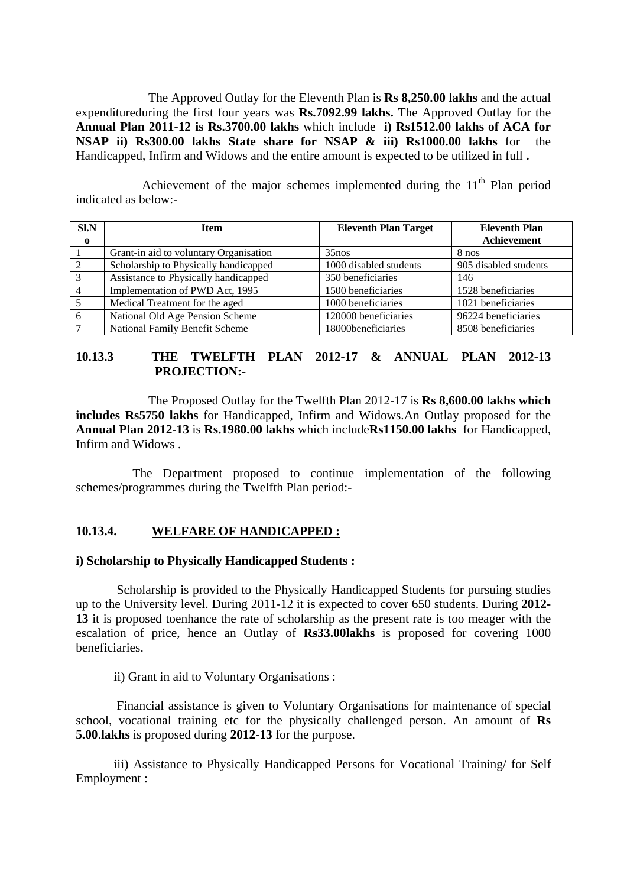The Approved Outlay for the Eleventh Plan is **Rs 8,250.00 lakhs** and the actual expenditureduring the first four years was **Rs.7092.99 lakhs.** The Approved Outlay for the **Annual Plan 2011-12 is Rs.3700.00 lakhs** which include **i) Rs1512.00 lakhs of ACA for NSAP ii) Rs300.00 lakhs State share for NSAP & iii) Rs1000.00 lakhs** for the Handicapped, Infirm and Widows and the entire amount is expected to be utilized in full **.**

Achievement of the major schemes implemented during the 11th Plan period indicated as below:-

| Sl.No | Item | Eleventh Plan Target | Eleventh Plan Achievement |
|---|---|---|---|
| 1 | Grant-in aid to voluntary Organisation | 35nos | 8 nos |
| 2 | Scholarship to Physically handicapped | 1000 disabled students | 905 disabled students |
| 3 | Assistance to Physically handicapped | 350 beneficiaries | 146 |
| 4 | Implementation of PWD Act, 1995 | 1500 beneficiaries | 1528 beneficiaries |
| 5 | Medical Treatment for the aged | 1000 beneficiaries | 1021 beneficiaries |
| 6 | National Old Age Pension Scheme | 120000 beneficiaries | 96224 beneficiaries |
| 7 | National Family Benefit Scheme | 18000beneficiaries | 8508 beneficiaries |

## 10.13.3 THE TWELFTH PLAN 2012-17 & ANNUAL PLAN 2012-13 PROJECTION:-

The Proposed Outlay for the Twelfth Plan 2012-17 is **Rs 8,600.00 lakhs which includes Rs5750 lakhs** for Handicapped, Infirm and Widows.An Outlay proposed for the **Annual Plan 2012-13** is **Rs.1980.00 lakhs** which include**Rs1150.00 lakhs** for Handicapped, Infirm and Widows .

The Department proposed to continue implementation of the following schemes/programmes during the Twelfth Plan period:-

## 10.13.4. WELFARE OF HANDICAPPED :

**i) Scholarship to Physically Handicapped Students :**

Scholarship is provided to the Physically Handicapped Students for pursuing studies up to the University level. During 2011-12 it is expected to cover 650 students. During **2012-13** it is proposed toenhance the rate of scholarship as the present rate is too meager with the escalation of price, hence an Outlay of **Rs33.00lakhs** is proposed for covering 1000 beneficiaries.

ii) Grant in aid to Voluntary Organisations :

Financial assistance is given to Voluntary Organisations for maintenance of special school, vocational training etc for the physically challenged person. An amount of **Rs 5.00**.**lakhs** is proposed during **2012-13** for the purpose.

iii) Assistance to Physically Handicapped Persons for Vocational Training/ for Self Employment :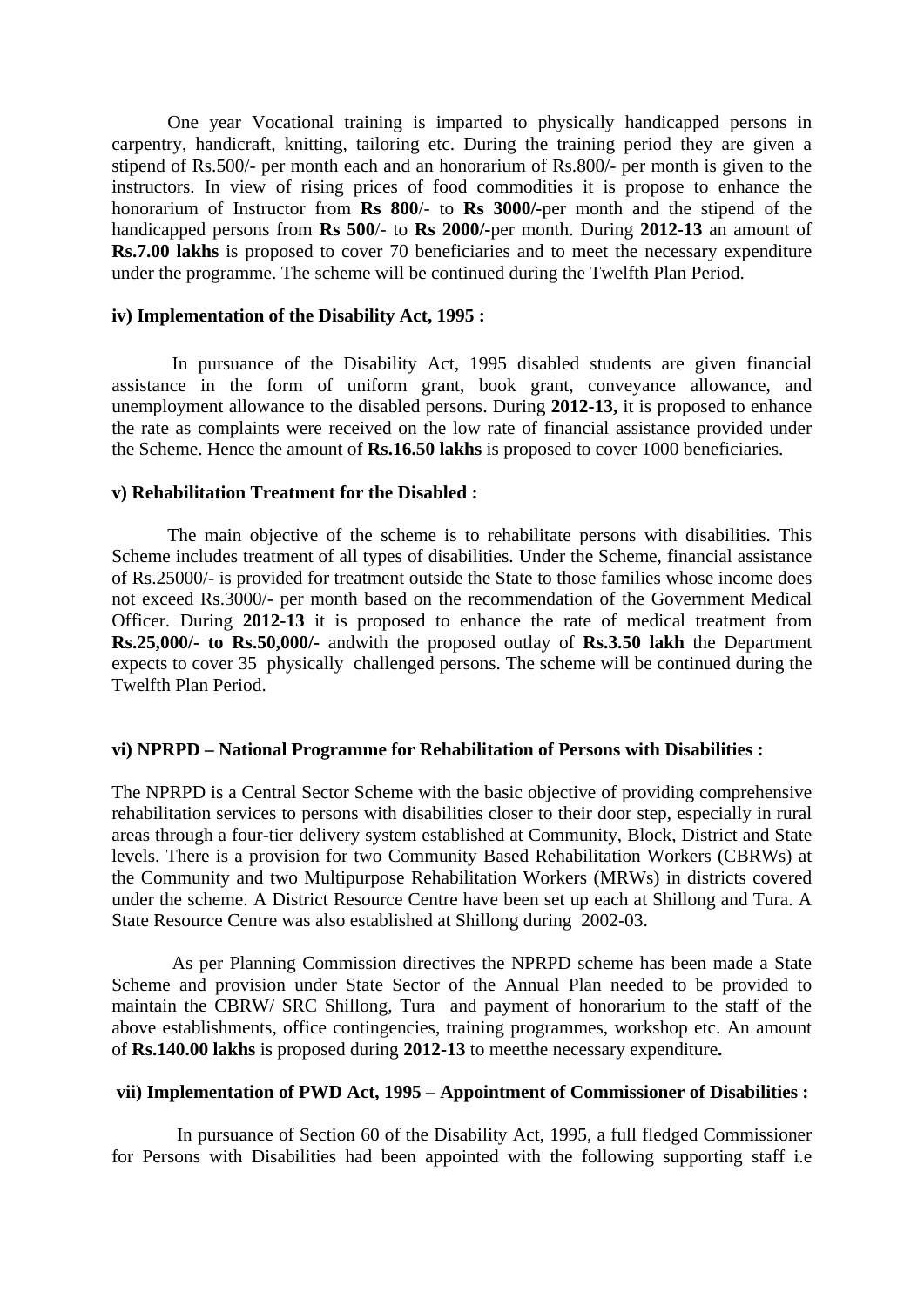One year Vocational training is imparted to physically handicapped persons in carpentry, handicraft, knitting, tailoring etc. During the training period they are given a stipend of Rs.500/- per month each and an honorarium of Rs.800/- per month is given to the instructors. In view of rising prices of food commodities it is propose to enhance the honorarium of Instructor from **Rs 800**/- to **Rs 3000/-**per month and the stipend of the handicapped persons from **Rs 500**/- to **Rs 2000/-**per month. During **2012-13** an amount of **Rs.7.00 lakhs** is proposed to cover 70 beneficiaries and to meet the necessary expenditure under the programme. The scheme will be continued during the Twelfth Plan Period.

**iv) Implementation of the Disability Act, 1995 :**

In pursuance of the Disability Act, 1995 disabled students are given financial assistance in the form of uniform grant, book grant, conveyance allowance, and unemployment allowance to the disabled persons. During **2012-13,** it is proposed to enhance the rate as complaints were received on the low rate of financial assistance provided under the Scheme. Hence the amount of **Rs.16.50 lakhs** is proposed to cover 1000 beneficiaries.

**v) Rehabilitation Treatment for the Disabled :**

The main objective of the scheme is to rehabilitate persons with disabilities. This Scheme includes treatment of all types of disabilities. Under the Scheme, financial assistance of Rs.25000/- is provided for treatment outside the State to those families whose income does not exceed Rs.3000/- per month based on the recommendation of the Government Medical Officer. During **2012-13** it is proposed to enhance the rate of medical treatment from **Rs.25,000/- to Rs.50,000/-** andwith the proposed outlay of **Rs.3.50 lakh** the Department expects to cover 35 physically challenged persons. The scheme will be continued during the Twelfth Plan Period.

**vi) NPRPD – National Programme for Rehabilitation of Persons with Disabilities :**

The NPRPD is a Central Sector Scheme with the basic objective of providing comprehensive rehabilitation services to persons with disabilities closer to their door step, especially in rural areas through a four-tier delivery system established at Community, Block, District and State levels. There is a provision for two Community Based Rehabilitation Workers (CBRWs) at the Community and two Multipurpose Rehabilitation Workers (MRWs) in districts covered under the scheme. A District Resource Centre have been set up each at Shillong and Tura. A State Resource Centre was also established at Shillong during 2002-03.

As per Planning Commission directives the NPRPD scheme has been made a State Scheme and provision under State Sector of the Annual Plan needed to be provided to maintain the CBRW/ SRC Shillong, Tura and payment of honorarium to the staff of the above establishments, office contingencies, training programmes, workshop etc. An amount of **Rs.140.00 lakhs** is proposed during **2012-13** to meetthe necessary expenditure**.**

**vii) Implementation of PWD Act, 1995 – Appointment of Commissioner of Disabilities :**

In pursuance of Section 60 of the Disability Act, 1995, a full fledged Commissioner for Persons with Disabilities had been appointed with the following supporting staff i.e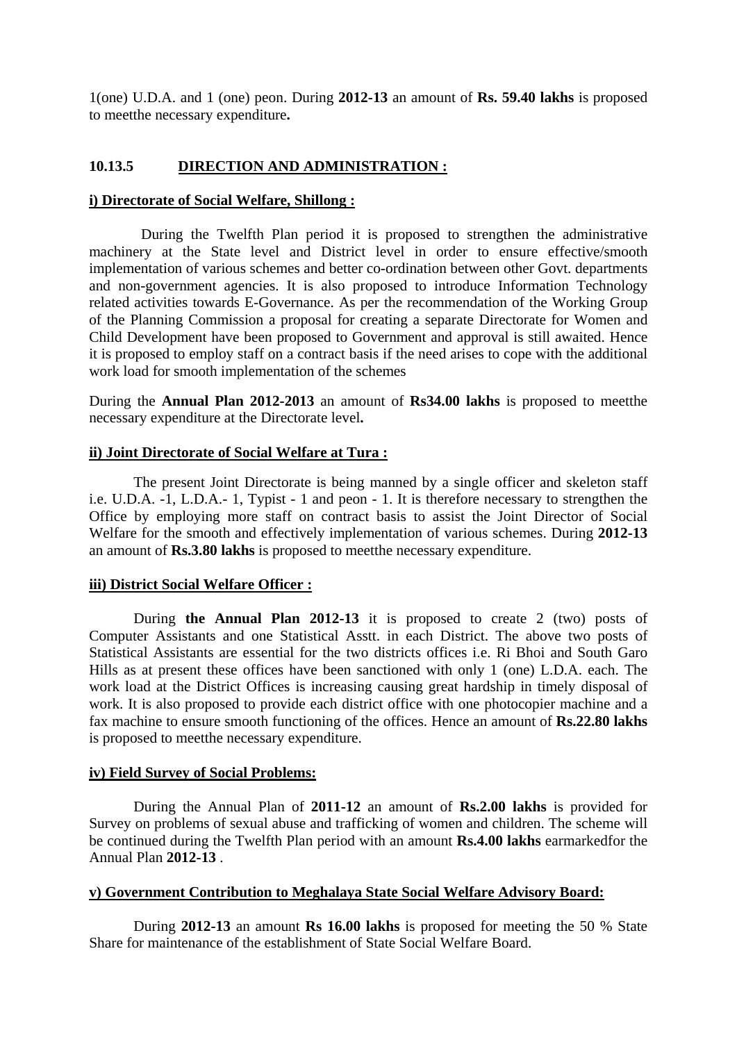1(one) U.D.A. and 1 (one) peon. During **2012-13** an amount of **Rs. 59.40 lakhs** is proposed to meetthe necessary expenditure**.**

### 10.13.5 DIRECTION AND ADMINISTRATION :

**i) Directorate of Social Welfare, Shillong :**

During the Twelfth Plan period it is proposed to strengthen the administrative machinery at the State level and District level in order to ensure effective/smooth implementation of various schemes and better co-ordination between other Govt. departments and non-government agencies. It is also proposed to introduce Information Technology related activities towards E-Governance. As per the recommendation of the Working Group of the Planning Commission a proposal for creating a separate Directorate for Women and Child Development have been proposed to Government and approval is still awaited. Hence it is proposed to employ staff on a contract basis if the need arises to cope with the additional work load for smooth implementation of the schemes

During the **Annual Plan 2012-2013** an amount of **Rs34.00 lakhs** is proposed to meetthe necessary expenditure at the Directorate level**.**

**ii) Joint Directorate of Social Welfare at Tura :**

The present Joint Directorate is being manned by a single officer and skeleton staff i.e. U.D.A. -1, L.D.A.- 1, Typist - 1 and peon - 1. It is therefore necessary to strengthen the Office by employing more staff on contract basis to assist the Joint Director of Social Welfare for the smooth and effectively implementation of various schemes. During **2012-13** an amount of **Rs.3.80 lakhs** is proposed to meetthe necessary expenditure.

**iii) District Social Welfare Officer :**

During **the Annual Plan 2012-13** it is proposed to create 2 (two) posts of Computer Assistants and one Statistical Asstt. in each District. The above two posts of Statistical Assistants are essential for the two districts offices i.e. Ri Bhoi and South Garo Hills as at present these offices have been sanctioned with only 1 (one) L.D.A. each. The work load at the District Offices is increasing causing great hardship in timely disposal of work. It is also proposed to provide each district office with one photocopier machine and a fax machine to ensure smooth functioning of the offices. Hence an amount of **Rs.22.80 lakhs** is proposed to meetthe necessary expenditure.

**iv) Field Survey of Social Problems:**

During the Annual Plan of **2011-12** an amount of **Rs.2.00 lakhs** is provided for Survey on problems of sexual abuse and trafficking of women and children. The scheme will be continued during the Twelfth Plan period with an amount **Rs.4.00 lakhs** earmarkedfor the Annual Plan **2012-13** .

**v) Government Contribution to Meghalaya State Social Welfare Advisory Board:**

During **2012-13** an amount **Rs 16.00 lakhs** is proposed for meeting the 50 % State Share for maintenance of the establishment of State Social Welfare Board.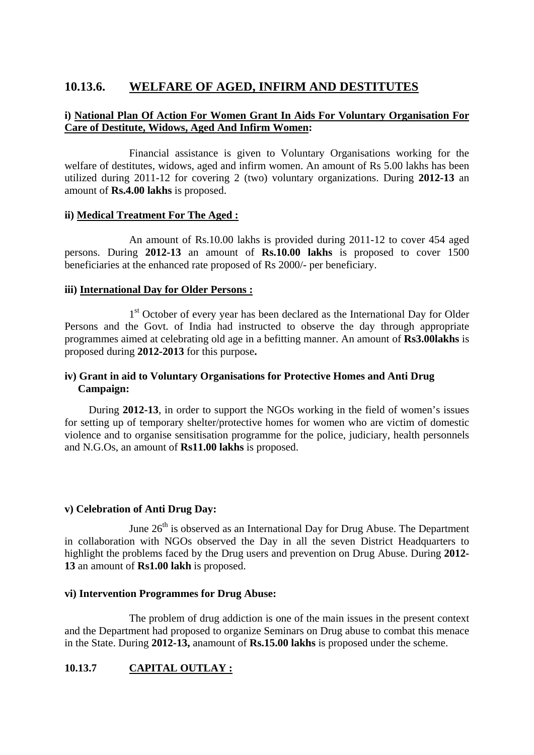## 10.13.6. WELFARE OF AGED, INFIRM AND DESTITUTES

**i) National Plan Of Action For Women Grant In Aids For Voluntary Organisation For Care of Destitute, Widows, Aged And Infirm Women:**

Financial assistance is given to Voluntary Organisations working for the welfare of destitutes, widows, aged and infirm women. An amount of Rs 5.00 lakhs has been utilized during 2011-12 for covering 2 (two) voluntary organizations. During **2012-13** an amount of **Rs.4.00 lakhs** is proposed.

**ii) Medical Treatment For The Aged :**

An amount of Rs.10.00 lakhs is provided during 2011-12 to cover 454 aged persons. During **2012-13** an amount of **Rs.10.00 lakhs** is proposed to cover 1500 beneficiaries at the enhanced rate proposed of Rs 2000/- per beneficiary.

**iii) International Day for Older Persons :**

1st October of every year has been declared as the International Day for Older Persons and the Govt. of India had instructed to observe the day through appropriate programmes aimed at celebrating old age in a befitting manner. An amount of **Rs3.00lakhs** is proposed during **2012-2013** for this purpose**.**

**iv) Grant in aid to Voluntary Organisations for Protective Homes and Anti Drug Campaign:**

During **2012-13**, in order to support the NGOs working in the field of women's issues for setting up of temporary shelter/protective homes for women who are victim of domestic violence and to organise sensitisation programme for the police, judiciary, health personnels and N.G.Os, an amount of **Rs11.00 lakhs** is proposed.

**v) Celebration of Anti Drug Day:**

June 26th is observed as an International Day for Drug Abuse. The Department in collaboration with NGOs observed the Day in all the seven District Headquarters to highlight the problems faced by the Drug users and prevention on Drug Abuse. During **2012-13** an amount of **Rs1.00 lakh** is proposed.

**vi) Intervention Programmes for Drug Abuse:**

The problem of drug addiction is one of the main issues in the present context and the Department had proposed to organize Seminars on Drug abuse to combat this menace in the State. During **2012-13,** anamount of **Rs.15.00 lakhs** is proposed under the scheme.

## 10.13.7 CAPITAL OUTLAY :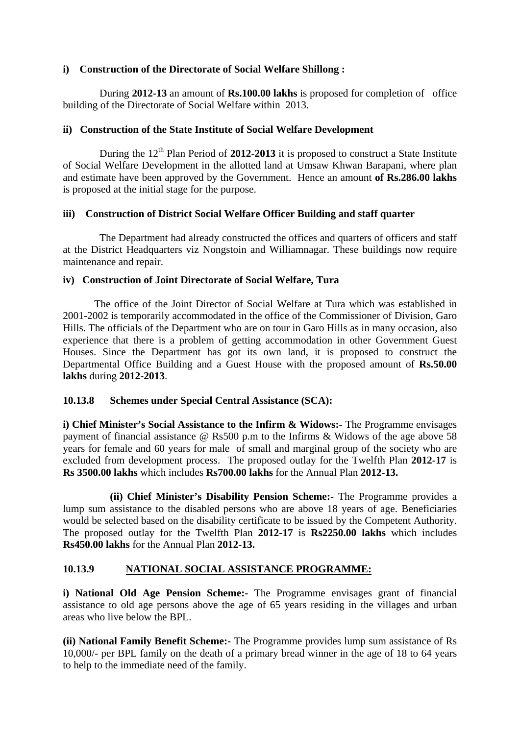**i) Construction of the Directorate of Social Welfare Shillong :**

During **2012-13** an amount of **Rs.100.00 lakhs** is proposed for completion of office building of the Directorate of Social Welfare within 2013.

**ii) Construction of the State Institute of Social Welfare Development**

During the 12th Plan Period of **2012-2013** it is proposed to construct a State Institute of Social Welfare Development in the allotted land at Umsaw Khwan Barapani, where plan and estimate have been approved by the Government. Hence an amount **of Rs.286.00 lakhs** is proposed at the initial stage for the purpose.

**iii) Construction of District Social Welfare Officer Building and staff quarter**

The Department had already constructed the offices and quarters of officers and staff at the District Headquarters viz Nongstoin and Williamnagar. These buildings now require maintenance and repair.

**iv) Construction of Joint Directorate of Social Welfare, Tura**

The office of the Joint Director of Social Welfare at Tura which was established in 2001-2002 is temporarily accommodated in the office of the Commissioner of Division, Garo Hills. The officials of the Department who are on tour in Garo Hills as in many occasion, also experience that there is a problem of getting accommodation in other Government Guest Houses. Since the Department has got its own land, it is proposed to construct the Departmental Office Building and a Guest House with the proposed amount of **Rs.50.00 lakhs** during **2012-2013**.

**10.13.8 Schemes under Special Central Assistance (SCA):**

**i) Chief Minister's Social Assistance to the Infirm & Widows:-** The Programme envisages payment of financial assistance @ Rs500 p.m to the Infirms & Widows of the age above 58 years for female and 60 years for male of small and marginal group of the society who are excluded from development process. The proposed outlay for the Twelfth Plan **2012-17** is **Rs 3500.00 lakhs** which includes **Rs700.00 lakhs** for the Annual Plan **2012-13.**

**(ii) Chief Minister's Disability Pension Scheme:-** The Programme provides a lump sum assistance to the disabled persons who are above 18 years of age. Beneficiaries would be selected based on the disability certificate to be issued by the Competent Authority. The proposed outlay for the Twelfth Plan **2012-17** is **Rs2250.00 lakhs** which includes **Rs450.00 lakhs** for the Annual Plan **2012-13.**

**10.13.9 NATIONAL SOCIAL ASSISTANCE PROGRAMME:**

**i) National Old Age Pension Scheme:-** The Programme envisages grant of financial assistance to old age persons above the age of 65 years residing in the villages and urban areas who live below the BPL.

**(ii) National Family Benefit Scheme:-** The Programme provides lump sum assistance of Rs 10,000/- per BPL family on the death of a primary bread winner in the age of 18 to 64 years to help to the immediate need of the family.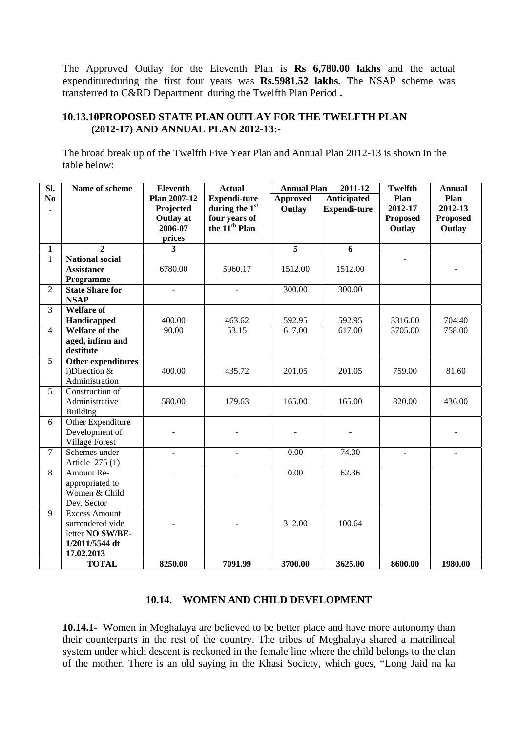The Approved Outlay for the Eleventh Plan is **Rs 6,780.00 lakhs** and the actual expendituredurring the first four years was **Rs.5981.52 lakhs.** The NSAP scheme was transferred to C&RD Department during the Twelfth Plan Period **.**

### 10.13.10PROPOSED STATE PLAN OUTLAY FOR THE TWELFTH PLAN (2012-17) AND ANNUAL PLAN 2012-13:-

The broad break up of the Twelfth Five Year Plan and Annual Plan 2012-13 is shown in the table below:

| Sl. No . | Name of scheme | Eleventh Plan 2007-12 Projected Outlay at 2006-07 prices | Actual Expendi-ture during the 1st four years of the 11th Plan | Annual Plan 2011-12 | | Twelfth Plan 2012-17 Proposed Outlay | Annual Plan 2012-13 Proposed Outlay |
|---|---|---|---|---|---|---|---|
| | | | | Approved Outlay | Anticipated Expendi-ture | | |
| 1 | 2 | 3 | | 5 | 6 | | |
| 1 | **National social Assistance Programme** | 6780.00 | 5960.17 | 1512.00 | 1512.00 | - | - |
| 2 | **State Share for NSAP** | - | - | 300.00 | 300.00 | | |
| 3 | **Welfare of Handicapped** | 400.00 | 463.62 | 592.95 | 592.95 | 3316.00 | 704.40 |
| 4 | **Welfare of the aged, infirm and destitute** | 90.00 | 53.15 | 617.00 | 617.00 | 3705.00 | 758.00 |
| 5 | **Other expenditures** i)Direction & Administration | 400.00 | 435.72 | 201.05 | 201.05 | 759.00 | 81.60 |
| 5 | Construction of Administrative Building | 580.00 | 179.63 | 165.00 | 165.00 | 820.00 | 436.00 |
| 6 | Other Expenditure Development of Village Forest | - | - | - | - | | - |
| 7 | Schemes under Article 275 (1) | - | - | 0.00 | 74.00 | - | - |
| 8 | Amount Re-appropriated to Women & Child Dev. Sector | - | - | 0.00 | 62.36 | | |
| 9 | Excess Amount surrendered vide letter **NO SW/BE-1/2011/5544 dt 17.02.2013** | - | - | 312.00 | 100.64 | | |
| | **TOTAL** | **8250.00** | **7091.99** | **3700.00** | **3625.00** | **8600.00** | **1980.00** |

### 10.14. WOMEN AND CHILD DEVELOPMENT

**10.14.1-** Women in Meghalaya are believed to be better place and have more autonomy than their counterparts in the rest of the country. The tribes of Meghalaya shared a matrilineal system under which descent is reckoned in the female line where the child belongs to the clan of the mother. There is an old saying in the Khasi Society, which goes, "Long Jaid na ka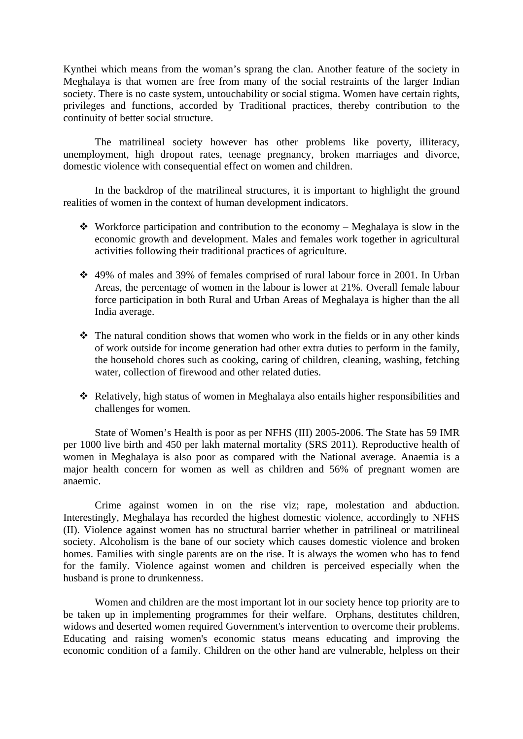Kynthei which means from the woman's sprang the clan. Another feature of the society in Meghalaya is that women are free from many of the social restraints of the larger Indian society. There is no caste system, untouchability or social stigma. Women have certain rights, privileges and functions, accorded by Traditional practices, thereby contribution to the continuity of better social structure.

The matrilineal society however has other problems like poverty, illiteracy, unemployment, high dropout rates, teenage pregnancy, broken marriages and divorce, domestic violence with consequential effect on women and children.

In the backdrop of the matrilineal structures, it is important to highlight the ground realities of women in the context of human development indicators.

- Workforce participation and contribution to the economy – Meghalaya is slow in the economic growth and development. Males and females work together in agricultural activities following their traditional practices of agriculture.

- 49% of males and 39% of females comprised of rural labour force in 2001. In Urban Areas, the percentage of women in the labour is lower at 21%. Overall female labour force participation in both Rural and Urban Areas of Meghalaya is higher than the all India average.

- The natural condition shows that women who work in the fields or in any other kinds of work outside for income generation had other extra duties to perform in the family, the household chores such as cooking, caring of children, cleaning, washing, fetching water, collection of firewood and other related duties.

- Relatively, high status of women in Meghalaya also entails higher responsibilities and challenges for women.

State of Women's Health is poor as per NFHS (III) 2005-2006. The State has 59 IMR per 1000 live birth and 450 per lakh maternal mortality (SRS 2011). Reproductive health of women in Meghalaya is also poor as compared with the National average. Anaemia is a major health concern for women as well as children and 56% of pregnant women are anaemic.

Crime against women in on the rise viz; rape, molestation and abduction. Interestingly, Meghalaya has recorded the highest domestic violence, accordingly to NFHS (II). Violence against women has no structural barrier whether in patrilineal or matrilineal society. Alcoholism is the bane of our society which causes domestic violence and broken homes. Families with single parents are on the rise. It is always the women who has to fend for the family. Violence against women and children is perceived especially when the husband is prone to drunkenness.

Women and children are the most important lot in our society hence top priority are to be taken up in implementing programmes for their welfare. Orphans, destitutes children, widows and deserted women required Government's intervention to overcome their problems. Educating and raising women's economic status means educating and improving the economic condition of a family. Children on the other hand are vulnerable, helpless on their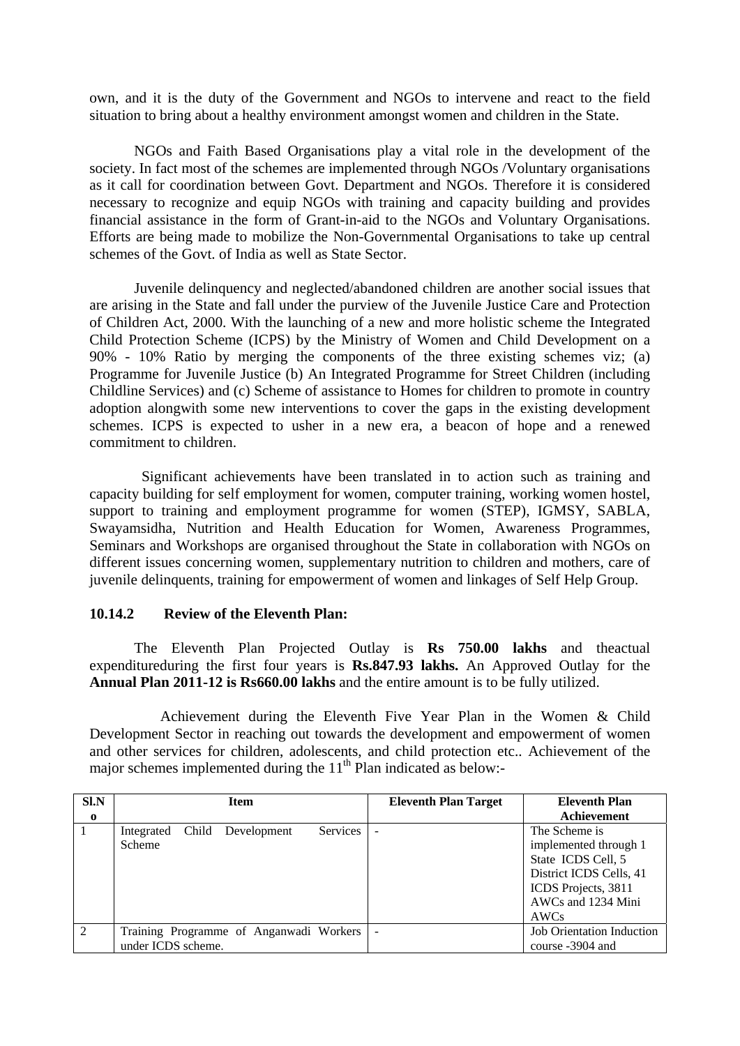own, and it is the duty of the Government and NGOs to intervene and react to the field situation to bring about a healthy environment amongst women and children in the State.

NGOs and Faith Based Organisations play a vital role in the development of the society. In fact most of the schemes are implemented through NGOs /Voluntary organisations as it call for coordination between Govt. Department and NGOs. Therefore it is considered necessary to recognize and equip NGOs with training and capacity building and provides financial assistance in the form of Grant-in-aid to the NGOs and Voluntary Organisations. Efforts are being made to mobilize the Non-Governmental Organisations to take up central schemes of the Govt. of India as well as State Sector.

Juvenile delinquency and neglected/abandoned children are another social issues that are arising in the State and fall under the purview of the Juvenile Justice Care and Protection of Children Act, 2000. With the launching of a new and more holistic scheme the Integrated Child Protection Scheme (ICPS) by the Ministry of Women and Child Development on a 90% - 10% Ratio by merging the components of the three existing schemes viz; (a) Programme for Juvenile Justice (b) An Integrated Programme for Street Children (including Childline Services) and (c) Scheme of assistance to Homes for children to promote in country adoption alongwith some new interventions to cover the gaps in the existing development schemes. ICPS is expected to usher in a new era, a beacon of hope and a renewed commitment to children.

Significant achievements have been translated in to action such as training and capacity building for self employment for women, computer training, working women hostel, support to training and employment programme for women (STEP), IGMSY, SABLA, Swayamsidha, Nutrition and Health Education for Women, Awareness Programmes, Seminars and Workshops are organised throughout the State in collaboration with NGOs on different issues concerning women, supplementary nutrition to children and mothers, care of juvenile delinquents, training for empowerment of women and linkages of Self Help Group.

### 10.14.2 Review of the Eleventh Plan:

The Eleventh Plan Projected Outlay is **Rs 750.00 lakhs** and theactual expendituredurring the first four years is **Rs.847.93 lakhs.** An Approved Outlay for the **Annual Plan 2011-12 is Rs660.00 lakhs** and the entire amount is to be fully utilized.

Achievement during the Eleventh Five Year Plan in the Women & Child Development Sector in reaching out towards the development and empowerment of women and other services for children, adolescents, and child protection etc.. Achievement of the major schemes implemented during the 11th Plan indicated as below:-

| Sl.No | Item | Eleventh Plan Target | Eleventh Plan Achievement |
|---|---|---|---|
| 1 | Integrated Child Development Services Scheme | - | The Scheme is implemented through 1 State ICDS Cell, 5 District ICDS Cells, 41 ICDS Projects, 3811 AWCs and 1234 Mini AWCs |
| 2 | Training Programme of Anganwadi Workers under ICDS scheme. | - | Job Orientation Induction course -3904 and |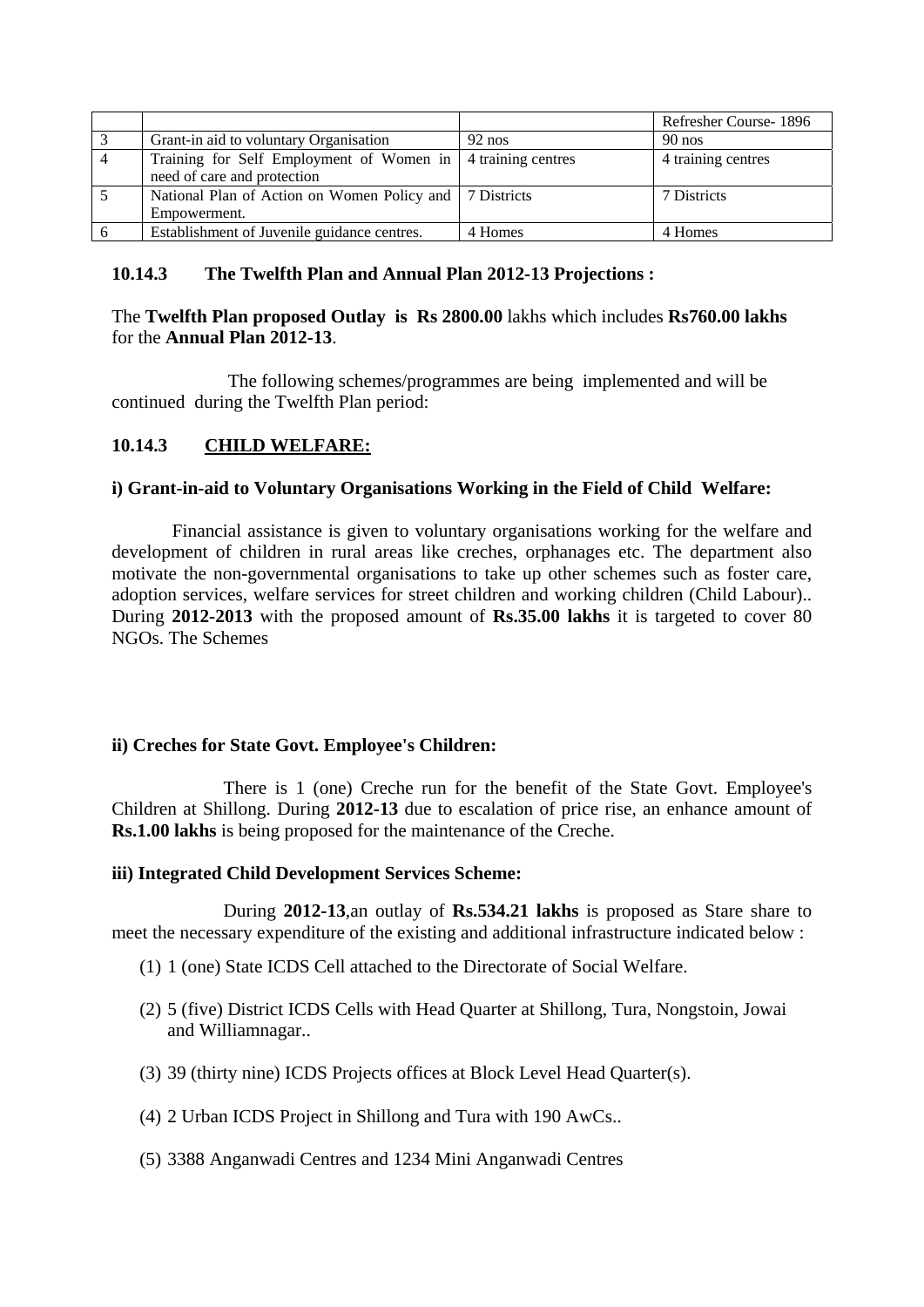| | | | |
|---|---|---|---|
| | | | Refresher Course- 1896 |
| 3 | Grant-in aid to voluntary Organisation | 92 nos | 90 nos |
| 4 | Training for Self Employment of Women in need of care and protection | 4 training centres | 4 training centres |
| 5 | National Plan of Action on Women Policy and Empowerment. | 7 Districts | 7 Districts |
| 6 | Establishment of Juvenile guidance centres. | 4 Homes | 4 Homes |

### 10.14.3 The Twelfth Plan and Annual Plan 2012-13 Projections :

The **Twelfth Plan proposed Outlay is Rs 2800.00** lakhs which includes **Rs760.00 lakhs** for the **Annual Plan 2012-13**.

The following schemes/programmes are being implemented and will be continued during the Twelfth Plan period:

### 10.14.3 CHILD WELFARE:

**i) Grant-in-aid to Voluntary Organisations Working in the Field of Child Welfare:**

Financial assistance is given to voluntary organisations working for the welfare and development of children in rural areas like creches, orphanages etc. The department also motivate the non-governmental organisations to take up other schemes such as foster care, adoption services, welfare services for street children and working children (Child Labour).. During **2012-2013** with the proposed amount of **Rs.35.00 lakhs** it is targeted to cover 80 NGOs. The Schemes

**ii) Creches for State Govt. Employee's Children:**

There is 1 (one) Creche run for the benefit of the State Govt. Employee's Children at Shillong. During **2012-13** due to escalation of price rise, an enhance amount of **Rs.1.00 lakhs** is being proposed for the maintenance of the Creche.

**iii) Integrated Child Development Services Scheme:**

During **2012-13**,an outlay of **Rs.534.21 lakhs** is proposed as Stare share to meet the necessary expenditure of the existing and additional infrastructure indicated below :

(1) 1 (one) State ICDS Cell attached to the Directorate of Social Welfare.

(2) 5 (five) District ICDS Cells with Head Quarter at Shillong, Tura, Nongstoin, Jowai and Williamnagar..

(3) 39 (thirty nine) ICDS Projects offices at Block Level Head Quarter(s).

(4) 2 Urban ICDS Project in Shillong and Tura with 190 AwCs..

(5) 3388 Anganwadi Centres and 1234 Mini Anganwadi Centres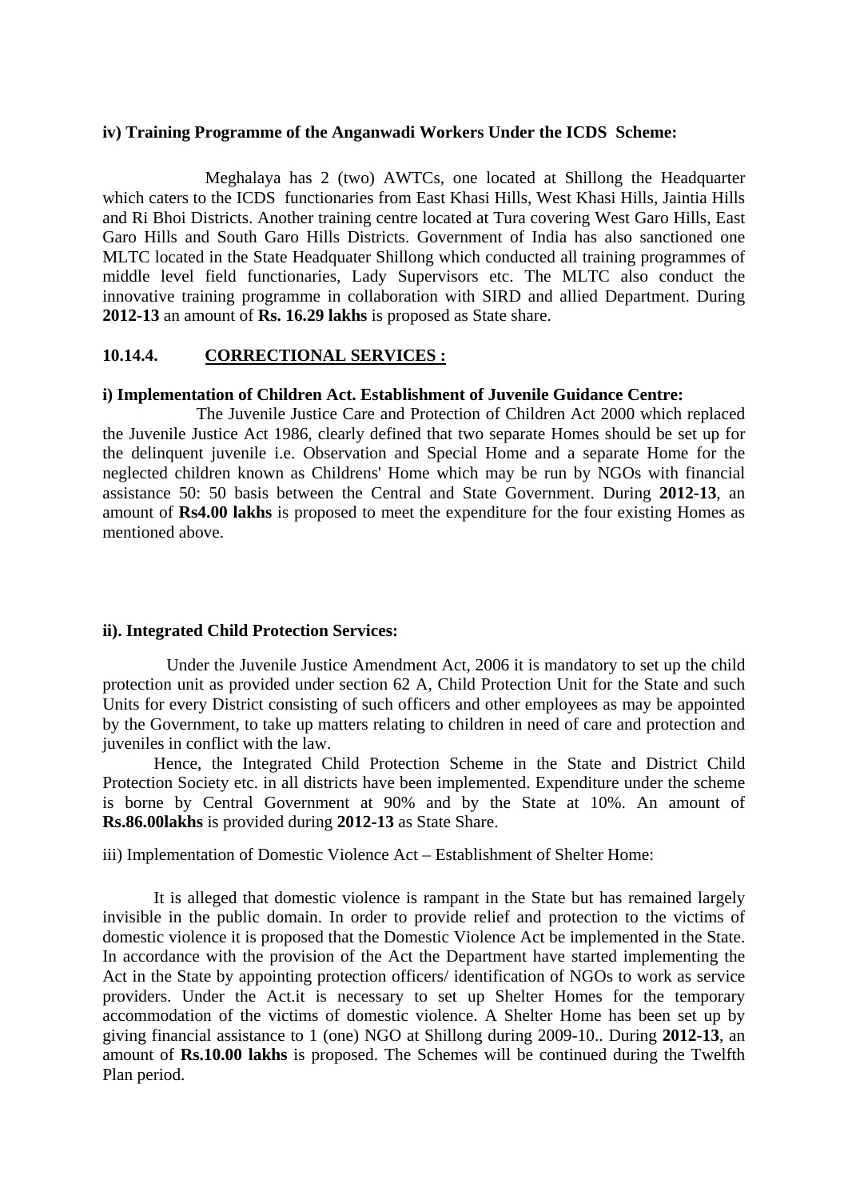**iv) Training Programme of the Anganwadi Workers Under the ICDS Scheme:**

Meghalaya has 2 (two) AWTCs, one located at Shillong the Headquarter which caters to the ICDS functionaries from East Khasi Hills, West Khasi Hills, Jaintia Hills and Ri Bhoi Districts. Another training centre located at Tura covering West Garo Hills, East Garo Hills and South Garo Hills Districts. Government of India has also sanctioned one MLTC located in the State Headquater Shillong which conducted all training programmes of middle level field functionaries, Lady Supervisors etc. The MLTC also conduct the innovative training programme in collaboration with SIRD and allied Department. During **2012-13** an amount of **Rs. 16.29 lakhs** is proposed as State share.

## 10.14.4. CORRECTIONAL SERVICES :

**i) Implementation of Children Act. Establishment of Juvenile Guidance Centre:**

The Juvenile Justice Care and Protection of Children Act 2000 which replaced the Juvenile Justice Act 1986, clearly defined that two separate Homes should be set up for the delinquent juvenile i.e. Observation and Special Home and a separate Home for the neglected children known as Childrens' Home which may be run by NGOs with financial assistance 50: 50 basis between the Central and State Government. During **2012-13**, an amount of **Rs4.00 lakhs** is proposed to meet the expenditure for the four existing Homes as mentioned above.

**ii). Integrated Child Protection Services:**

Under the Juvenile Justice Amendment Act, 2006 it is mandatory to set up the child protection unit as provided under section 62 A, Child Protection Unit for the State and such Units for every District consisting of such officers and other employees as may be appointed by the Government, to take up matters relating to children in need of care and protection and juveniles in conflict with the law.

Hence, the Integrated Child Protection Scheme in the State and District Child Protection Society etc. in all districts have been implemented. Expenditure under the scheme is borne by Central Government at 90% and by the State at 10%. An amount of **Rs.86.00lakhs** is provided during **2012-13** as State Share.

iii) Implementation of Domestic Violence Act – Establishment of Shelter Home:

It is alleged that domestic violence is rampant in the State but has remained largely invisible in the public domain. In order to provide relief and protection to the victims of domestic violence it is proposed that the Domestic Violence Act be implemented in the State. In accordance with the provision of the Act the Department have started implementing the Act in the State by appointing protection officers/ identification of NGOs to work as service providers. Under the Act.it is necessary to set up Shelter Homes for the temporary accommodation of the victims of domestic violence. A Shelter Home has been set up by giving financial assistance to 1 (one) NGO at Shillong during 2009-10.. During **2012-13**, an amount of **Rs.10.00 lakhs** is proposed. The Schemes will be continued during the Twelfth Plan period.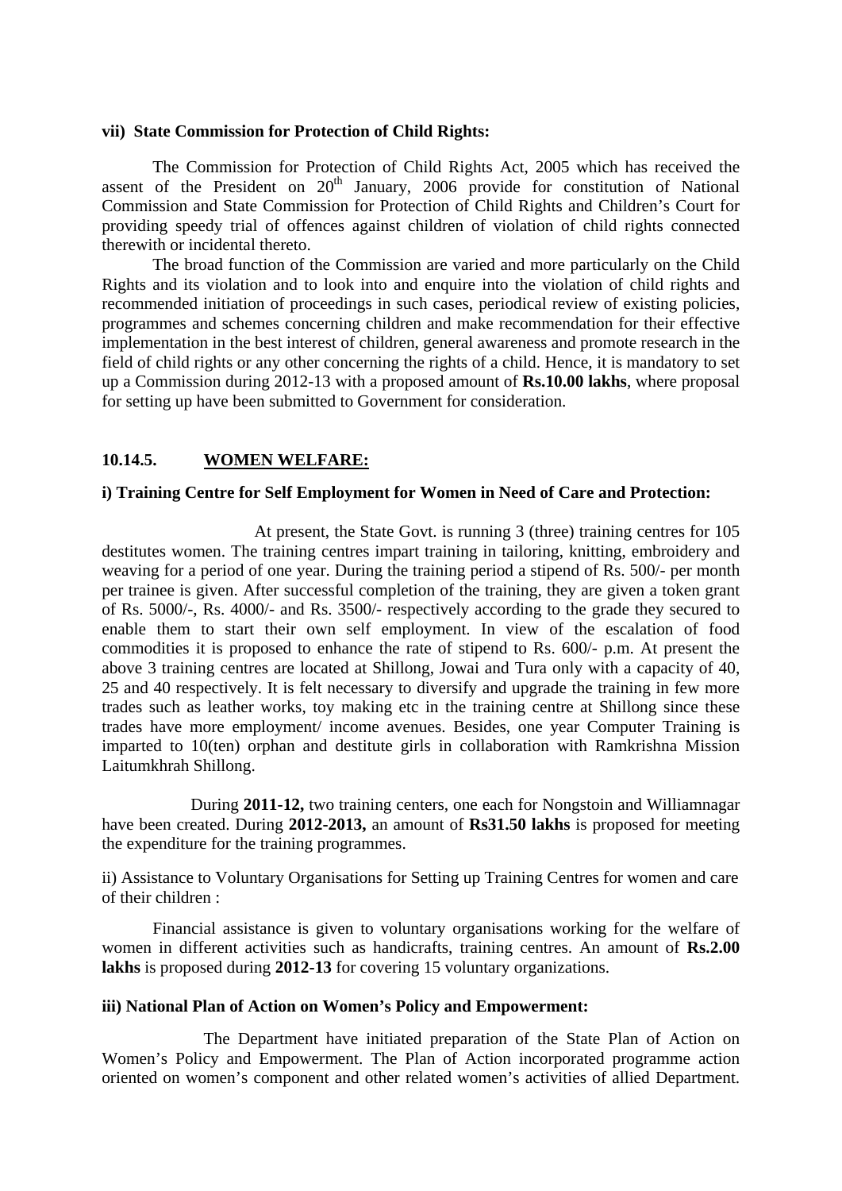**vii) State Commission for Protection of Child Rights:**

The Commission for Protection of Child Rights Act, 2005 which has received the assent of the President on 20th January, 2006 provide for constitution of National Commission and State Commission for Protection of Child Rights and Children's Court for providing speedy trial of offences against children of violation of child rights connected therewith or incidental thereto.

The broad function of the Commission are varied and more particularly on the Child Rights and its violation and to look into and enquire into the violation of child rights and recommended initiation of proceedings in such cases, periodical review of existing policies, programmes and schemes concerning children and make recommendation for their effective implementation in the best interest of children, general awareness and promote research in the field of child rights or any other concerning the rights of a child. Hence, it is mandatory to set up a Commission during 2012-13 with a proposed amount of **Rs.10.00 lakhs**, where proposal for setting up have been submitted to Government for consideration.

**10.14.5. <u>WOMEN WELFARE:</u>**

**i) Training Centre for Self Employment for Women in Need of Care and Protection:**

At present, the State Govt. is running 3 (three) training centres for 105 destitutes women. The training centres impart training in tailoring, knitting, embroidery and weaving for a period of one year. During the training period a stipend of Rs. 500/- per month per trainee is given. After successful completion of the training, they are given a token grant of Rs. 5000/-, Rs. 4000/- and Rs. 3500/- respectively according to the grade they secured to enable them to start their own self employment. In view of the escalation of food commodities it is proposed to enhance the rate of stipend to Rs. 600/- p.m. At present the above 3 training centres are located at Shillong, Jowai and Tura only with a capacity of 40, 25 and 40 respectively. It is felt necessary to diversify and upgrade the training in few more trades such as leather works, toy making etc in the training centre at Shillong since these trades have more employment/ income avenues. Besides, one year Computer Training is imparted to 10(ten) orphan and destitute girls in collaboration with Ramkrishna Mission Laitumkhrah Shillong.

During **2011-12,** two training centers, one each for Nongstoin and Williamnagar have been created. During **2012-2013,** an amount of **Rs31.50 lakhs** is proposed for meeting the expenditure for the training programmes.

ii) Assistance to Voluntary Organisations for Setting up Training Centres for women and care of their children :

Financial assistance is given to voluntary organisations working for the welfare of women in different activities such as handicrafts, training centres. An amount of **Rs.2.00 lakhs** is proposed during **2012-13** for covering 15 voluntary organizations.

**iii) National Plan of Action on Women's Policy and Empowerment:**

The Department have initiated preparation of the State Plan of Action on Women's Policy and Empowerment. The Plan of Action incorporated programme action oriented on women's component and other related women's activities of allied Department.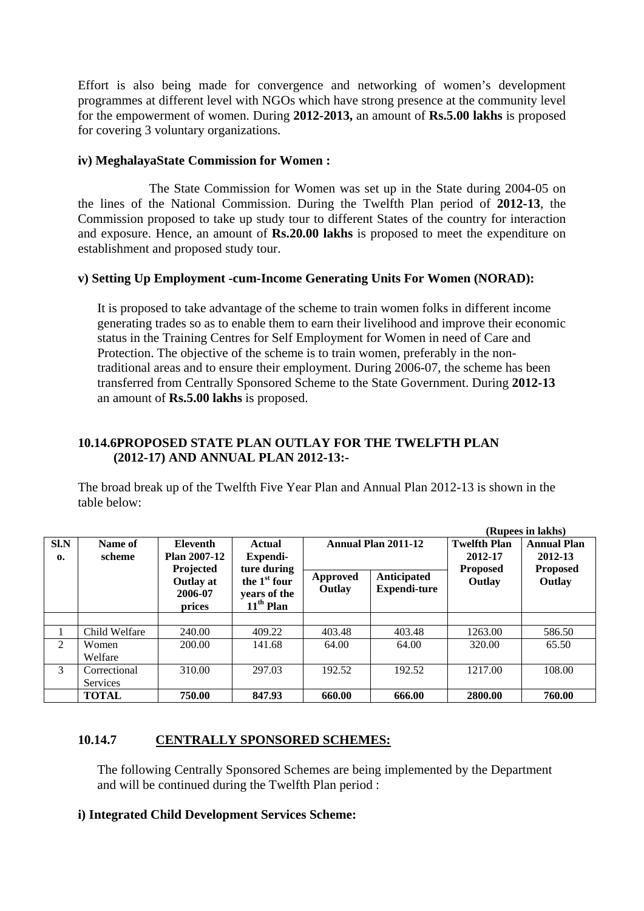Effort is also being made for convergence and networking of women's development programmes at different level with NGOs which have strong presence at the community level for the empowerment of women. During **2012-2013,** an amount of **Rs.5.00 lakhs** is proposed for covering 3 voluntary organizations.

#### iv) MeghalayaState Commission for Women :

The State Commission for Women was set up in the State during 2004-05 on the lines of the National Commission. During the Twelfth Plan period of **2012-13**, the Commission proposed to take up study tour to different States of the country for interaction and exposure. Hence, an amount of **Rs.20.00 lakhs** is proposed to meet the expenditure on establishment and proposed study tour.

#### v) Setting Up Employment -cum-Income Generating Units For Women (NORAD):

It is proposed to take advantage of the scheme to train women folks in different income generating trades so as to enable them to earn their livelihood and improve their economic status in the Training Centres for Self Employment for Women in need of Care and Protection. The objective of the scheme is to train women, preferably in the non-traditional areas and to ensure their employment. During 2006-07, the scheme has been transferred from Centrally Sponsored Scheme to the State Government. During **2012-13** an amount of **Rs.5.00 lakhs** is proposed.

### 10.14.6PROPOSED STATE PLAN OUTLAY FOR THE TWELFTH PLAN (2012-17) AND ANNUAL PLAN 2012-13:-

The broad break up of the Twelfth Five Year Plan and Annual Plan 2012-13 is shown in the table below:

**(Rupees in lakhs)**

| Sl.No. | Name of scheme | Eleventh Plan 2007-12 Projected Outlay at 2006-07 prices | Actual Expendi-ture during the 1st four years of the 11th Plan | Annual Plan 2011-12 | | Twelfth Plan 2012-17 Proposed Outlay | Annual Plan 2012-13 Proposed Outlay |
|---|---|---|---|---|---|---|---|
| | | | | Approved Outlay | Anticipated Expendi-ture | | |
| 1 | Child Welfare | 240.00 | 409.22 | 403.48 | 403.48 | 1263.00 | 586.50 |
| 2 | Women Welfare | 200.00 | 141.68 | 64.00 | 64.00 | 320.00 | 65.50 |
| 3 | Correctional Services | 310.00 | 297.03 | 192.52 | 192.52 | 1217.00 | 108.00 |
| | **TOTAL** | **750.00** | **847.93** | **660.00** | **666.00** | **2800.00** | **760.00** |

### 10.14.7 CENTRALLY SPONSORED SCHEMES:

The following Centrally Sponsored Schemes are being implemented by the Department and will be continued during the Twelfth Plan period :

#### i) Integrated Child Development Services Scheme: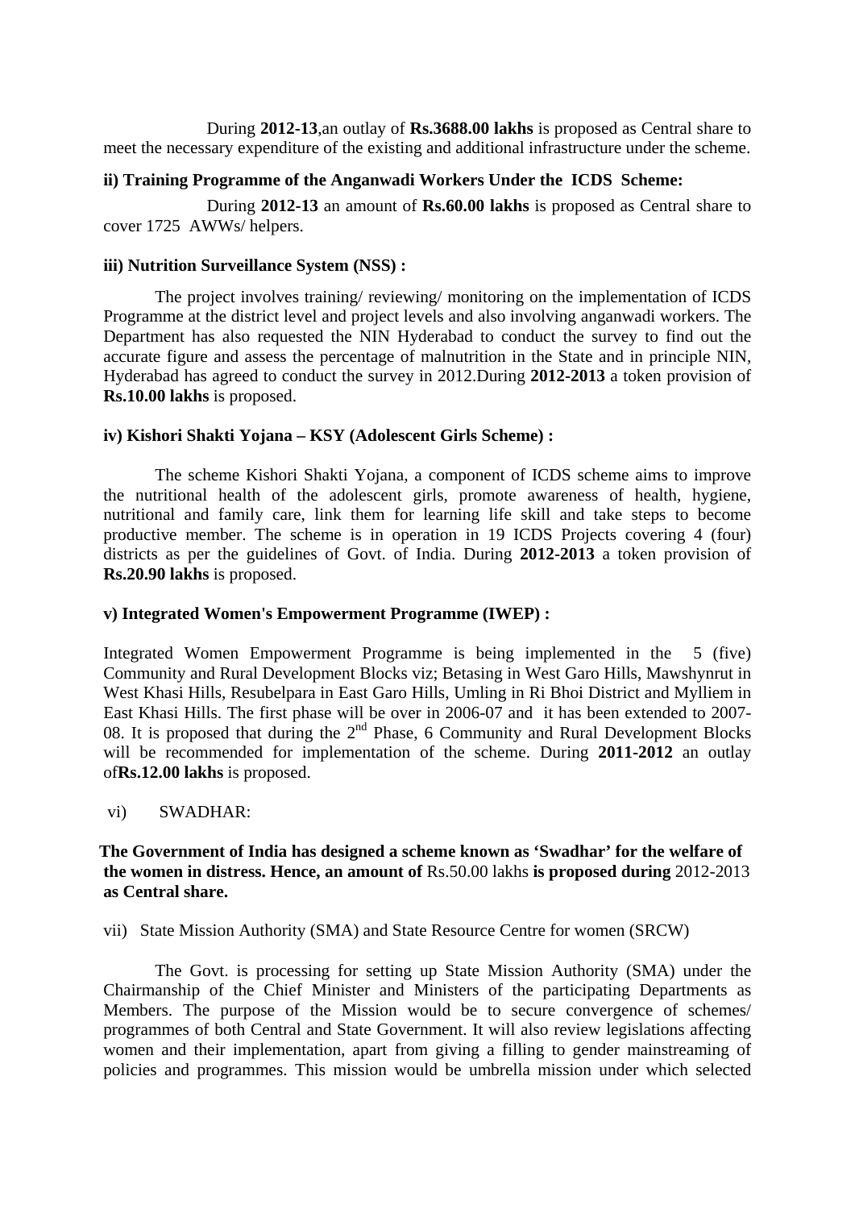During **2012-13**,an outlay of **Rs.3688.00 lakhs** is proposed as Central share to meet the necessary expenditure of the existing and additional infrastructure under the scheme.

**ii) Training Programme of the Anganwadi Workers Under the ICDS Scheme:**

During **2012-13** an amount of **Rs.60.00 lakhs** is proposed as Central share to cover 1725 AWWs/ helpers.

**iii) Nutrition Surveillance System (NSS) :**

The project involves training/ reviewing/ monitoring on the implementation of ICDS Programme at the district level and project levels and also involving anganwadi workers. The Department has also requested the NIN Hyderabad to conduct the survey to find out the accurate figure and assess the percentage of malnutrition in the State and in principle NIN, Hyderabad has agreed to conduct the survey in 2012.During **2012-2013** a token provision of **Rs.10.00 lakhs** is proposed.

**iv) Kishori Shakti Yojana – KSY (Adolescent Girls Scheme) :**

The scheme Kishori Shakti Yojana, a component of ICDS scheme aims to improve the nutritional health of the adolescent girls, promote awareness of health, hygiene, nutritional and family care, link them for learning life skill and take steps to become productive member. The scheme is in operation in 19 ICDS Projects covering 4 (four) districts as per the guidelines of Govt. of India. During **2012-2013** a token provision of **Rs.20.90 lakhs** is proposed.

**v) Integrated Women's Empowerment Programme (IWEP) :**

Integrated Women Empowerment Programme is being implemented in the 5 (five) Community and Rural Development Blocks viz; Betasing in West Garo Hills, Mawshynrut in West Khasi Hills, Resubelpara in East Garo Hills, Umling in Ri Bhoi District and Mylliem in East Khasi Hills. The first phase will be over in 2006-07 and it has been extended to 2007-08. It is proposed that during the 2nd Phase, 6 Community and Rural Development Blocks will be recommended for implementation of the scheme. During **2011-2012** an outlay of**Rs.12.00 lakhs** is proposed.

vi) SWADHAR:

**The Government of India has designed a scheme known as 'Swadhar' for the welfare of the women in distress. Hence, an amount of** Rs.50.00 lakhs **is proposed during** 2012-2013 **as Central share.**

vii) State Mission Authority (SMA) and State Resource Centre for women (SRCW)

The Govt. is processing for setting up State Mission Authority (SMA) under the Chairmanship of the Chief Minister and Ministers of the participating Departments as Members. The purpose of the Mission would be to secure convergence of schemes/ programmes of both Central and State Government. It will also review legislations affecting women and their implementation, apart from giving a filling to gender mainstreaming of policies and programmes. This mission would be umbrella mission under which selected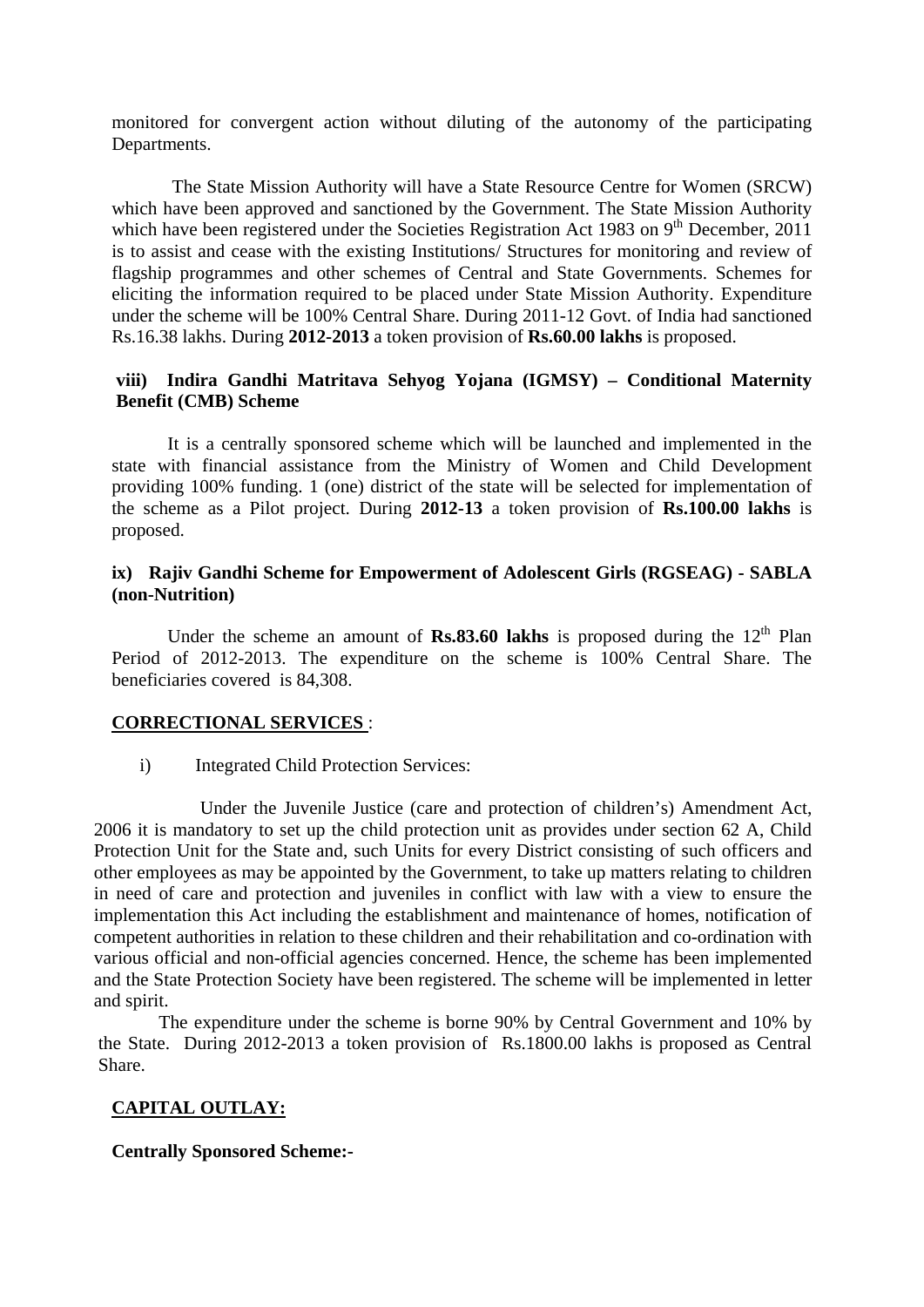monitored for convergent action without diluting of the autonomy of the participating Departments.

The State Mission Authority will have a State Resource Centre for Women (SRCW) which have been approved and sanctioned by the Government. The State Mission Authority which have been registered under the Societies Registration Act 1983 on 9th December, 2011 is to assist and cease with the existing Institutions/ Structures for monitoring and review of flagship programmes and other schemes of Central and State Governments. Schemes for eliciting the information required to be placed under State Mission Authority. Expenditure under the scheme will be 100% Central Share. During 2011-12 Govt. of India had sanctioned Rs.16.38 lakhs. During **2012-2013** a token provision of **Rs.60.00 lakhs** is proposed.

**viii) Indira Gandhi Matritava Sehyog Yojana (IGMSY) – Conditional Maternity Benefit (CMB) Scheme**

It is a centrally sponsored scheme which will be launched and implemented in the state with financial assistance from the Ministry of Women and Child Development providing 100% funding. 1 (one) district of the state will be selected for implementation of the scheme as a Pilot project. During **2012-13** a token provision of **Rs.100.00 lakhs** is proposed.

**ix) Rajiv Gandhi Scheme for Empowerment of Adolescent Girls (RGSEAG) - SABLA (non-Nutrition)**

Under the scheme an amount of **Rs.83.60 lakhs** is proposed during the 12th Plan Period of 2012-2013. The expenditure on the scheme is 100% Central Share. The beneficiaries covered is 84,308.

**CORRECTIONAL SERVICES** :

i) Integrated Child Protection Services:

Under the Juvenile Justice (care and protection of children's) Amendment Act, 2006 it is mandatory to set up the child protection unit as provides under section 62 A, Child Protection Unit for the State and, such Units for every District consisting of such officers and other employees as may be appointed by the Government, to take up matters relating to children in need of care and protection and juveniles in conflict with law with a view to ensure the implementation this Act including the establishment and maintenance of homes, notification of competent authorities in relation to these children and their rehabilitation and co-ordination with various official and non-official agencies concerned. Hence, the scheme has been implemented and the State Protection Society have been registered. The scheme will be implemented in letter and spirit.

The expenditure under the scheme is borne 90% by Central Government and 10% by the State. During 2012-2013 a token provision of Rs.1800.00 lakhs is proposed as Central Share.

**CAPITAL OUTLAY:**

**Centrally Sponsored Scheme:-**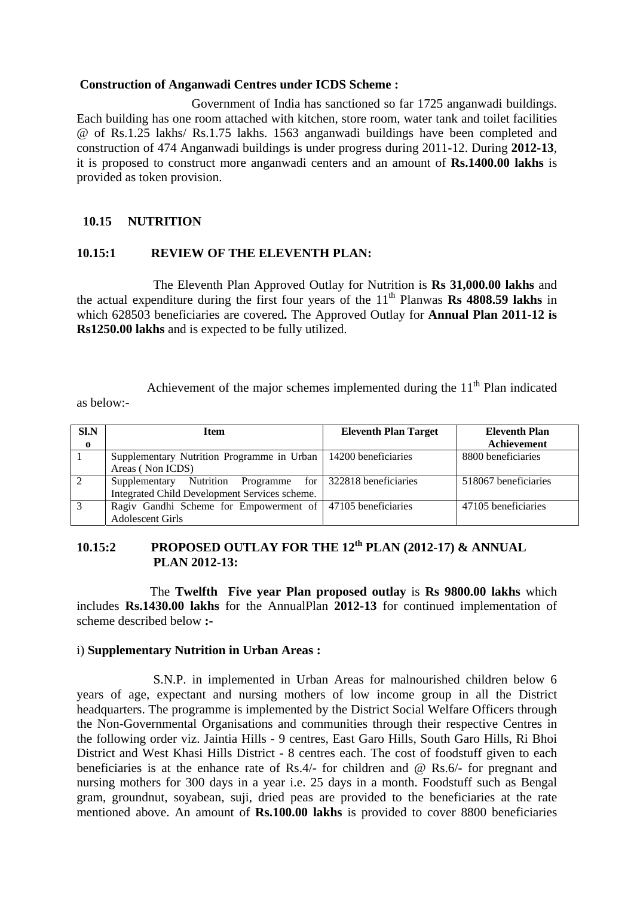**Construction of Anganwadi Centres under ICDS Scheme :**

Government of India has sanctioned so far 1725 anganwadi buildings. Each building has one room attached with kitchen, store room, water tank and toilet facilities @ of Rs.1.25 lakhs/ Rs.1.75 lakhs. 1563 anganwadi buildings have been completed and construction of 474 Anganwadi buildings is under progress during 2011-12. During **2012-13**, it is proposed to construct more anganwadi centers and an amount of **Rs.1400.00 lakhs** is provided as token provision.

## 10.15 NUTRITION

### 10.15:1 REVIEW OF THE ELEVENTH PLAN:

The Eleventh Plan Approved Outlay for Nutrition is **Rs 31,000.00 lakhs** and the actual expenditure during the first four years of the 11th Planwas **Rs 4808.59 lakhs** in which 628503 beneficiaries are covered**.** The Approved Outlay for **Annual Plan 2011-12 is Rs1250.00 lakhs** and is expected to be fully utilized.

Achievement of the major schemes implemented during the 11th Plan indicated as below:-

| Sl.No | Item | Eleventh Plan Target | Eleventh Plan Achievement |
|---|---|---|---|
| 1 | Supplementary Nutrition Programme in Urban Areas ( Non ICDS) | 14200 beneficiaries | 8800 beneficiaries |
| 2 | Supplementary Nutrition Programme for Integrated Child Development Services scheme. | 322818 beneficiaries | 518067 beneficiaries |
| 3 | Ragiv Gandhi Scheme for Empowerment of Adolescent Girls | 47105 beneficiaries | 47105 beneficiaries |

### 10.15:2 PROPOSED OUTLAY FOR THE 12th PLAN (2012-17) & ANNUAL PLAN 2012-13:

The **Twelfth Five year Plan proposed outlay** is **Rs 9800.00 lakhs** which includes **Rs.1430.00 lakhs** for the AnnualPlan **2012-13** for continued implementation of scheme described below **:-**

i) **Supplementary Nutrition in Urban Areas :**

S.N.P. in implemented in Urban Areas for malnourished children below 6 years of age, expectant and nursing mothers of low income group in all the District headquarters. The programme is implemented by the District Social Welfare Officers through the Non-Governmental Organisations and communities through their respective Centres in the following order viz. Jaintia Hills - 9 centres, East Garo Hills, South Garo Hills, Ri Bhoi District and West Khasi Hills District - 8 centres each. The cost of foodstuff given to each beneficiaries is at the enhance rate of Rs.4/- for children and @ Rs.6/- for pregnant and nursing mothers for 300 days in a year i.e. 25 days in a month. Foodstuff such as Bengal gram, groundnut, soyabean, suji, dried peas are provided to the beneficiaries at the rate mentioned above. An amount of **Rs.100.00 lakhs** is provided to cover 8800 beneficiaries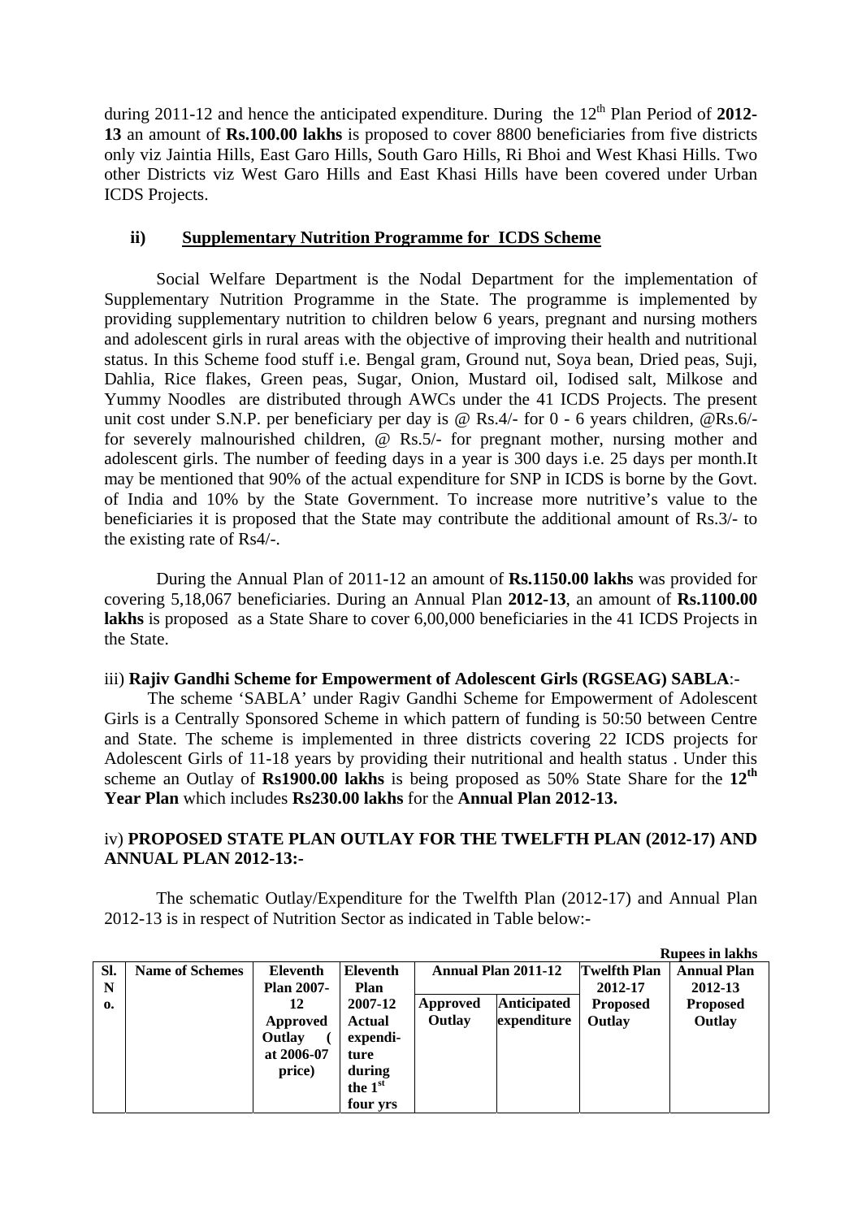during 2011-12 and hence the anticipated expenditure. During the 12th Plan Period of **2012-13** an amount of **Rs.100.00 lakhs** is proposed to cover 8800 beneficiaries from five districts only viz Jaintia Hills, East Garo Hills, South Garo Hills, Ri Bhoi and West Khasi Hills. Two other Districts viz West Garo Hills and East Khasi Hills have been covered under Urban ICDS Projects.

### ii) <u>Supplementary Nutrition Programme for ICDS Scheme</u>

Social Welfare Department is the Nodal Department for the implementation of Supplementary Nutrition Programme in the State. The programme is implemented by providing supplementary nutrition to children below 6 years, pregnant and nursing mothers and adolescent girls in rural areas with the objective of improving their health and nutritional status. In this Scheme food stuff i.e. Bengal gram, Ground nut, Soya bean, Dried peas, Suji, Dahlia, Rice flakes, Green peas, Sugar, Onion, Mustard oil, Iodised salt, Milkose and Yummy Noodles are distributed through AWCs under the 41 ICDS Projects. The present unit cost under S.N.P. per beneficiary per day is @ Rs.4/- for 0 - 6 years children, @Rs.6/- for severely malnourished children, @ Rs.5/- for pregnant mother, nursing mother and adolescent girls. The number of feeding days in a year is 300 days i.e. 25 days per month.It may be mentioned that 90% of the actual expenditure for SNP in ICDS is borne by the Govt. of India and 10% by the State Government. To increase more nutritive's value to the beneficiaries it is proposed that the State may contribute the additional amount of Rs.3/- to the existing rate of Rs4/-.

During the Annual Plan of 2011-12 an amount of **Rs.1150.00 lakhs** was provided for covering 5,18,067 beneficiaries. During an Annual Plan **2012-13**, an amount of **Rs.1100.00 lakhs** is proposed as a State Share to cover 6,00,000 beneficiaries in the 41 ICDS Projects in the State.

### iii) Rajiv Gandhi Scheme for Empowerment of Adolescent Girls (RGSEAG) SABLA:-

The scheme 'SABLA' under Ragiv Gandhi Scheme for Empowerment of Adolescent Girls is a Centrally Sponsored Scheme in which pattern of funding is 50:50 between Centre and State. The scheme is implemented in three districts covering 22 ICDS projects for Adolescent Girls of 11-18 years by providing their nutritional and health status . Under this scheme an Outlay of **Rs1900.00 lakhs** is being proposed as 50% State Share for the **12th Year Plan** which includes **Rs230.00 lakhs** for the **Annual Plan 2012-13.**

### iv) PROPOSED STATE PLAN OUTLAY FOR THE TWELFTH PLAN (2012-17) AND ANNUAL PLAN 2012-13:-

The schematic Outlay/Expenditure for the Twelfth Plan (2012-17) and Annual Plan 2012-13 is in respect of Nutrition Sector as indicated in Table below:-

**Rupees in lakhs**

| Sl. No. | Name of Schemes | Eleventh Plan 2007-12 Approved Outlay ( at 2006-07 price) | Eleventh Plan 2007-12 Actual expenditure during the 1st four yrs | Annual Plan 2011-12 | | Twelfth Plan 2012-17 Proposed Outlay | Annual Plan 2012-13 Proposed Outlay |
|---|---|---|---|---|---|---|---|
| | | | | Approved Outlay | Anticipated expenditure | | |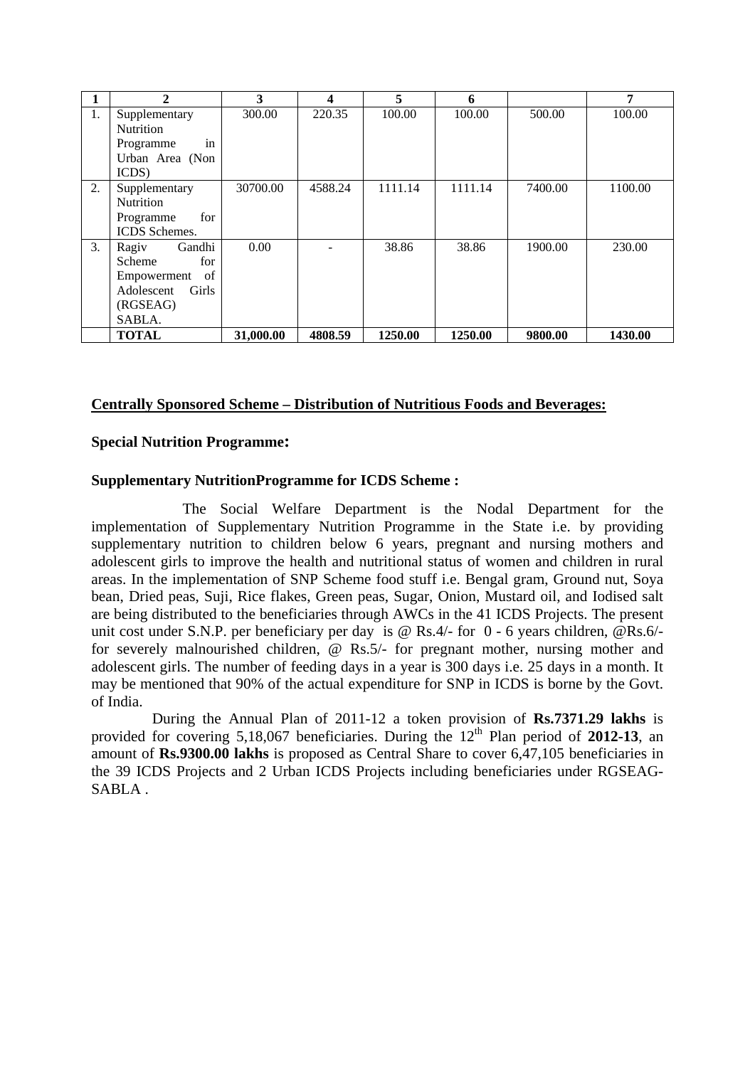| 1 | 2 | 3 | 4 | 5 | 6 | | 7 |
|---|---|---|---|---|---|---|---|
| 1. | Supplementary Nutrition Programme in Urban Area (Non ICDS) | 300.00 | 220.35 | 100.00 | 100.00 | 500.00 | 100.00 |
| 2. | Supplementary Nutrition Programme for ICDS Schemes. | 30700.00 | 4588.24 | 1111.14 | 1111.14 | 7400.00 | 1100.00 |
| 3. | Ragiv Gandhi Scheme for Empowerment of Adolescent Girls (RGSEAG) SABLA. | 0.00 | - | 38.86 | 38.86 | 1900.00 | 230.00 |
| | **TOTAL** | **31,000.00** | **4808.59** | **1250.00** | **1250.00** | **9800.00** | **1430.00** |

**<u>Centrally Sponsored Scheme – Distribution of Nutritious Foods and Beverages:</u>**

**Special Nutrition Programme:**

**Supplementary NutritionProgramme for ICDS Scheme :**

The Social Welfare Department is the Nodal Department for the implementation of Supplementary Nutrition Programme in the State i.e. by providing supplementary nutrition to children below 6 years, pregnant and nursing mothers and adolescent girls to improve the health and nutritional status of women and children in rural areas. In the implementation of SNP Scheme food stuff i.e. Bengal gram, Ground nut, Soya bean, Dried peas, Suji, Rice flakes, Green peas, Sugar, Onion, Mustard oil, and Iodised salt are being distributed to the beneficiaries through AWCs in the 41 ICDS Projects. The present unit cost under S.N.P. per beneficiary per day is @ Rs.4/- for 0 - 6 years children, @Rs.6/- for severely malnourished children, @ Rs.5/- for pregnant mother, nursing mother and adolescent girls. The number of feeding days in a year is 300 days i.e. 25 days in a month. It may be mentioned that 90% of the actual expenditure for SNP in ICDS is borne by the Govt. of India.

During the Annual Plan of 2011-12 a token provision of **Rs.7371.29 lakhs** is provided for covering 5,18,067 beneficiaries. During the 12th Plan period of **2012-13**, an amount of **Rs.9300.00 lakhs** is proposed as Central Share to cover 6,47,105 beneficiaries in the 39 ICDS Projects and 2 Urban ICDS Projects including beneficiaries under RGSEAG-SABLA .